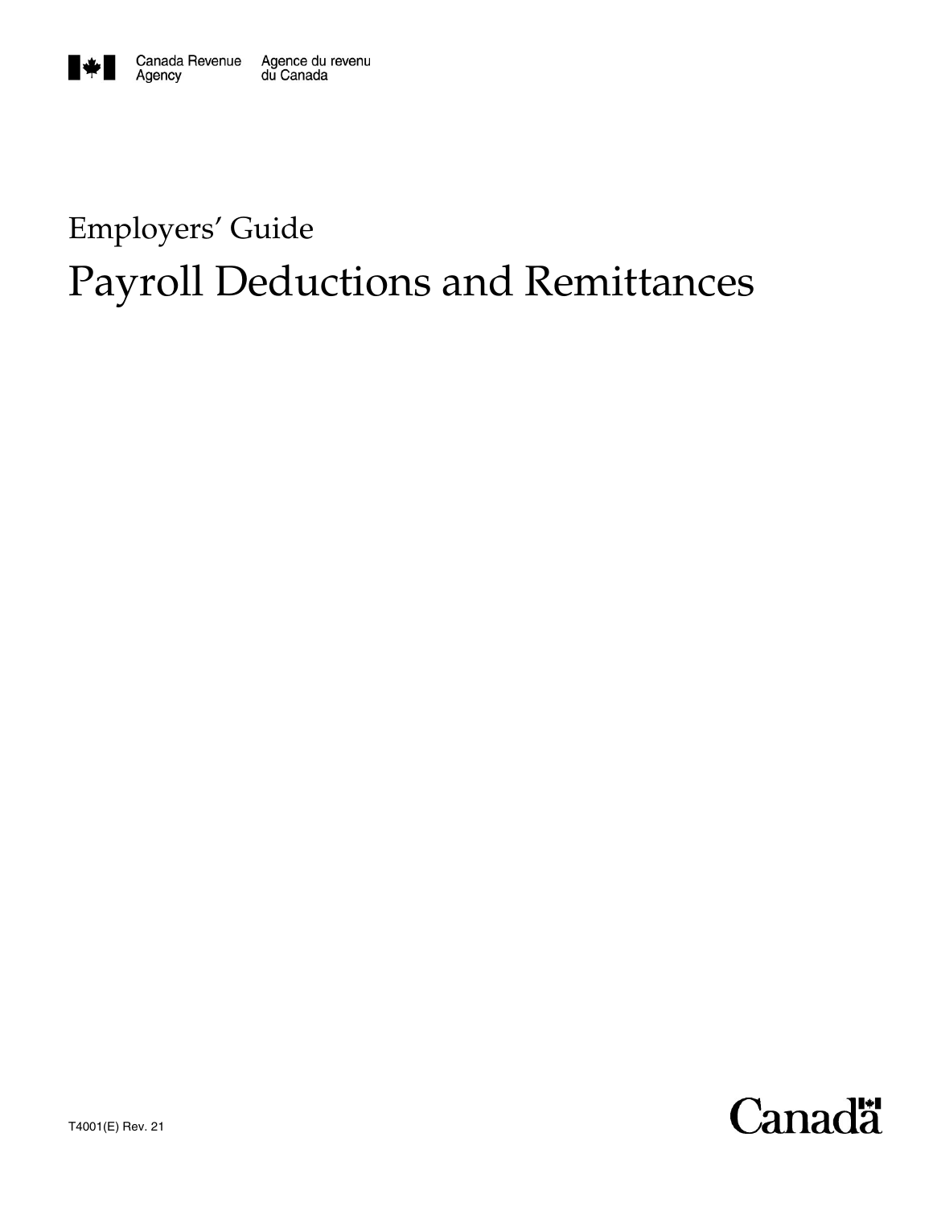Canada Revenue Agency    Agence du revenu du Canada

Employers' Guide

# Payroll Deductions and Remittances

T4001(E) Rev. 21

Canada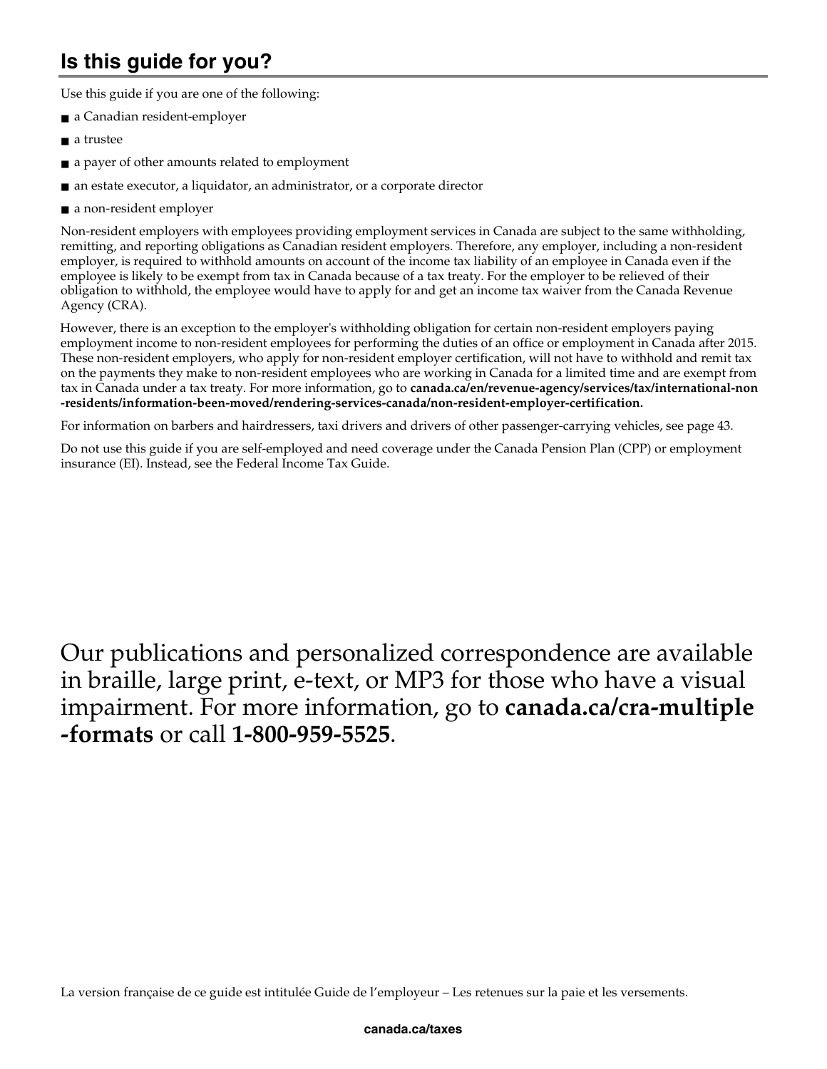## Is this guide for you?

Use this guide if you are one of the following:

- a Canadian resident-employer
- a trustee
- a payer of other amounts related to employment
- an estate executor, a liquidator, an administrator, or a corporate director
- a non-resident employer

Non-resident employers with employees providing employment services in Canada are subject to the same withholding, remitting, and reporting obligations as Canadian resident employers. Therefore, any employer, including a non-resident employer, is required to withhold amounts on account of the income tax liability of an employee in Canada even if the employee is likely to be exempt from tax in Canada because of a tax treaty. For the employer to be relieved of their obligation to withhold, the employee would have to apply for and get an income tax waiver from the Canada Revenue Agency (CRA).

However, there is an exception to the employer's withholding obligation for certain non-resident employers paying employment income to non-resident employees for performing the duties of an office or employment in Canada after 2015. These non-resident employers, who apply for non-resident employer certification, will not have to withhold and remit tax on the payments they make to non-resident employees who are working in Canada for a limited time and are exempt from tax in Canada under a tax treaty. For more information, go to **canada.ca/en/revenue-agency/services/tax/international-non-residents/information-been-moved/rendering-services-canada/non-resident-employer-certification.**

For information on barbers and hairdressers, taxi drivers and drivers of other passenger-carrying vehicles, see page 43.

Do not use this guide if you are self-employed and need coverage under the Canada Pension Plan (CPP) or employment insurance (EI). Instead, see the Federal Income Tax Guide.

Our publications and personalized correspondence are available in braille, large print, e-text, or MP3 for those who have a visual impairment. For more information, go to **canada.ca/cra-multiple-formats** or call **1-800-959-5525**.

La version française de ce guide est intitulée Guide de l'employeur – Les retenues sur la paie et les versements.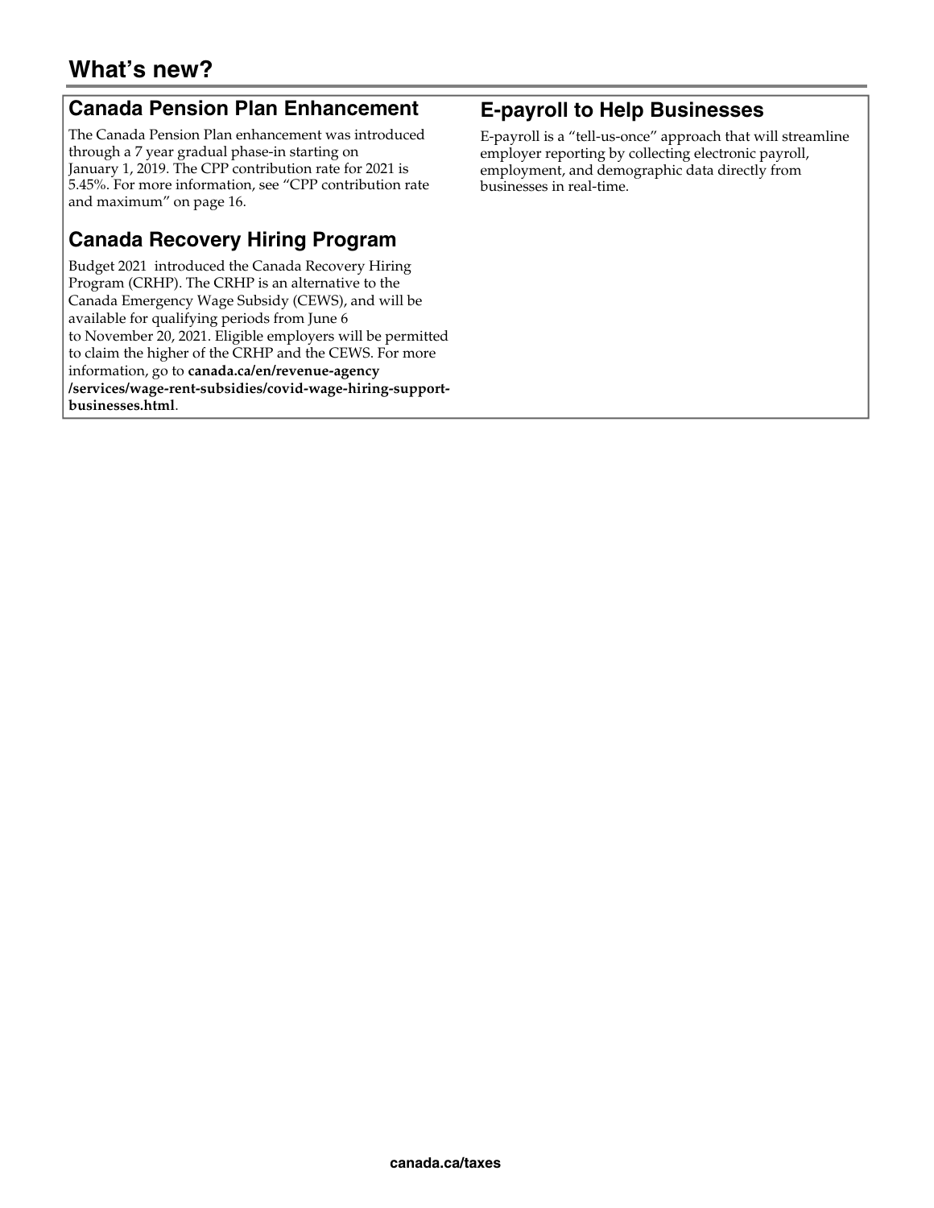# What's new?

## Canada Pension Plan Enhancement

The Canada Pension Plan enhancement was introduced through a 7 year gradual phase-in starting on January 1, 2019. The CPP contribution rate for 2021 is 5.45%. For more information, see "CPP contribution rate and maximum" on page 16.

## Canada Recovery Hiring Program

Budget 2021 introduced the Canada Recovery Hiring Program (CRHP). The CRHP is an alternative to the Canada Emergency Wage Subsidy (CEWS), and will be available for qualifying periods from June 6 to November 20, 2021. Eligible employers will be permitted to claim the higher of the CRHP and the CEWS. For more information, go to **canada.ca/en/revenue-agency/services/wage-rent-subsidies/covid-wage-hiring-support-businesses.html**.

## E-payroll to Help Businesses

E-payroll is a "tell-us-once" approach that will streamline employer reporting by collecting electronic payroll, employment, and demographic data directly from businesses in real-time.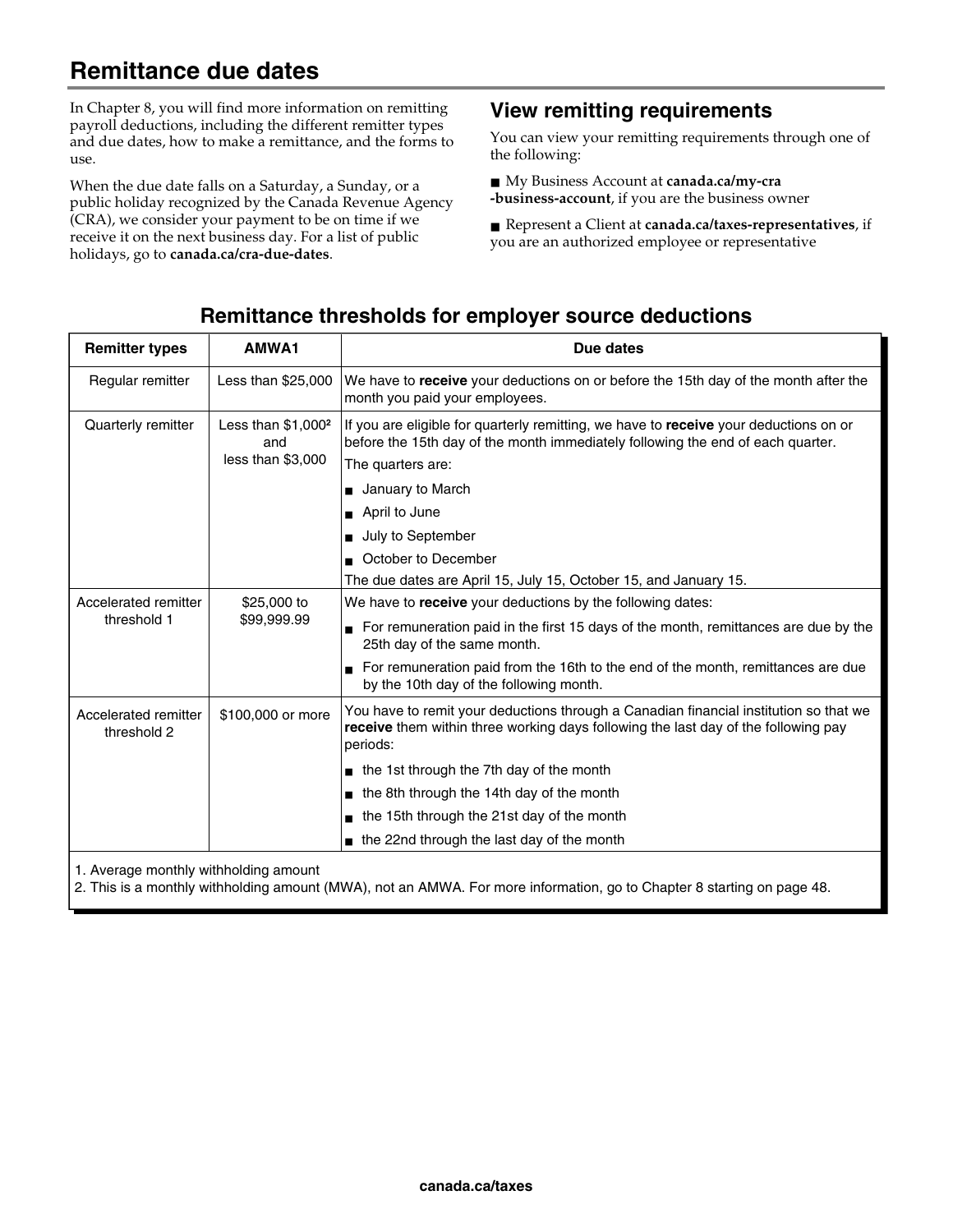# Remittance due dates

In Chapter 8, you will find more information on remitting payroll deductions, including the different remitter types and due dates, how to make a remittance, and the forms to use.

When the due date falls on a Saturday, a Sunday, or a public holiday recognized by the Canada Revenue Agency (CRA), we consider your payment to be on time if we receive it on the next business day. For a list of public holidays, go to **canada.ca/cra-due-dates**.

## View remitting requirements

You can view your remitting requirements through one of the following:

- My Business Account at **canada.ca/my-cra-business-account**, if you are the business owner
- Represent a Client at **canada.ca/taxes-representatives**, if you are an authorized employee or representative

## Remittance thresholds for employer source deductions

| Remitter types | AMWA[1] | Due dates |
|---|---|---|
| Regular remitter | Less than $25,000 | We have to **receive** your deductions on or before the 15th day of the month after the month you paid your employees. |
| Quarterly remitter | Less than $1,000[2] and less than $3,000 | If you are eligible for quarterly remitting, we have to **receive** your deductions on or before the 15th day of the month immediately following the end of each quarter.<br>The quarters are:<br>■ January to March<br>■ April to June<br>■ July to September<br>■ October to December<br>The due dates are April 15, July 15, October 15, and January 15. |
| Accelerated remitter threshold 1 | $25,000 to $99,999.99 | We have to **receive** your deductions by the following dates:<br>■ For remuneration paid in the first 15 days of the month, remittances are due by the 25th day of the same month.<br>■ For remuneration paid from the 16th to the end of the month, remittances are due by the 10th day of the following month. |
| Accelerated remitter threshold 2 | $100,000 or more | You have to remit your deductions through a Canadian financial institution so that we **receive** them within three working days following the last day of the following pay periods:<br>■ the 1st through the 7th day of the month<br>■ the 8th through the 14th day of the month<br>■ the 15th through the 21st day of the month<br>■ the 22nd through the last day of the month |

1. Average monthly withholding amount
2. This is a monthly withholding amount (MWA), not an AMWA. For more information, go to Chapter 8 starting on page 48.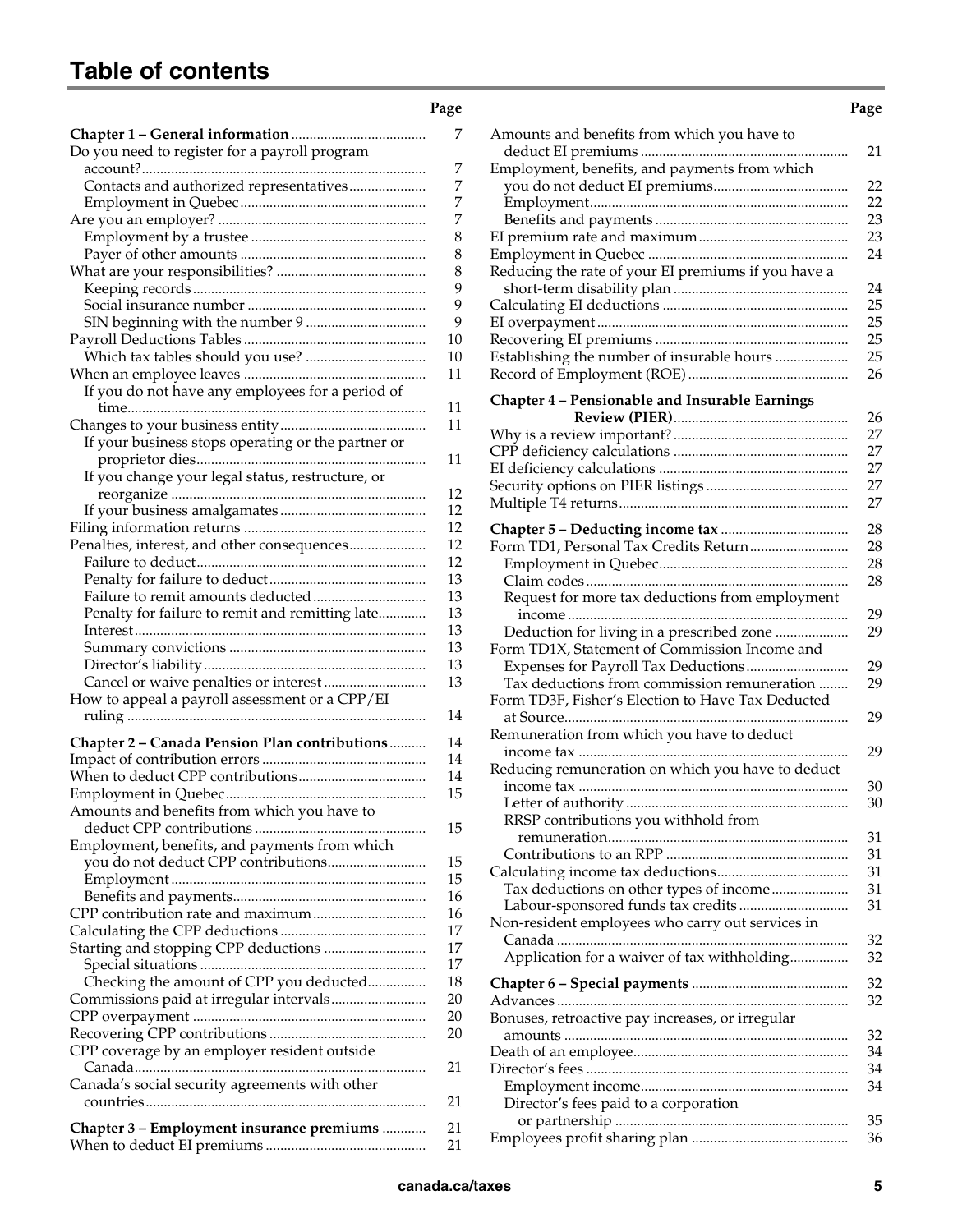# Table of contents

| | Page |
|---|---|
| **Chapter 1 – General information** | 7 |
| Do you need to register for a payroll program account? | 7 |
| Contacts and authorized representatives | 7 |
| Employment in Quebec | 7 |
| Are you an employer? | 7 |
| Employment by a trustee | 8 |
| Payer of other amounts | 8 |
| What are your responsibilities? | 8 |
| Keeping records | 9 |
| Social insurance number | 9 |
| SIN beginning with the number 9 | 9 |
| Payroll Deductions Tables | 10 |
| Which tax tables should you use? | 10 |
| When an employee leaves | 11 |
| If you do not have any employees for a period of time | 11 |
| Changes to your business entity | 11 |
| If your business stops operating or the partner or proprietor dies | 11 |
| If you change your legal status, restructure, or reorganize | 12 |
| If your business amalgamates | 12 |
| Filing information returns | 12 |
| Penalties, interest, and other consequences | 12 |
| Failure to deduct | 12 |
| Penalty for failure to deduct | 13 |
| Failure to remit amounts deducted | 13 |
| Penalty for failure to remit and remitting late | 13 |
| Interest | 13 |
| Summary convictions | 13 |
| Director's liability | 13 |
| Cancel or waive penalties or interest | 13 |
| How to appeal a payroll assessment or a CPP/EI ruling | 14 |
| **Chapter 2 – Canada Pension Plan contributions** | 14 |
| Impact of contribution errors | 14 |
| When to deduct CPP contributions | 14 |
| Employment in Quebec | 15 |
| Amounts and benefits from which you have to deduct CPP contributions | 15 |
| Employment, benefits, and payments from which you do not deduct CPP contributions | 15 |
| Employment | 15 |
| Benefits and payments | 16 |
| CPP contribution rate and maximum | 16 |
| Calculating the CPP deductions | 17 |
| Starting and stopping CPP deductions | 17 |
| Special situations | 17 |
| Checking the amount of CPP you deducted | 18 |
| Commissions paid at irregular intervals | 20 |
| CPP overpayment | 20 |
| Recovering CPP contributions | 20 |
| CPP coverage by an employer resident outside Canada | 21 |
| Canada's social security agreements with other countries | 21 |
| **Chapter 3 – Employment insurance premiums** | 21 |
| When to deduct EI premiums | 21 |
| Amounts and benefits from which you have to deduct EI premiums | 21 |
| Employment, benefits, and payments from which you do not deduct EI premiums | 22 |
| Employment | 22 |
| Benefits and payments | 23 |
| EI premium rate and maximum | 23 |
| Employment in Quebec | 24 |
| Reducing the rate of your EI premiums if you have a short-term disability plan | 24 |
| Calculating EI deductions | 25 |
| EI overpayment | 25 |
| Recovering EI premiums | 25 |
| Establishing the number of insurable hours | 25 |
| Record of Employment (ROE) | 26 |
| **Chapter 4 – Pensionable and Insurable Earnings Review (PIER)** | 26 |
| Why is a review important? | 27 |
| CPP deficiency calculations | 27 |
| EI deficiency calculations | 27 |
| Security options on PIER listings | 27 |
| Multiple T4 returns | 27 |
| **Chapter 5 – Deducting income tax** | 28 |
| Form TD1, Personal Tax Credits Return | 28 |
| Employment in Quebec | 28 |
| Claim codes | 28 |
| Request for more tax deductions from employment income | 29 |
| Deduction for living in a prescribed zone | 29 |
| Form TD1X, Statement of Commission Income and Expenses for Payroll Tax Deductions | 29 |
| Tax deductions from commission remuneration | 29 |
| Form TD3F, Fisher's Election to Have Tax Deducted at Source | 29 |
| Remuneration from which you have to deduct income tax | 29 |
| Reducing remuneration on which you have to deduct income tax | 30 |
| Letter of authority | 30 |
| RRSP contributions you withhold from remuneration | 31 |
| Contributions to an RPP | 31 |
| Calculating income tax deductions | 31 |
| Tax deductions on other types of income | 31 |
| Labour-sponsored funds tax credits | 31 |
| Non-resident employees who carry out services in Canada | 32 |
| Application for a waiver of tax withholding | 32 |
| **Chapter 6 – Special payments** | 32 |
| Advances | 32 |
| Bonuses, retroactive pay increases, or irregular amounts | 32 |
| Death of an employee | 34 |
| Director's fees | 34 |
| Employment income | 34 |
| Director's fees paid to a corporation or partnership | 35 |
| Employees profit sharing plan | 36 |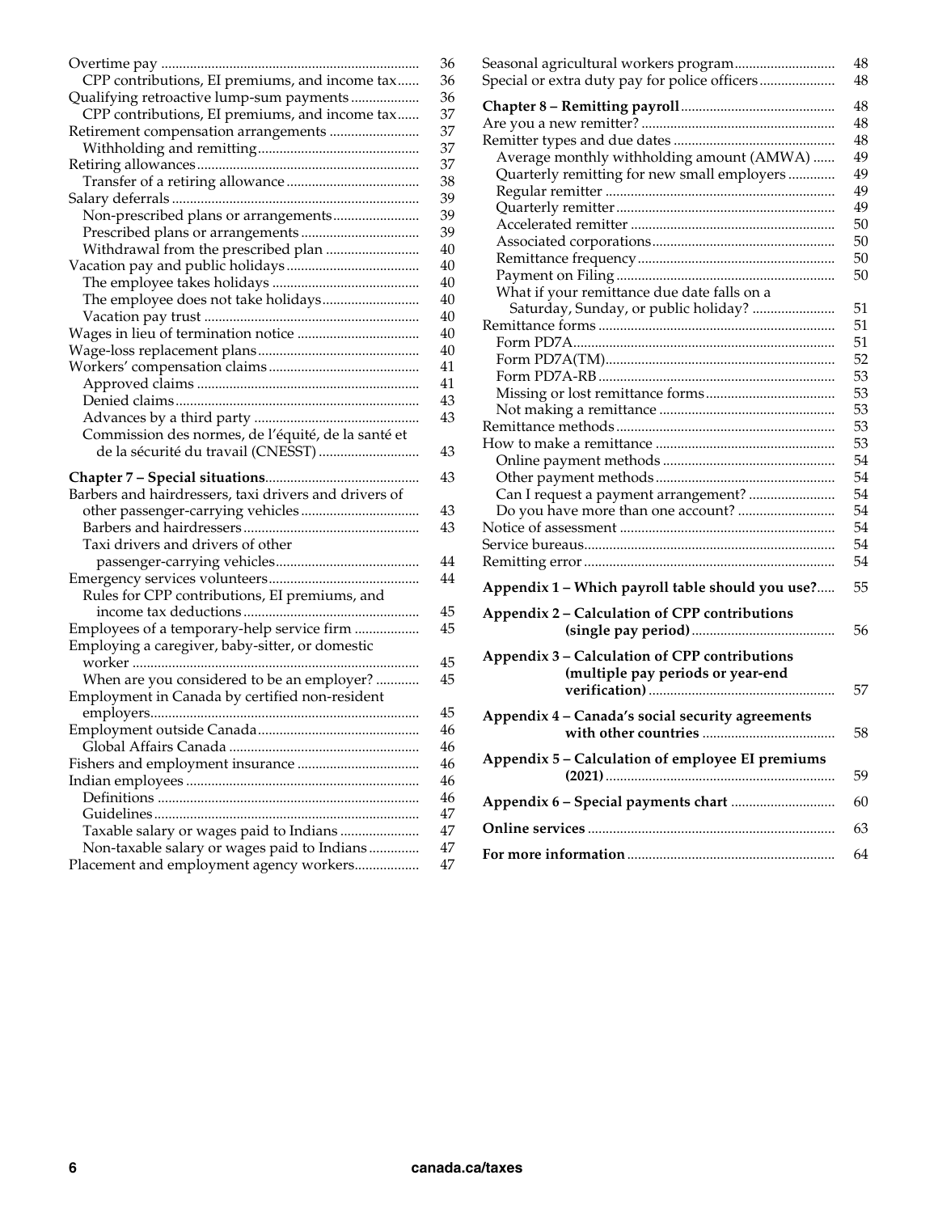| | |
|---|---|
| Overtime pay | 36 |
| CPP contributions, EI premiums, and income tax | 36 |
| Qualifying retroactive lump-sum payments | 36 |
| CPP contributions, EI premiums, and income tax | 37 |
| Retirement compensation arrangements | 37 |
| Withholding and remitting | 37 |
| Retiring allowances | 37 |
| Transfer of a retiring allowance | 38 |
| Salary deferrals | 39 |
| Non-prescribed plans or arrangements | 39 |
| Prescribed plans or arrangements | 39 |
| Withdrawal from the prescribed plan | 40 |
| Vacation pay and public holidays | 40 |
| The employee takes holidays | 40 |
| The employee does not take holidays | 40 |
| Vacation pay trust | 40 |
| Wages in lieu of termination notice | 40 |
| Wage-loss replacement plans | 40 |
| Workers' compensation claims | 41 |
| Approved claims | 41 |
| Denied claims | 43 |
| Advances by a third party | 43 |
| Commission des normes, de l'équité, de la santé et de la sécurité du travail (CNESST) | 43 |
| **Chapter 7 – Special situations** | 43 |
| Barbers and hairdressers, taxi drivers and drivers of other passenger-carrying vehicles | 43 |
| Barbers and hairdressers | 43 |
| Taxi drivers and drivers of other passenger-carrying vehicles | 44 |
| Emergency services volunteers | 44 |
| Rules for CPP contributions, EI premiums, and income tax deductions | 45 |
| Employees of a temporary-help service firm | 45 |
| Employing a caregiver, baby-sitter, or domestic worker | 45 |
| When are you considered to be an employer? | 45 |
| Employment in Canada by certified non-resident employers | 45 |
| Employment outside Canada | 46 |
| Global Affairs Canada | 46 |
| Fishers and employment insurance | 46 |
| Indian employees | 46 |
| Definitions | 46 |
| Guidelines | 47 |
| Taxable salary or wages paid to Indians | 47 |
| Non-taxable salary or wages paid to Indians | 47 |
| Placement and employment agency workers | 47 |
| Seasonal agricultural workers program | 48 |
| Special or extra duty pay for police officers | 48 |
| **Chapter 8 – Remitting payroll** | 48 |
| Are you a new remitter? | 48 |
| Remitter types and due dates | 48 |
| Average monthly withholding amount (AMWA) | 49 |
| Quarterly remitting for new small employers | 49 |
| Regular remitter | 49 |
| Quarterly remitter | 49 |
| Accelerated remitter | 50 |
| Associated corporations | 50 |
| Remittance frequency | 50 |
| Payment on Filing | 50 |
| What if your remittance due date falls on a Saturday, Sunday, or public holiday? | 51 |
| Remittance forms | 51 |
| Form PD7A | 51 |
| Form PD7A(TM) | 52 |
| Form PD7A-RB | 53 |
| Missing or lost remittance forms | 53 |
| Not making a remittance | 53 |
| Remittance methods | 53 |
| How to make a remittance | 53 |
| Online payment methods | 54 |
| Other payment methods | 54 |
| Can I request a payment arrangement? | 54 |
| Do you have more than one account? | 54 |
| Notice of assessment | 54 |
| Service bureaus | 54 |
| Remitting error | 54 |
| **Appendix 1 – Which payroll table should you use?** | 55 |
| **Appendix 2 – Calculation of CPP contributions (single pay period)** | 56 |
| **Appendix 3 – Calculation of CPP contributions (multiple pay periods or year-end verification)** | 57 |
| **Appendix 4 – Canada's social security agreements with other countries** | 58 |
| **Appendix 5 – Calculation of employee EI premiums (2021)** | 59 |
| **Appendix 6 – Special payments chart** | 60 |
| **Online services** | 63 |
| **For more information** | 64 |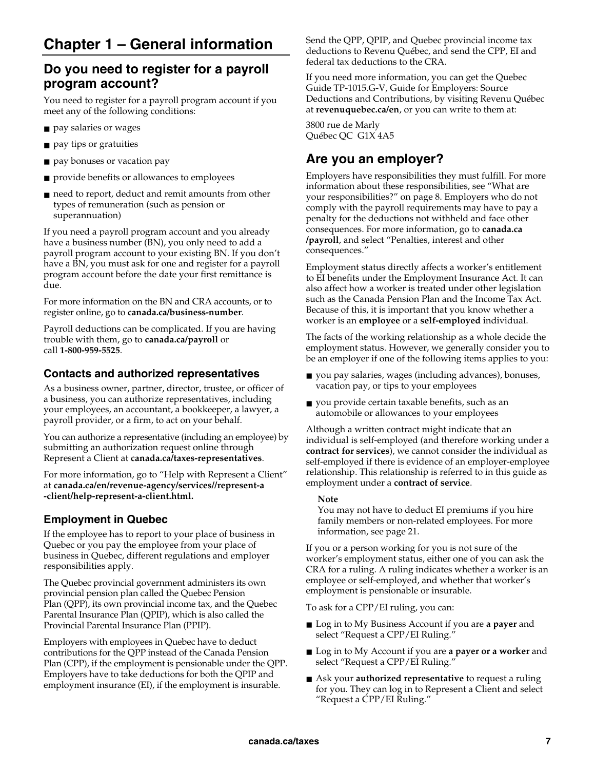# Chapter 1 – General information

## Do you need to register for a payroll program account?

You need to register for a payroll program account if you meet any of the following conditions:

- pay salaries or wages
- pay tips or gratuities
- pay bonuses or vacation pay
- provide benefits or allowances to employees
- need to report, deduct and remit amounts from other types of remuneration (such as pension or superannuation)

If you need a payroll program account and you already have a business number (BN), you only need to add a payroll program account to your existing BN. If you don't have a BN, you must ask for one and register for a payroll program account before the date your first remittance is due.

For more information on the BN and CRA accounts, or to register online, go to **canada.ca/business-number**.

Payroll deductions can be complicated. If you are having trouble with them, go to **canada.ca/payroll** or call **1-800-959-5525**.

### Contacts and authorized representatives

As a business owner, partner, director, trustee, or officer of a business, you can authorize representatives, including your employees, an accountant, a bookkeeper, a lawyer, a payroll provider, or a firm, to act on your behalf.

You can authorize a representative (including an employee) by submitting an authorization request online through Represent a Client at **canada.ca/taxes-representatives**.

For more information, go to "Help with Represent a Client" at **canada.ca/en/revenue-agency/services//represent-a-client/help-represent-a-client.html.**

### Employment in Quebec

If the employee has to report to your place of business in Quebec or you pay the employee from your place of business in Quebec, different regulations and employer responsibilities apply.

The Quebec provincial government administers its own provincial pension plan called the Quebec Pension Plan (QPP), its own provincial income tax, and the Quebec Parental Insurance Plan (QPIP), which is also called the Provincial Parental Insurance Plan (PPIP).

Employers with employees in Quebec have to deduct contributions for the QPP instead of the Canada Pension Plan (CPP), if the employment is pensionable under the QPP. Employers have to take deductions for both the QPIP and employment insurance (EI), if the employment is insurable.

Send the QPP, QPIP, and Quebec provincial income tax deductions to Revenu Québec, and send the CPP, EI and federal tax deductions to the CRA.

If you need more information, you can get the Quebec Guide TP-1015.G-V, Guide for Employers: Source Deductions and Contributions, by visiting Revenu Québec at **revenuquebec.ca/en**, or you can write to them at:

3800 rue de Marly
Québec QC G1X 4A5

## Are you an employer?

Employers have responsibilities they must fulfill. For more information about these responsibilities, see "What are your responsibilities?" on page 8. Employers who do not comply with the payroll requirements may have to pay a penalty for the deductions not withheld and face other consequences. For more information, go to **canada.ca/payroll**, and select "Penalties, interest and other consequences."

Employment status directly affects a worker's entitlement to EI benefits under the Employment Insurance Act. It can also affect how a worker is treated under other legislation such as the Canada Pension Plan and the Income Tax Act. Because of this, it is important that you know whether a worker is an **employee** or a **self-employed** individual.

The facts of the working relationship as a whole decide the employment status. However, we generally consider you to be an employer if one of the following items applies to you:

- you pay salaries, wages (including advances), bonuses, vacation pay, or tips to your employees
- you provide certain taxable benefits, such as an automobile or allowances to your employees

Although a written contract might indicate that an individual is self-employed (and therefore working under a **contract for services**), we cannot consider the individual as self-employed if there is evidence of an employer-employee relationship. This relationship is referred to in this guide as employment under a **contract of service**.

> **Note**
> You may not have to deduct EI premiums if you hire family members or non-related employees. For more information, see page 21.

If you or a person working for you is not sure of the worker's employment status, either one of you can ask the CRA for a ruling. A ruling indicates whether a worker is an employee or self-employed, and whether that worker's employment is pensionable or insurable.

To ask for a CPP/EI ruling, you can:

- Log in to My Business Account if you are **a payer** and select "Request a CPP/EI Ruling."
- Log in to My Account if you are **a payer or a worker** and select "Request a CPP/EI Ruling."
- Ask your **authorized representative** to request a ruling for you. They can log in to Represent a Client and select "Request a CPP/EI Ruling."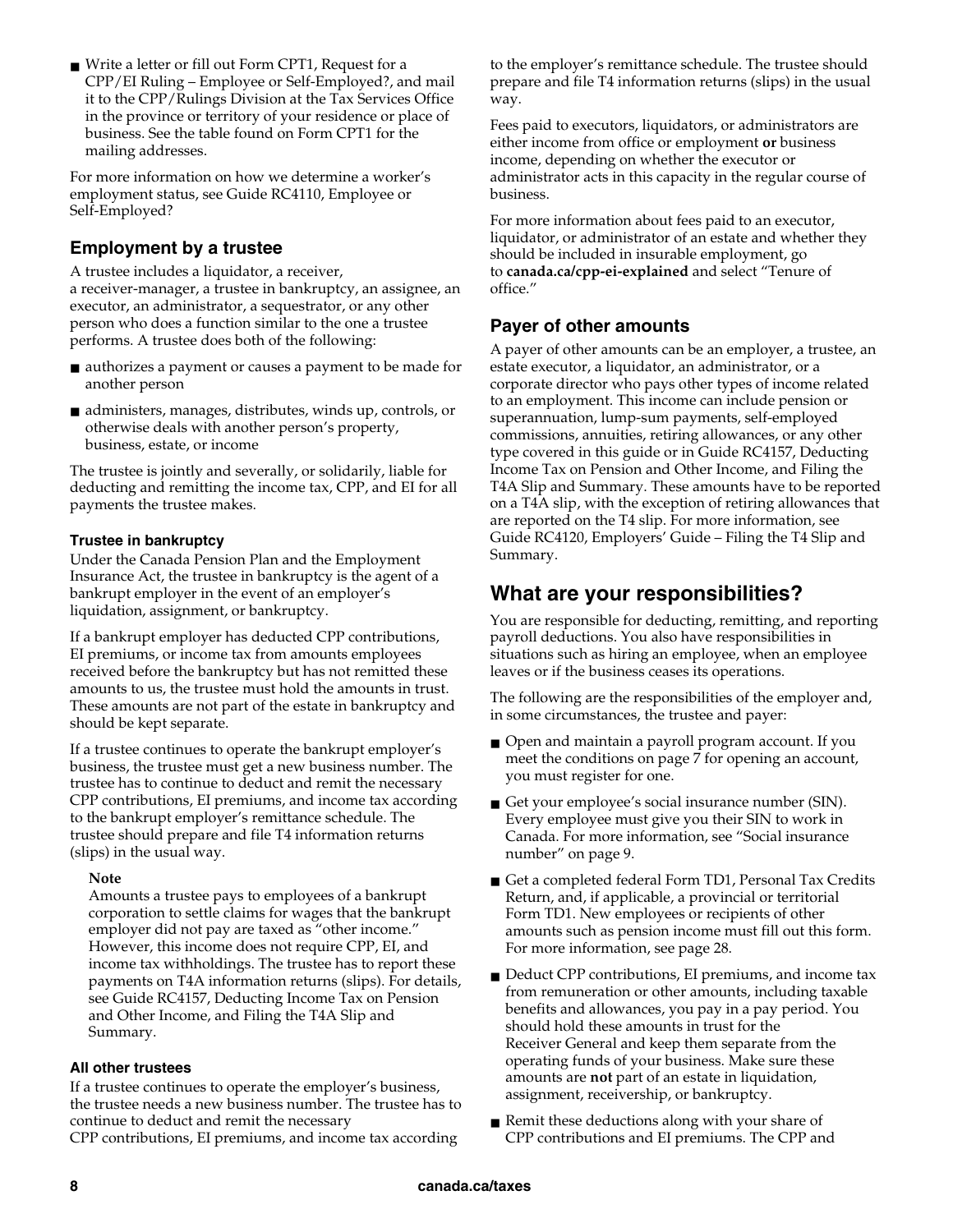- Write a letter or fill out Form CPT1, Request for a CPP/EI Ruling – Employee or Self-Employed?, and mail it to the CPP/Rulings Division at the Tax Services Office in the province or territory of your residence or place of business. See the table found on Form CPT1 for the mailing addresses.

For more information on how we determine a worker's employment status, see Guide RC4110, Employee or Self-Employed?

### Employment by a trustee

A trustee includes a liquidator, a receiver, a receiver-manager, a trustee in bankruptcy, an assignee, an executor, an administrator, a sequestrator, or any other person who does a function similar to the one a trustee performs. A trustee does both of the following:

- authorizes a payment or causes a payment to be made for another person
- administers, manages, distributes, winds up, controls, or otherwise deals with another person's property, business, estate, or income

The trustee is jointly and severally, or solidarily, liable for deducting and remitting the income tax, CPP, and EI for all payments the trustee makes.

#### Trustee in bankruptcy

Under the Canada Pension Plan and the Employment Insurance Act, the trustee in bankruptcy is the agent of a bankrupt employer in the event of an employer's liquidation, assignment, or bankruptcy.

If a bankrupt employer has deducted CPP contributions, EI premiums, or income tax from amounts employees received before the bankruptcy but has not remitted these amounts to us, the trustee must hold the amounts in trust. These amounts are not part of the estate in bankruptcy and should be kept separate.

If a trustee continues to operate the bankrupt employer's business, the trustee must get a new business number. The trustee has to continue to deduct and remit the necessary CPP contributions, EI premiums, and income tax according to the bankrupt employer's remittance schedule. The trustee should prepare and file T4 information returns (slips) in the usual way.

> **Note**
> Amounts a trustee pays to employees of a bankrupt corporation to settle claims for wages that the bankrupt employer did not pay are taxed as "other income." However, this income does not require CPP, EI, and income tax withholdings. The trustee has to report these payments on T4A information returns (slips). For details, see Guide RC4157, Deducting Income Tax on Pension and Other Income, and Filing the T4A Slip and Summary.

#### All other trustees

If a trustee continues to operate the employer's business, the trustee needs a new business number. The trustee has to continue to deduct and remit the necessary CPP contributions, EI premiums, and income tax according to the employer's remittance schedule. The trustee should prepare and file T4 information returns (slips) in the usual way.

Fees paid to executors, liquidators, or administrators are either income from office or employment **or** business income, depending on whether the executor or administrator acts in this capacity in the regular course of business.

For more information about fees paid to an executor, liquidator, or administrator of an estate and whether they should be included in insurable employment, go to **canada.ca/cpp-ei-explained** and select "Tenure of office."

### Payer of other amounts

A payer of other amounts can be an employer, a trustee, an estate executor, a liquidator, an administrator, or a corporate director who pays other types of income related to an employment. This income can include pension or superannuation, lump-sum payments, self-employed commissions, annuities, retiring allowances, or any other type covered in this guide or in Guide RC4157, Deducting Income Tax on Pension and Other Income, and Filing the T4A Slip and Summary. These amounts have to be reported on a T4A slip, with the exception of retiring allowances that are reported on the T4 slip. For more information, see Guide RC4120, Employers' Guide – Filing the T4 Slip and Summary.

## What are your responsibilities?

You are responsible for deducting, remitting, and reporting payroll deductions. You also have responsibilities in situations such as hiring an employee, when an employee leaves or if the business ceases its operations.

The following are the responsibilities of the employer and, in some circumstances, the trustee and payer:

- Open and maintain a payroll program account. If you meet the conditions on page 7 for opening an account, you must register for one.
- Get your employee's social insurance number (SIN). Every employee must give you their SIN to work in Canada. For more information, see "Social insurance number" on page 9.
- Get a completed federal Form TD1, Personal Tax Credits Return, and, if applicable, a provincial or territorial Form TD1. New employees or recipients of other amounts such as pension income must fill out this form. For more information, see page 28.
- Deduct CPP contributions, EI premiums, and income tax from remuneration or other amounts, including taxable benefits and allowances, you pay in a pay period. You should hold these amounts in trust for the Receiver General and keep them separate from the operating funds of your business. Make sure these amounts are **not** part of an estate in liquidation, assignment, receivership, or bankruptcy.
- Remit these deductions along with your share of CPP contributions and EI premiums. The CPP and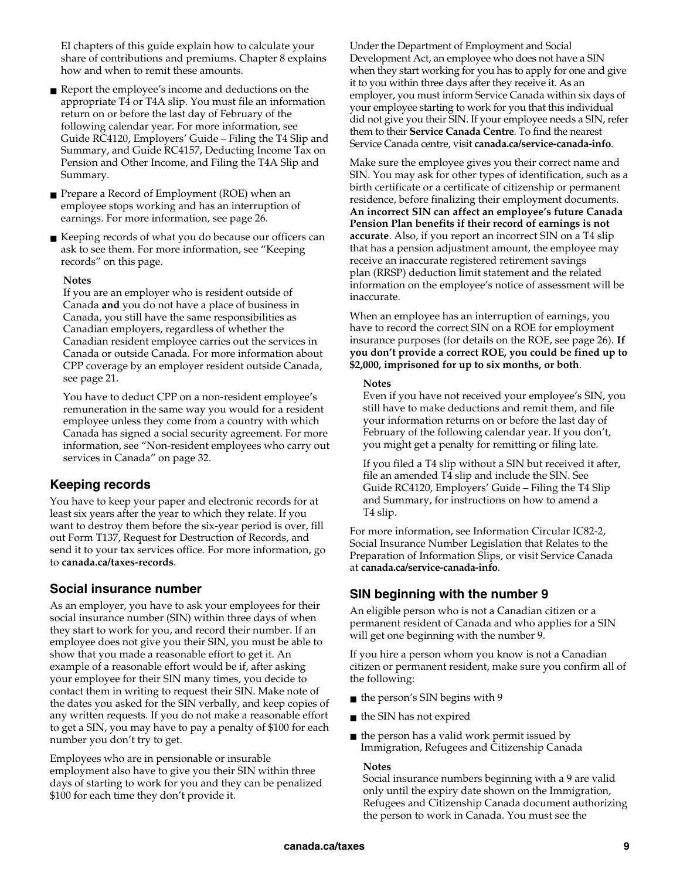EI chapters of this guide explain how to calculate your share of contributions and premiums. Chapter 8 explains how and when to remit these amounts.

- Report the employee's income and deductions on the appropriate T4 or T4A slip. You must file an information return on or before the last day of February of the following calendar year. For more information, see Guide RC4120, Employers' Guide – Filing the T4 Slip and Summary, and Guide RC4157, Deducting Income Tax on Pension and Other Income, and Filing the T4A Slip and Summary.
- Prepare a Record of Employment (ROE) when an employee stops working and has an interruption of earnings. For more information, see page 26.
- Keeping records of what you do because our officers can ask to see them. For more information, see "Keeping records" on this page.

**Notes**

If you are an employer who is resident outside of Canada **and** you do not have a place of business in Canada, you still have the same responsibilities as Canadian employers, regardless of whether the Canadian resident employee carries out the services in Canada or outside Canada. For more information about CPP coverage by an employer resident outside Canada, see page 21.

You have to deduct CPP on a non-resident employee's remuneration in the same way you would for a resident employee unless they come from a country with which Canada has signed a social security agreement. For more information, see "Non-resident employees who carry out services in Canada" on page 32.

## Keeping records

You have to keep your paper and electronic records for at least six years after the year to which they relate. If you want to destroy them before the six-year period is over, fill out Form T137, Request for Destruction of Records, and send it to your tax services office. For more information, go to **canada.ca/taxes-records**.

## Social insurance number

As an employer, you have to ask your employees for their social insurance number (SIN) within three days of when they start to work for you, and record their number. If an employee does not give you their SIN, you must be able to show that you made a reasonable effort to get it. An example of a reasonable effort would be if, after asking your employee for their SIN many times, you decide to contact them in writing to request their SIN. Make note of the dates you asked for the SIN verbally, and keep copies of any written requests. If you do not make a reasonable effort to get a SIN, you may have to pay a penalty of $100 for each number you don't try to get.

Employees who are in pensionable or insurable employment also have to give you their SIN within three days of starting to work for you and they can be penalized $100 for each time they don't provide it.

Under the Department of Employment and Social Development Act, an employee who does not have a SIN when they start working for you has to apply for one and give it to you within three days after they receive it. As an employer, you must inform Service Canada within six days of your employee starting to work for you that this individual did not give you their SIN. If your employee needs a SIN, refer them to their **Service Canada Centre**. To find the nearest Service Canada centre, visit **canada.ca/service-canada-info**.

Make sure the employee gives you their correct name and SIN. You may ask for other types of identification, such as a birth certificate or a certificate of citizenship or permanent residence, before finalizing their employment documents. **An incorrect SIN can affect an employee's future Canada Pension Plan benefits if their record of earnings is not accurate**. Also, if you report an incorrect SIN on a T4 slip that has a pension adjustment amount, the employee may receive an inaccurate registered retirement savings plan (RRSP) deduction limit statement and the related information on the employee's notice of assessment will be inaccurate.

When an employee has an interruption of earnings, you have to record the correct SIN on a ROE for employment insurance purposes (for details on the ROE, see page 26). **If you don't provide a correct ROE, you could be fined up to $2,000, imprisoned for up to six months, or both**.

**Notes**

Even if you have not received your employee's SIN, you still have to make deductions and remit them, and file your information returns on or before the last day of February of the following calendar year. If you don't, you might get a penalty for remitting or filing late.

If you filed a T4 slip without a SIN but received it after, file an amended T4 slip and include the SIN. See Guide RC4120, Employers' Guide – Filing the T4 Slip and Summary, for instructions on how to amend a T4 slip.

For more information, see Information Circular IC82-2, Social Insurance Number Legislation that Relates to the Preparation of Information Slips, or visit Service Canada at **canada.ca/service-canada-info**.

## SIN beginning with the number 9

An eligible person who is not a Canadian citizen or a permanent resident of Canada and who applies for a SIN will get one beginning with the number 9.

If you hire a person whom you know is not a Canadian citizen or permanent resident, make sure you confirm all of the following:

- the person's SIN begins with 9
- the SIN has not expired
- the person has a valid work permit issued by Immigration, Refugees and Citizenship Canada

**Notes**

Social insurance numbers beginning with a 9 are valid only until the expiry date shown on the Immigration, Refugees and Citizenship Canada document authorizing the person to work in Canada. You must see the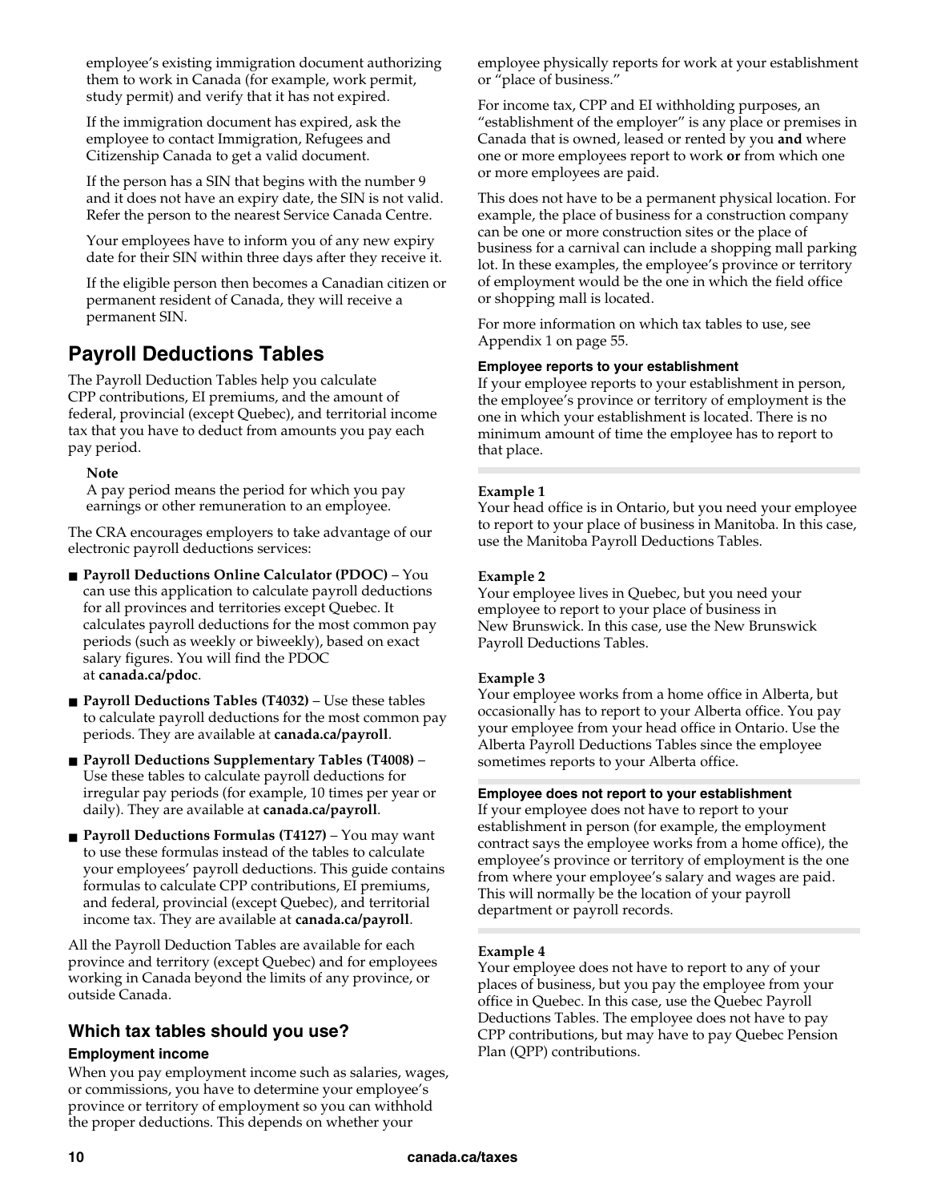employee's existing immigration document authorizing them to work in Canada (for example, work permit, study permit) and verify that it has not expired.

If the immigration document has expired, ask the employee to contact Immigration, Refugees and Citizenship Canada to get a valid document.

If the person has a SIN that begins with the number 9 and it does not have an expiry date, the SIN is not valid. Refer the person to the nearest Service Canada Centre.

Your employees have to inform you of any new expiry date for their SIN within three days after they receive it.

If the eligible person then becomes a Canadian citizen or permanent resident of Canada, they will receive a permanent SIN.

## Payroll Deductions Tables

The Payroll Deduction Tables help you calculate CPP contributions, EI premiums, and the amount of federal, provincial (except Quebec), and territorial income tax that you have to deduct from amounts you pay each pay period.

**Note**
A pay period means the period for which you pay earnings or other remuneration to an employee.

The CRA encourages employers to take advantage of our electronic payroll deductions services:

- **Payroll Deductions Online Calculator (PDOC)** – You can use this application to calculate payroll deductions for all provinces and territories except Quebec. It calculates payroll deductions for the most common pay periods (such as weekly or biweekly), based on exact salary figures. You will find the PDOC at **canada.ca/pdoc**.
- **Payroll Deductions Tables (T4032)** – Use these tables to calculate payroll deductions for the most common pay periods. They are available at **canada.ca/payroll**.
- **Payroll Deductions Supplementary Tables (T4008)** – Use these tables to calculate payroll deductions for irregular pay periods (for example, 10 times per year or daily). They are available at **canada.ca/payroll**.
- **Payroll Deductions Formulas (T4127)** – You may want to use these formulas instead of the tables to calculate your employees' payroll deductions. This guide contains formulas to calculate CPP contributions, EI premiums, and federal, provincial (except Quebec), and territorial income tax. They are available at **canada.ca/payroll**.

All the Payroll Deduction Tables are available for each province and territory (except Quebec) and for employees working in Canada beyond the limits of any province, or outside Canada.

### Which tax tables should you use?

#### Employment income

When you pay employment income such as salaries, wages, or commissions, you have to determine your employee's province or territory of employment so you can withhold the proper deductions. This depends on whether your employee physically reports for work at your establishment or "place of business."

For income tax, CPP and EI withholding purposes, an "establishment of the employer" is any place or premises in Canada that is owned, leased or rented by you **and** where one or more employees report to work **or** from which one or more employees are paid.

This does not have to be a permanent physical location. For example, the place of business for a construction company can be one or more construction sites or the place of business for a carnival can include a shopping mall parking lot. In these examples, the employee's province or territory of employment would be the one in which the field office or shopping mall is located.

For more information on which tax tables to use, see Appendix 1 on page 55.

#### Employee reports to your establishment

If your employee reports to your establishment in person, the employee's province or territory of employment is the one in which your establishment is located. There is no minimum amount of time the employee has to report to that place.

**Example 1**
Your head office is in Ontario, but you need your employee to report to your place of business in Manitoba. In this case, use the Manitoba Payroll Deductions Tables.

**Example 2**
Your employee lives in Quebec, but you need your employee to report to your place of business in New Brunswick. In this case, use the New Brunswick Payroll Deductions Tables.

**Example 3**
Your employee works from a home office in Alberta, but occasionally has to report to your Alberta office. You pay your employee from your head office in Ontario. Use the Alberta Payroll Deductions Tables since the employee sometimes reports to your Alberta office.

#### Employee does not report to your establishment

If your employee does not have to report to your establishment in person (for example, the employment contract says the employee works from a home office), the employee's province or territory of employment is the one from where your employee's salary and wages are paid. This will normally be the location of your payroll department or payroll records.

**Example 4**
Your employee does not have to report to any of your places of business, but you pay the employee from your office in Quebec. In this case, use the Quebec Payroll Deductions Tables. The employee does not have to pay CPP contributions, but may have to pay Quebec Pension Plan (QPP) contributions.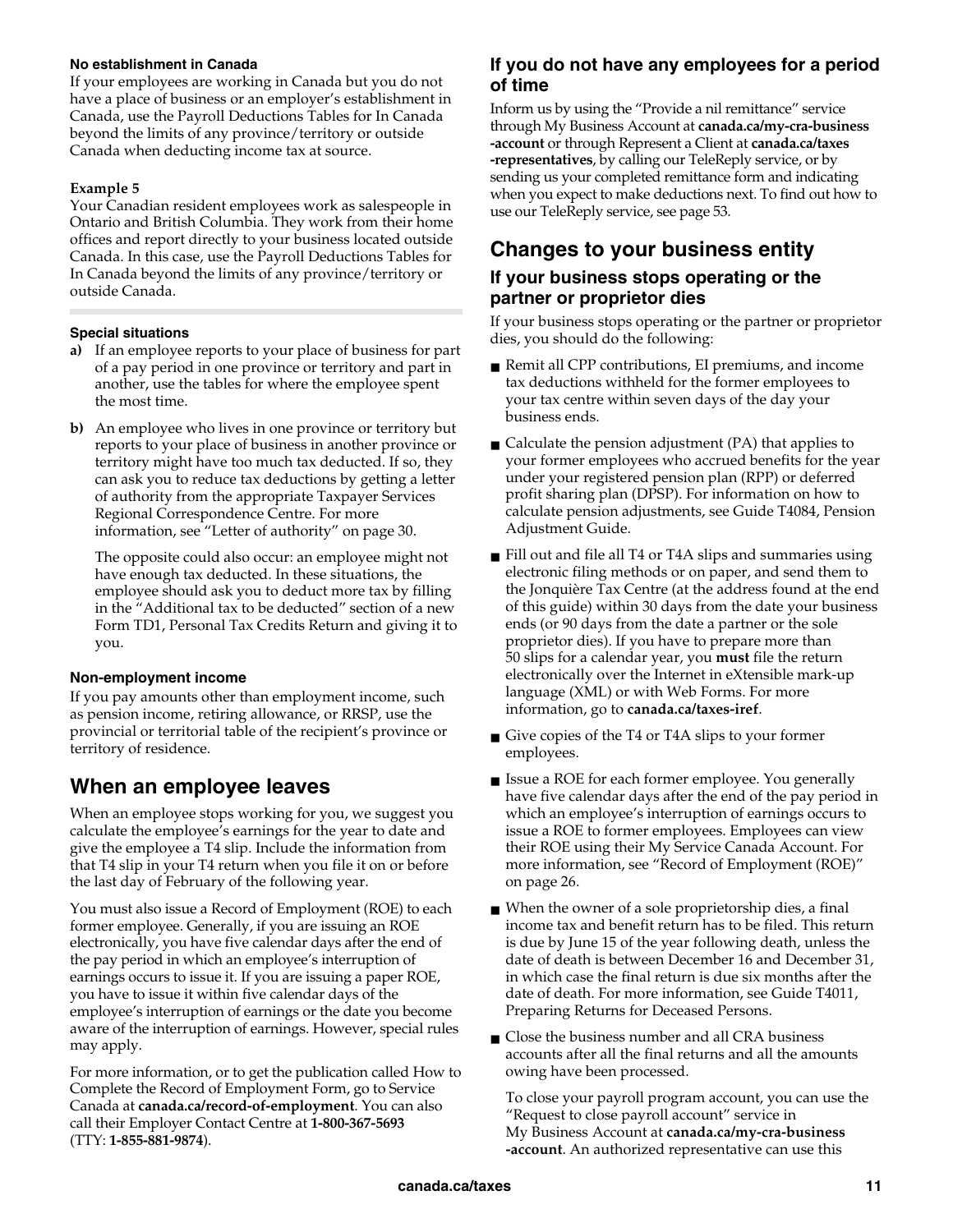#### No establishment in Canada

If your employees are working in Canada but you do not have a place of business or an employer's establishment in Canada, use the Payroll Deductions Tables for In Canada beyond the limits of any province/territory or outside Canada when deducting income tax at source.

**Example 5**

Your Canadian resident employees work as salespeople in Ontario and British Columbia. They work from their home offices and report directly to your business located outside Canada. In this case, use the Payroll Deductions Tables for In Canada beyond the limits of any province/territory or outside Canada.

#### Special situations

**a)** If an employee reports to your place of business for part of a pay period in one province or territory and part in another, use the tables for where the employee spent the most time.

**b)** An employee who lives in one province or territory but reports to your place of business in another province or territory might have too much tax deducted. If so, they can ask you to reduce tax deductions by getting a letter of authority from the appropriate Taxpayer Services Regional Correspondence Centre. For more information, see "Letter of authority" on page 30.

The opposite could also occur: an employee might not have enough tax deducted. In these situations, the employee should ask you to deduct more tax by filling in the "Additional tax to be deducted" section of a new Form TD1, Personal Tax Credits Return and giving it to you.

#### Non-employment income

If you pay amounts other than employment income, such as pension income, retiring allowance, or RRSP, use the provincial or territorial table of the recipient's province or territory of residence.

## When an employee leaves

When an employee stops working for you, we suggest you calculate the employee's earnings for the year to date and give the employee a T4 slip. Include the information from that T4 slip in your T4 return when you file it on or before the last day of February of the following year.

You must also issue a Record of Employment (ROE) to each former employee. Generally, if you are issuing an ROE electronically, you have five calendar days after the end of the pay period in which an employee's interruption of earnings occurs to issue it. If you are issuing a paper ROE, you have to issue it within five calendar days of the employee's interruption of earnings or the date you become aware of the interruption of earnings. However, special rules may apply.

For more information, or to get the publication called How to Complete the Record of Employment Form, go to Service Canada at **canada.ca/record-of-employment**. You can also call their Employer Contact Centre at **1-800-367-5693** (TTY: **1-855-881-9874**).

### If you do not have any employees for a period of time

Inform us by using the "Provide a nil remittance" service through My Business Account at **canada.ca/my-cra-business-account** or through Represent a Client at **canada.ca/taxes-representatives**, by calling our TeleReply service, or by sending us your completed remittance form and indicating when you expect to make deductions next. To find out how to use our TeleReply service, see page 53.

## Changes to your business entity

### If your business stops operating or the partner or proprietor dies

If your business stops operating or the partner or proprietor dies, you should do the following:

- Remit all CPP contributions, EI premiums, and income tax deductions withheld for the former employees to your tax centre within seven days of the day your business ends.
- Calculate the pension adjustment (PA) that applies to your former employees who accrued benefits for the year under your registered pension plan (RPP) or deferred profit sharing plan (DPSP). For information on how to calculate pension adjustments, see Guide T4084, Pension Adjustment Guide.
- Fill out and file all T4 or T4A slips and summaries using electronic filing methods or on paper, and send them to the Jonquière Tax Centre (at the address found at the end of this guide) within 30 days from the date your business ends (or 90 days from the date a partner or the sole proprietor dies). If you have to prepare more than 50 slips for a calendar year, you **must** file the return electronically over the Internet in eXtensible mark-up language (XML) or with Web Forms. For more information, go to **canada.ca/taxes-iref**.
- Give copies of the T4 or T4A slips to your former employees.
- Issue a ROE for each former employee. You generally have five calendar days after the end of the pay period in which an employee's interruption of earnings occurs to issue a ROE to former employees. Employees can view their ROE using their My Service Canada Account. For more information, see "Record of Employment (ROE)" on page 26.
- When the owner of a sole proprietorship dies, a final income tax and benefit return has to be filed. This return is due by June 15 of the year following death, unless the date of death is between December 16 and December 31, in which case the final return is due six months after the date of death. For more information, see Guide T4011, Preparing Returns for Deceased Persons.
- Close the business number and all CRA business accounts after all the final returns and all the amounts owing have been processed.

  To close your payroll program account, you can use the "Request to close payroll account" service in My Business Account at **canada.ca/my-cra-business-account**. An authorized representative can use this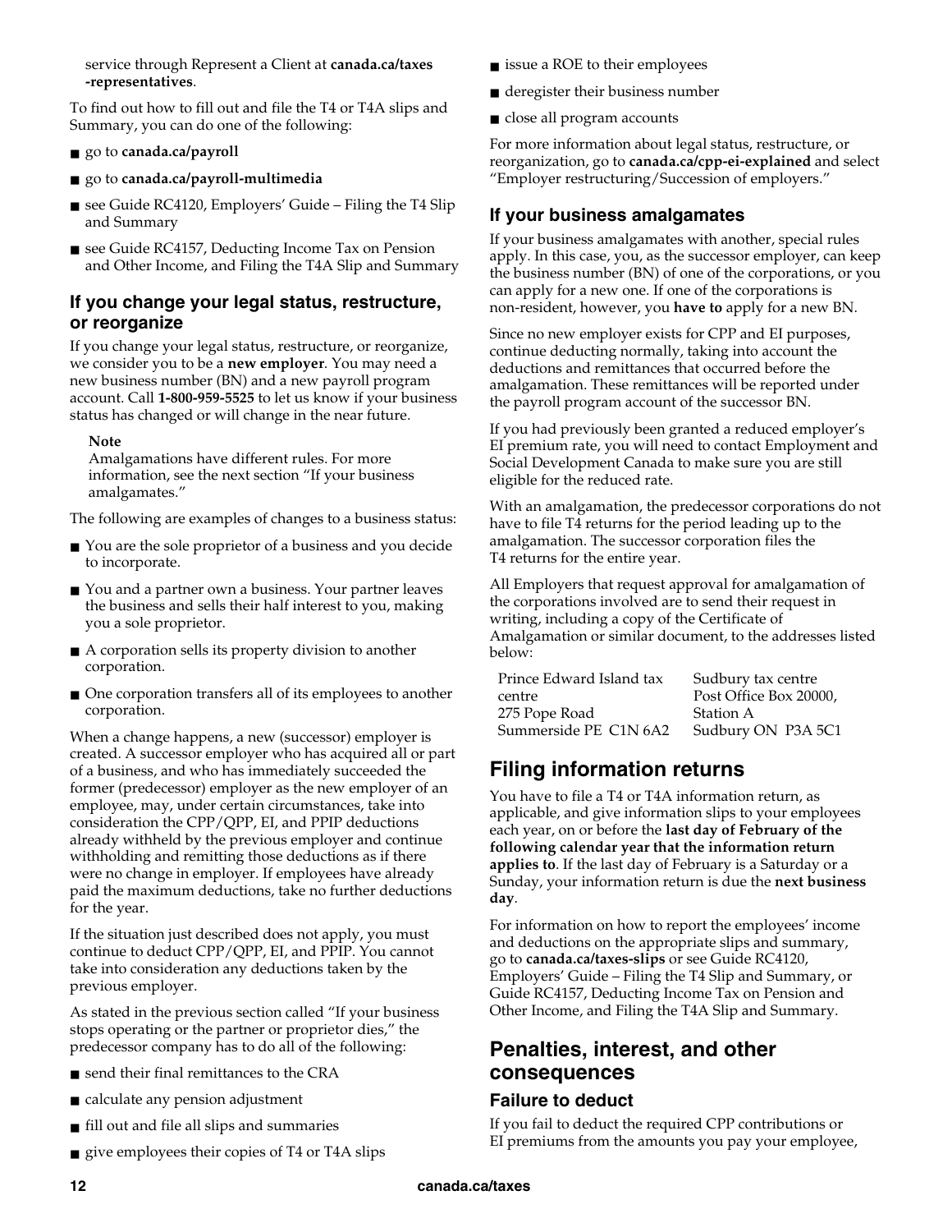service through Represent a Client at **canada.ca/taxes-representatives**.

To find out how to fill out and file the T4 or T4A slips and Summary, you can do one of the following:

- go to **canada.ca/payroll**
- go to **canada.ca/payroll-multimedia**
- see Guide RC4120, Employers' Guide – Filing the T4 Slip and Summary
- see Guide RC4157, Deducting Income Tax on Pension and Other Income, and Filing the T4A Slip and Summary

### If you change your legal status, restructure, or reorganize

If you change your legal status, restructure, or reorganize, we consider you to be a **new employer**. You may need a new business number (BN) and a new payroll program account. Call **1-800-959-5525** to let us know if your business status has changed or will change in the near future.

**Note**
Amalgamations have different rules. For more information, see the next section "If your business amalgamates."

The following are examples of changes to a business status:

- You are the sole proprietor of a business and you decide to incorporate.
- You and a partner own a business. Your partner leaves the business and sells their half interest to you, making you a sole proprietor.
- A corporation sells its property division to another corporation.
- One corporation transfers all of its employees to another corporation.

When a change happens, a new (successor) employer is created. A successor employer who has acquired all or part of a business, and who has immediately succeeded the former (predecessor) employer as the new employer of an employee, may, under certain circumstances, take into consideration the CPP/QPP, EI, and PPIP deductions already withheld by the previous employer and continue withholding and remitting those deductions as if there were no change in employer. If employees have already paid the maximum deductions, take no further deductions for the year.

If the situation just described does not apply, you must continue to deduct CPP/QPP, EI, and PPIP. You cannot take into consideration any deductions taken by the previous employer.

As stated in the previous section called "If your business stops operating or the partner or proprietor dies," the predecessor company has to do all of the following:

- send their final remittances to the CRA
- calculate any pension adjustment
- fill out and file all slips and summaries
- give employees their copies of T4 or T4A slips
- issue a ROE to their employees
- deregister their business number
- close all program accounts

For more information about legal status, restructure, or reorganization, go to **canada.ca/cpp-ei-explained** and select "Employer restructuring/Succession of employers."

### If your business amalgamates

If your business amalgamates with another, special rules apply. In this case, you, as the successor employer, can keep the business number (BN) of one of the corporations, or you can apply for a new one. If one of the corporations is non-resident, however, you **have to** apply for a new BN.

Since no new employer exists for CPP and EI purposes, continue deducting normally, taking into account the deductions and remittances that occurred before the amalgamation. These remittances will be reported under the payroll program account of the successor BN.

If you had previously been granted a reduced employer's EI premium rate, you will need to contact Employment and Social Development Canada to make sure you are still eligible for the reduced rate.

With an amalgamation, the predecessor corporations do not have to file T4 returns for the period leading up to the amalgamation. The successor corporation files the T4 returns for the entire year.

All Employers that request approval for amalgamation of the corporations involved are to send their request in writing, including a copy of the Certificate of Amalgamation or similar document, to the addresses listed below:

Prince Edward Island tax centre
275 Pope Road
Summerside PE C1N 6A2

Sudbury tax centre
Post Office Box 20000, Station A
Sudbury ON P3A 5C1

## Filing information returns

You have to file a T4 or T4A information return, as applicable, and give information slips to your employees each year, on or before the **last day of February of the following calendar year that the information return applies to**. If the last day of February is a Saturday or a Sunday, your information return is due the **next business day**.

For information on how to report the employees' income and deductions on the appropriate slips and summary, go to **canada.ca/taxes-slips** or see Guide RC4120, Employers' Guide – Filing the T4 Slip and Summary, or Guide RC4157, Deducting Income Tax on Pension and Other Income, and Filing the T4A Slip and Summary.

## Penalties, interest, and other consequences

### Failure to deduct

If you fail to deduct the required CPP contributions or EI premiums from the amounts you pay your employee,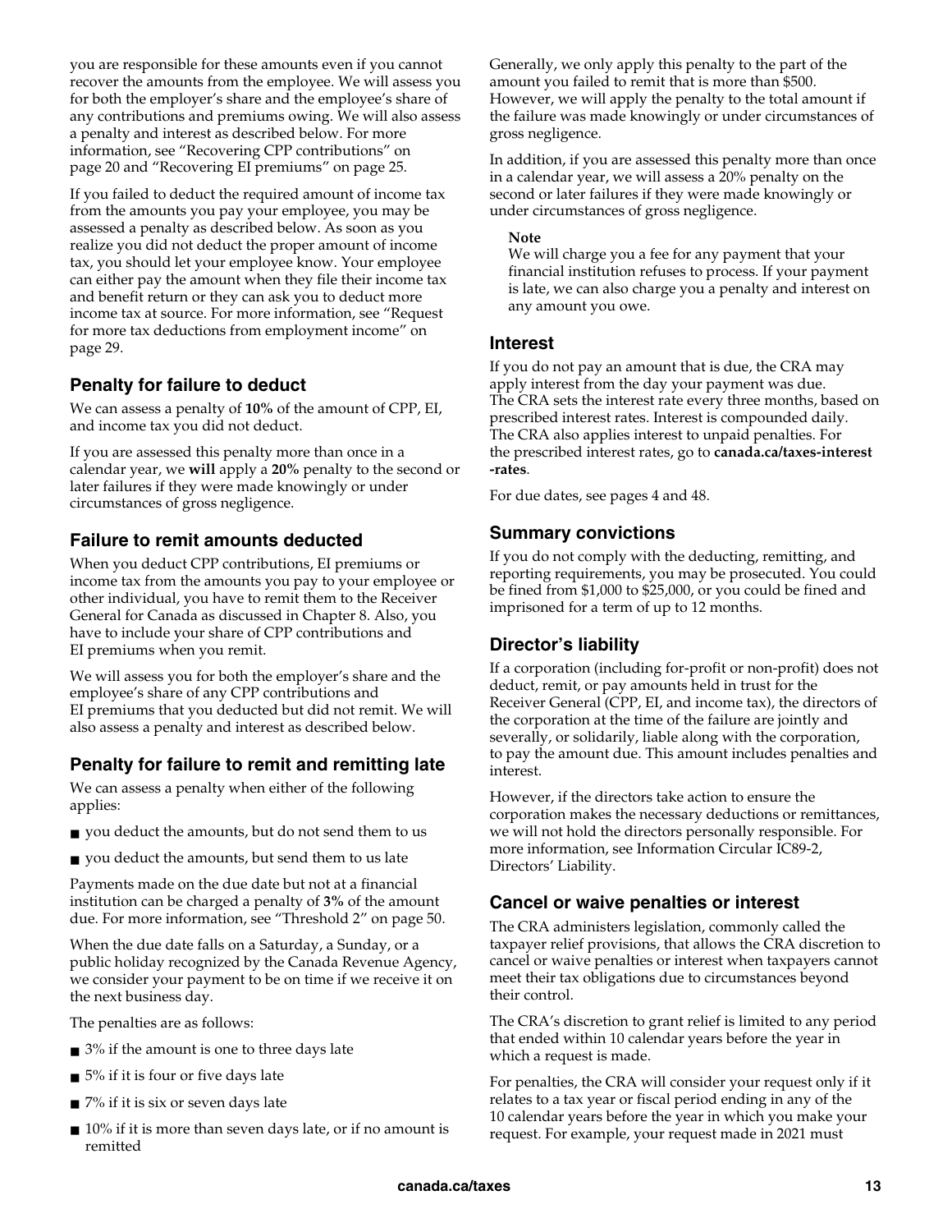you are responsible for these amounts even if you cannot recover the amounts from the employee. We will assess you for both the employer's share and the employee's share of any contributions and premiums owing. We will also assess a penalty and interest as described below. For more information, see "Recovering CPP contributions" on page 20 and "Recovering EI premiums" on page 25.

If you failed to deduct the required amount of income tax from the amounts you pay your employee, you may be assessed a penalty as described below. As soon as you realize you did not deduct the proper amount of income tax, you should let your employee know. Your employee can either pay the amount when they file their income tax and benefit return or they can ask you to deduct more income tax at source. For more information, see "Request for more tax deductions from employment income" on page 29.

### Penalty for failure to deduct

We can assess a penalty of **10%** of the amount of CPP, EI, and income tax you did not deduct.

If you are assessed this penalty more than once in a calendar year, we **will** apply a **20%** penalty to the second or later failures if they were made knowingly or under circumstances of gross negligence.

### Failure to remit amounts deducted

When you deduct CPP contributions, EI premiums or income tax from the amounts you pay to your employee or other individual, you have to remit them to the Receiver General for Canada as discussed in Chapter 8. Also, you have to include your share of CPP contributions and EI premiums when you remit.

We will assess you for both the employer's share and the employee's share of any CPP contributions and EI premiums that you deducted but did not remit. We will also assess a penalty and interest as described below.

### Penalty for failure to remit and remitting late

We can assess a penalty when either of the following applies:

- you deduct the amounts, but do not send them to us
- you deduct the amounts, but send them to us late

Payments made on the due date but not at a financial institution can be charged a penalty of **3%** of the amount due. For more information, see "Threshold 2" on page 50.

When the due date falls on a Saturday, a Sunday, or a public holiday recognized by the Canada Revenue Agency, we consider your payment to be on time if we receive it on the next business day.

The penalties are as follows:

- 3% if the amount is one to three days late
- 5% if it is four or five days late
- 7% if it is six or seven days late
- 10% if it is more than seven days late, or if no amount is remitted

Generally, we only apply this penalty to the part of the amount you failed to remit that is more than $500. However, we will apply the penalty to the total amount if the failure was made knowingly or under circumstances of gross negligence.

In addition, if you are assessed this penalty more than once in a calendar year, we will assess a 20% penalty on the second or later failures if they were made knowingly or under circumstances of gross negligence.

> **Note**
> We will charge you a fee for any payment that your financial institution refuses to process. If your payment is late, we can also charge you a penalty and interest on any amount you owe.

### Interest

If you do not pay an amount that is due, the CRA may apply interest from the day your payment was due. The CRA sets the interest rate every three months, based on prescribed interest rates. Interest is compounded daily. The CRA also applies interest to unpaid penalties. For the prescribed interest rates, go to **canada.ca/taxes-interest-rates**.

For due dates, see pages 4 and 48.

### Summary convictions

If you do not comply with the deducting, remitting, and reporting requirements, you may be prosecuted. You could be fined from $1,000 to $25,000, or you could be fined and imprisoned for a term of up to 12 months.

### Director's liability

If a corporation (including for-profit or non-profit) does not deduct, remit, or pay amounts held in trust for the Receiver General (CPP, EI, and income tax), the directors of the corporation at the time of the failure are jointly and severally, or solidarily, liable along with the corporation, to pay the amount due. This amount includes penalties and interest.

However, if the directors take action to ensure the corporation makes the necessary deductions or remittances, we will not hold the directors personally responsible. For more information, see Information Circular IC89-2, Directors' Liability.

### Cancel or waive penalties or interest

The CRA administers legislation, commonly called the taxpayer relief provisions, that allows the CRA discretion to cancel or waive penalties or interest when taxpayers cannot meet their tax obligations due to circumstances beyond their control.

The CRA's discretion to grant relief is limited to any period that ended within 10 calendar years before the year in which a request is made.

For penalties, the CRA will consider your request only if it relates to a tax year or fiscal period ending in any of the 10 calendar years before the year in which you make your request. For example, your request made in 2021 must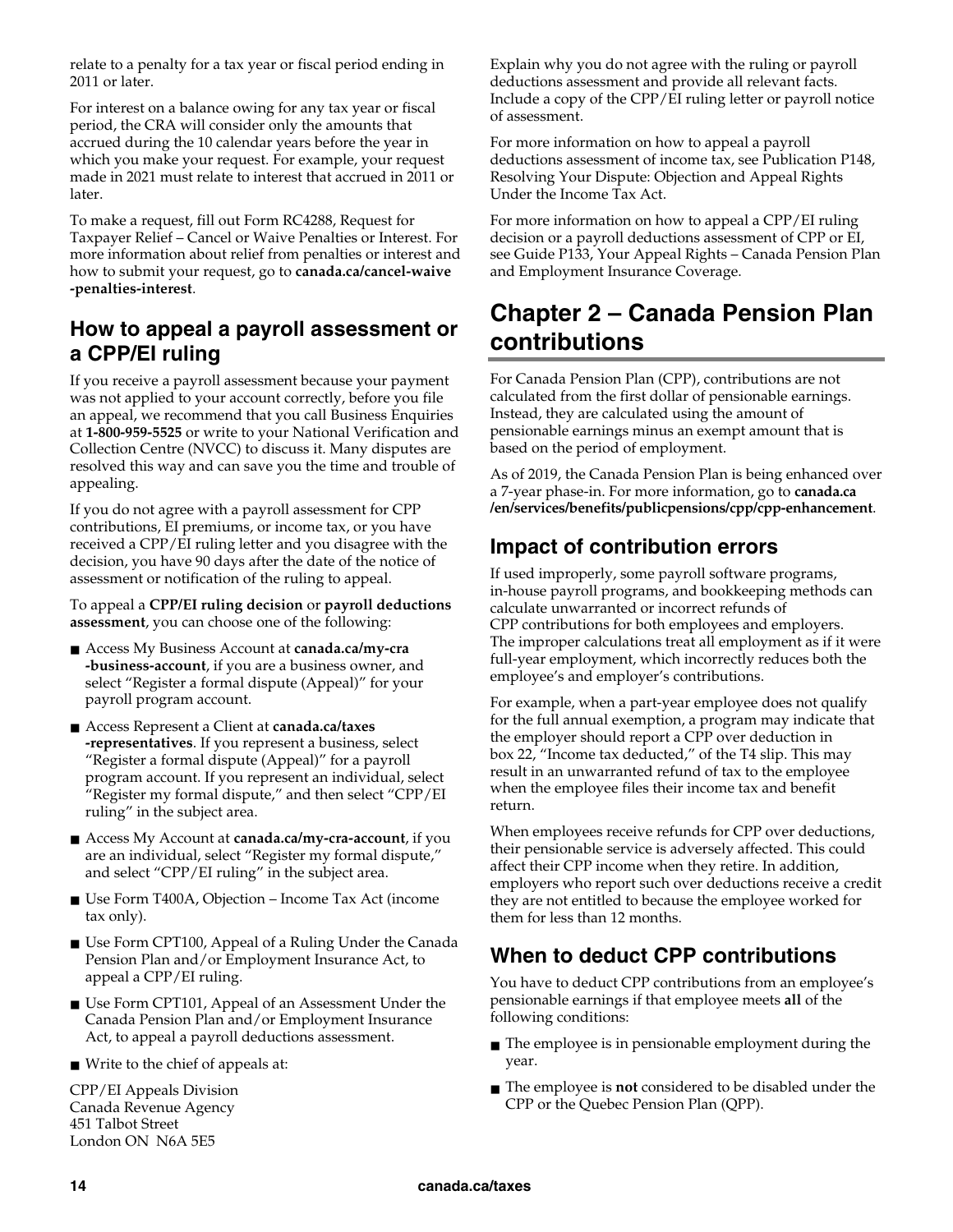relate to a penalty for a tax year or fiscal period ending in 2011 or later.

For interest on a balance owing for any tax year or fiscal period, the CRA will consider only the amounts that accrued during the 10 calendar years before the year in which you make your request. For example, your request made in 2021 must relate to interest that accrued in 2011 or later.

To make a request, fill out Form RC4288, Request for Taxpayer Relief – Cancel or Waive Penalties or Interest. For more information about relief from penalties or interest and how to submit your request, go to **canada.ca/cancel-waive-penalties-interest**.

## How to appeal a payroll assessment or a CPP/EI ruling

If you receive a payroll assessment because your payment was not applied to your account correctly, before you file an appeal, we recommend that you call Business Enquiries at **1-800-959-5525** or write to your National Verification and Collection Centre (NVCC) to discuss it. Many disputes are resolved this way and can save you the time and trouble of appealing.

If you do not agree with a payroll assessment for CPP contributions, EI premiums, or income tax, or you have received a CPP/EI ruling letter and you disagree with the decision, you have 90 days after the date of the notice of assessment or notification of the ruling to appeal.

To appeal a **CPP/EI ruling decision** or **payroll deductions assessment**, you can choose one of the following:

- Access My Business Account at **canada.ca/my-cra-business-account**, if you are a business owner, and select "Register a formal dispute (Appeal)" for your payroll program account.
- Access Represent a Client at **canada.ca/taxes-representatives**. If you represent a business, select "Register a formal dispute (Appeal)" for a payroll program account. If you represent an individual, select "Register my formal dispute," and then select "CPP/EI ruling" in the subject area.
- Access My Account at **canada.ca/my-cra-account**, if you are an individual, select "Register my formal dispute," and select "CPP/EI ruling" in the subject area.
- Use Form T400A, Objection – Income Tax Act (income tax only).
- Use Form CPT100, Appeal of a Ruling Under the Canada Pension Plan and/or Employment Insurance Act, to appeal a CPP/EI ruling.
- Use Form CPT101, Appeal of an Assessment Under the Canada Pension Plan and/or Employment Insurance Act, to appeal a payroll deductions assessment.
- Write to the chief of appeals at:

CPP/EI Appeals Division
Canada Revenue Agency
451 Talbot Street
London ON N6A 5E5

Explain why you do not agree with the ruling or payroll deductions assessment and provide all relevant facts. Include a copy of the CPP/EI ruling letter or payroll notice of assessment.

For more information on how to appeal a payroll deductions assessment of income tax, see Publication P148, Resolving Your Dispute: Objection and Appeal Rights Under the Income Tax Act.

For more information on how to appeal a CPP/EI ruling decision or a payroll deductions assessment of CPP or EI, see Guide P133, Your Appeal Rights – Canada Pension Plan and Employment Insurance Coverage.

# Chapter 2 – Canada Pension Plan contributions

For Canada Pension Plan (CPP), contributions are not calculated from the first dollar of pensionable earnings. Instead, they are calculated using the amount of pensionable earnings minus an exempt amount that is based on the period of employment.

As of 2019, the Canada Pension Plan is being enhanced over a 7-year phase-in. For more information, go to **canada.ca/en/services/benefits/publicpensions/cpp/cpp-enhancement**.

## Impact of contribution errors

If used improperly, some payroll software programs, in-house payroll programs, and bookkeeping methods can calculate unwarranted or incorrect refunds of CPP contributions for both employees and employers. The improper calculations treat all employment as if it were full-year employment, which incorrectly reduces both the employee's and employer's contributions.

For example, when a part-year employee does not qualify for the full annual exemption, a program may indicate that the employer should report a CPP over deduction in box 22, "Income tax deducted," of the T4 slip. This may result in an unwarranted refund of tax to the employee when the employee files their income tax and benefit return.

When employees receive refunds for CPP over deductions, their pensionable service is adversely affected. This could affect their CPP income when they retire. In addition, employers who report such over deductions receive a credit they are not entitled to because the employee worked for them for less than 12 months.

## When to deduct CPP contributions

You have to deduct CPP contributions from an employee's pensionable earnings if that employee meets **all** of the following conditions:

- The employee is in pensionable employment during the year.
- The employee is **not** considered to be disabled under the CPP or the Quebec Pension Plan (QPP).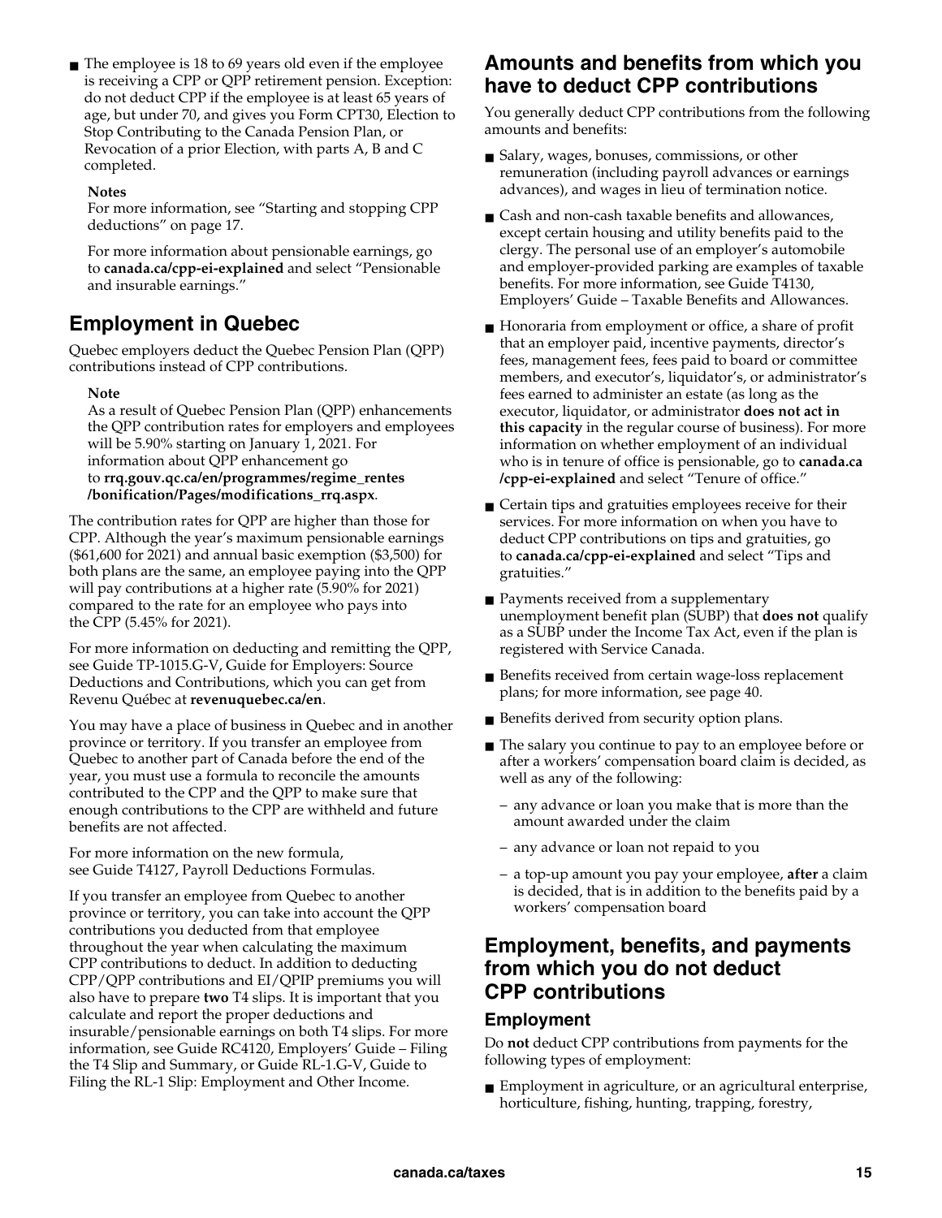- The employee is 18 to 69 years old even if the employee is receiving a CPP or QPP retirement pension. Exception: do not deduct CPP if the employee is at least 65 years of age, but under 70, and gives you Form CPT30, Election to Stop Contributing to the Canada Pension Plan, or Revocation of a prior Election, with parts A, B and C completed.

**Notes**

For more information, see "Starting and stopping CPP deductions" on page 17.

For more information about pensionable earnings, go to **canada.ca/cpp-ei-explained** and select "Pensionable and insurable earnings."

## Employment in Quebec

Quebec employers deduct the Quebec Pension Plan (QPP) contributions instead of CPP contributions.

**Note**

As a result of Quebec Pension Plan (QPP) enhancements the QPP contribution rates for employers and employees will be 5.90% starting on January 1, 2021. For information about QPP enhancement go to **rrq.gouv.qc.ca/en/programmes/regime_rentes/bonification/Pages/modifications_rrq.aspx**.

The contribution rates for QPP are higher than those for CPP. Although the year's maximum pensionable earnings ($61,600 for 2021) and annual basic exemption ($3,500) for both plans are the same, an employee paying into the QPP will pay contributions at a higher rate (5.90% for 2021) compared to the rate for an employee who pays into the CPP (5.45% for 2021).

For more information on deducting and remitting the QPP, see Guide TP-1015.G-V, Guide for Employers: Source Deductions and Contributions, which you can get from Revenu Québec at **revenuquebec.ca/en**.

You may have a place of business in Quebec and in another province or territory. If you transfer an employee from Quebec to another part of Canada before the end of the year, you must use a formula to reconcile the amounts contributed to the CPP and the QPP to make sure that enough contributions to the CPP are withheld and future benefits are not affected.

For more information on the new formula, see Guide T4127, Payroll Deductions Formulas.

If you transfer an employee from Quebec to another province or territory, you can take into account the QPP contributions you deducted from that employee throughout the year when calculating the maximum CPP contributions to deduct. In addition to deducting CPP/QPP contributions and EI/QPIP premiums you will also have to prepare **two** T4 slips. It is important that you calculate and report the proper deductions and insurable/pensionable earnings on both T4 slips. For more information, see Guide RC4120, Employers' Guide – Filing the T4 Slip and Summary, or Guide RL-1.G-V, Guide to Filing the RL-1 Slip: Employment and Other Income.

## Amounts and benefits from which you have to deduct CPP contributions

You generally deduct CPP contributions from the following amounts and benefits:

- Salary, wages, bonuses, commissions, or other remuneration (including payroll advances or earnings advances), and wages in lieu of termination notice.
- Cash and non-cash taxable benefits and allowances, except certain housing and utility benefits paid to the clergy. The personal use of an employer's automobile and employer-provided parking are examples of taxable benefits. For more information, see Guide T4130, Employers' Guide – Taxable Benefits and Allowances.
- Honoraria from employment or office, a share of profit that an employer paid, incentive payments, director's fees, management fees, fees paid to board or committee members, and executor's, liquidator's, or administrator's fees earned to administer an estate (as long as the executor, liquidator, or administrator **does not act in this capacity** in the regular course of business). For more information on whether employment of an individual who is in tenure of office is pensionable, go to **canada.ca/cpp-ei-explained** and select "Tenure of office."
- Certain tips and gratuities employees receive for their services. For more information on when you have to deduct CPP contributions on tips and gratuities, go to **canada.ca/cpp-ei-explained** and select "Tips and gratuities."
- Payments received from a supplementary unemployment benefit plan (SUBP) that **does not** qualify as a SUBP under the Income Tax Act, even if the plan is registered with Service Canada.
- Benefits received from certain wage-loss replacement plans; for more information, see page 40.
- Benefits derived from security option plans.
- The salary you continue to pay to an employee before or after a workers' compensation board claim is decided, as well as any of the following:
  - any advance or loan you make that is more than the amount awarded under the claim
  - any advance or loan not repaid to you
  - a top-up amount you pay your employee, **after** a claim is decided, that is in addition to the benefits paid by a workers' compensation board

## Employment, benefits, and payments from which you do not deduct CPP contributions

### Employment

Do **not** deduct CPP contributions from payments for the following types of employment:

- Employment in agriculture, or an agricultural enterprise, horticulture, fishing, hunting, trapping, forestry,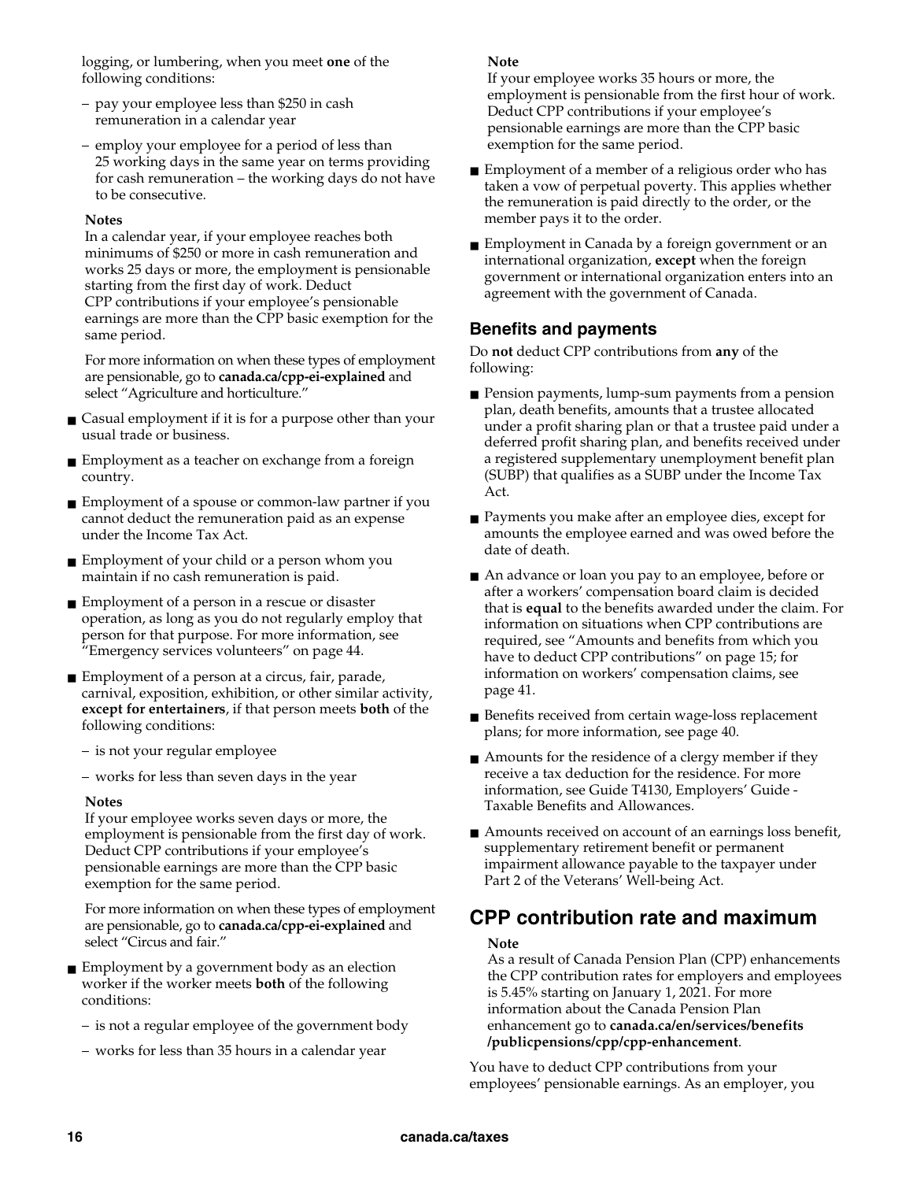logging, or lumbering, when you meet **one** of the following conditions:

- pay your employee less than $250 in cash remuneration in a calendar year
- employ your employee for a period of less than 25 working days in the same year on terms providing for cash remuneration – the working days do not have to be consecutive.

**Notes**

In a calendar year, if your employee reaches both minimums of $250 or more in cash remuneration and works 25 days or more, the employment is pensionable starting from the first day of work. Deduct CPP contributions if your employee's pensionable earnings are more than the CPP basic exemption for the same period.

For more information on when these types of employment are pensionable, go to **canada.ca/cpp-ei-explained** and select "Agriculture and horticulture."

- Casual employment if it is for a purpose other than your usual trade or business.
- Employment as a teacher on exchange from a foreign country.
- Employment of a spouse or common-law partner if you cannot deduct the remuneration paid as an expense under the Income Tax Act.
- Employment of your child or a person whom you maintain if no cash remuneration is paid.
- Employment of a person in a rescue or disaster operation, as long as you do not regularly employ that person for that purpose. For more information, see "Emergency services volunteers" on page 44.
- Employment of a person at a circus, fair, parade, carnival, exposition, exhibition, or other similar activity, **except for entertainers**, if that person meets **both** of the following conditions:
  - is not your regular employee
  - works for less than seven days in the year

**Notes**

If your employee works seven days or more, the employment is pensionable from the first day of work. Deduct CPP contributions if your employee's pensionable earnings are more than the CPP basic exemption for the same period.

For more information on when these types of employment are pensionable, go to **canada.ca/cpp-ei-explained** and select "Circus and fair."

- Employment by a government body as an election worker if the worker meets **both** of the following conditions:
  - is not a regular employee of the government body
  - works for less than 35 hours in a calendar year

**Note**

If your employee works 35 hours or more, the employment is pensionable from the first hour of work. Deduct CPP contributions if your employee's pensionable earnings are more than the CPP basic exemption for the same period.

- Employment of a member of a religious order who has taken a vow of perpetual poverty. This applies whether the remuneration is paid directly to the order, or the member pays it to the order.
- Employment in Canada by a foreign government or an international organization, **except** when the foreign government or international organization enters into an agreement with the government of Canada.

### Benefits and payments

Do **not** deduct CPP contributions from **any** of the following:

- Pension payments, lump-sum payments from a pension plan, death benefits, amounts that a trustee allocated under a profit sharing plan or that a trustee paid under a deferred profit sharing plan, and benefits received under a registered supplementary unemployment benefit plan (SUBP) that qualifies as a SUBP under the Income Tax Act.
- Payments you make after an employee dies, except for amounts the employee earned and was owed before the date of death.
- An advance or loan you pay to an employee, before or after a workers' compensation board claim is decided that is **equal** to the benefits awarded under the claim. For information on situations when CPP contributions are required, see "Amounts and benefits from which you have to deduct CPP contributions" on page 15; for information on workers' compensation claims, see page 41.
- Benefits received from certain wage-loss replacement plans; for more information, see page 40.
- Amounts for the residence of a clergy member if they receive a tax deduction for the residence. For more information, see Guide T4130, Employers' Guide - Taxable Benefits and Allowances.
- Amounts received on account of an earnings loss benefit, supplementary retirement benefit or permanent impairment allowance payable to the taxpayer under Part 2 of the Veterans' Well-being Act.

## CPP contribution rate and maximum

**Note**

As a result of Canada Pension Plan (CPP) enhancements the CPP contribution rates for employers and employees is 5.45% starting on January 1, 2021. For more information about the Canada Pension Plan enhancement go to **canada.ca/en/services/benefits/publicpensions/cpp/cpp-enhancement**.

You have to deduct CPP contributions from your employees' pensionable earnings. As an employer, you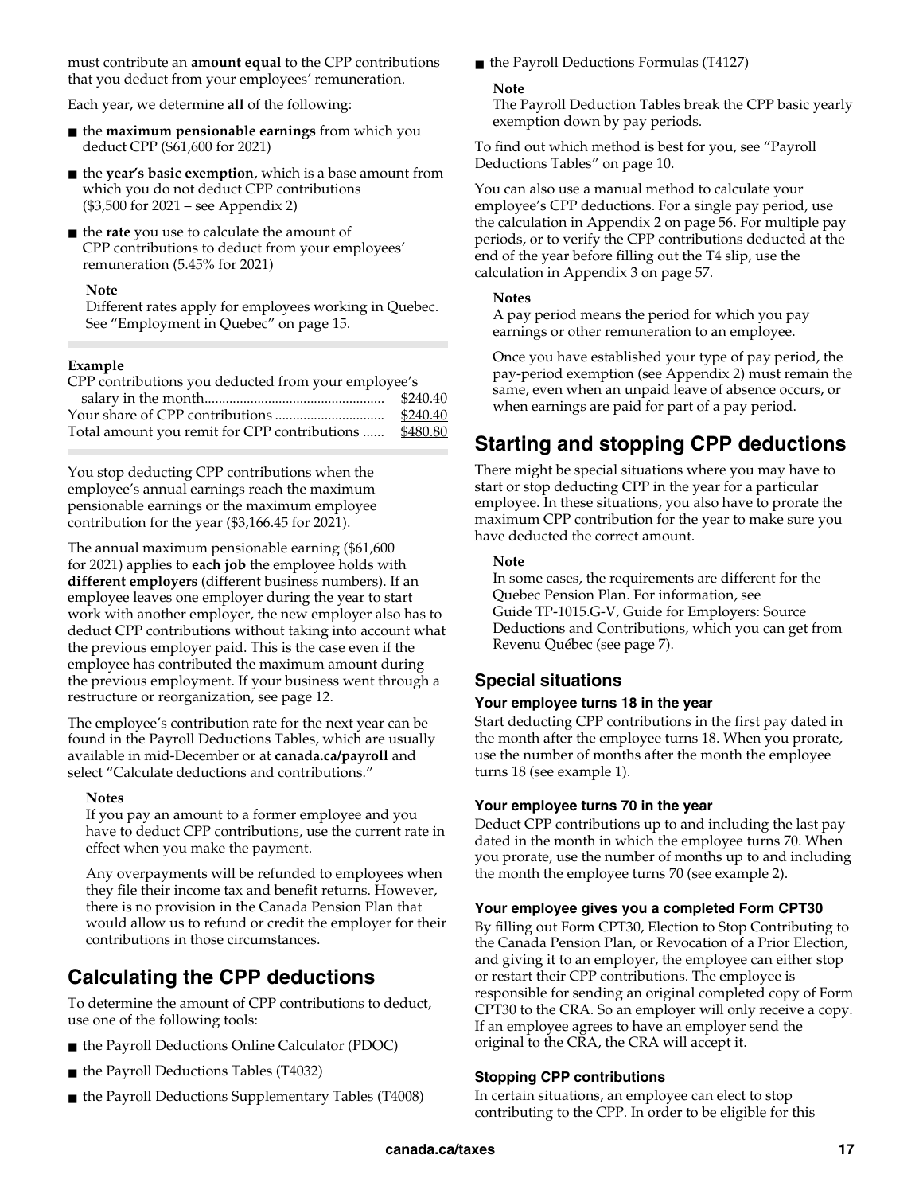must contribute an **amount equal** to the CPP contributions that you deduct from your employees' remuneration.

Each year, we determine **all** of the following:

- the **maximum pensionable earnings** from which you deduct CPP ($61,600 for 2021)
- the **year's basic exemption**, which is a base amount from which you do not deduct CPP contributions ($3,500 for 2021 – see Appendix 2)
- the **rate** you use to calculate the amount of CPP contributions to deduct from your employees' remuneration (5.45% for 2021)

**Note**
Different rates apply for employees working in Quebec. See "Employment in Quebec" on page 15.

**Example**

| CPP contributions you deducted from your employee's salary in the month | $240.40 |
|---|---|
| Your share of CPP contributions | $240.40 |
| Total amount you remit for CPP contributions | $480.80 |

You stop deducting CPP contributions when the employee's annual earnings reach the maximum pensionable earnings or the maximum employee contribution for the year ($3,166.45 for 2021).

The annual maximum pensionable earning ($61,600 for 2021) applies to **each job** the employee holds with **different employers** (different business numbers). If an employee leaves one employer during the year to start work with another employer, the new employer also has to deduct CPP contributions without taking into account what the previous employer paid. This is the case even if the employee has contributed the maximum amount during the previous employment. If your business went through a restructure or reorganization, see page 12.

The employee's contribution rate for the next year can be found in the Payroll Deductions Tables, which are usually available in mid-December or at **canada.ca/payroll** and select "Calculate deductions and contributions."

**Notes**
If you pay an amount to a former employee and you have to deduct CPP contributions, use the current rate in effect when you make the payment.

Any overpayments will be refunded to employees when they file their income tax and benefit returns. However, there is no provision in the Canada Pension Plan that would allow us to refund or credit the employer for their contributions in those circumstances.

## Calculating the CPP deductions

To determine the amount of CPP contributions to deduct, use one of the following tools:

- the Payroll Deductions Online Calculator (PDOC)
- the Payroll Deductions Tables (T4032)
- the Payroll Deductions Supplementary Tables (T4008)
- the Payroll Deductions Formulas (T4127)

**Note**
The Payroll Deduction Tables break the CPP basic yearly exemption down by pay periods.

To find out which method is best for you, see "Payroll Deductions Tables" on page 10.

You can also use a manual method to calculate your employee's CPP deductions. For a single pay period, use the calculation in Appendix 2 on page 56. For multiple pay periods, or to verify the CPP contributions deducted at the end of the year before filling out the T4 slip, use the calculation in Appendix 3 on page 57.

**Notes**
A pay period means the period for which you pay earnings or other remuneration to an employee.

Once you have established your type of pay period, the pay-period exemption (see Appendix 2) must remain the same, even when an unpaid leave of absence occurs, or when earnings are paid for part of a pay period.

## Starting and stopping CPP deductions

There might be special situations where you may have to start or stop deducting CPP in the year for a particular employee. In these situations, you also have to prorate the maximum CPP contribution for the year to make sure you have deducted the correct amount.

**Note**
In some cases, the requirements are different for the Quebec Pension Plan. For information, see Guide TP-1015.G-V, Guide for Employers: Source Deductions and Contributions, which you can get from Revenu Québec (see page 7).

### Special situations

#### Your employee turns 18 in the year

Start deducting CPP contributions in the first pay dated in the month after the employee turns 18. When you prorate, use the number of months after the month the employee turns 18 (see example 1).

#### Your employee turns 70 in the year

Deduct CPP contributions up to and including the last pay dated in the month in which the employee turns 70. When you prorate, use the number of months up to and including the month the employee turns 70 (see example 2).

#### Your employee gives you a completed Form CPT30

By filling out Form CPT30, Election to Stop Contributing to the Canada Pension Plan, or Revocation of a Prior Election, and giving it to an employer, the employee can either stop or restart their CPP contributions. The employee is responsible for sending an original completed copy of Form CPT30 to the CRA. So an employer will only receive a copy. If an employee agrees to have an employer send the original to the CRA, the CRA will accept it.

#### Stopping CPP contributions

In certain situations, an employee can elect to stop contributing to the CPP. In order to be eligible for this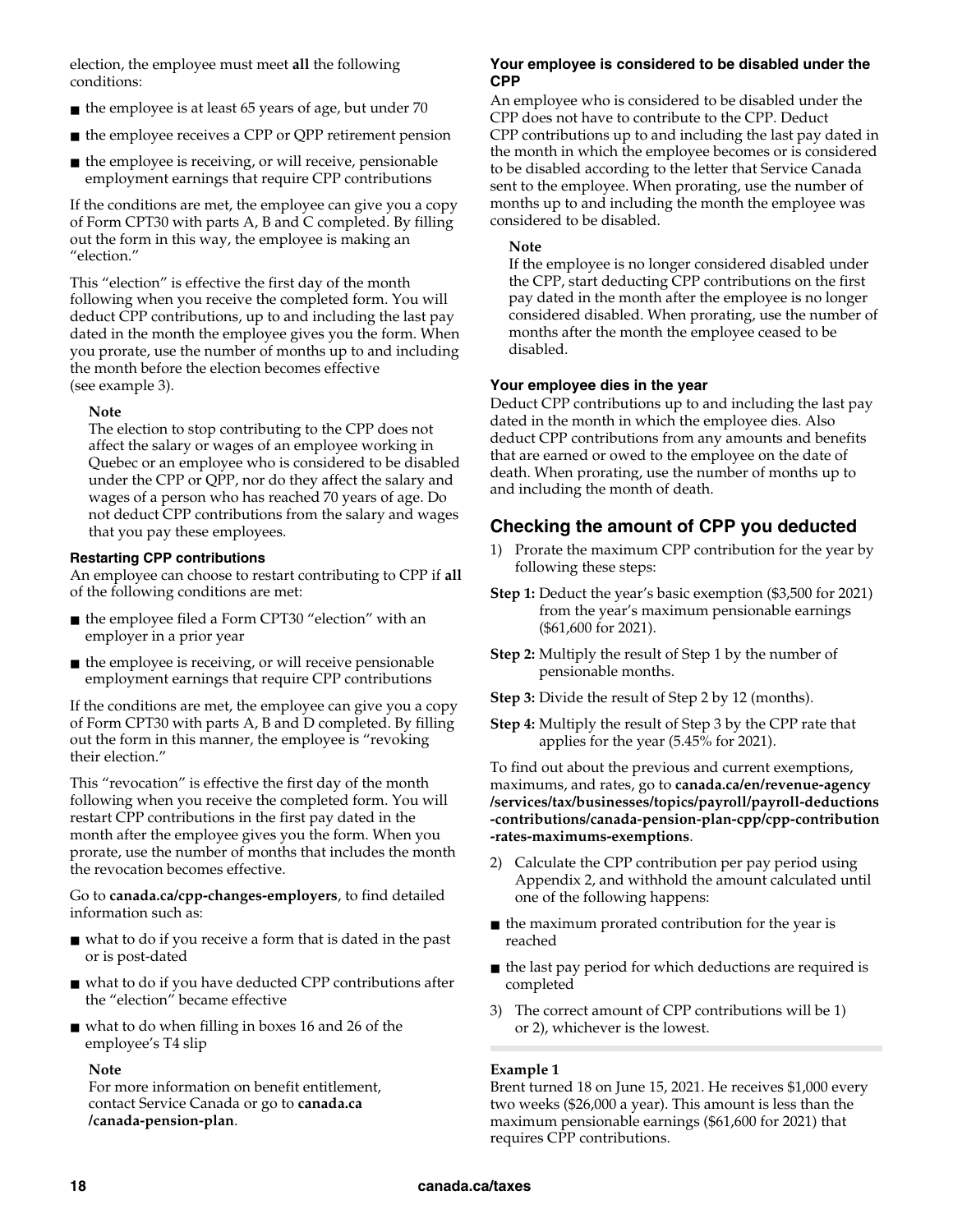election, the employee must meet **all** the following conditions:

- the employee is at least 65 years of age, but under 70
- the employee receives a CPP or QPP retirement pension
- the employee is receiving, or will receive, pensionable employment earnings that require CPP contributions

If the conditions are met, the employee can give you a copy of Form CPT30 with parts A, B and C completed. By filling out the form in this way, the employee is making an "election."

This "election" is effective the first day of the month following when you receive the completed form. You will deduct CPP contributions, up to and including the last pay dated in the month the employee gives you the form. When you prorate, use the number of months up to and including the month before the election becomes effective (see example 3).

> **Note**
> The election to stop contributing to the CPP does not affect the salary or wages of an employee working in Quebec or an employee who is considered to be disabled under the CPP or QPP, nor do they affect the salary and wages of a person who has reached 70 years of age. Do not deduct CPP contributions from the salary and wages that you pay these employees.

#### Restarting CPP contributions

An employee can choose to restart contributing to CPP if **all** of the following conditions are met:

- the employee filed a Form CPT30 "election" with an employer in a prior year
- the employee is receiving, or will receive pensionable employment earnings that require CPP contributions

If the conditions are met, the employee can give you a copy of Form CPT30 with parts A, B and D completed. By filling out the form in this manner, the employee is "revoking their election."

This "revocation" is effective the first day of the month following when you receive the completed form. You will restart CPP contributions in the first pay dated in the month after the employee gives you the form. When you prorate, use the number of months that includes the month the revocation becomes effective.

Go to **canada.ca/cpp-changes-employers**, to find detailed information such as:

- what to do if you receive a form that is dated in the past or is post-dated
- what to do if you have deducted CPP contributions after the "election" became effective
- what to do when filling in boxes 16 and 26 of the employee's T4 slip

> **Note**
> For more information on benefit entitlement, contact Service Canada or go to **canada.ca/canada-pension-plan**.

#### Your employee is considered to be disabled under the CPP

An employee who is considered to be disabled under the CPP does not have to contribute to the CPP. Deduct CPP contributions up to and including the last pay dated in the month in which the employee becomes or is considered to be disabled according to the letter that Service Canada sent to the employee. When prorating, use the number of months up to and including the month the employee was considered to be disabled.

> **Note**
> If the employee is no longer considered disabled under the CPP, start deducting CPP contributions on the first pay dated in the month after the employee is no longer considered disabled. When prorating, use the number of months after the month the employee ceased to be disabled.

#### Your employee dies in the year

Deduct CPP contributions up to and including the last pay dated in the month in which the employee dies. Also deduct CPP contributions from any amounts and benefits that are earned or owed to the employee on the date of death. When prorating, use the number of months up to and including the month of death.

### Checking the amount of CPP you deducted

1) Prorate the maximum CPP contribution for the year by following these steps:

**Step 1:** Deduct the year's basic exemption ($3,500 for 2021) from the year's maximum pensionable earnings ($61,600 for 2021).

**Step 2:** Multiply the result of Step 1 by the number of pensionable months.

**Step 3:** Divide the result of Step 2 by 12 (months).

**Step 4:** Multiply the result of Step 3 by the CPP rate that applies for the year (5.45% for 2021).

To find out about the previous and current exemptions, maximums, and rates, go to **canada.ca/en/revenue-agency/services/tax/businesses/topics/payroll/payroll-deductions-contributions/canada-pension-plan-cpp/cpp-contribution-rates-maximums-exemptions**.

2) Calculate the CPP contribution per pay period using Appendix 2, and withhold the amount calculated until one of the following happens:

- the maximum prorated contribution for the year is reached
- the last pay period for which deductions are required is completed

3) The correct amount of CPP contributions will be 1) or 2), whichever is the lowest.

---

**Example 1**
Brent turned 18 on June 15, 2021. He receives $1,000 every two weeks ($26,000 a year). This amount is less than the maximum pensionable earnings ($61,600 for 2021) that requires CPP contributions.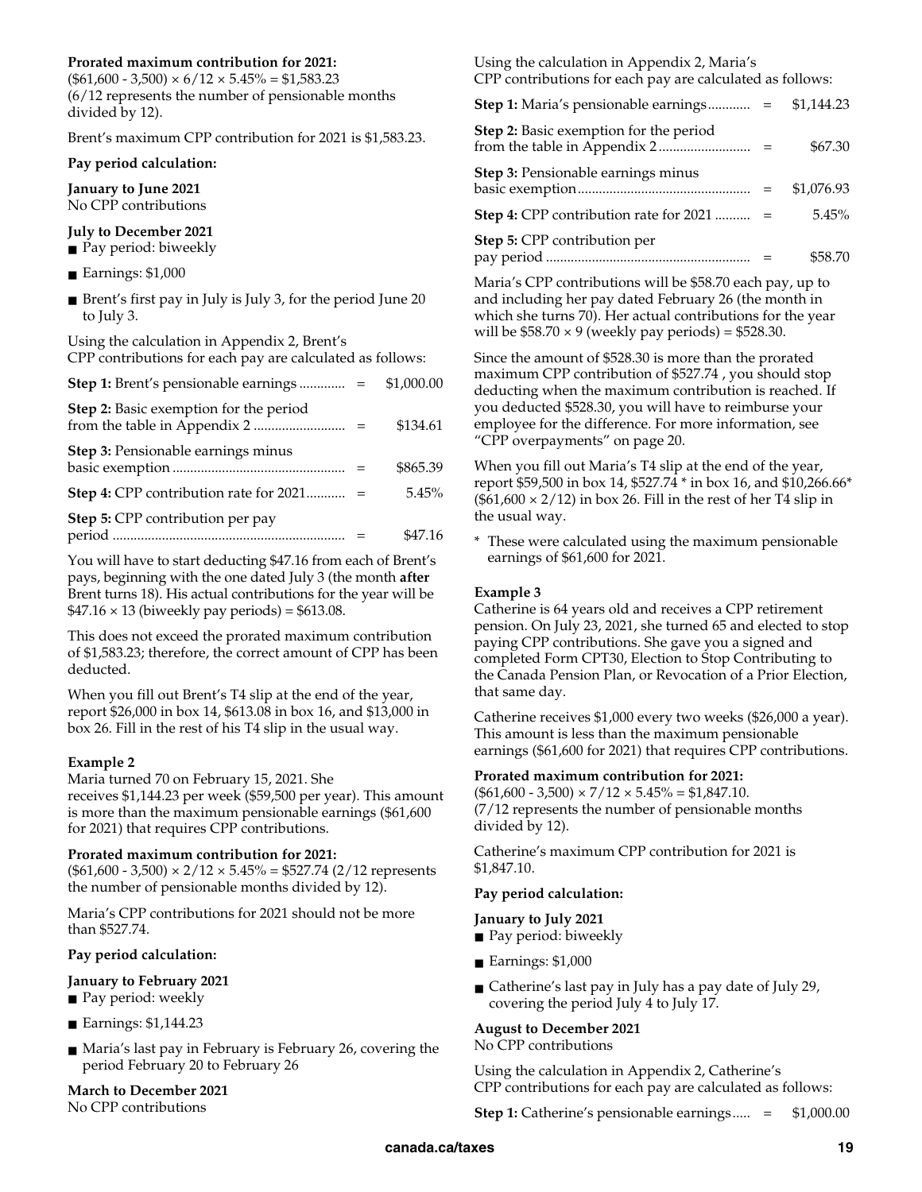**Prorated maximum contribution for 2021:**
(\$61,600 - 3,500) × 6/12 × 5.45% = \$1,583.23
(6/12 represents the number of pensionable months divided by 12).

Brent's maximum CPP contribution for 2021 is \$1,583.23.

**Pay period calculation:**

**January to June 2021**
No CPP contributions

**July to December 2021**

- Pay period: biweekly
- Earnings: \$1,000
- Brent's first pay in July is July 3, for the period June 20 to July 3.

Using the calculation in Appendix 2, Brent's CPP contributions for each pay are calculated as follows:

| | | |
|---|---|---|
| **Step 1:** Brent's pensionable earnings | = | \$1,000.00 |
| **Step 2:** Basic exemption for the period from the table in Appendix 2 | = | \$134.61 |
| **Step 3:** Pensionable earnings minus basic exemption | = | \$865.39 |
| **Step 4:** CPP contribution rate for 2021 | = | 5.45% |
| **Step 5:** CPP contribution per pay period | = | \$47.16 |

You will have to start deducting \$47.16 from each of Brent's pays, beginning with the one dated July 3 (the month **after** Brent turns 18). His actual contributions for the year will be \$47.16 × 13 (biweekly pay periods) = \$613.08.

This does not exceed the prorated maximum contribution of \$1,583.23; therefore, the correct amount of CPP has been deducted.

When you fill out Brent's T4 slip at the end of the year, report \$26,000 in box 14, \$613.08 in box 16, and \$13,000 in box 26. Fill in the rest of his T4 slip in the usual way.

**Example 2**
Maria turned 70 on February 15, 2021. She receives \$1,144.23 per week (\$59,500 per year). This amount is more than the maximum pensionable earnings (\$61,600 for 2021) that requires CPP contributions.

**Prorated maximum contribution for 2021:**
(\$61,600 - 3,500) × 2/12 × 5.45% = \$527.74 (2/12 represents the number of pensionable months divided by 12).

Maria's CPP contributions for 2021 should not be more than \$527.74.

**Pay period calculation:**

**January to February 2021**

- Pay period: weekly
- Earnings: \$1,144.23
- Maria's last pay in February is February 26, covering the period February 20 to February 26

**March to December 2021**
No CPP contributions

Using the calculation in Appendix 2, Maria's CPP contributions for each pay are calculated as follows:

| | | |
|---|---|---|
| **Step 1:** Maria's pensionable earnings | = | \$1,144.23 |
| **Step 2:** Basic exemption for the period from the table in Appendix 2 | = | \$67.30 |
| **Step 3:** Pensionable earnings minus basic exemption | = | \$1,076.93 |
| **Step 4:** CPP contribution rate for 2021 | = | 5.45% |
| **Step 5:** CPP contribution per pay period | = | \$58.70 |

Maria's CPP contributions will be \$58.70 each pay, up to and including her pay dated February 26 (the month in which she turns 70). Her actual contributions for the year will be \$58.70 × 9 (weekly pay periods) = \$528.30.

Since the amount of \$528.30 is more than the prorated maximum CPP contribution of \$527.74 , you should stop deducting when the maximum contribution is reached. If you deducted \$528.30, you will have to reimburse your employee for the difference. For more information, see "CPP overpayments" on page 20.

When you fill out Maria's T4 slip at the end of the year, report \$59,500 in box 14, \$527.74 * in box 16, and \$10,266.66* (\$61,600 × 2/12) in box 26. Fill in the rest of her T4 slip in the usual way.

\* These were calculated using the maximum pensionable earnings of \$61,600 for 2021.

**Example 3**
Catherine is 64 years old and receives a CPP retirement pension. On July 23, 2021, she turned 65 and elected to stop paying CPP contributions. She gave you a signed and completed Form CPT30, Election to Stop Contributing to the Canada Pension Plan, or Revocation of a Prior Election, that same day.

Catherine receives \$1,000 every two weeks (\$26,000 a year). This amount is less than the maximum pensionable earnings (\$61,600 for 2021) that requires CPP contributions.

**Prorated maximum contribution for 2021:**
(\$61,600 - 3,500) × 7/12 × 5.45% = \$1,847.10.
(7/12 represents the number of pensionable months divided by 12).

Catherine's maximum CPP contribution for 2021 is \$1,847.10.

**Pay period calculation:**

**January to July 2021**

- Pay period: biweekly
- Earnings: \$1,000
- Catherine's last pay in July has a pay date of July 29, covering the period July 4 to July 17.

**August to December 2021**
No CPP contributions

Using the calculation in Appendix 2, Catherine's CPP contributions for each pay are calculated as follows:

| | | |
|---|---|---|
| **Step 1:** Catherine's pensionable earnings | = | \$1,000.00 |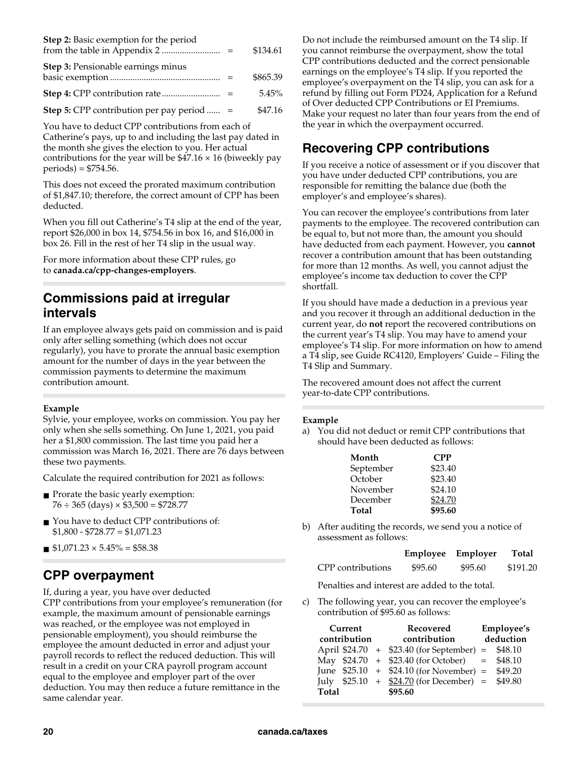| | | |
|---|---|---|
| **Step 2:** Basic exemption for the period from the table in Appendix 2 | = | \$134.61 |
| **Step 3:** Pensionable earnings minus basic exemption | = | \$865.39 |
| **Step 4:** CPP contribution rate | = | 5.45% |
| **Step 5:** CPP contribution per pay period | = | \$47.16 |

You have to deduct CPP contributions from each of Catherine's pays, up to and including the last pay dated in the month she gives the election to you. Her actual contributions for the year will be \$47.16 × 16 (biweekly pay periods) = \$754.56.

This does not exceed the prorated maximum contribution of \$1,847.10; therefore, the correct amount of CPP has been deducted.

When you fill out Catherine's T4 slip at the end of the year, report \$26,000 in box 14, \$754.56 in box 16, and \$16,000 in box 26. Fill in the rest of her T4 slip in the usual way.

For more information about these CPP rules, go to **canada.ca/cpp-changes-employers**.

## Commissions paid at irregular intervals

If an employee always gets paid on commission and is paid only after selling something (which does not occur regularly), you have to prorate the annual basic exemption amount for the number of days in the year between the commission payments to determine the maximum contribution amount.

**Example**

Sylvie, your employee, works on commission. You pay her only when she sells something. On June 1, 2021, you paid her a \$1,800 commission. The last time you paid her a commission was March 16, 2021. There are 76 days between these two payments.

Calculate the required contribution for 2021 as follows:

- Prorate the basic yearly exemption:
  76 ÷ 365 (days) × \$3,500 = \$728.77
- You have to deduct CPP contributions of:
  \$1,800 - \$728.77 = \$1,071.23
- \$1,071.23 × 5.45% = \$58.38

## CPP overpayment

If, during a year, you have over deducted CPP contributions from your employee's remuneration (for example, the maximum amount of pensionable earnings was reached, or the employee was not employed in pensionable employment), you should reimburse the employee the amount deducted in error and adjust your payroll records to reflect the reduced deduction. This will result in a credit on your CRA payroll program account equal to the employee and employer part of the over deduction. You may then reduce a future remittance in the same calendar year.

Do not include the reimbursed amount on the T4 slip. If you cannot reimburse the overpayment, show the total CPP contributions deducted and the correct pensionable earnings on the employee's T4 slip. If you reported the employee's overpayment on the T4 slip, you can ask for a refund by filling out Form PD24, Application for a Refund of Over deducted CPP Contributions or EI Premiums. Make your request no later than four years from the end of the year in which the overpayment occurred.

## Recovering CPP contributions

If you receive a notice of assessment or if you discover that you have under deducted CPP contributions, you are responsible for remitting the balance due (both the employer's and employee's shares).

You can recover the employee's contributions from later payments to the employee. The recovered contribution can be equal to, but not more than, the amount you should have deducted from each payment. However, you **cannot** recover a contribution amount that has been outstanding for more than 12 months. As well, you cannot adjust the employee's income tax deduction to cover the CPP shortfall.

If you should have made a deduction in a previous year and you recover it through an additional deduction in the current year, do **not** report the recovered contributions on the current year's T4 slip. You may have to amend your employee's T4 slip. For more information on how to amend a T4 slip, see Guide RC4120, Employers' Guide – Filing the T4 Slip and Summary.

The recovered amount does not affect the current year-to-date CPP contributions.

**Example**

a) You did not deduct or remit CPP contributions that should have been deducted as follows:

| Month | CPP |
|---|---|
| September | \$23.40 |
| October | \$23.40 |
| November | \$24.10 |
| December | \$24.70 |
| **Total** | **\$95.60** |

b) After auditing the records, we send you a notice of assessment as follows:

| | Employee | Employer | Total |
|---|---|---|---|
| CPP contributions | \$95.60 | \$95.60 | \$191.20 |

Penalties and interest are added to the total.

c) The following year, you can recover the employee's contribution of \$95.60 as follows:

| Current contribution | | Recovered contribution | | Employee's deduction |
|---|---|---|---|---|
| April \$24.70 | + | \$23.40 (for September) | = | \$48.10 |
| May \$24.70 | + | \$23.40 (for October) | = | \$48.10 |
| June \$25.10 | + | \$24.10 (for November) | = | \$49.20 |
| July \$25.10 | + | \$24.70 (for December) | = | \$49.80 |
| **Total** | | **\$95.60** | | |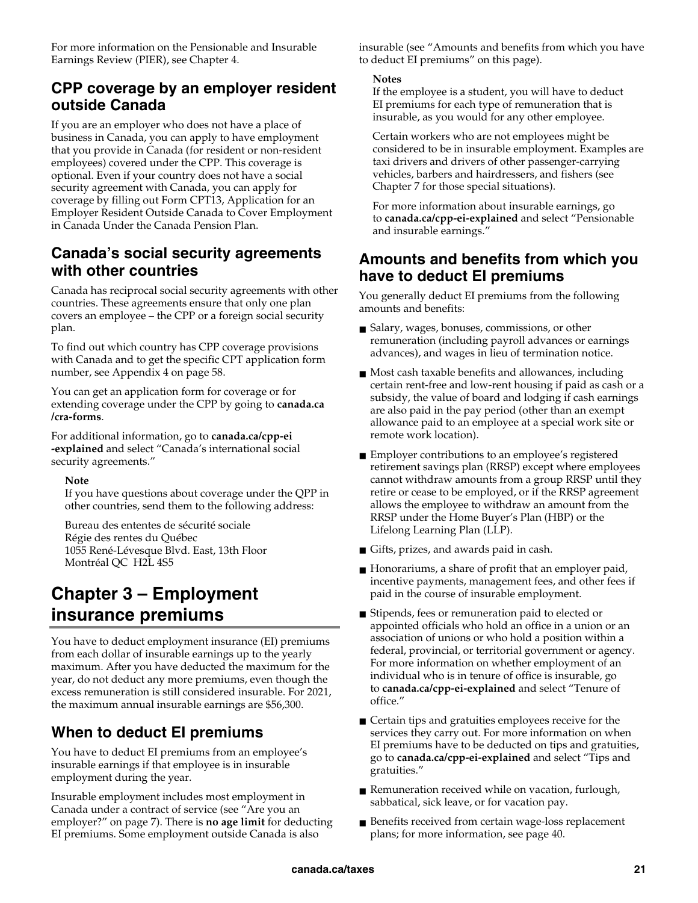For more information on the Pensionable and Insurable Earnings Review (PIER), see Chapter 4.

## CPP coverage by an employer resident outside Canada

If you are an employer who does not have a place of business in Canada, you can apply to have employment that you provide in Canada (for resident or non-resident employees) covered under the CPP. This coverage is optional. Even if your country does not have a social security agreement with Canada, you can apply for coverage by filling out Form CPT13, Application for an Employer Resident Outside Canada to Cover Employment in Canada Under the Canada Pension Plan.

## Canada's social security agreements with other countries

Canada has reciprocal social security agreements with other countries. These agreements ensure that only one plan covers an employee – the CPP or a foreign social security plan.

To find out which country has CPP coverage provisions with Canada and to get the specific CPT application form number, see Appendix 4 on page 58.

You can get an application form for coverage or for extending coverage under the CPP by going to **canada.ca/cra-forms**.

For additional information, go to **canada.ca/cpp-ei-explained** and select "Canada's international social security agreements."

**Note**

If you have questions about coverage under the QPP in other countries, send them to the following address:

Bureau des ententes de sécurité sociale
Régie des rentes du Québec
1055 René-Lévesque Blvd. East, 13th Floor
Montréal QC H2L 4S5

# Chapter 3 – Employment insurance premiums

You have to deduct employment insurance (EI) premiums from each dollar of insurable earnings up to the yearly maximum. After you have deducted the maximum for the year, do not deduct any more premiums, even though the excess remuneration is still considered insurable. For 2021, the maximum annual insurable earnings are $56,300.

## When to deduct EI premiums

You have to deduct EI premiums from an employee's insurable earnings if that employee is in insurable employment during the year.

Insurable employment includes most employment in Canada under a contract of service (see "Are you an employer?" on page 7). There is **no age limit** for deducting EI premiums. Some employment outside Canada is also insurable (see "Amounts and benefits from which you have to deduct EI premiums" on this page).

**Notes**

If the employee is a student, you will have to deduct EI premiums for each type of remuneration that is insurable, as you would for any other employee.

Certain workers who are not employees might be considered to be in insurable employment. Examples are taxi drivers and drivers of other passenger-carrying vehicles, barbers and hairdressers, and fishers (see Chapter 7 for those special situations).

For more information about insurable earnings, go to **canada.ca/cpp-ei-explained** and select "Pensionable and insurable earnings."

## Amounts and benefits from which you have to deduct EI premiums

You generally deduct EI premiums from the following amounts and benefits:

- Salary, wages, bonuses, commissions, or other remuneration (including payroll advances or earnings advances), and wages in lieu of termination notice.
- Most cash taxable benefits and allowances, including certain rent-free and low-rent housing if paid as cash or a subsidy, the value of board and lodging if cash earnings are also paid in the pay period (other than an exempt allowance paid to an employee at a special work site or remote work location).
- Employer contributions to an employee's registered retirement savings plan (RRSP) except where employees cannot withdraw amounts from a group RRSP until they retire or cease to be employed, or if the RRSP agreement allows the employee to withdraw an amount from the RRSP under the Home Buyer's Plan (HBP) or the Lifelong Learning Plan (LLP).
- Gifts, prizes, and awards paid in cash.
- Honorariums, a share of profit that an employer paid, incentive payments, management fees, and other fees if paid in the course of insurable employment.
- Stipends, fees or remuneration paid to elected or appointed officials who hold an office in a union or an association of unions or who hold a position within a federal, provincial, or territorial government or agency. For more information on whether employment of an individual who is in tenure of office is insurable, go to **canada.ca/cpp-ei-explained** and select "Tenure of office."
- Certain tips and gratuities employees receive for the services they carry out. For more information on when EI premiums have to be deducted on tips and gratuities, go to **canada.ca/cpp-ei-explained** and select "Tips and gratuities."
- Remuneration received while on vacation, furlough, sabbatical, sick leave, or for vacation pay.
- Benefits received from certain wage-loss replacement plans; for more information, see page 40.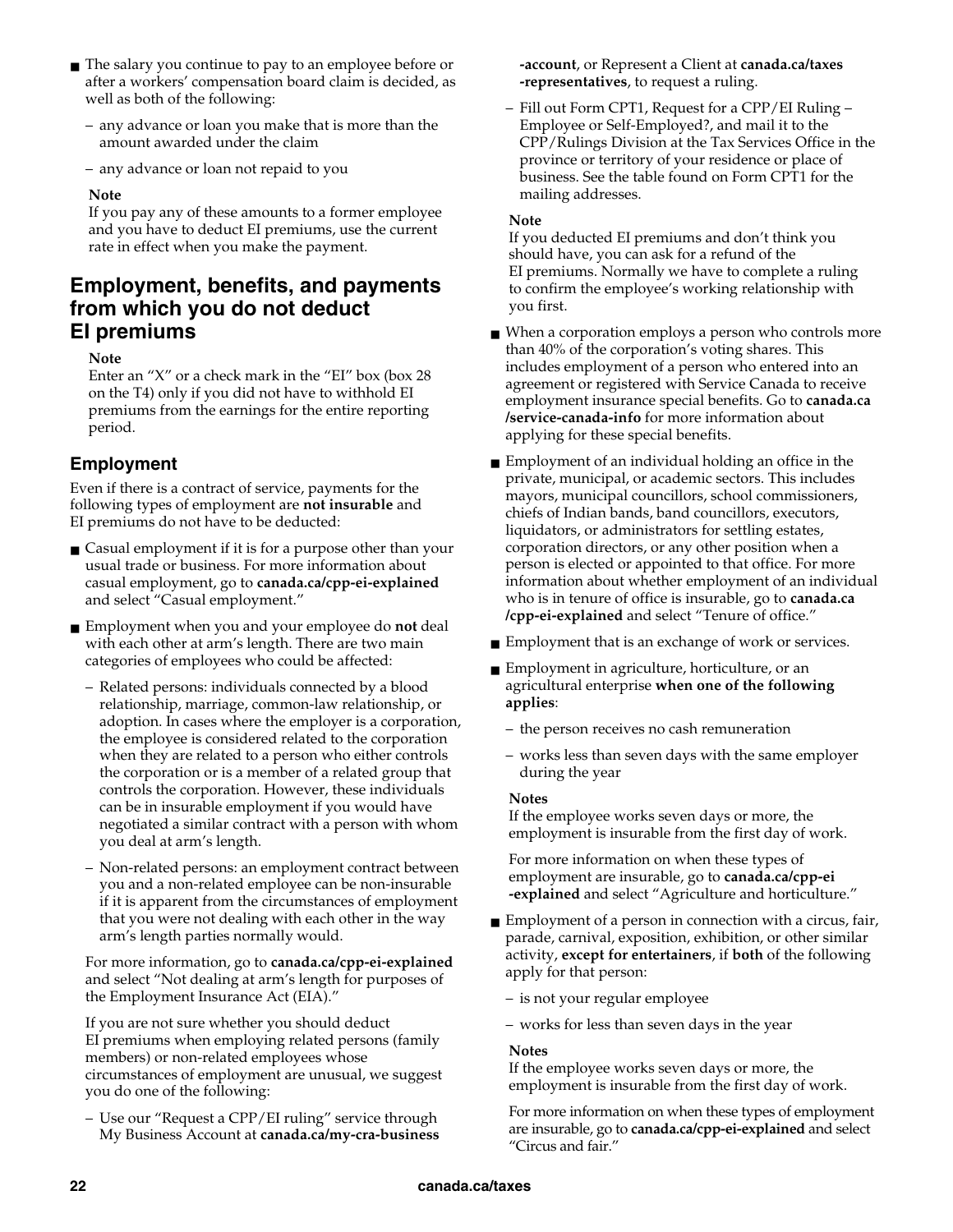- The salary you continue to pay to an employee before or after a workers' compensation board claim is decided, as well as both of the following:
  - any advance or loan you make that is more than the amount awarded under the claim
  - any advance or loan not repaid to you

  **Note**

  If you pay any of these amounts to a former employee and you have to deduct EI premiums, use the current rate in effect when you make the payment.

## Employment, benefits, and payments from which you do not deduct EI premiums

**Note**

Enter an "X" or a check mark in the "EI" box (box 28 on the T4) only if you did not have to withhold EI premiums from the earnings for the entire reporting period.

### Employment

Even if there is a contract of service, payments for the following types of employment are **not insurable** and EI premiums do not have to be deducted:

- Casual employment if it is for a purpose other than your usual trade or business. For more information about casual employment, go to **canada.ca/cpp-ei-explained** and select "Casual employment."
- Employment when you and your employee do **not** deal with each other at arm's length. There are two main categories of employees who could be affected:
  - Related persons: individuals connected by a blood relationship, marriage, common-law relationship, or adoption. In cases where the employer is a corporation, the employee is considered related to the corporation when they are related to a person who either controls the corporation or is a member of a related group that controls the corporation. However, these individuals can be in insurable employment if you would have negotiated a similar contract with a person with whom you deal at arm's length.
  - Non-related persons: an employment contract between you and a non-related employee can be non-insurable if it is apparent from the circumstances of employment that you were not dealing with each other in the way arm's length parties normally would.

  For more information, go to **canada.ca/cpp-ei-explained** and select "Not dealing at arm's length for purposes of the Employment Insurance Act (EIA)."

  If you are not sure whether you should deduct EI premiums when employing related persons (family members) or non-related employees whose circumstances of employment are unusual, we suggest you do one of the following:

  - Use our "Request a CPP/EI ruling" service through My Business Account at **canada.ca/my-cra-business-account**, or Represent a Client at **canada.ca/taxes-representatives**, to request a ruling.
  - Fill out Form CPT1, Request for a CPP/EI Ruling – Employee or Self-Employed?, and mail it to the CPP/Rulings Division at the Tax Services Office in the province or territory of your residence or place of business. See the table found on Form CPT1 for the mailing addresses.

  **Note**

  If you deducted EI premiums and don't think you should have, you can ask for a refund of the EI premiums. Normally we have to complete a ruling to confirm the employee's working relationship with you first.

- When a corporation employs a person who controls more than 40% of the corporation's voting shares. This includes employment of a person who entered into an agreement or registered with Service Canada to receive employment insurance special benefits. Go to **canada.ca/service-canada-info** for more information about applying for these special benefits.
- Employment of an individual holding an office in the private, municipal, or academic sectors. This includes mayors, municipal councillors, school commissioners, chiefs of Indian bands, band councillors, executors, liquidators, or administrators for settling estates, corporation directors, or any other position when a person is elected or appointed to that office. For more information about whether employment of an individual who is in tenure of office is insurable, go to **canada.ca/cpp-ei-explained** and select "Tenure of office."
- Employment that is an exchange of work or services.
- Employment in agriculture, horticulture, or an agricultural enterprise **when one of the following applies**:
  - the person receives no cash remuneration
  - works less than seven days with the same employer during the year

  **Notes**

  If the employee works seven days or more, the employment is insurable from the first day of work.

  For more information on when these types of employment are insurable, go to **canada.ca/cpp-ei-explained** and select "Agriculture and horticulture."

- Employment of a person in connection with a circus, fair, parade, carnival, exposition, exhibition, or other similar activity, **except for entertainers**, if **both** of the following apply for that person:
  - is not your regular employee
  - works for less than seven days in the year

  **Notes**

  If the employee works seven days or more, the employment is insurable from the first day of work.

  For more information on when these types of employment are insurable, go to **canada.ca/cpp-ei-explained** and select "Circus and fair."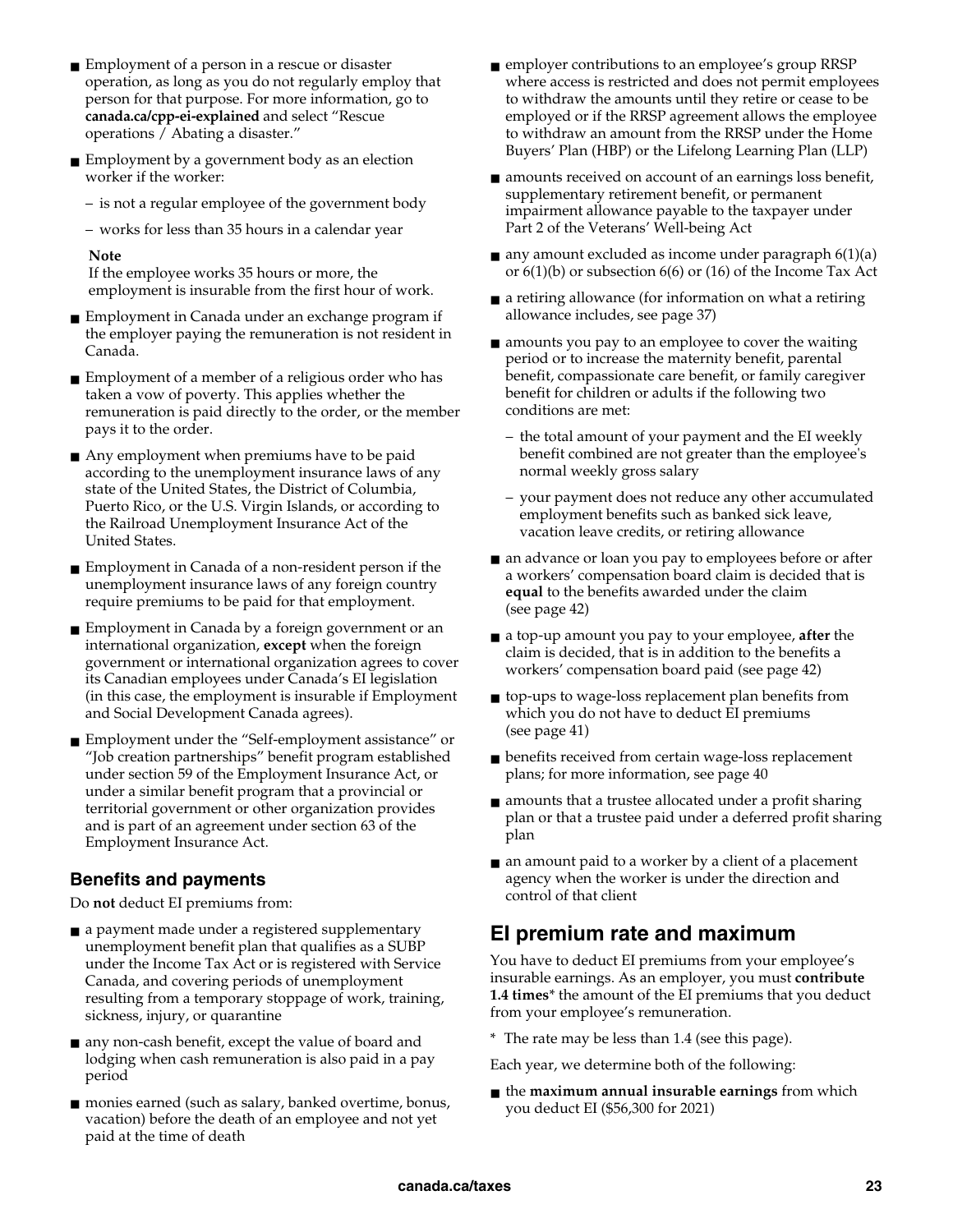- Employment of a person in a rescue or disaster operation, as long as you do not regularly employ that person for that purpose. For more information, go to **canada.ca/cpp-ei-explained** and select "Rescue operations / Abating a disaster."
- Employment by a government body as an election worker if the worker:
  - is not a regular employee of the government body
  - works for less than 35 hours in a calendar year

  **Note**
  If the employee works 35 hours or more, the employment is insurable from the first hour of work.
- Employment in Canada under an exchange program if the employer paying the remuneration is not resident in Canada.
- Employment of a member of a religious order who has taken a vow of poverty. This applies whether the remuneration is paid directly to the order, or the member pays it to the order.
- Any employment when premiums have to be paid according to the unemployment insurance laws of any state of the United States, the District of Columbia, Puerto Rico, or the U.S. Virgin Islands, or according to the Railroad Unemployment Insurance Act of the United States.
- Employment in Canada of a non-resident person if the unemployment insurance laws of any foreign country require premiums to be paid for that employment.
- Employment in Canada by a foreign government or an international organization, **except** when the foreign government or international organization agrees to cover its Canadian employees under Canada's EI legislation (in this case, the employment is insurable if Employment and Social Development Canada agrees).
- Employment under the "Self-employment assistance" or "Job creation partnerships" benefit program established under section 59 of the Employment Insurance Act, or under a similar benefit program that a provincial or territorial government or other organization provides and is part of an agreement under section 63 of the Employment Insurance Act.

### Benefits and payments

Do **not** deduct EI premiums from:

- a payment made under a registered supplementary unemployment benefit plan that qualifies as a SUBP under the Income Tax Act or is registered with Service Canada, and covering periods of unemployment resulting from a temporary stoppage of work, training, sickness, injury, or quarantine
- any non-cash benefit, except the value of board and lodging when cash remuneration is also paid in a pay period
- monies earned (such as salary, banked overtime, bonus, vacation) before the death of an employee and not yet paid at the time of death
- employer contributions to an employee's group RRSP where access is restricted and does not permit employees to withdraw the amounts until they retire or cease to be employed or if the RRSP agreement allows the employee to withdraw an amount from the RRSP under the Home Buyers' Plan (HBP) or the Lifelong Learning Plan (LLP)
- amounts received on account of an earnings loss benefit, supplementary retirement benefit, or permanent impairment allowance payable to the taxpayer under Part 2 of the Veterans' Well-being Act
- any amount excluded as income under paragraph 6(1)(a) or 6(1)(b) or subsection 6(6) or (16) of the Income Tax Act
- a retiring allowance (for information on what a retiring allowance includes, see page 37)
- amounts you pay to an employee to cover the waiting period or to increase the maternity benefit, parental benefit, compassionate care benefit, or family caregiver benefit for children or adults if the following two conditions are met:
  - the total amount of your payment and the EI weekly benefit combined are not greater than the employee's normal weekly gross salary
  - your payment does not reduce any other accumulated employment benefits such as banked sick leave, vacation leave credits, or retiring allowance
- an advance or loan you pay to employees before or after a workers' compensation board claim is decided that is **equal** to the benefits awarded under the claim (see page 42)
- a top-up amount you pay to your employee, **after** the claim is decided, that is in addition to the benefits a workers' compensation board paid (see page 42)
- top-ups to wage-loss replacement plan benefits from which you do not have to deduct EI premiums (see page 41)
- benefits received from certain wage-loss replacement plans; for more information, see page 40
- amounts that a trustee allocated under a profit sharing plan or that a trustee paid under a deferred profit sharing plan
- an amount paid to a worker by a client of a placement agency when the worker is under the direction and control of that client

## EI premium rate and maximum

You have to deduct EI premiums from your employee's insurable earnings. As an employer, you must **contribute 1.4 times*** the amount of the EI premiums that you deduct from your employee's remuneration.

\* The rate may be less than 1.4 (see this page).

Each year, we determine both of the following:

- the **maximum annual insurable earnings** from which you deduct EI ($56,300 for 2021)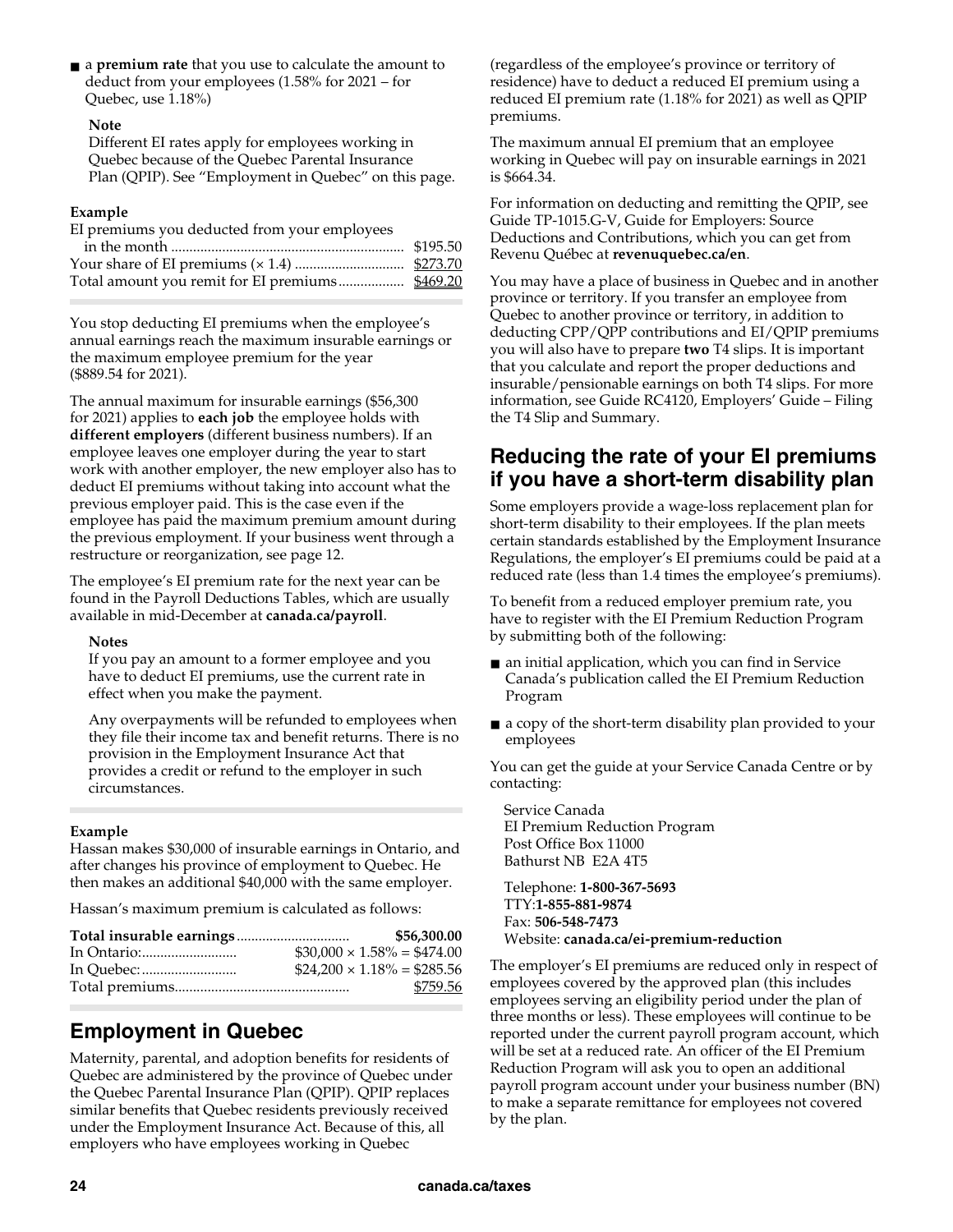- a **premium rate** that you use to calculate the amount to deduct from your employees (1.58% for 2021 – for Quebec, use 1.18%)

  **Note**
  Different EI rates apply for employees working in Quebec because of the Quebec Parental Insurance Plan (QPIP). See "Employment in Quebec" on this page.

**Example**

| | |
|---|---|
| EI premiums you deducted from your employees in the month | \$195.50 |
| Your share of EI premiums (× 1.4) | \$273.70 |
| Total amount you remit for EI premiums | \$469.20 |

You stop deducting EI premiums when the employee's annual earnings reach the maximum insurable earnings or the maximum employee premium for the year (\$889.54 for 2021).

The annual maximum for insurable earnings (\$56,300 for 2021) applies to **each job** the employee holds with **different employers** (different business numbers). If an employee leaves one employer during the year to start work with another employer, the new employer also has to deduct EI premiums without taking into account what the previous employer paid. This is the case even if the employee has paid the maximum premium amount during the previous employment. If your business went through a restructure or reorganization, see page 12.

The employee's EI premium rate for the next year can be found in the Payroll Deductions Tables, which are usually available in mid-December at **canada.ca/payroll**.

**Notes**
If you pay an amount to a former employee and you have to deduct EI premiums, use the current rate in effect when you make the payment.

Any overpayments will be refunded to employees when they file their income tax and benefit returns. There is no provision in the Employment Insurance Act that provides a credit or refund to the employer in such circumstances.

**Example**
Hassan makes \$30,000 of insurable earnings in Ontario, and after changes his province of employment to Quebec. He then makes an additional \$40,000 with the same employer.

Hassan's maximum premium is calculated as follows:

| | |
|---|---|
| **Total insurable earnings** | **\$56,300.00** |
| In Ontario: | \$30,000 × 1.58% = \$474.00 |
| In Quebec: | \$24,200 × 1.18% = \$285.56 |
| Total premiums | \$759.56 |

## Employment in Quebec

Maternity, parental, and adoption benefits for residents of Quebec are administered by the province of Quebec under the Quebec Parental Insurance Plan (QPIP). QPIP replaces similar benefits that Quebec residents previously received under the Employment Insurance Act. Because of this, all employers who have employees working in Quebec (regardless of the employee's province or territory of residence) have to deduct a reduced EI premium using a reduced EI premium rate (1.18% for 2021) as well as QPIP premiums.

The maximum annual EI premium that an employee working in Quebec will pay on insurable earnings in 2021 is \$664.34.

For information on deducting and remitting the QPIP, see Guide TP-1015.G-V, Guide for Employers: Source Deductions and Contributions, which you can get from Revenu Québec at **revenuquebec.ca/en**.

You may have a place of business in Quebec and in another province or territory. If you transfer an employee from Quebec to another province or territory, in addition to deducting CPP/QPP contributions and EI/QPIP premiums you will also have to prepare **two** T4 slips. It is important that you calculate and report the proper deductions and insurable/pensionable earnings on both T4 slips. For more information, see Guide RC4120, Employers' Guide – Filing the T4 Slip and Summary.

## Reducing the rate of your EI premiums if you have a short-term disability plan

Some employers provide a wage-loss replacement plan for short-term disability to their employees. If the plan meets certain standards established by the Employment Insurance Regulations, the employer's EI premiums could be paid at a reduced rate (less than 1.4 times the employee's premiums).

To benefit from a reduced employer premium rate, you have to register with the EI Premium Reduction Program by submitting both of the following:

- an initial application, which you can find in Service Canada's publication called the EI Premium Reduction Program
- a copy of the short-term disability plan provided to your employees

You can get the guide at your Service Canada Centre or by contacting:

Service Canada
EI Premium Reduction Program
Post Office Box 11000
Bathurst NB E2A 4T5

Telephone: **1-800-367-5693**
TTY: **1-855-881-9874**
Fax: **506-548-7473**
Website: **canada.ca/ei-premium-reduction**

The employer's EI premiums are reduced only in respect of employees covered by the approved plan (this includes employees serving an eligibility period under the plan of three months or less). These employees will continue to be reported under the current payroll program account, which will be set at a reduced rate. An officer of the EI Premium Reduction Program will ask you to open an additional payroll program account under your business number (BN) to make a separate remittance for employees not covered by the plan.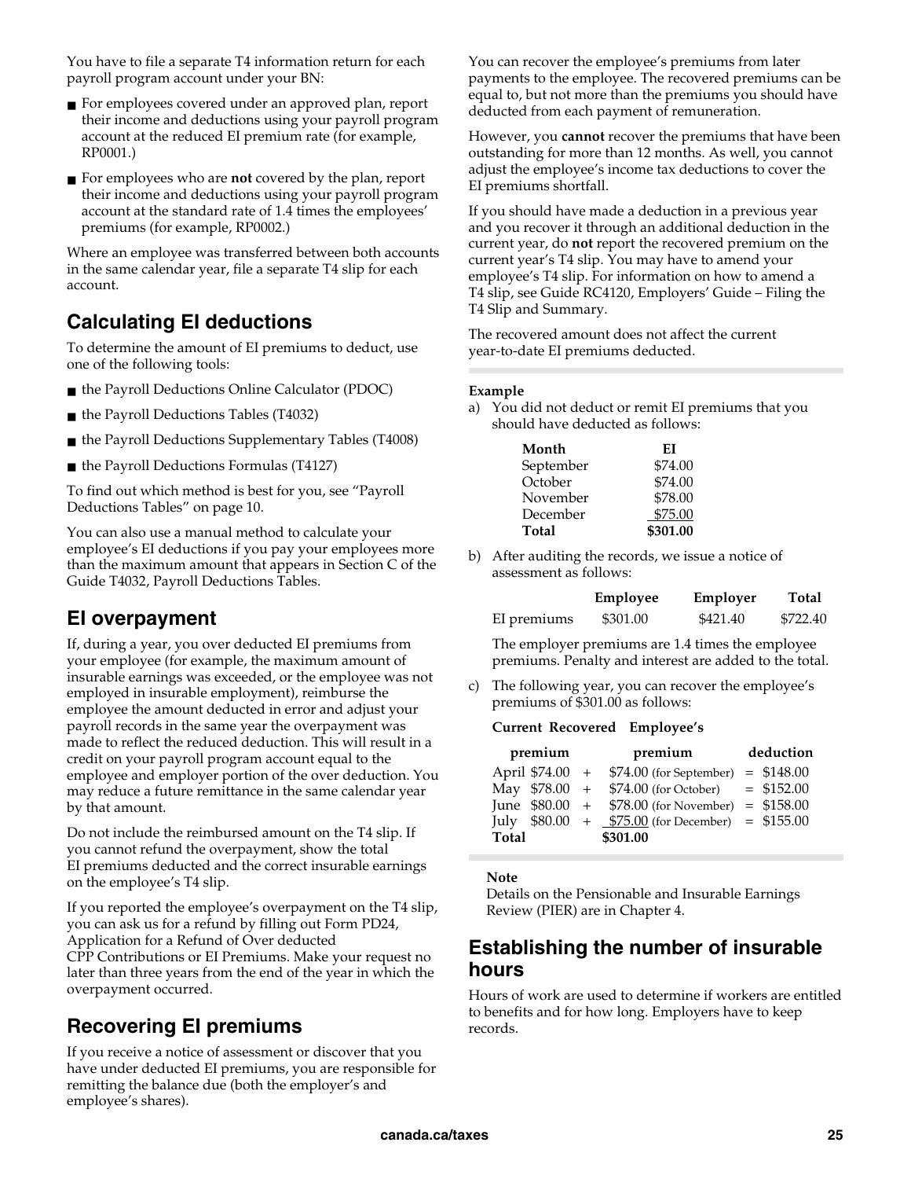You have to file a separate T4 information return for each payroll program account under your BN:

- For employees covered under an approved plan, report their income and deductions using your payroll program account at the reduced EI premium rate (for example, RP0001.)
- For employees who are **not** covered by the plan, report their income and deductions using your payroll program account at the standard rate of 1.4 times the employees' premiums (for example, RP0002.)

Where an employee was transferred between both accounts in the same calendar year, file a separate T4 slip for each account.

## Calculating EI deductions

To determine the amount of EI premiums to deduct, use one of the following tools:

- the Payroll Deductions Online Calculator (PDOC)
- the Payroll Deductions Tables (T4032)
- the Payroll Deductions Supplementary Tables (T4008)
- the Payroll Deductions Formulas (T4127)

To find out which method is best for you, see "Payroll Deductions Tables" on page 10.

You can also use a manual method to calculate your employee's EI deductions if you pay your employees more than the maximum amount that appears in Section C of the Guide T4032, Payroll Deductions Tables.

## EI overpayment

If, during a year, you over deducted EI premiums from your employee (for example, the maximum amount of insurable earnings was exceeded, or the employee was not employed in insurable employment), reimburse the employee the amount deducted in error and adjust your payroll records in the same year the overpayment was made to reflect the reduced deduction. This will result in a credit on your payroll program account equal to the employee and employer portion of the over deduction. You may reduce a future remittance in the same calendar year by that amount.

Do not include the reimbursed amount on the T4 slip. If you cannot refund the overpayment, show the total EI premiums deducted and the correct insurable earnings on the employee's T4 slip.

If you reported the employee's overpayment on the T4 slip, you can ask us for a refund by filling out Form PD24, Application for a Refund of Over deducted CPP Contributions or EI Premiums. Make your request no later than three years from the end of the year in which the overpayment occurred.

## Recovering EI premiums

If you receive a notice of assessment or discover that you have under deducted EI premiums, you are responsible for remitting the balance due (both the employer's and employee's shares).

You can recover the employee's premiums from later payments to the employee. The recovered premiums can be equal to, but not more than the premiums you should have deducted from each payment of remuneration.

However, you **cannot** recover the premiums that have been outstanding for more than 12 months. As well, you cannot adjust the employee's income tax deductions to cover the EI premiums shortfall.

If you should have made a deduction in a previous year and you recover it through an additional deduction in the current year, do **not** report the recovered premium on the current year's T4 slip. You may have to amend your employee's T4 slip. For information on how to amend a T4 slip, see Guide RC4120, Employers' Guide – Filing the T4 Slip and Summary.

The recovered amount does not affect the current year-to-date EI premiums deducted.

**Example**

a) You did not deduct or remit EI premiums that you should have deducted as follows:

| Month | EI |
|---|---|
| September | $74.00 |
| October | $74.00 |
| November | $78.00 |
| December | $75.00 |
| **Total** | **$301.00** |

b) After auditing the records, we issue a notice of assessment as follows:

| | Employee | Employer | Total |
|---|---|---|---|
| EI premiums | $301.00 | $421.40 | $722.40 |

The employer premiums are 1.4 times the employee premiums. Penalty and interest are added to the total.

c) The following year, you can recover the employee's premiums of $301.00 as follows:

| Current premium | | + | Recovered premium | = | Employee's deduction |
|---|---|---|---|---|---|
| April | $74.00 | + | $74.00 (for September) | = | $148.00 |
| May | $78.00 | + | $74.00 (for October) | = | $152.00 |
| June | $80.00 | + | $78.00 (for November) | = | $158.00 |
| July | $80.00 | + | $75.00 (for December) | = | $155.00 |
| **Total** | | | **$301.00** | | |

**Note**
Details on the Pensionable and Insurable Earnings Review (PIER) are in Chapter 4.

## Establishing the number of insurable hours

Hours of work are used to determine if workers are entitled to benefits and for how long. Employers have to keep records.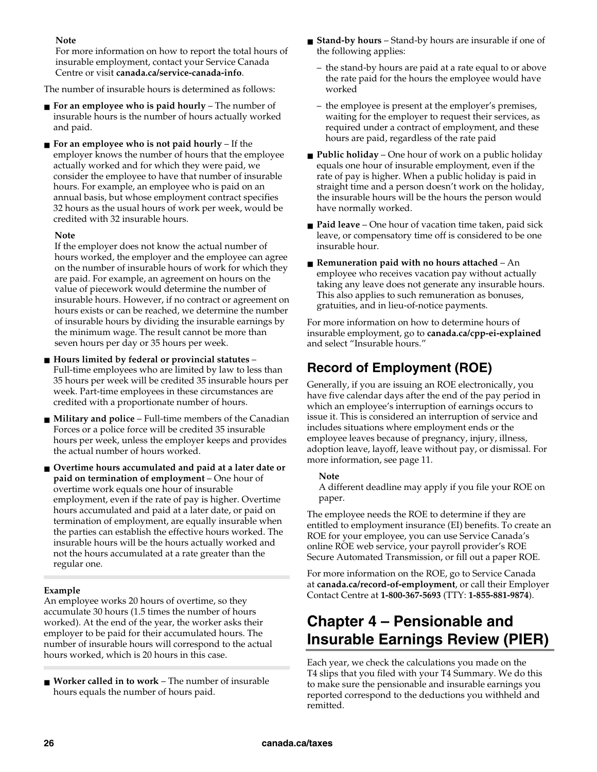**Note**
For more information on how to report the total hours of insurable employment, contact your Service Canada Centre or visit **canada.ca/service-canada-info**.

The number of insurable hours is determined as follows:

- **For an employee who is paid hourly** – The number of insurable hours is the number of hours actually worked and paid.
- **For an employee who is not paid hourly** – If the employer knows the number of hours that the employee actually worked and for which they were paid, we consider the employee to have that number of insurable hours. For example, an employee who is paid on an annual basis, but whose employment contract specifies 32 hours as the usual hours of work per week, would be credited with 32 insurable hours.

  **Note**
  If the employer does not know the actual number of hours worked, the employer and the employee can agree on the number of insurable hours of work for which they are paid. For example, an agreement on hours on the value of piecework would determine the number of insurable hours. However, if no contract or agreement on hours exists or can be reached, we determine the number of insurable hours by dividing the insurable earnings by the minimum wage. The result cannot be more than seven hours per day or 35 hours per week.

- **Hours limited by federal or provincial statutes** – Full-time employees who are limited by law to less than 35 hours per week will be credited 35 insurable hours per week. Part-time employees in these circumstances are credited with a proportionate number of hours.
- **Military and police** – Full-time members of the Canadian Forces or a police force will be credited 35 insurable hours per week, unless the employer keeps and provides the actual number of hours worked.
- **Overtime hours accumulated and paid at a later date or paid on termination of employment** – One hour of overtime work equals one hour of insurable employment, even if the rate of pay is higher. Overtime hours accumulated and paid at a later date, or paid on termination of employment, are equally insurable when the parties can establish the effective hours worked. The insurable hours will be the hours actually worked and not the hours accumulated at a rate greater than the regular one.

**Example**
An employee works 20 hours of overtime, so they accumulate 30 hours (1.5 times the number of hours worked). At the end of the year, the worker asks their employer to be paid for their accumulated hours. The number of insurable hours will correspond to the actual hours worked, which is 20 hours in this case.

- **Worker called in to work** – The number of insurable hours equals the number of hours paid.
- **Stand-by hours** – Stand-by hours are insurable if one of the following applies:
  - the stand-by hours are paid at a rate equal to or above the rate paid for the hours the employee would have worked
  - the employee is present at the employer's premises, waiting for the employer to request their services, as required under a contract of employment, and these hours are paid, regardless of the rate paid
- **Public holiday** – One hour of work on a public holiday equals one hour of insurable employment, even if the rate of pay is higher. When a public holiday is paid in straight time and a person doesn't work on the holiday, the insurable hours will be the hours the person would have normally worked.
- **Paid leave** – One hour of vacation time taken, paid sick leave, or compensatory time off is considered to be one insurable hour.
- **Remuneration paid with no hours attached** – An employee who receives vacation pay without actually taking any leave does not generate any insurable hours. This also applies to such remuneration as bonuses, gratuities, and in lieu-of-notice payments.

For more information on how to determine hours of insurable employment, go to **canada.ca/cpp-ei-explained** and select "Insurable hours."

## Record of Employment (ROE)

Generally, if you are issuing an ROE electronically, you have five calendar days after the end of the pay period in which an employee's interruption of earnings occurs to issue it. This is considered an interruption of service and includes situations where employment ends or the employee leaves because of pregnancy, injury, illness, adoption leave, layoff, leave without pay, or dismissal. For more information, see page 11.

**Note**
A different deadline may apply if you file your ROE on paper.

The employee needs the ROE to determine if they are entitled to employment insurance (EI) benefits. To create an ROE for your employee, you can use Service Canada's online ROE web service, your payroll provider's ROE Secure Automated Transmission, or fill out a paper ROE.

For more information on the ROE, go to Service Canada at **canada.ca/record-of-employment**, or call their Employer Contact Centre at **1-800-367-5693** (TTY: **1-855-881-9874**).

# Chapter 4 – Pensionable and Insurable Earnings Review (PIER)

Each year, we check the calculations you made on the T4 slips that you filed with your T4 Summary. We do this to make sure the pensionable and insurable earnings you reported correspond to the deductions you withheld and remitted.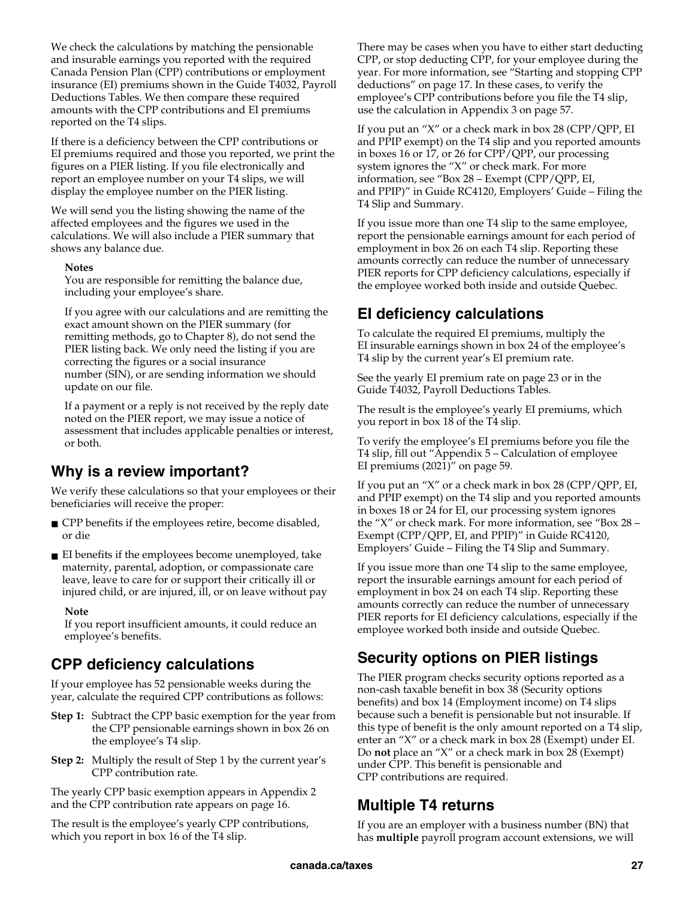We check the calculations by matching the pensionable and insurable earnings you reported with the required Canada Pension Plan (CPP) contributions or employment insurance (EI) premiums shown in the Guide T4032, Payroll Deductions Tables. We then compare these required amounts with the CPP contributions and EI premiums reported on the T4 slips.

If there is a deficiency between the CPP contributions or EI premiums required and those you reported, we print the figures on a PIER listing. If you file electronically and report an employee number on your T4 slips, we will display the employee number on the PIER listing.

We will send you the listing showing the name of the affected employees and the figures we used in the calculations. We will also include a PIER summary that shows any balance due.

> **Notes**
>
> You are responsible for remitting the balance due, including your employee's share.
>
> If you agree with our calculations and are remitting the exact amount shown on the PIER summary (for remitting methods, go to Chapter 8), do not send the PIER listing back. We only need the listing if you are correcting the figures or a social insurance number (SIN), or are sending information we should update on our file.
>
> If a payment or a reply is not received by the reply date noted on the PIER report, we may issue a notice of assessment that includes applicable penalties or interest, or both.

## Why is a review important?

We verify these calculations so that your employees or their beneficiaries will receive the proper:

- CPP benefits if the employees retire, become disabled, or die
- EI benefits if the employees become unemployed, take maternity, parental, adoption, or compassionate care leave, leave to care for or support their critically ill or injured child, or are injured, ill, or on leave without pay

> **Note**
>
> If you report insufficient amounts, it could reduce an employee's benefits.

## CPP deficiency calculations

If your employee has 52 pensionable weeks during the year, calculate the required CPP contributions as follows:

**Step 1:** Subtract the CPP basic exemption for the year from the CPP pensionable earnings shown in box 26 on the employee's T4 slip.

**Step 2:** Multiply the result of Step 1 by the current year's CPP contribution rate.

The yearly CPP basic exemption appears in Appendix 2 and the CPP contribution rate appears on page 16.

The result is the employee's yearly CPP contributions, which you report in box 16 of the T4 slip.

There may be cases when you have to either start deducting CPP, or stop deducting CPP, for your employee during the year. For more information, see "Starting and stopping CPP deductions" on page 17. In these cases, to verify the employee's CPP contributions before you file the T4 slip, use the calculation in Appendix 3 on page 57.

If you put an "X" or a check mark in box 28 (CPP/QPP, EI and PPIP exempt) on the T4 slip and you reported amounts in boxes 16 or 17, or 26 for CPP/QPP, our processing system ignores the "X" or check mark. For more information, see "Box 28 – Exempt (CPP/QPP, EI, and PPIP)" in Guide RC4120, Employers' Guide – Filing the T4 Slip and Summary.

If you issue more than one T4 slip to the same employee, report the pensionable earnings amount for each period of employment in box 26 on each T4 slip. Reporting these amounts correctly can reduce the number of unnecessary PIER reports for CPP deficiency calculations, especially if the employee worked both inside and outside Quebec.

## EI deficiency calculations

To calculate the required EI premiums, multiply the EI insurable earnings shown in box 24 of the employee's T4 slip by the current year's EI premium rate.

See the yearly EI premium rate on page 23 or in the Guide T4032, Payroll Deductions Tables.

The result is the employee's yearly EI premiums, which you report in box 18 of the T4 slip.

To verify the employee's EI premiums before you file the T4 slip, fill out "Appendix 5 – Calculation of employee EI premiums (2021)" on page 59.

If you put an "X" or a check mark in box 28 (CPP/QPP, EI, and PPIP exempt) on the T4 slip and you reported amounts in boxes 18 or 24 for EI, our processing system ignores the "X" or check mark. For more information, see "Box 28 – Exempt (CPP/QPP, EI, and PPIP)" in Guide RC4120, Employers' Guide – Filing the T4 Slip and Summary.

If you issue more than one T4 slip to the same employee, report the insurable earnings amount for each period of employment in box 24 on each T4 slip. Reporting these amounts correctly can reduce the number of unnecessary PIER reports for EI deficiency calculations, especially if the employee worked both inside and outside Quebec.

## Security options on PIER listings

The PIER program checks security options reported as a non-cash taxable benefit in box 38 (Security options benefits) and box 14 (Employment income) on T4 slips because such a benefit is pensionable but not insurable. If this type of benefit is the only amount reported on a T4 slip, enter an "X" or a check mark in box 28 (Exempt) under EI. Do **not** place an "X" or a check mark in box 28 (Exempt) under CPP. This benefit is pensionable and CPP contributions are required.

## Multiple T4 returns

If you are an employer with a business number (BN) that has **multiple** payroll program account extensions, we will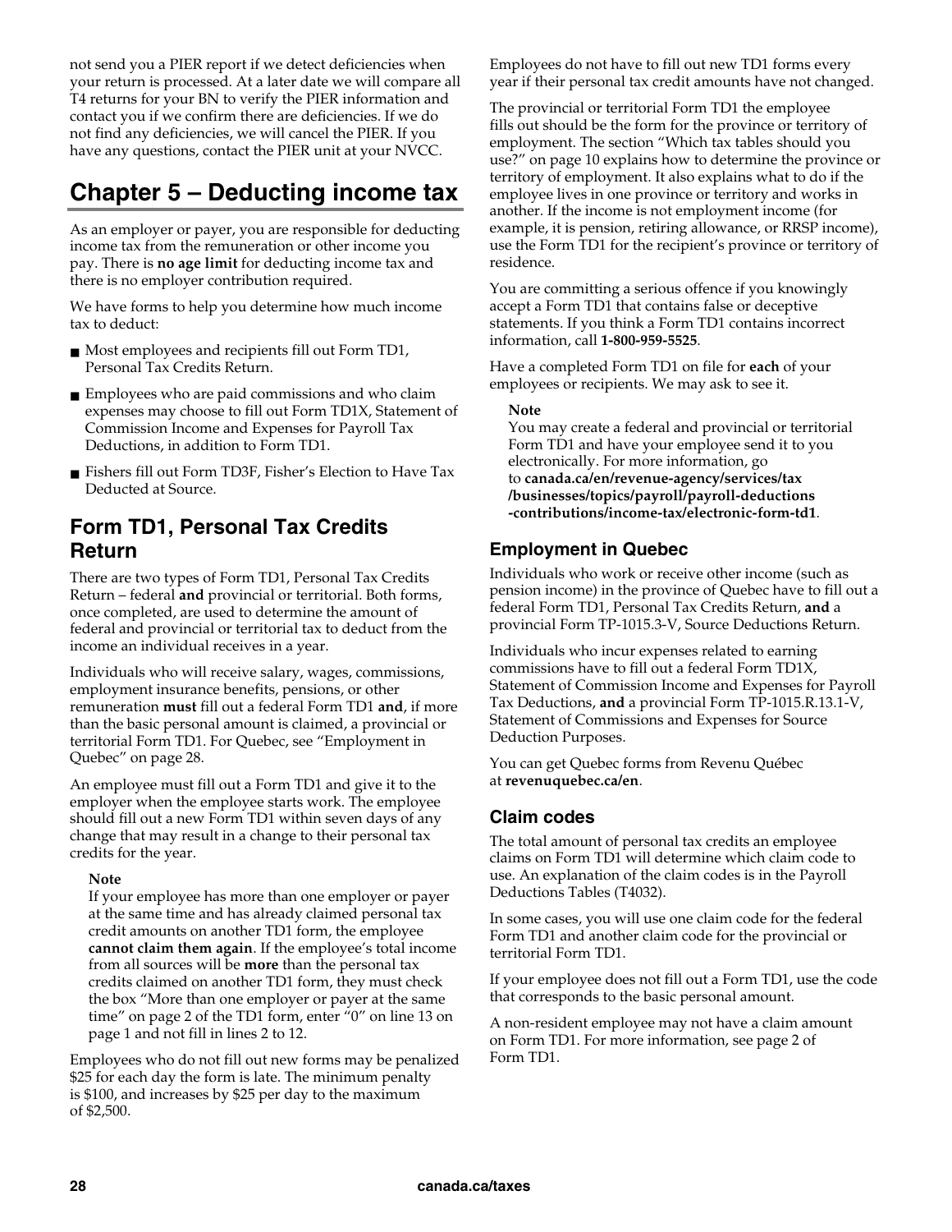not send you a PIER report if we detect deficiencies when your return is processed. At a later date we will compare all T4 returns for your BN to verify the PIER information and contact you if we confirm there are deficiencies. If we do not find any deficiencies, we will cancel the PIER. If you have any questions, contact the PIER unit at your NVCC.

# Chapter 5 – Deducting income tax

As an employer or payer, you are responsible for deducting income tax from the remuneration or other income you pay. There is **no age limit** for deducting income tax and there is no employer contribution required.

We have forms to help you determine how much income tax to deduct:

- Most employees and recipients fill out Form TD1, Personal Tax Credits Return.
- Employees who are paid commissions and who claim expenses may choose to fill out Form TD1X, Statement of Commission Income and Expenses for Payroll Tax Deductions, in addition to Form TD1.
- Fishers fill out Form TD3F, Fisher's Election to Have Tax Deducted at Source.

## Form TD1, Personal Tax Credits Return

There are two types of Form TD1, Personal Tax Credits Return – federal **and** provincial or territorial. Both forms, once completed, are used to determine the amount of federal and provincial or territorial tax to deduct from the income an individual receives in a year.

Individuals who will receive salary, wages, commissions, employment insurance benefits, pensions, or other remuneration **must** fill out a federal Form TD1 **and**, if more than the basic personal amount is claimed, a provincial or territorial Form TD1. For Quebec, see "Employment in Quebec" on page 28.

An employee must fill out a Form TD1 and give it to the employer when the employee starts work. The employee should fill out a new Form TD1 within seven days of any change that may result in a change to their personal tax credits for the year.

**Note**
If your employee has more than one employer or payer at the same time and has already claimed personal tax credit amounts on another TD1 form, the employee **cannot claim them again**. If the employee's total income from all sources will be **more** than the personal tax credits claimed on another TD1 form, they must check the box "More than one employer or payer at the same time" on page 2 of the TD1 form, enter "0" on line 13 on page 1 and not fill in lines 2 to 12.

Employees who do not fill out new forms may be penalized $25 for each day the form is late. The minimum penalty is $100, and increases by $25 per day to the maximum of $2,500.

Employees do not have to fill out new TD1 forms every year if their personal tax credit amounts have not changed.

The provincial or territorial Form TD1 the employee fills out should be the form for the province or territory of employment. The section "Which tax tables should you use?" on page 10 explains how to determine the province or territory of employment. It also explains what to do if the employee lives in one province or territory and works in another. If the income is not employment income (for example, it is pension, retiring allowance, or RRSP income), use the Form TD1 for the recipient's province or territory of residence.

You are committing a serious offence if you knowingly accept a Form TD1 that contains false or deceptive statements. If you think a Form TD1 contains incorrect information, call **1-800-959-5525**.

Have a completed Form TD1 on file for **each** of your employees or recipients. We may ask to see it.

**Note**
You may create a federal and provincial or territorial Form TD1 and have your employee send it to you electronically. For more information, go to **canada.ca/en/revenue-agency/services/tax/businesses/topics/payroll/payroll-deductions-contributions/income-tax/electronic-form-td1**.

### Employment in Quebec

Individuals who work or receive other income (such as pension income) in the province of Quebec have to fill out a federal Form TD1, Personal Tax Credits Return, **and** a provincial Form TP-1015.3-V, Source Deductions Return.

Individuals who incur expenses related to earning commissions have to fill out a federal Form TD1X, Statement of Commission Income and Expenses for Payroll Tax Deductions, **and** a provincial Form TP-1015.R.13.1-V, Statement of Commissions and Expenses for Source Deduction Purposes.

You can get Quebec forms from Revenu Québec at **revenuquebec.ca/en**.

### Claim codes

The total amount of personal tax credits an employee claims on Form TD1 will determine which claim code to use. An explanation of the claim codes is in the Payroll Deductions Tables (T4032).

In some cases, you will use one claim code for the federal Form TD1 and another claim code for the provincial or territorial Form TD1.

If your employee does not fill out a Form TD1, use the code that corresponds to the basic personal amount.

A non-resident employee may not have a claim amount on Form TD1. For more information, see page 2 of Form TD1.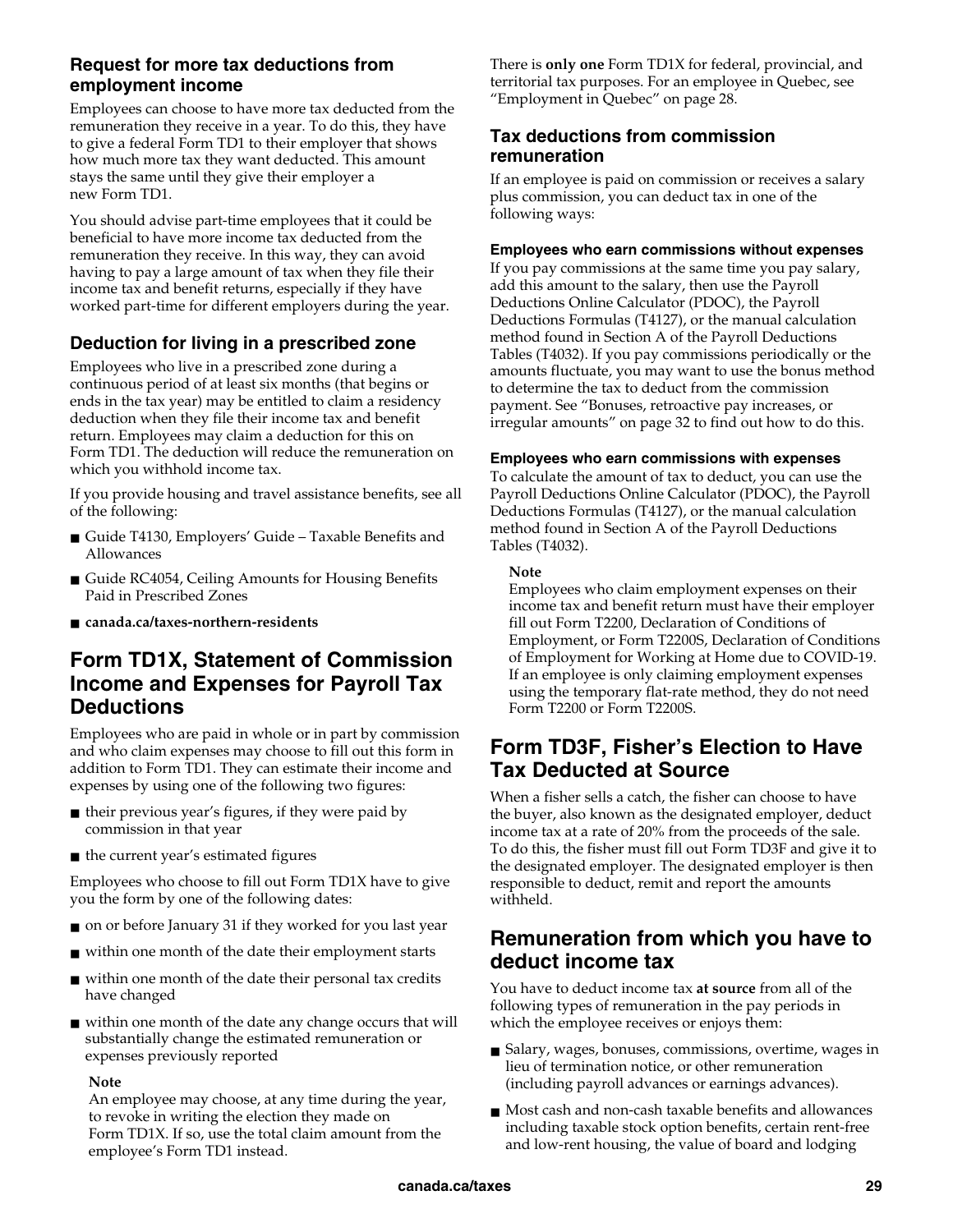### Request for more tax deductions from employment income

Employees can choose to have more tax deducted from the remuneration they receive in a year. To do this, they have to give a federal Form TD1 to their employer that shows how much more tax they want deducted. This amount stays the same until they give their employer a new Form TD1.

You should advise part-time employees that it could be beneficial to have more income tax deducted from the remuneration they receive. In this way, they can avoid having to pay a large amount of tax when they file their income tax and benefit returns, especially if they have worked part-time for different employers during the year.

### Deduction for living in a prescribed zone

Employees who live in a prescribed zone during a continuous period of at least six months (that begins or ends in the tax year) may be entitled to claim a residency deduction when they file their income tax and benefit return. Employees may claim a deduction for this on Form TD1. The deduction will reduce the remuneration on which you withhold income tax.

If you provide housing and travel assistance benefits, see all of the following:

- Guide T4130, Employers' Guide – Taxable Benefits and Allowances
- Guide RC4054, Ceiling Amounts for Housing Benefits Paid in Prescribed Zones
- **canada.ca/taxes-northern-residents**

## Form TD1X, Statement of Commission Income and Expenses for Payroll Tax Deductions

Employees who are paid in whole or in part by commission and who claim expenses may choose to fill out this form in addition to Form TD1. They can estimate their income and expenses by using one of the following two figures:

- their previous year's figures, if they were paid by commission in that year
- the current year's estimated figures

Employees who choose to fill out Form TD1X have to give you the form by one of the following dates:

- on or before January 31 if they worked for you last year
- within one month of the date their employment starts
- within one month of the date their personal tax credits have changed
- within one month of the date any change occurs that will substantially change the estimated remuneration or expenses previously reported

**Note**
An employee may choose, at any time during the year, to revoke in writing the election they made on Form TD1X. If so, use the total claim amount from the employee's Form TD1 instead.

There is **only one** Form TD1X for federal, provincial, and territorial tax purposes. For an employee in Quebec, see "Employment in Quebec" on page 28.

### Tax deductions from commission remuneration

If an employee is paid on commission or receives a salary plus commission, you can deduct tax in one of the following ways:

#### Employees who earn commissions without expenses

If you pay commissions at the same time you pay salary, add this amount to the salary, then use the Payroll Deductions Online Calculator (PDOC), the Payroll Deductions Formulas (T4127), or the manual calculation method found in Section A of the Payroll Deductions Tables (T4032). If you pay commissions periodically or the amounts fluctuate, you may want to use the bonus method to determine the tax to deduct from the commission payment. See "Bonuses, retroactive pay increases, or irregular amounts" on page 32 to find out how to do this.

#### Employees who earn commissions with expenses

To calculate the amount of tax to deduct, you can use the Payroll Deductions Online Calculator (PDOC), the Payroll Deductions Formulas (T4127), or the manual calculation method found in Section A of the Payroll Deductions Tables (T4032).

**Note**
Employees who claim employment expenses on their income tax and benefit return must have their employer fill out Form T2200, Declaration of Conditions of Employment, or Form T2200S, Declaration of Conditions of Employment for Working at Home due to COVID-19. If an employee is only claiming employment expenses using the temporary flat-rate method, they do not need Form T2200 or Form T2200S.

## Form TD3F, Fisher's Election to Have Tax Deducted at Source

When a fisher sells a catch, the fisher can choose to have the buyer, also known as the designated employer, deduct income tax at a rate of 20% from the proceeds of the sale. To do this, the fisher must fill out Form TD3F and give it to the designated employer. The designated employer is then responsible to deduct, remit and report the amounts withheld.

## Remuneration from which you have to deduct income tax

You have to deduct income tax **at source** from all of the following types of remuneration in the pay periods in which the employee receives or enjoys them:

- Salary, wages, bonuses, commissions, overtime, wages in lieu of termination notice, or other remuneration (including payroll advances or earnings advances).
- Most cash and non-cash taxable benefits and allowances including taxable stock option benefits, certain rent-free and low-rent housing, the value of board and lodging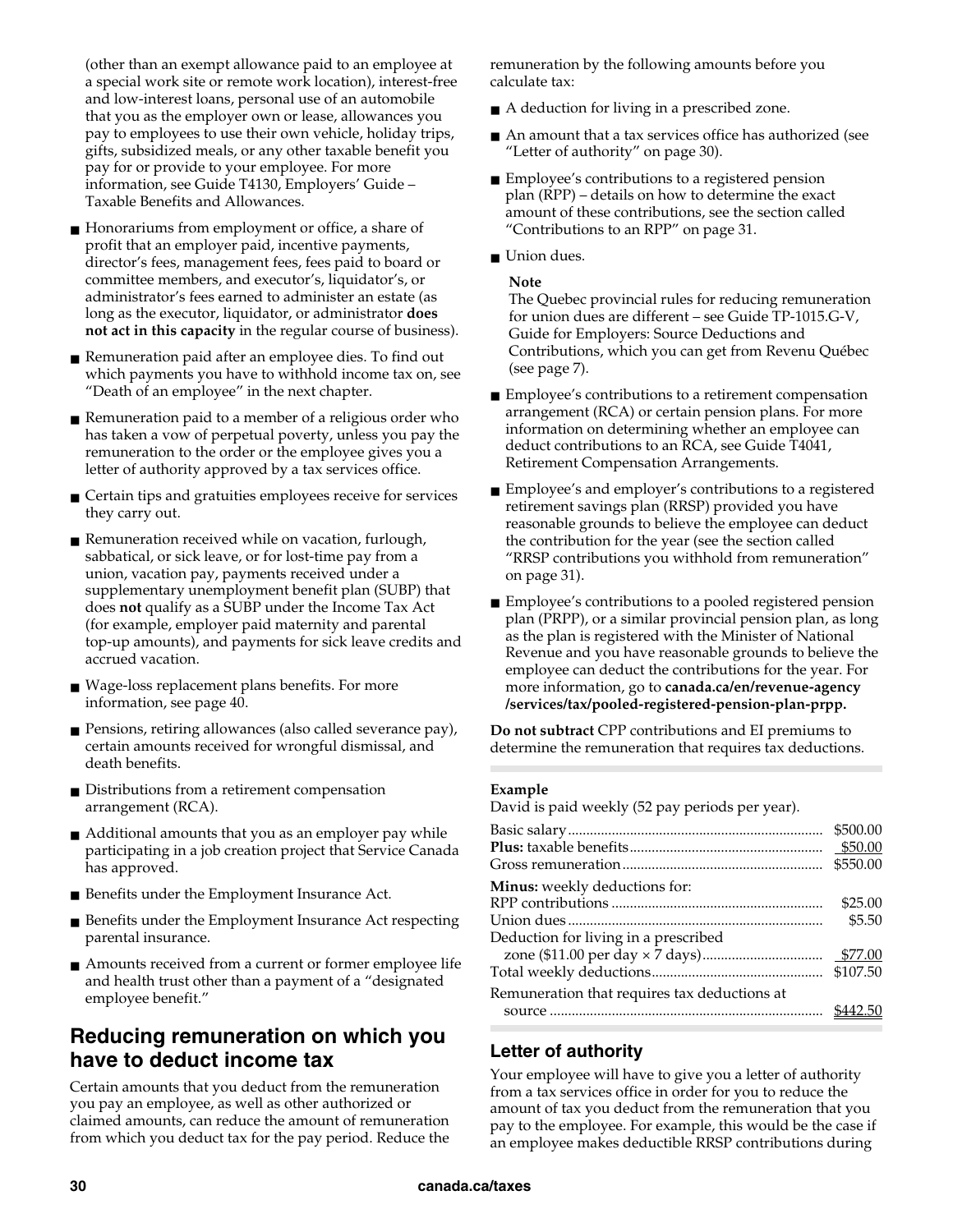(other than an exempt allowance paid to an employee at a special work site or remote work location), interest-free and low-interest loans, personal use of an automobile that you as the employer own or lease, allowances you pay to employees to use their own vehicle, holiday trips, gifts, subsidized meals, or any other taxable benefit you pay for or provide to your employee. For more information, see Guide T4130, Employers' Guide – Taxable Benefits and Allowances.

- Honorariums from employment or office, a share of profit that an employer paid, incentive payments, director's fees, management fees, fees paid to board or committee members, and executor's, liquidator's, or administrator's fees earned to administer an estate (as long as the executor, liquidator, or administrator **does not act in this capacity** in the regular course of business).
- Remuneration paid after an employee dies. To find out which payments you have to withhold income tax on, see "Death of an employee" in the next chapter.
- Remuneration paid to a member of a religious order who has taken a vow of perpetual poverty, unless you pay the remuneration to the order or the employee gives you a letter of authority approved by a tax services office.
- Certain tips and gratuities employees receive for services they carry out.
- Remuneration received while on vacation, furlough, sabbatical, or sick leave, or for lost-time pay from a union, vacation pay, payments received under a supplementary unemployment benefit plan (SUBP) that does **not** qualify as a SUBP under the Income Tax Act (for example, employer paid maternity and parental top-up amounts), and payments for sick leave credits and accrued vacation.
- Wage-loss replacement plans benefits. For more information, see page 40.
- Pensions, retiring allowances (also called severance pay), certain amounts received for wrongful dismissal, and death benefits.
- Distributions from a retirement compensation arrangement (RCA).
- Additional amounts that you as an employer pay while participating in a job creation project that Service Canada has approved.
- Benefits under the Employment Insurance Act.
- Benefits under the Employment Insurance Act respecting parental insurance.
- Amounts received from a current or former employee life and health trust other than a payment of a "designated employee benefit."

## Reducing remuneration on which you have to deduct income tax

Certain amounts that you deduct from the remuneration you pay an employee, as well as other authorized or claimed amounts, can reduce the amount of remuneration from which you deduct tax for the pay period. Reduce the remuneration by the following amounts before you calculate tax:

- A deduction for living in a prescribed zone.
- An amount that a tax services office has authorized (see "Letter of authority" on page 30).
- Employee's contributions to a registered pension plan (RPP) – details on how to determine the exact amount of these contributions, see the section called "Contributions to an RPP" on page 31.
- Union dues.

  **Note**
  The Quebec provincial rules for reducing remuneration for union dues are different – see Guide TP-1015.G-V, Guide for Employers: Source Deductions and Contributions, which you can get from Revenu Québec (see page 7).

- Employee's contributions to a retirement compensation arrangement (RCA) or certain pension plans. For more information on determining whether an employee can deduct contributions to an RCA, see Guide T4041, Retirement Compensation Arrangements.
- Employee's and employer's contributions to a registered retirement savings plan (RRSP) provided you have reasonable grounds to believe the employee can deduct the contribution for the year (see the section called "RRSP contributions you withhold from remuneration" on page 31).
- Employee's contributions to a pooled registered pension plan (PRPP), or a similar provincial pension plan, as long as the plan is registered with the Minister of National Revenue and you have reasonable grounds to believe the employee can deduct the contributions for the year. For more information, go to **canada.ca/en/revenue-agency/services/tax/pooled-registered-pension-plan-prpp.**

**Do not subtract** CPP contributions and EI premiums to determine the remuneration that requires tax deductions.

**Example**

David is paid weekly (52 pay periods per year).

| | |
|---|---|
| Basic salary | $500.00 |
| **Plus:** taxable benefits | $50.00 |
| Gross remuneration | $550.00 |
| **Minus:** weekly deductions for: | |
| RPP contributions | $25.00 |
| Union dues | $5.50 |
| Deduction for living in a prescribed zone ($11.00 per day × 7 days) | $77.00 |
| Total weekly deductions | $107.50 |
| Remuneration that requires tax deductions at source | $442.50 |

### Letter of authority

Your employee will have to give you a letter of authority from a tax services office in order for you to reduce the amount of tax you deduct from the remuneration that you pay to the employee. For example, this would be the case if an employee makes deductible RRSP contributions during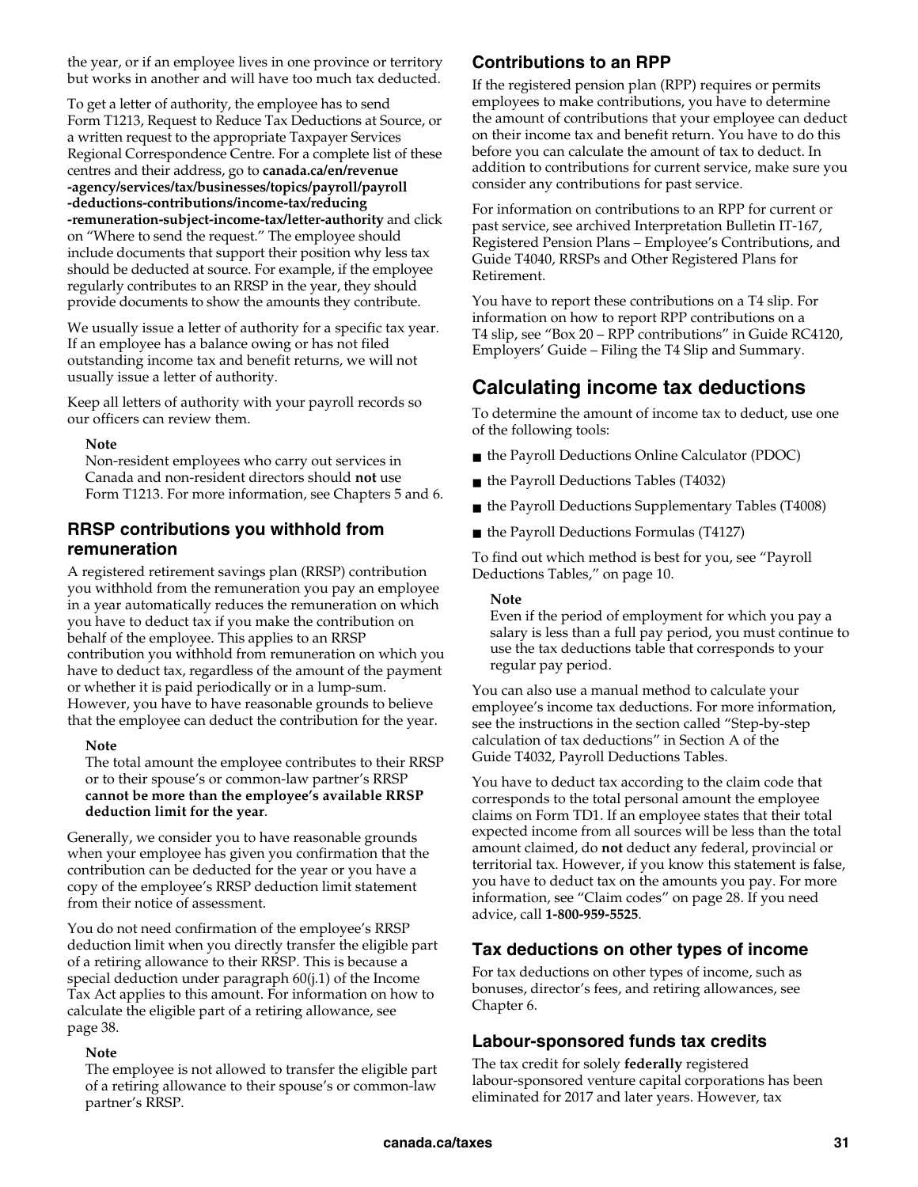the year, or if an employee lives in one province or territory but works in another and will have too much tax deducted.

To get a letter of authority, the employee has to send Form T1213, Request to Reduce Tax Deductions at Source, or a written request to the appropriate Taxpayer Services Regional Correspondence Centre. For a complete list of these centres and their address, go to **canada.ca/en/revenue-agency/services/tax/businesses/topics/payroll/payroll-deductions-contributions/income-tax/reducing-remuneration-subject-income-tax/letter-authority** and click on "Where to send the request." The employee should include documents that support their position why less tax should be deducted at source. For example, if the employee regularly contributes to an RRSP in the year, they should provide documents to show the amounts they contribute.

We usually issue a letter of authority for a specific tax year. If an employee has a balance owing or has not filed outstanding income tax and benefit returns, we will not usually issue a letter of authority.

Keep all letters of authority with your payroll records so our officers can review them.

**Note**
Non-resident employees who carry out services in Canada and non-resident directors should **not** use Form T1213. For more information, see Chapters 5 and 6.

### RRSP contributions you withhold from remuneration

A registered retirement savings plan (RRSP) contribution you withhold from the remuneration you pay an employee in a year automatically reduces the remuneration on which you have to deduct tax if you make the contribution on behalf of the employee. This applies to an RRSP contribution you withhold from remuneration on which you have to deduct tax, regardless of the amount of the payment or whether it is paid periodically or in a lump-sum. However, you have to have reasonable grounds to believe that the employee can deduct the contribution for the year.

**Note**
The total amount the employee contributes to their RRSP or to their spouse's or common-law partner's RRSP **cannot be more than the employee's available RRSP deduction limit for the year**.

Generally, we consider you to have reasonable grounds when your employee has given you confirmation that the contribution can be deducted for the year or you have a copy of the employee's RRSP deduction limit statement from their notice of assessment.

You do not need confirmation of the employee's RRSP deduction limit when you directly transfer the eligible part of a retiring allowance to their RRSP. This is because a special deduction under paragraph 60(j.1) of the Income Tax Act applies to this amount. For information on how to calculate the eligible part of a retiring allowance, see page 38.

**Note**
The employee is not allowed to transfer the eligible part of a retiring allowance to their spouse's or common-law partner's RRSP.

### Contributions to an RPP

If the registered pension plan (RPP) requires or permits employees to make contributions, you have to determine the amount of contributions that your employee can deduct on their income tax and benefit return. You have to do this before you can calculate the amount of tax to deduct. In addition to contributions for current service, make sure you consider any contributions for past service.

For information on contributions to an RPP for current or past service, see archived Interpretation Bulletin IT-167, Registered Pension Plans – Employee's Contributions, and Guide T4040, RRSPs and Other Registered Plans for Retirement.

You have to report these contributions on a T4 slip. For information on how to report RPP contributions on a T4 slip, see "Box 20 – RPP contributions" in Guide RC4120, Employers' Guide – Filing the T4 Slip and Summary.

## Calculating income tax deductions

To determine the amount of income tax to deduct, use one of the following tools:

- the Payroll Deductions Online Calculator (PDOC)
- the Payroll Deductions Tables (T4032)
- the Payroll Deductions Supplementary Tables (T4008)
- the Payroll Deductions Formulas (T4127)

To find out which method is best for you, see "Payroll Deductions Tables," on page 10.

**Note**
Even if the period of employment for which you pay a salary is less than a full pay period, you must continue to use the tax deductions table that corresponds to your regular pay period.

You can also use a manual method to calculate your employee's income tax deductions. For more information, see the instructions in the section called "Step-by-step calculation of tax deductions" in Section A of the Guide T4032, Payroll Deductions Tables.

You have to deduct tax according to the claim code that corresponds to the total personal amount the employee claims on Form TD1. If an employee states that their total expected income from all sources will be less than the total amount claimed, do **not** deduct any federal, provincial or territorial tax. However, if you know this statement is false, you have to deduct tax on the amounts you pay. For more information, see "Claim codes" on page 28. If you need advice, call **1-800-959-5525**.

### Tax deductions on other types of income

For tax deductions on other types of income, such as bonuses, director's fees, and retiring allowances, see Chapter 6.

### Labour-sponsored funds tax credits

The tax credit for solely **federally** registered labour-sponsored venture capital corporations has been eliminated for 2017 and later years. However, tax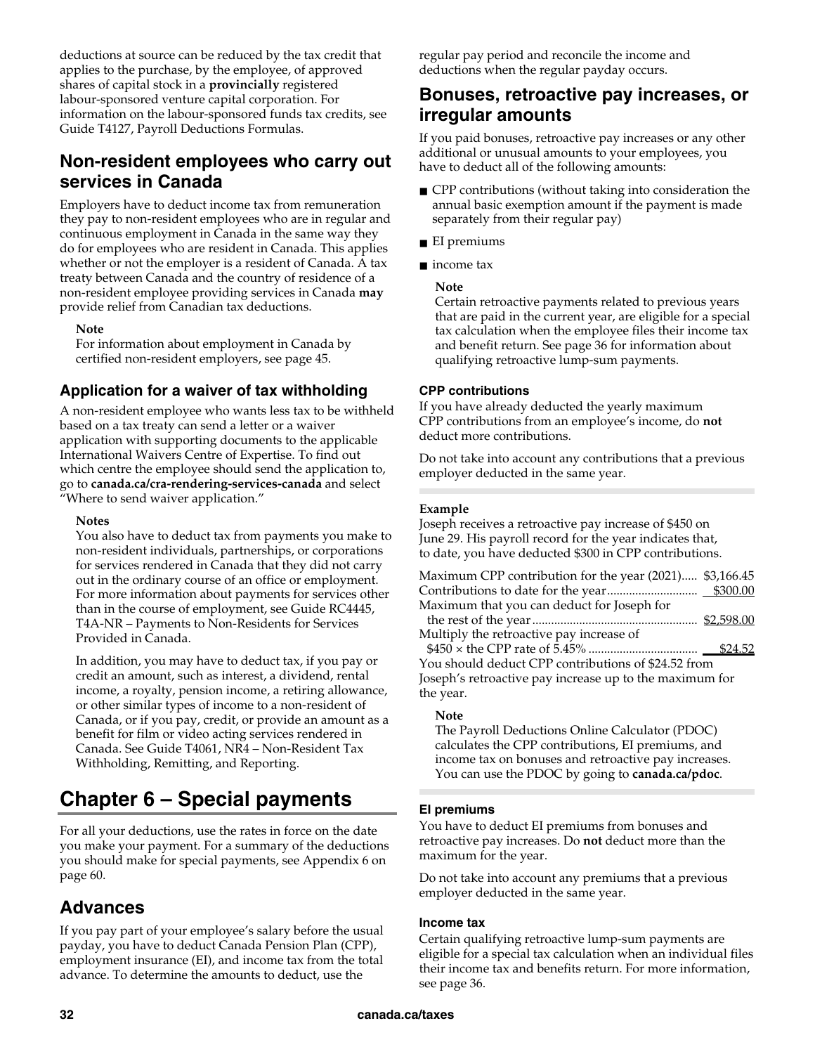deductions at source can be reduced by the tax credit that applies to the purchase, by the employee, of approved shares of capital stock in a **provincially** registered labour-sponsored venture capital corporation. For information on the labour-sponsored funds tax credits, see Guide T4127, Payroll Deductions Formulas.

## Non-resident employees who carry out services in Canada

Employers have to deduct income tax from remuneration they pay to non-resident employees who are in regular and continuous employment in Canada in the same way they do for employees who are resident in Canada. This applies whether or not the employer is a resident of Canada. A tax treaty between Canada and the country of residence of a non-resident employee providing services in Canada **may** provide relief from Canadian tax deductions.

> **Note**
> For information about employment in Canada by certified non-resident employers, see page 45.

### Application for a waiver of tax withholding

A non-resident employee who wants less tax to be withheld based on a tax treaty can send a letter or a waiver application with supporting documents to the applicable International Waivers Centre of Expertise. To find out which centre the employee should send the application to, go to **canada.ca/cra-rendering-services-canada** and select "Where to send waiver application."

> **Notes**
> You also have to deduct tax from payments you make to non-resident individuals, partnerships, or corporations for services rendered in Canada that they did not carry out in the ordinary course of an office or employment. For more information about payments for services other than in the course of employment, see Guide RC4445, T4A-NR – Payments to Non-Residents for Services Provided in Canada.
>
> In addition, you may have to deduct tax, if you pay or credit an amount, such as interest, a dividend, rental income, a royalty, pension income, a retiring allowance, or other similar types of income to a non-resident of Canada, or if you pay, credit, or provide an amount as a benefit for film or video acting services rendered in Canada. See Guide T4061, NR4 – Non-Resident Tax Withholding, Remitting, and Reporting.

# Chapter 6 – Special payments

For all your deductions, use the rates in force on the date you make your payment. For a summary of the deductions you should make for special payments, see Appendix 6 on page 60.

## Advances

If you pay part of your employee's salary before the usual payday, you have to deduct Canada Pension Plan (CPP), employment insurance (EI), and income tax from the total advance. To determine the amounts to deduct, use the regular pay period and reconcile the income and deductions when the regular payday occurs.

## Bonuses, retroactive pay increases, or irregular amounts

If you paid bonuses, retroactive pay increases or any other additional or unusual amounts to your employees, you have to deduct all of the following amounts:

- CPP contributions (without taking into consideration the annual basic exemption amount if the payment is made separately from their regular pay)
- EI premiums
- income tax

> **Note**
> Certain retroactive payments related to previous years that are paid in the current year, are eligible for a special tax calculation when the employee files their income tax and benefit return. See page 36 for information about qualifying retroactive lump-sum payments.

### CPP contributions

If you have already deducted the yearly maximum CPP contributions from an employee's income, do **not** deduct more contributions.

Do not take into account any contributions that a previous employer deducted in the same year.

**Example**
Joseph receives a retroactive pay increase of $450 on June 29. His payroll record for the year indicates that, to date, you have deducted $300 in CPP contributions.

| | |
|---|---|
| Maximum CPP contribution for the year (2021) | $3,166.45 |
| Contributions to date for the year | $300.00 |
| Maximum that you can deduct for Joseph for the rest of the year | $2,598.00 |
| Multiply the retroactive pay increase of $450 × the CPP rate of 5.45% | $24.52 |

You should deduct CPP contributions of $24.52 from Joseph's retroactive pay increase up to the maximum for the year.

> **Note**
> The Payroll Deductions Online Calculator (PDOC) calculates the CPP contributions, EI premiums, and income tax on bonuses and retroactive pay increases. You can use the PDOC by going to **canada.ca/pdoc**.

### EI premiums

You have to deduct EI premiums from bonuses and retroactive pay increases. Do **not** deduct more than the maximum for the year.

Do not take into account any premiums that a previous employer deducted in the same year.

### Income tax

Certain qualifying retroactive lump-sum payments are eligible for a special tax calculation when an individual files their income tax and benefits return. For more information, see page 36.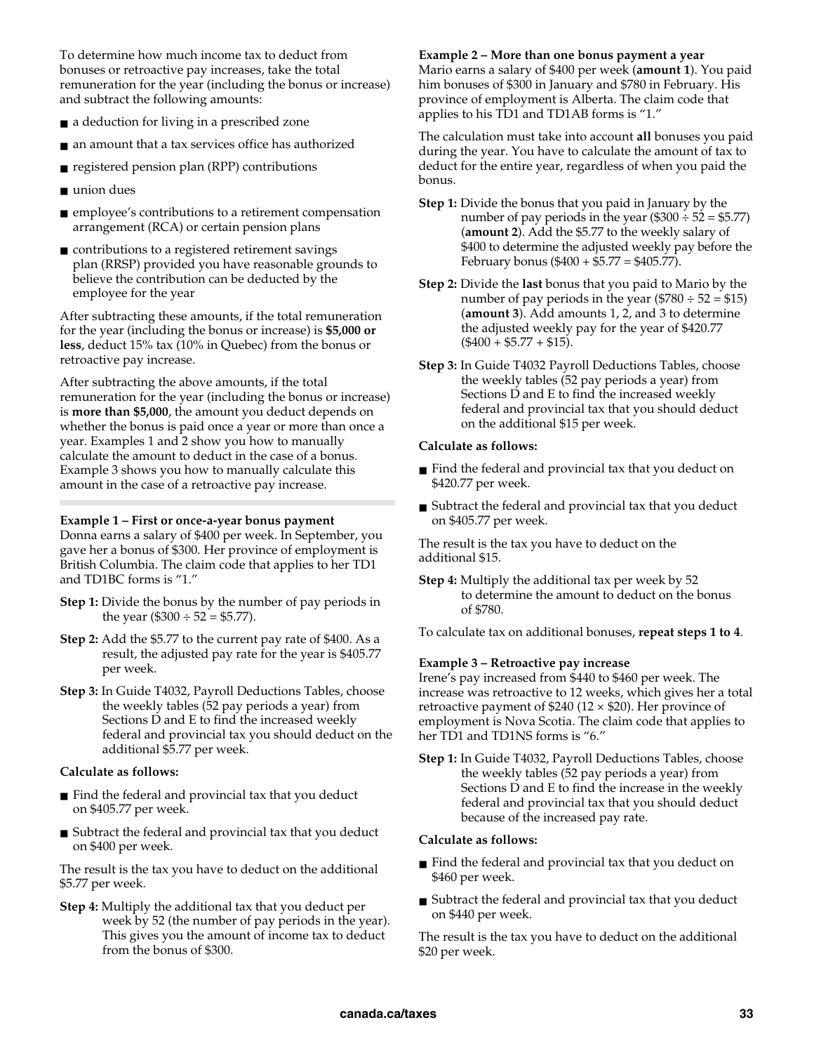To determine how much income tax to deduct from bonuses or retroactive pay increases, take the total remuneration for the year (including the bonus or increase) and subtract the following amounts:

- a deduction for living in a prescribed zone
- an amount that a tax services office has authorized
- registered pension plan (RPP) contributions
- union dues
- employee's contributions to a retirement compensation arrangement (RCA) or certain pension plans
- contributions to a registered retirement savings plan (RRSP) provided you have reasonable grounds to believe the contribution can be deducted by the employee for the year

After subtracting these amounts, if the total remuneration for the year (including the bonus or increase) is **$5,000 or less**, deduct 15% tax (10% in Quebec) from the bonus or retroactive pay increase.

After subtracting the above amounts, if the total remuneration for the year (including the bonus or increase) is **more than $5,000**, the amount you deduct depends on whether the bonus is paid once a year or more than once a year. Examples 1 and 2 show you how to manually calculate the amount to deduct in the case of a bonus. Example 3 shows you how to manually calculate this amount in the case of a retroactive pay increase.

**Example 1 – First or once-a-year bonus payment**
Donna earns a salary of $400 per week. In September, you gave her a bonus of $300. Her province of employment is British Columbia. The claim code that applies to her TD1 and TD1BC forms is "1."

**Step 1:** Divide the bonus by the number of pay periods in the year ($300 ÷ 52 = $5.77).

**Step 2:** Add the $5.77 to the current pay rate of $400. As a result, the adjusted pay rate for the year is $405.77 per week.

**Step 3:** In Guide T4032, Payroll Deductions Tables, choose the weekly tables (52 pay periods a year) from Sections D and E to find the increased weekly federal and provincial tax you should deduct on the additional $5.77 per week.

**Calculate as follows:**

- Find the federal and provincial tax that you deduct on $405.77 per week.
- Subtract the federal and provincial tax that you deduct on $400 per week.

The result is the tax you have to deduct on the additional $5.77 per week.

**Step 4:** Multiply the additional tax that you deduct per week by 52 (the number of pay periods in the year). This gives you the amount of income tax to deduct from the bonus of $300.

**Example 2 – More than one bonus payment a year**
Mario earns a salary of $400 per week (**amount 1**). You paid him bonuses of $300 in January and $780 in February. His province of employment is Alberta. The claim code that applies to his TD1 and TD1AB forms is "1."

The calculation must take into account **all** bonuses you paid during the year. You have to calculate the amount of tax to deduct for the entire year, regardless of when you paid the bonus.

**Step 1:** Divide the bonus that you paid in January by the number of pay periods in the year ($300 ÷ 52 = $5.77) (**amount 2**). Add the $5.77 to the weekly salary of $400 to determine the adjusted weekly pay before the February bonus ($400 + $5.77 = $405.77).

**Step 2:** Divide the **last** bonus that you paid to Mario by the number of pay periods in the year ($780 ÷ 52 = $15) (**amount 3**). Add amounts 1, 2, and 3 to determine the adjusted weekly pay for the year of $420.77 ($400 + $5.77 + $15).

**Step 3:** In Guide T4032 Payroll Deductions Tables, choose the weekly tables (52 pay periods a year) from Sections D and E to find the increased weekly federal and provincial tax that you should deduct on the additional $15 per week.

**Calculate as follows:**

- Find the federal and provincial tax that you deduct on $420.77 per week.
- Subtract the federal and provincial tax that you deduct on $405.77 per week.

The result is the tax you have to deduct on the additional $15.

**Step 4:** Multiply the additional tax per week by 52 to determine the amount to deduct on the bonus of $780.

To calculate tax on additional bonuses, **repeat steps 1 to 4**.

**Example 3 – Retroactive pay increase**
Irene's pay increased from $440 to $460 per week. The increase was retroactive to 12 weeks, which gives her a total retroactive payment of $240 (12 × $20). Her province of employment is Nova Scotia. The claim code that applies to her TD1 and TD1NS forms is "6."

**Step 1:** In Guide T4032, Payroll Deductions Tables, choose the weekly tables (52 pay periods a year) from Sections D and E to find the increase in the weekly federal and provincial tax that you should deduct because of the increased pay rate.

**Calculate as follows:**

- Find the federal and provincial tax that you deduct on $460 per week.
- Subtract the federal and provincial tax that you deduct on $440 per week.

The result is the tax you have to deduct on the additional $20 per week.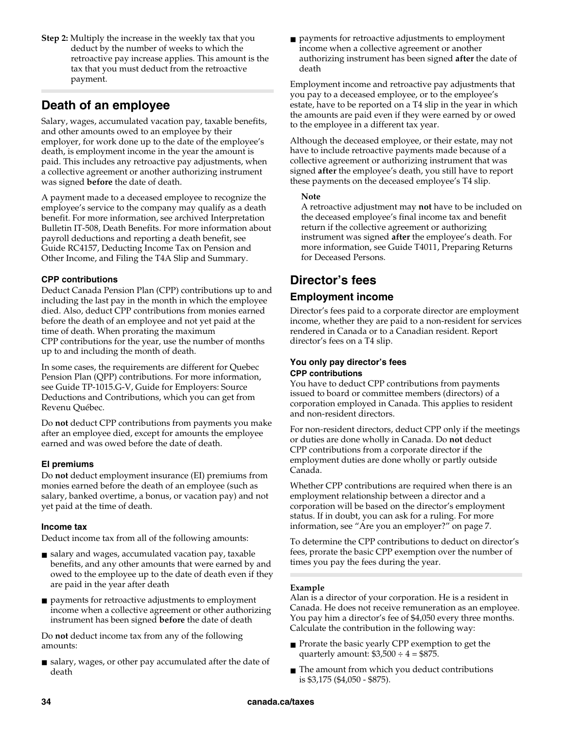**Step 2:** Multiply the increase in the weekly tax that you deduct by the number of weeks to which the retroactive pay increase applies. This amount is the tax that you must deduct from the retroactive payment.

## Death of an employee

Salary, wages, accumulated vacation pay, taxable benefits, and other amounts owed to an employee by their employer, for work done up to the date of the employee's death, is employment income in the year the amount is paid. This includes any retroactive pay adjustments, when a collective agreement or another authorizing instrument was signed **before** the date of death.

A payment made to a deceased employee to recognize the employee's service to the company may qualify as a death benefit. For more information, see archived Interpretation Bulletin IT-508, Death Benefits. For more information about payroll deductions and reporting a death benefit, see Guide RC4157, Deducting Income Tax on Pension and Other Income, and Filing the T4A Slip and Summary.

#### CPP contributions

Deduct Canada Pension Plan (CPP) contributions up to and including the last pay in the month in which the employee died. Also, deduct CPP contributions from monies earned before the death of an employee and not yet paid at the time of death. When prorating the maximum CPP contributions for the year, use the number of months up to and including the month of death.

In some cases, the requirements are different for Quebec Pension Plan (QPP) contributions. For more information, see Guide TP-1015.G-V, Guide for Employers: Source Deductions and Contributions, which you can get from Revenu Québec.

Do **not** deduct CPP contributions from payments you make after an employee died, except for amounts the employee earned and was owed before the date of death.

#### EI premiums

Do **not** deduct employment insurance (EI) premiums from monies earned before the death of an employee (such as salary, banked overtime, a bonus, or vacation pay) and not yet paid at the time of death.

#### Income tax

Deduct income tax from all of the following amounts:

- salary and wages, accumulated vacation pay, taxable benefits, and any other amounts that were earned by and owed to the employee up to the date of death even if they are paid in the year after death
- payments for retroactive adjustments to employment income when a collective agreement or other authorizing instrument has been signed **before** the date of death

Do **not** deduct income tax from any of the following amounts:

- salary, wages, or other pay accumulated after the date of death
- payments for retroactive adjustments to employment income when a collective agreement or another authorizing instrument has been signed **after** the date of death

Employment income and retroactive pay adjustments that you pay to a deceased employee, or to the employee's estate, have to be reported on a T4 slip in the year in which the amounts are paid even if they were earned by or owed to the employee in a different tax year.

Although the deceased employee, or their estate, may not have to include retroactive payments made because of a collective agreement or authorizing instrument that was signed **after** the employee's death, you still have to report these payments on the deceased employee's T4 slip.

> **Note**
> A retroactive adjustment may **not** have to be included on the deceased employee's final income tax and benefit return if the collective agreement or authorizing instrument was signed **after** the employee's death. For more information, see Guide T4011, Preparing Returns for Deceased Persons.

## Director's fees

### Employment income

Director's fees paid to a corporate director are employment income, whether they are paid to a non-resident for services rendered in Canada or to a Canadian resident. Report director's fees on a T4 slip.

#### You only pay director's fees

#### CPP contributions

You have to deduct CPP contributions from payments issued to board or committee members (directors) of a corporation employed in Canada. This applies to resident and non-resident directors.

For non-resident directors, deduct CPP only if the meetings or duties are done wholly in Canada. Do **not** deduct CPP contributions from a corporate director if the employment duties are done wholly or partly outside Canada.

Whether CPP contributions are required when there is an employment relationship between a director and a corporation will be based on the director's employment status. If in doubt, you can ask for a ruling. For more information, see "Are you an employer?" on page 7.

To determine the CPP contributions to deduct on director's fees, prorate the basic CPP exemption over the number of times you pay the fees during the year.

**Example**
Alan is a director of your corporation. He is a resident in Canada. He does not receive remuneration as an employee. You pay him a director's fee of $4,050 every three months. Calculate the contribution in the following way:

- Prorate the basic yearly CPP exemption to get the quarterly amount: $3,500 ÷ 4 = $875.
- The amount from which you deduct contributions is $3,175 ($4,050 - $875).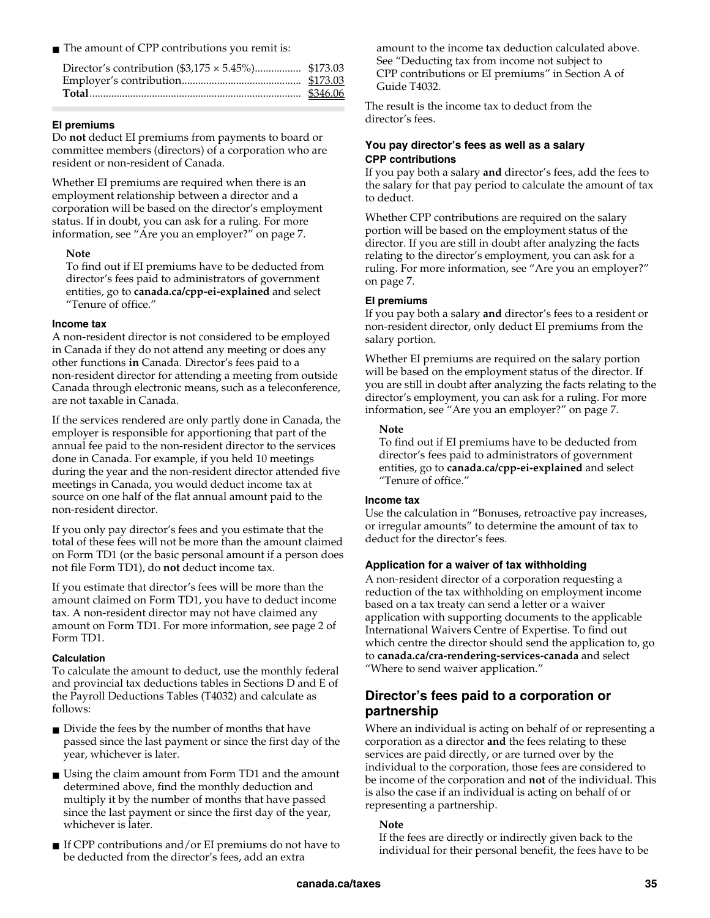- The amount of CPP contributions you remit is:

| | |
|---|---|
| Director's contribution ($3,175 × 5.45%) | $173.03 |
| Employer's contribution | $173.03 |
| **Total** | $346.06 |

#### EI premiums

Do **not** deduct EI premiums from payments to board or committee members (directors) of a corporation who are resident or non-resident of Canada.

Whether EI premiums are required when there is an employment relationship between a director and a corporation will be based on the director's employment status. If in doubt, you can ask for a ruling. For more information, see "Are you an employer?" on page 7.

> **Note**
> To find out if EI premiums have to be deducted from director's fees paid to administrators of government entities, go to **canada.ca/cpp-ei-explained** and select "Tenure of office."

#### Income tax

A non-resident director is not considered to be employed in Canada if they do not attend any meeting or does any other functions **in** Canada. Director's fees paid to a non-resident director for attending a meeting from outside Canada through electronic means, such as a teleconference, are not taxable in Canada.

If the services rendered are only partly done in Canada, the employer is responsible for apportioning that part of the annual fee paid to the non-resident director to the services done in Canada. For example, if you held 10 meetings during the year and the non-resident director attended five meetings in Canada, you would deduct income tax at source on one half of the flat annual amount paid to the non-resident director.

If you only pay director's fees and you estimate that the total of these fees will not be more than the amount claimed on Form TD1 (or the basic personal amount if a person does not file Form TD1), do **not** deduct income tax.

If you estimate that director's fees will be more than the amount claimed on Form TD1, you have to deduct income tax. A non-resident director may not have claimed any amount on Form TD1. For more information, see page 2 of Form TD1.

#### Calculation

To calculate the amount to deduct, use the monthly federal and provincial tax deductions tables in Sections D and E of the Payroll Deductions Tables (T4032) and calculate as follows:

- Divide the fees by the number of months that have passed since the last payment or since the first day of the year, whichever is later.
- Using the claim amount from Form TD1 and the amount determined above, find the monthly deduction and multiply it by the number of months that have passed since the last payment or since the first day of the year, whichever is later.
- If CPP contributions and/or EI premiums do not have to be deducted from the director's fees, add an extra amount to the income tax deduction calculated above. See "Deducting tax from income not subject to CPP contributions or EI premiums" in Section A of Guide T4032.

The result is the income tax to deduct from the director's fees.

### You pay director's fees as well as a salary

#### CPP contributions

If you pay both a salary **and** director's fees, add the fees to the salary for that pay period to calculate the amount of tax to deduct.

Whether CPP contributions are required on the salary portion will be based on the employment status of the director. If you are still in doubt after analyzing the facts relating to the director's employment, you can ask for a ruling. For more information, see "Are you an employer?" on page 7.

#### EI premiums

If you pay both a salary **and** director's fees to a resident or non-resident director, only deduct EI premiums from the salary portion.

Whether EI premiums are required on the salary portion will be based on the employment status of the director. If you are still in doubt after analyzing the facts relating to the director's employment, you can ask for a ruling. For more information, see "Are you an employer?" on page 7.

> **Note**
> To find out if EI premiums have to be deducted from director's fees paid to administrators of government entities, go to **canada.ca/cpp-ei-explained** and select "Tenure of office."

#### Income tax

Use the calculation in "Bonuses, retroactive pay increases, or irregular amounts" to determine the amount of tax to deduct for the director's fees.

### Application for a waiver of tax withholding

A non-resident director of a corporation requesting a reduction of the tax withholding on employment income based on a tax treaty can send a letter or a waiver application with supporting documents to the applicable International Waivers Centre of Expertise. To find out which centre the director should send the application to, go to **canada.ca/cra-rendering-services-canada** and select "Where to send waiver application."

## Director's fees paid to a corporation or partnership

Where an individual is acting on behalf of or representing a corporation as a director **and** the fees relating to these services are paid directly, or are turned over by the individual to the corporation, those fees are considered to be income of the corporation and **not** of the individual. This is also the case if an individual is acting on behalf of or representing a partnership.

> **Note**
> If the fees are directly or indirectly given back to the individual for their personal benefit, the fees have to be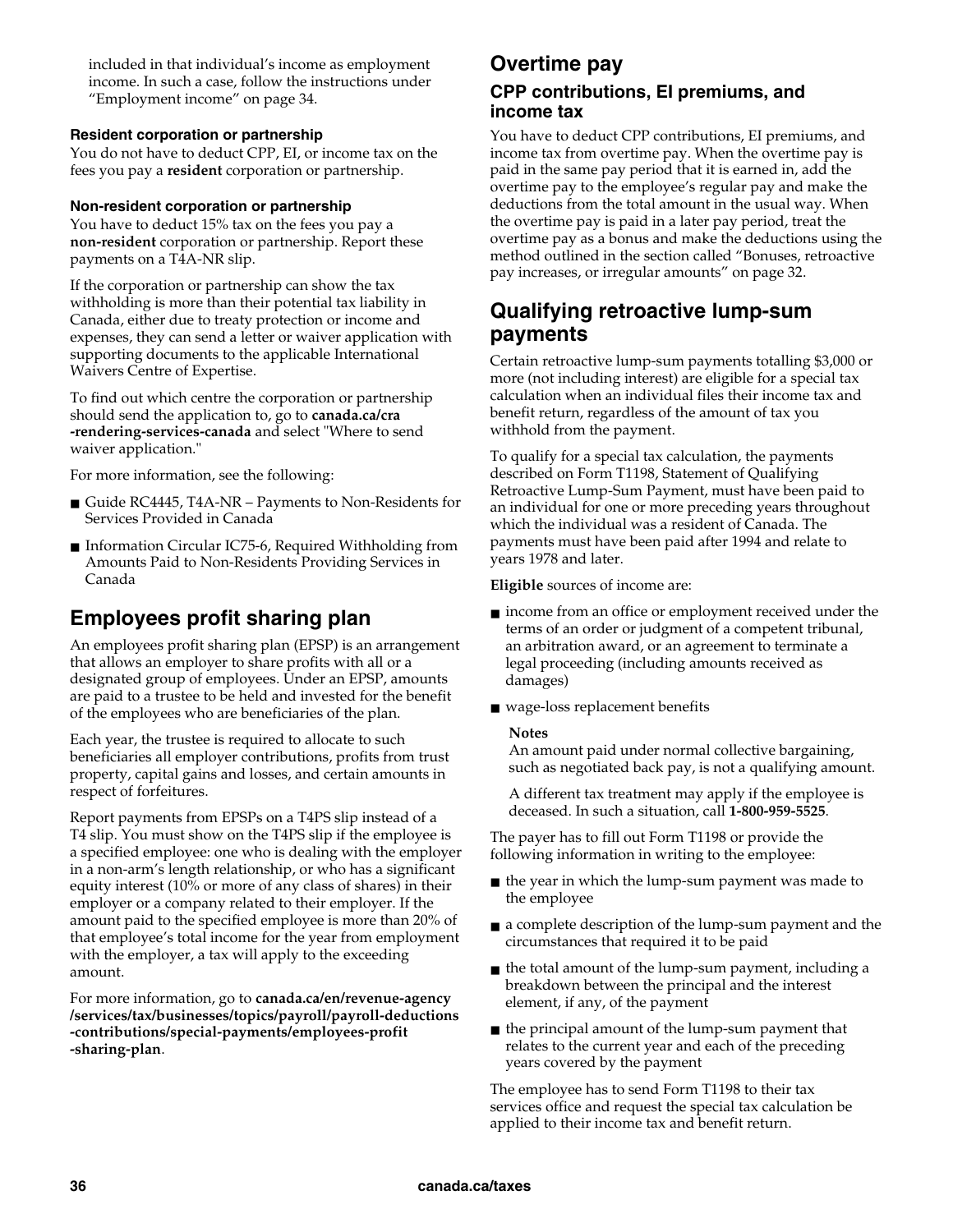included in that individual's income as employment income. In such a case, follow the instructions under "Employment income" on page 34.

#### Resident corporation or partnership

You do not have to deduct CPP, EI, or income tax on the fees you pay a **resident** corporation or partnership.

#### Non-resident corporation or partnership

You have to deduct 15% tax on the fees you pay a **non-resident** corporation or partnership. Report these payments on a T4A-NR slip.

If the corporation or partnership can show the tax withholding is more than their potential tax liability in Canada, either due to treaty protection or income and expenses, they can send a letter or waiver application with supporting documents to the applicable International Waivers Centre of Expertise.

To find out which centre the corporation or partnership should send the application to, go to **canada.ca/cra-rendering-services-canada** and select "Where to send waiver application."

For more information, see the following:

- Guide RC4445, T4A-NR – Payments to Non-Residents for Services Provided in Canada
- Information Circular IC75-6, Required Withholding from Amounts Paid to Non-Residents Providing Services in Canada

## Employees profit sharing plan

An employees profit sharing plan (EPSP) is an arrangement that allows an employer to share profits with all or a designated group of employees. Under an EPSP, amounts are paid to a trustee to be held and invested for the benefit of the employees who are beneficiaries of the plan.

Each year, the trustee is required to allocate to such beneficiaries all employer contributions, profits from trust property, capital gains and losses, and certain amounts in respect of forfeitures.

Report payments from EPSPs on a T4PS slip instead of a T4 slip. You must show on the T4PS slip if the employee is a specified employee: one who is dealing with the employer in a non-arm's length relationship, or who has a significant equity interest (10% or more of any class of shares) in their employer or a company related to their employer. If the amount paid to the specified employee is more than 20% of that employee's total income for the year from employment with the employer, a tax will apply to the exceeding amount.

For more information, go to **canada.ca/en/revenue-agency/services/tax/businesses/topics/payroll/payroll-deductions-contributions/special-payments/employees-profit-sharing-plan**.

## Overtime pay

### CPP contributions, EI premiums, and income tax

You have to deduct CPP contributions, EI premiums, and income tax from overtime pay. When the overtime pay is paid in the same pay period that it is earned in, add the overtime pay to the employee's regular pay and make the deductions from the total amount in the usual way. When the overtime pay is paid in a later pay period, treat the overtime pay as a bonus and make the deductions using the method outlined in the section called "Bonuses, retroactive pay increases, or irregular amounts" on page 32.

## Qualifying retroactive lump-sum payments

Certain retroactive lump-sum payments totalling $3,000 or more (not including interest) are eligible for a special tax calculation when an individual files their income tax and benefit return, regardless of the amount of tax you withhold from the payment.

To qualify for a special tax calculation, the payments described on Form T1198, Statement of Qualifying Retroactive Lump-Sum Payment, must have been paid to an individual for one or more preceding years throughout which the individual was a resident of Canada. The payments must have been paid after 1994 and relate to years 1978 and later.

**Eligible** sources of income are:

- income from an office or employment received under the terms of an order or judgment of a competent tribunal, an arbitration award, or an agreement to terminate a legal proceeding (including amounts received as damages)
- wage-loss replacement benefits

**Notes**

An amount paid under normal collective bargaining, such as negotiated back pay, is not a qualifying amount.

A different tax treatment may apply if the employee is deceased. In such a situation, call **1-800-959-5525**.

The payer has to fill out Form T1198 or provide the following information in writing to the employee:

- the year in which the lump-sum payment was made to the employee
- a complete description of the lump-sum payment and the circumstances that required it to be paid
- the total amount of the lump-sum payment, including a breakdown between the principal and the interest element, if any, of the payment
- the principal amount of the lump-sum payment that relates to the current year and each of the preceding years covered by the payment

The employee has to send Form T1198 to their tax services office and request the special tax calculation be applied to their income tax and benefit return.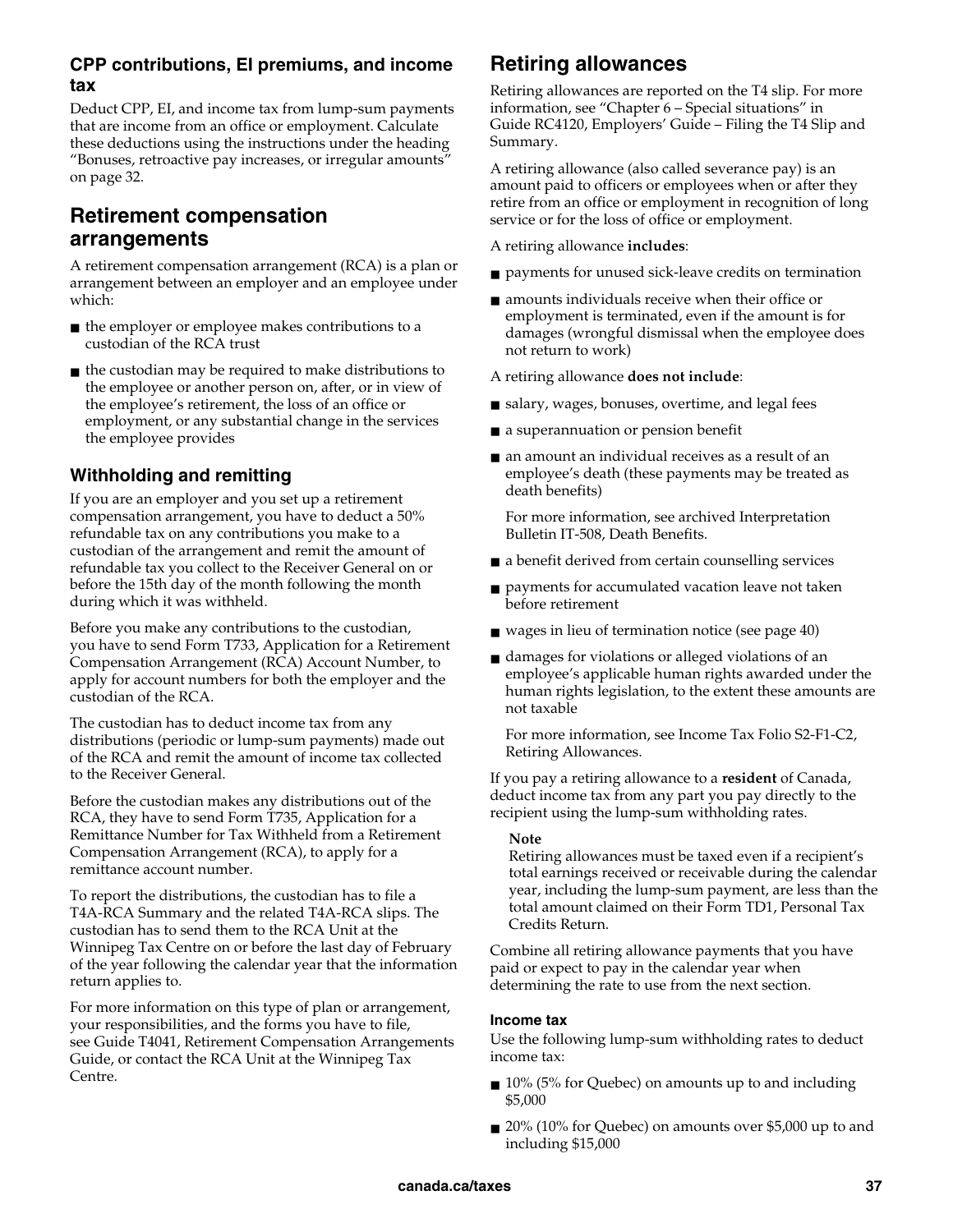### CPP contributions, EI premiums, and income tax

Deduct CPP, EI, and income tax from lump-sum payments that are income from an office or employment. Calculate these deductions using the instructions under the heading "Bonuses, retroactive pay increases, or irregular amounts" on page 32.

## Retirement compensation arrangements

A retirement compensation arrangement (RCA) is a plan or arrangement between an employer and an employee under which:

- the employer or employee makes contributions to a custodian of the RCA trust
- the custodian may be required to make distributions to the employee or another person on, after, or in view of the employee's retirement, the loss of an office or employment, or any substantial change in the services the employee provides

### Withholding and remitting

If you are an employer and you set up a retirement compensation arrangement, you have to deduct a 50% refundable tax on any contributions you make to a custodian of the arrangement and remit the amount of refundable tax you collect to the Receiver General on or before the 15th day of the month following the month during which it was withheld.

Before you make any contributions to the custodian, you have to send Form T733, Application for a Retirement Compensation Arrangement (RCA) Account Number, to apply for account numbers for both the employer and the custodian of the RCA.

The custodian has to deduct income tax from any distributions (periodic or lump-sum payments) made out of the RCA and remit the amount of income tax collected to the Receiver General.

Before the custodian makes any distributions out of the RCA, they have to send Form T735, Application for a Remittance Number for Tax Withheld from a Retirement Compensation Arrangement (RCA), to apply for a remittance account number.

To report the distributions, the custodian has to file a T4A-RCA Summary and the related T4A-RCA slips. The custodian has to send them to the RCA Unit at the Winnipeg Tax Centre on or before the last day of February of the year following the calendar year that the information return applies to.

For more information on this type of plan or arrangement, your responsibilities, and the forms you have to file, see Guide T4041, Retirement Compensation Arrangements Guide, or contact the RCA Unit at the Winnipeg Tax Centre.

## Retiring allowances

Retiring allowances are reported on the T4 slip. For more information, see "Chapter 6 – Special situations" in Guide RC4120, Employers' Guide – Filing the T4 Slip and Summary.

A retiring allowance (also called severance pay) is an amount paid to officers or employees when or after they retire from an office or employment in recognition of long service or for the loss of office or employment.

A retiring allowance **includes**:

- payments for unused sick-leave credits on termination
- amounts individuals receive when their office or employment is terminated, even if the amount is for damages (wrongful dismissal when the employee does not return to work)

A retiring allowance **does not include**:

- salary, wages, bonuses, overtime, and legal fees
- a superannuation or pension benefit
- an amount an individual receives as a result of an employee's death (these payments may be treated as death benefits)

  For more information, see archived Interpretation Bulletin IT-508, Death Benefits.
- a benefit derived from certain counselling services
- payments for accumulated vacation leave not taken before retirement
- wages in lieu of termination notice (see page 40)
- damages for violations or alleged violations of an employee's applicable human rights awarded under the human rights legislation, to the extent these amounts are not taxable

  For more information, see Income Tax Folio S2-F1-C2, Retiring Allowances.

If you pay a retiring allowance to a **resident** of Canada, deduct income tax from any part you pay directly to the recipient using the lump-sum withholding rates.

> **Note**
> Retiring allowances must be taxed even if a recipient's total earnings received or receivable during the calendar year, including the lump-sum payment, are less than the total amount claimed on their Form TD1, Personal Tax Credits Return.

Combine all retiring allowance payments that you have paid or expect to pay in the calendar year when determining the rate to use from the next section.

#### Income tax

Use the following lump-sum withholding rates to deduct income tax:

- 10% (5% for Quebec) on amounts up to and including $5,000
- 20% (10% for Quebec) on amounts over $5,000 up to and including $15,000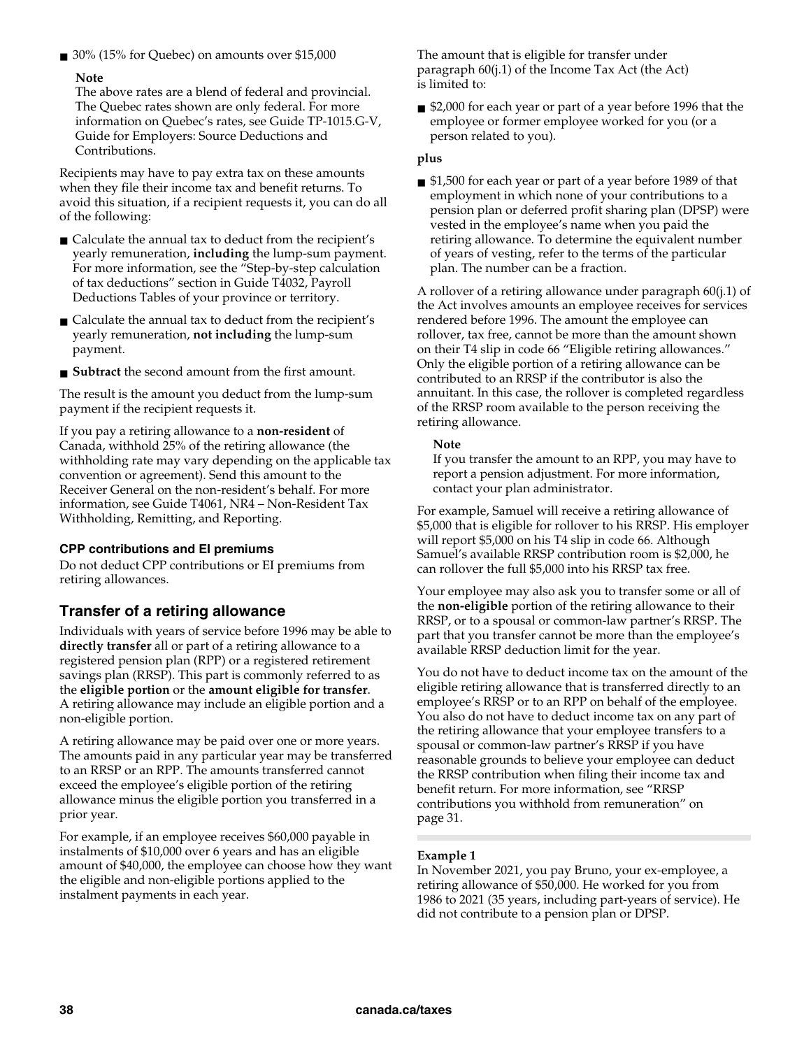- 30% (15% for Quebec) on amounts over $15,000

**Note**
The above rates are a blend of federal and provincial. The Quebec rates shown are only federal. For more information on Quebec's rates, see Guide TP-1015.G-V, Guide for Employers: Source Deductions and Contributions.

Recipients may have to pay extra tax on these amounts when they file their income tax and benefit returns. To avoid this situation, if a recipient requests it, you can do all of the following:

- Calculate the annual tax to deduct from the recipient's yearly remuneration, **including** the lump-sum payment. For more information, see the "Step-by-step calculation of tax deductions" section in Guide T4032, Payroll Deductions Tables of your province or territory.
- Calculate the annual tax to deduct from the recipient's yearly remuneration, **not including** the lump-sum payment.
- **Subtract** the second amount from the first amount.

The result is the amount you deduct from the lump-sum payment if the recipient requests it.

If you pay a retiring allowance to a **non-resident** of Canada, withhold 25% of the retiring allowance (the withholding rate may vary depending on the applicable tax convention or agreement). Send this amount to the Receiver General on the non-resident's behalf. For more information, see Guide T4061, NR4 – Non-Resident Tax Withholding, Remitting, and Reporting.

### CPP contributions and EI premiums

Do not deduct CPP contributions or EI premiums from retiring allowances.

## Transfer of a retiring allowance

Individuals with years of service before 1996 may be able to **directly transfer** all or part of a retiring allowance to a registered pension plan (RPP) or a registered retirement savings plan (RRSP). This part is commonly referred to as the **eligible portion** or the **amount eligible for transfer**. A retiring allowance may include an eligible portion and a non-eligible portion.

A retiring allowance may be paid over one or more years. The amounts paid in any particular year may be transferred to an RRSP or an RPP. The amounts transferred cannot exceed the employee's eligible portion of the retiring allowance minus the eligible portion you transferred in a prior year.

For example, if an employee receives $60,000 payable in instalments of $10,000 over 6 years and has an eligible amount of $40,000, the employee can choose how they want the eligible and non-eligible portions applied to the instalment payments in each year.

The amount that is eligible for transfer under paragraph 60(j.1) of the Income Tax Act (the Act) is limited to:

- $2,000 for each year or part of a year before 1996 that the employee or former employee worked for you (or a person related to you).

**plus**

- $1,500 for each year or part of a year before 1989 of that employment in which none of your contributions to a pension plan or deferred profit sharing plan (DPSP) were vested in the employee's name when you paid the retiring allowance. To determine the equivalent number of years of vesting, refer to the terms of the particular plan. The number can be a fraction.

A rollover of a retiring allowance under paragraph 60(j.1) of the Act involves amounts an employee receives for services rendered before 1996. The amount the employee can rollover, tax free, cannot be more than the amount shown on their T4 slip in code 66 "Eligible retiring allowances." Only the eligible portion of a retiring allowance can be contributed to an RRSP if the contributor is also the annuitant. In this case, the rollover is completed regardless of the RRSP room available to the person receiving the retiring allowance.

**Note**
If you transfer the amount to an RPP, you may have to report a pension adjustment. For more information, contact your plan administrator.

For example, Samuel will receive a retiring allowance of $5,000 that is eligible for rollover to his RRSP. His employer will report $5,000 on his T4 slip in code 66. Although Samuel's available RRSP contribution room is $2,000, he can rollover the full $5,000 into his RRSP tax free.

Your employee may also ask you to transfer some or all of the **non-eligible** portion of the retiring allowance to their RRSP, or to a spousal or common-law partner's RRSP. The part that you transfer cannot be more than the employee's available RRSP deduction limit for the year.

You do not have to deduct income tax on the amount of the eligible retiring allowance that is transferred directly to an employee's RRSP or to an RPP on behalf of the employee. You also do not have to deduct income tax on any part of the retiring allowance that your employee transfers to a spousal or common-law partner's RRSP if you have reasonable grounds to believe your employee can deduct the RRSP contribution when filing their income tax and benefit return. For more information, see "RRSP contributions you withhold from remuneration" on page 31.

**Example 1**
In November 2021, you pay Bruno, your ex-employee, a retiring allowance of $50,000. He worked for you from 1986 to 2021 (35 years, including part-years of service). He did not contribute to a pension plan or DPSP.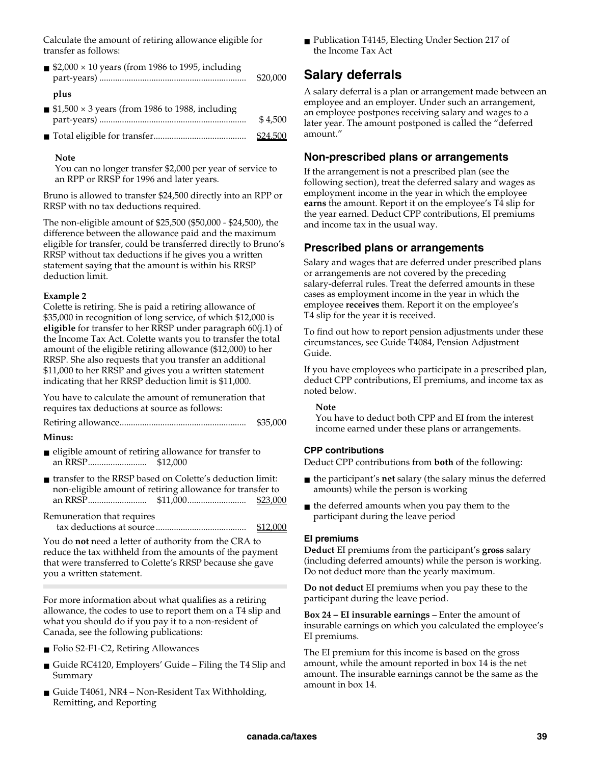Calculate the amount of retiring allowance eligible for transfer as follows:

- $2,000 × 10 years (from 1986 to 1995, including part-years) ............ $20,000

**plus**

- $1,500 × 3 years (from 1986 to 1988, including part-years) ............ $ 4,500
- Total eligible for transfer............ $24,500

**Note**
You can no longer transfer $2,000 per year of service to an RPP or RRSP for 1996 and later years.

Bruno is allowed to transfer $24,500 directly into an RPP or RRSP with no tax deductions required.

The non-eligible amount of $25,500 ($50,000 - $24,500), the difference between the allowance paid and the maximum eligible for transfer, could be transferred directly to Bruno's RRSP without tax deductions if he gives you a written statement saying that the amount is within his RRSP deduction limit.

**Example 2**
Colette is retiring. She is paid a retiring allowance of $35,000 in recognition of long service, of which $12,000 is **eligible** for transfer to her RRSP under paragraph 60(j.1) of the Income Tax Act. Colette wants you to transfer the total amount of the eligible retiring allowance ($12,000) to her RRSP. She also requests that you transfer an additional $11,000 to her RRSP and gives you a written statement indicating that her RRSP deduction limit is $11,000.

You have to calculate the amount of remuneration that requires tax deductions at source as follows:

Retiring allowance............ $35,000

**Minus:**

- eligible amount of retiring allowance for transfer to an RRSP............ $12,000
- transfer to the RRSP based on Colette's deduction limit: non-eligible amount of retiring allowance for transfer to an RRSP............ $11,000............ $23,000

Remuneration that requires tax deductions at source............ $12,000

You do **not** need a letter of authority from the CRA to reduce the tax withheld from the amounts of the payment that were transferred to Colette's RRSP because she gave you a written statement.

For more information about what qualifies as a retiring allowance, the codes to use to report them on a T4 slip and what you should do if you pay it to a non-resident of Canada, see the following publications:

- Folio S2-F1-C2, Retiring Allowances
- Guide RC4120, Employers' Guide – Filing the T4 Slip and Summary
- Guide T4061, NR4 – Non-Resident Tax Withholding, Remitting, and Reporting
- Publication T4145, Electing Under Section 217 of the Income Tax Act

## Salary deferrals

A salary deferral is a plan or arrangement made between an employee and an employer. Under such an arrangement, an employee postpones receiving salary and wages to a later year. The amount postponed is called the "deferred amount."

### Non-prescribed plans or arrangements

If the arrangement is not a prescribed plan (see the following section), treat the deferred salary and wages as employment income in the year in which the employee **earns** the amount. Report it on the employee's T4 slip for the year earned. Deduct CPP contributions, EI premiums and income tax in the usual way.

### Prescribed plans or arrangements

Salary and wages that are deferred under prescribed plans or arrangements are not covered by the preceding salary-deferral rules. Treat the deferred amounts in these cases as employment income in the year in which the employee **receives** them. Report it on the employee's T4 slip for the year it is received.

To find out how to report pension adjustments under these circumstances, see Guide T4084, Pension Adjustment Guide.

If you have employees who participate in a prescribed plan, deduct CPP contributions, EI premiums, and income tax as noted below.

**Note**
You have to deduct both CPP and EI from the interest income earned under these plans or arrangements.

#### CPP contributions

Deduct CPP contributions from **both** of the following:

- the participant's **net** salary (the salary minus the deferred amounts) while the person is working
- the deferred amounts when you pay them to the participant during the leave period

#### EI premiums

**Deduct** EI premiums from the participant's **gross** salary (including deferred amounts) while the person is working. Do not deduct more than the yearly maximum.

**Do not deduct** EI premiums when you pay these to the participant during the leave period.

**Box 24 – EI insurable earnings** – Enter the amount of insurable earnings on which you calculated the employee's EI premiums.

The EI premium for this income is based on the gross amount, while the amount reported in box 14 is the net amount. The insurable earnings cannot be the same as the amount in box 14.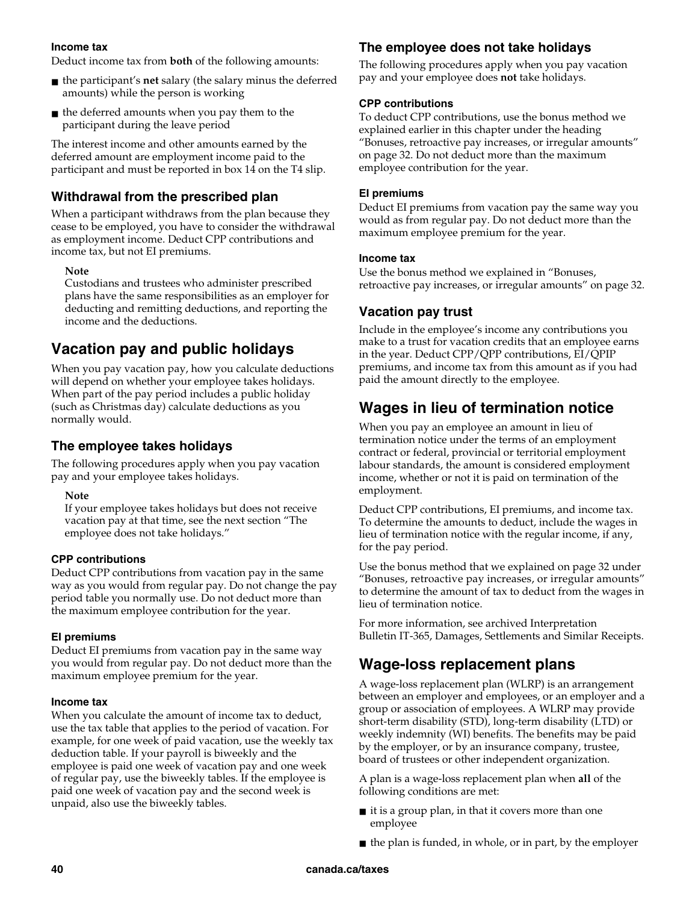#### Income tax

Deduct income tax from **both** of the following amounts:

- the participant's **net** salary (the salary minus the deferred amounts) while the person is working
- the deferred amounts when you pay them to the participant during the leave period

The interest income and other amounts earned by the deferred amount are employment income paid to the participant and must be reported in box 14 on the T4 slip.

### Withdrawal from the prescribed plan

When a participant withdraws from the plan because they cease to be employed, you have to consider the withdrawal as employment income. Deduct CPP contributions and income tax, but not EI premiums.

> **Note**
> Custodians and trustees who administer prescribed plans have the same responsibilities as an employer for deducting and remitting deductions, and reporting the income and the deductions.

## Vacation pay and public holidays

When you pay vacation pay, how you calculate deductions will depend on whether your employee takes holidays. When part of the pay period includes a public holiday (such as Christmas day) calculate deductions as you normally would.

### The employee takes holidays

The following procedures apply when you pay vacation pay and your employee takes holidays.

> **Note**
> If your employee takes holidays but does not receive vacation pay at that time, see the next section "The employee does not take holidays."

#### CPP contributions

Deduct CPP contributions from vacation pay in the same way as you would from regular pay. Do not change the pay period table you normally use. Do not deduct more than the maximum employee contribution for the year.

#### EI premiums

Deduct EI premiums from vacation pay in the same way you would from regular pay. Do not deduct more than the maximum employee premium for the year.

#### Income tax

When you calculate the amount of income tax to deduct, use the tax table that applies to the period of vacation. For example, for one week of paid vacation, use the weekly tax deduction table. If your payroll is biweekly and the employee is paid one week of vacation pay and one week of regular pay, use the biweekly tables. If the employee is paid one week of vacation pay and the second week is unpaid, also use the biweekly tables.

### The employee does not take holidays

The following procedures apply when you pay vacation pay and your employee does **not** take holidays.

#### CPP contributions

To deduct CPP contributions, use the bonus method we explained earlier in this chapter under the heading "Bonuses, retroactive pay increases, or irregular amounts" on page 32. Do not deduct more than the maximum employee contribution for the year.

#### EI premiums

Deduct EI premiums from vacation pay the same way you would as from regular pay. Do not deduct more than the maximum employee premium for the year.

#### Income tax

Use the bonus method we explained in "Bonuses, retroactive pay increases, or irregular amounts" on page 32.

### Vacation pay trust

Include in the employee's income any contributions you make to a trust for vacation credits that an employee earns in the year. Deduct CPP/QPP contributions, EI/QPIP premiums, and income tax from this amount as if you had paid the amount directly to the employee.

## Wages in lieu of termination notice

When you pay an employee an amount in lieu of termination notice under the terms of an employment contract or federal, provincial or territorial employment labour standards, the amount is considered employment income, whether or not it is paid on termination of the employment.

Deduct CPP contributions, EI premiums, and income tax. To determine the amounts to deduct, include the wages in lieu of termination notice with the regular income, if any, for the pay period.

Use the bonus method that we explained on page 32 under "Bonuses, retroactive pay increases, or irregular amounts" to determine the amount of tax to deduct from the wages in lieu of termination notice.

For more information, see archived Interpretation Bulletin IT-365, Damages, Settlements and Similar Receipts.

## Wage-loss replacement plans

A wage-loss replacement plan (WLRP) is an arrangement between an employer and employees, or an employer and a group or association of employees. A WLRP may provide short-term disability (STD), long-term disability (LTD) or weekly indemnity (WI) benefits. The benefits may be paid by the employer, or by an insurance company, trustee, board of trustees or other independent organization.

A plan is a wage-loss replacement plan when **all** of the following conditions are met:

- it is a group plan, in that it covers more than one employee
- the plan is funded, in whole, or in part, by the employer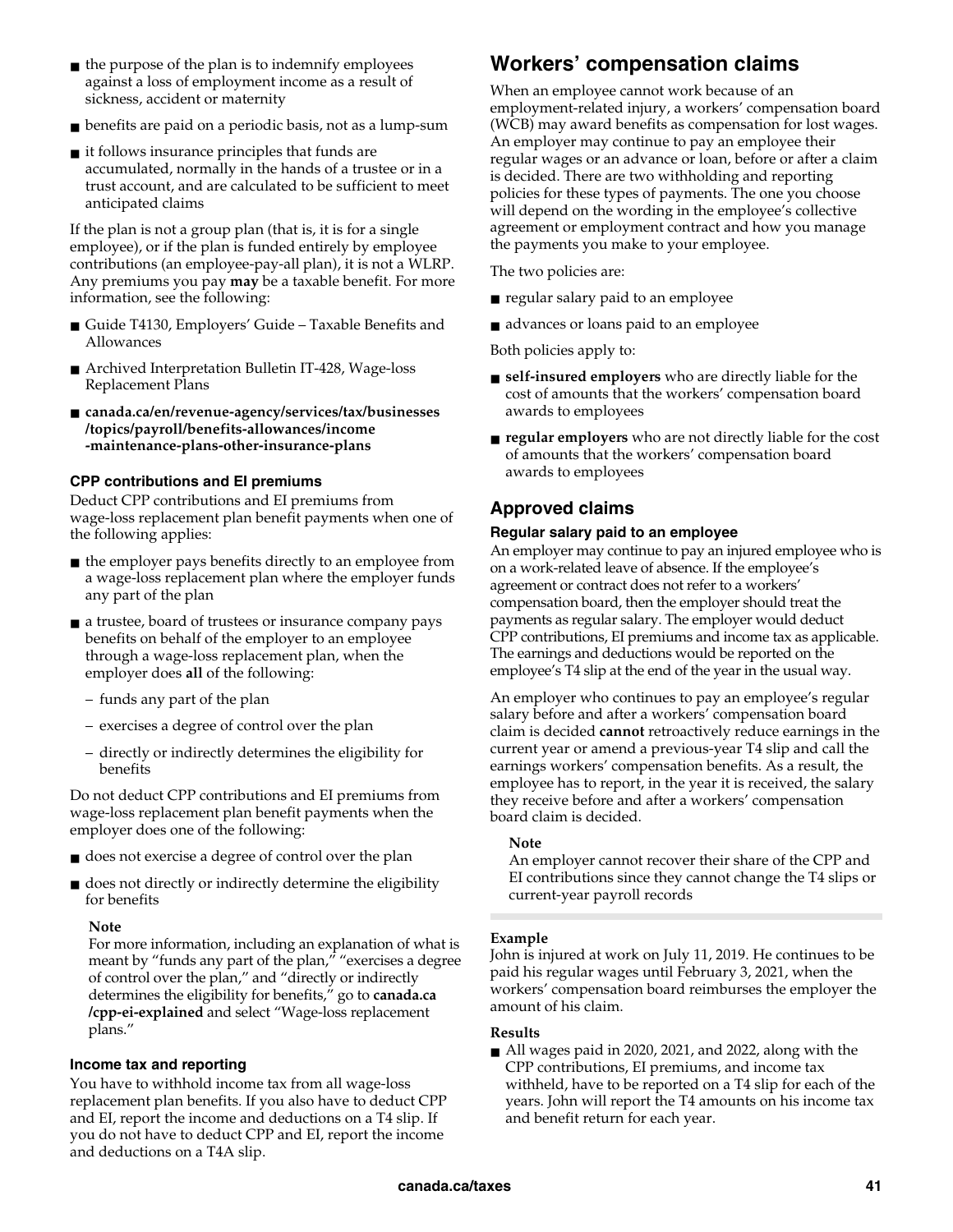- the purpose of the plan is to indemnify employees against a loss of employment income as a result of sickness, accident or maternity
- benefits are paid on a periodic basis, not as a lump-sum
- it follows insurance principles that funds are accumulated, normally in the hands of a trustee or in a trust account, and are calculated to be sufficient to meet anticipated claims

If the plan is not a group plan (that is, it is for a single employee), or if the plan is funded entirely by employee contributions (an employee-pay-all plan), it is not a WLRP. Any premiums you pay **may** be a taxable benefit. For more information, see the following:

- Guide T4130, Employers' Guide – Taxable Benefits and Allowances
- Archived Interpretation Bulletin IT-428, Wage-loss Replacement Plans
- **canada.ca/en/revenue-agency/services/tax/businesses/topics/payroll/benefits-allowances/income-maintenance-plans-other-insurance-plans**

### CPP contributions and EI premiums

Deduct CPP contributions and EI premiums from wage-loss replacement plan benefit payments when one of the following applies:

- the employer pays benefits directly to an employee from a wage-loss replacement plan where the employer funds any part of the plan
- a trustee, board of trustees or insurance company pays benefits on behalf of the employer to an employee through a wage-loss replacement plan, when the employer does **all** of the following:
  - funds any part of the plan
  - exercises a degree of control over the plan
  - directly or indirectly determines the eligibility for benefits

Do not deduct CPP contributions and EI premiums from wage-loss replacement plan benefit payments when the employer does one of the following:

- does not exercise a degree of control over the plan
- does not directly or indirectly determine the eligibility for benefits

**Note**
For more information, including an explanation of what is meant by "funds any part of the plan," "exercises a degree of control over the plan," and "directly or indirectly determines the eligibility for benefits," go to **canada.ca/cpp-ei-explained** and select "Wage-loss replacement plans."

### Income tax and reporting

You have to withhold income tax from all wage-loss replacement plan benefits. If you also have to deduct CPP and EI, report the income and deductions on a T4 slip. If you do not have to deduct CPP and EI, report the income and deductions on a T4A slip.

# Workers' compensation claims

When an employee cannot work because of an employment-related injury, a workers' compensation board (WCB) may award benefits as compensation for lost wages. An employer may continue to pay an employee their regular wages or an advance or loan, before or after a claim is decided. There are two withholding and reporting policies for these types of payments. The one you choose will depend on the wording in the employee's collective agreement or employment contract and how you manage the payments you make to your employee.

The two policies are:

- regular salary paid to an employee
- advances or loans paid to an employee

Both policies apply to:

- **self-insured employers** who are directly liable for the cost of amounts that the workers' compensation board awards to employees
- **regular employers** who are not directly liable for the cost of amounts that the workers' compensation board awards to employees

## Approved claims

### Regular salary paid to an employee

An employer may continue to pay an injured employee who is on a work-related leave of absence. If the employee's agreement or contract does not refer to a workers' compensation board, then the employer should treat the payments as regular salary. The employer would deduct CPP contributions, EI premiums and income tax as applicable. The earnings and deductions would be reported on the employee's T4 slip at the end of the year in the usual way.

An employer who continues to pay an employee's regular salary before and after a workers' compensation board claim is decided **cannot** retroactively reduce earnings in the current year or amend a previous-year T4 slip and call the earnings workers' compensation benefits. As a result, the employee has to report, in the year it is received, the salary they receive before and after a workers' compensation board claim is decided.

**Note**
An employer cannot recover their share of the CPP and EI contributions since they cannot change the T4 slips or current-year payroll records

**Example**
John is injured at work on July 11, 2019. He continues to be paid his regular wages until February 3, 2021, when the workers' compensation board reimburses the employer the amount of his claim.

**Results**

- All wages paid in 2020, 2021, and 2022, along with the CPP contributions, EI premiums, and income tax withheld, have to be reported on a T4 slip for each of the years. John will report the T4 amounts on his income tax and benefit return for each year.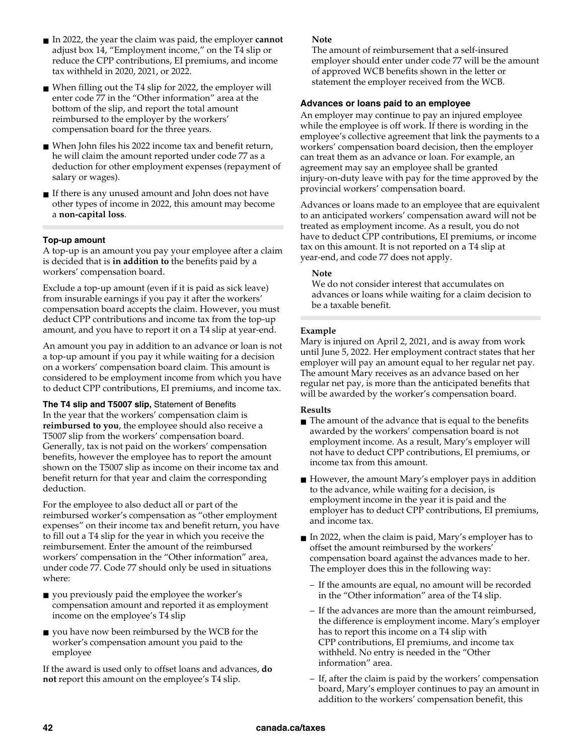- In 2022, the year the claim was paid, the employer **cannot** adjust box 14, "Employment income," on the T4 slip or reduce the CPP contributions, EI premiums, and income tax withheld in 2020, 2021, or 2022.
- When filling out the T4 slip for 2022, the employer will enter code 77 in the "Other information" area at the bottom of the slip, and report the total amount reimbursed to the employer by the workers' compensation board for the three years.
- When John files his 2022 income tax and benefit return, he will claim the amount reported under code 77 as a deduction for other employment expenses (repayment of salary or wages).
- If there is any unused amount and John does not have other types of income in 2022, this amount may become a **non-capital loss**.

#### Top-up amount

A top-up is an amount you pay your employee after a claim is decided that is **in addition to** the benefits paid by a workers' compensation board.

Exclude a top-up amount (even if it is paid as sick leave) from insurable earnings if you pay it after the workers' compensation board accepts the claim. However, you must deduct CPP contributions and income tax from the top-up amount, and you have to report it on a T4 slip at year-end.

An amount you pay in addition to an advance or loan is not a top-up amount if you pay it while waiting for a decision on a workers' compensation board claim. This amount is considered to be employment income from which you have to deduct CPP contributions, EI premiums, and income tax.

#### The T4 slip and T5007 slip, Statement of Benefits

In the year that the workers' compensation claim is **reimbursed to you**, the employee should also receive a T5007 slip from the workers' compensation board. Generally, tax is not paid on the workers' compensation benefits, however the employee has to report the amount shown on the T5007 slip as income on their income tax and benefit return for that year and claim the corresponding deduction.

For the employee to also deduct all or part of the reimbursed worker's compensation as "other employment expenses" on their income tax and benefit return, you have to fill out a T4 slip for the year in which you receive the reimbursement. Enter the amount of the reimbursed workers' compensation in the "Other information" area, under code 77. Code 77 should only be used in situations where:

- you previously paid the employee the worker's compensation amount and reported it as employment income on the employee's T4 slip
- you have now been reimbursed by the WCB for the worker's compensation amount you paid to the employee

If the award is used only to offset loans and advances, **do not** report this amount on the employee's T4 slip.

**Note**
The amount of reimbursement that a self-insured employer should enter under code 77 will be the amount of approved WCB benefits shown in the letter or statement the employer received from the WCB.

#### Advances or loans paid to an employee

An employer may continue to pay an injured employee while the employee is off work. If there is wording in the employee's collective agreement that link the payments to a workers' compensation board decision, then the employer can treat them as an advance or loan. For example, an agreement may say an employee shall be granted injury-on-duty leave with pay for the time approved by the provincial workers' compensation board.

Advances or loans made to an employee that are equivalent to an anticipated workers' compensation award will not be treated as employment income. As a result, you do not have to deduct CPP contributions, EI premiums, or income tax on this amount. It is not reported on a T4 slip at year-end, and code 77 does not apply.

**Note**
We do not consider interest that accumulates on advances or loans while waiting for a claim decision to be a taxable benefit.

**Example**
Mary is injured on April 2, 2021, and is away from work until June 5, 2022. Her employment contract states that her employer will pay an amount equal to her regular net pay. The amount Mary receives as an advance based on her regular net pay, is more than the anticipated benefits that will be awarded by the worker's compensation board.

**Results**

- The amount of the advance that is equal to the benefits awarded by the workers' compensation board is not employment income. As a result, Mary's employer will not have to deduct CPP contributions, EI premiums, or income tax from this amount.
- However, the amount Mary's employer pays in addition to the advance, while waiting for a decision, is employment income in the year it is paid and the employer has to deduct CPP contributions, EI premiums, and income tax.
- In 2022, when the claim is paid, Mary's employer has to offset the amount reimbursed by the workers' compensation board against the advances made to her. The employer does this in the following way:
  - If the amounts are equal, no amount will be recorded in the "Other information" area of the T4 slip.
  - If the advances are more than the amount reimbursed, the difference is employment income. Mary's employer has to report this income on a T4 slip with CPP contributions, EI premiums, and income tax withheld. No entry is needed in the "Other information" area.
  - If, after the claim is paid by the workers' compensation board, Mary's employer continues to pay an amount in addition to the workers' compensation benefit, this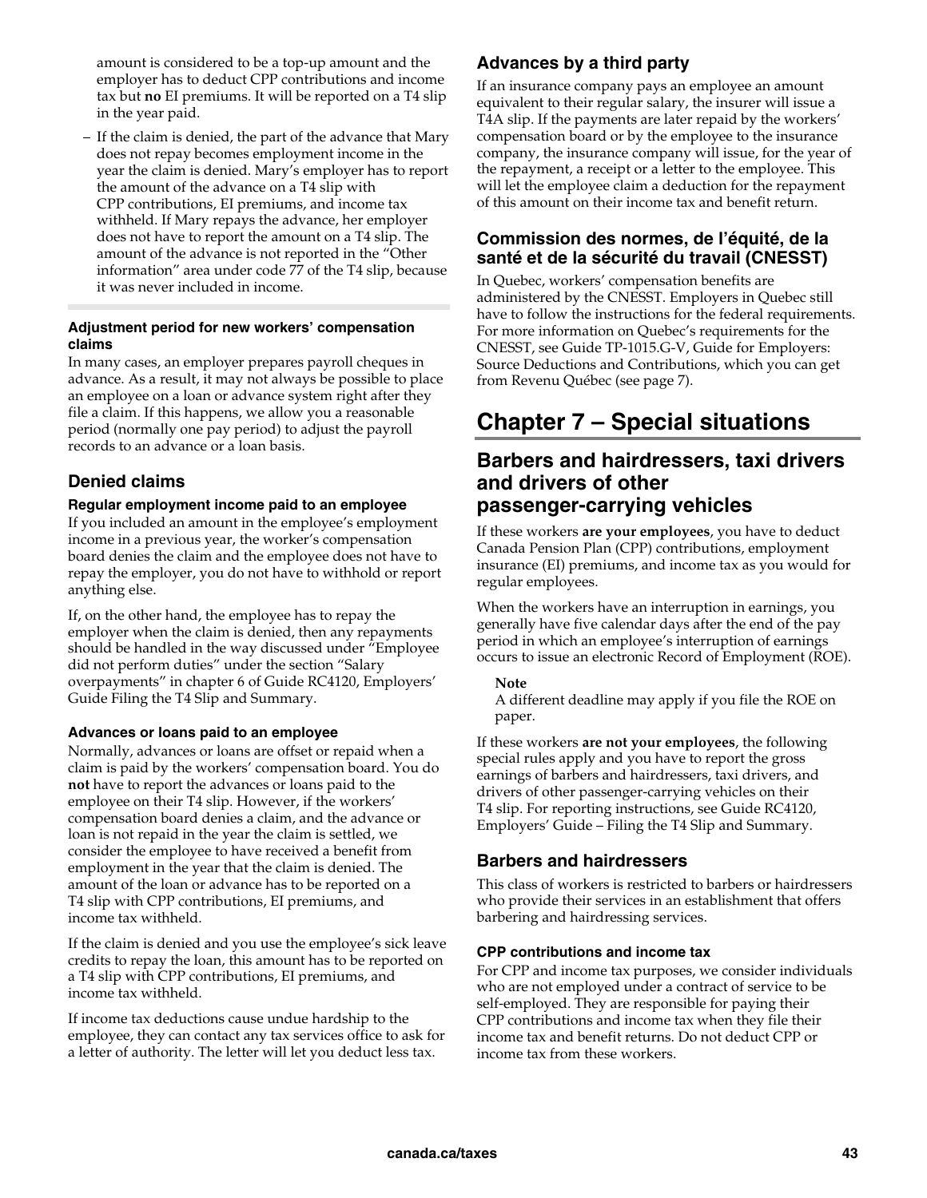amount is considered to be a top-up amount and the employer has to deduct CPP contributions and income tax but **no** EI premiums. It will be reported on a T4 slip in the year paid.

– If the claim is denied, the part of the advance that Mary does not repay becomes employment income in the year the claim is denied. Mary's employer has to report the amount of the advance on a T4 slip with CPP contributions, EI premiums, and income tax withheld. If Mary repays the advance, her employer does not have to report the amount on a T4 slip. The amount of the advance is not reported in the "Other information" area under code 77 of the T4 slip, because it was never included in income.

#### Adjustment period for new workers' compensation claims

In many cases, an employer prepares payroll cheques in advance. As a result, it may not always be possible to place an employee on a loan or advance system right after they file a claim. If this happens, we allow you a reasonable period (normally one pay period) to adjust the payroll records to an advance or a loan basis.

### Denied claims

#### Regular employment income paid to an employee

If you included an amount in the employee's employment income in a previous year, the worker's compensation board denies the claim and the employee does not have to repay the employer, you do not have to withhold or report anything else.

If, on the other hand, the employee has to repay the employer when the claim is denied, then any repayments should be handled in the way discussed under "Employee did not perform duties" under the section "Salary overpayments" in chapter 6 of Guide RC4120, Employers' Guide Filing the T4 Slip and Summary.

#### Advances or loans paid to an employee

Normally, advances or loans are offset or repaid when a claim is paid by the workers' compensation board. You do **not** have to report the advances or loans paid to the employee on their T4 slip. However, if the workers' compensation board denies a claim, and the advance or loan is not repaid in the year the claim is settled, we consider the employee to have received a benefit from employment in the year that the claim is denied. The amount of the loan or advance has to be reported on a T4 slip with CPP contributions, EI premiums, and income tax withheld.

If the claim is denied and you use the employee's sick leave credits to repay the loan, this amount has to be reported on a T4 slip with CPP contributions, EI premiums, and income tax withheld.

If income tax deductions cause undue hardship to the employee, they can contact any tax services office to ask for a letter of authority. The letter will let you deduct less tax.

### Advances by a third party

If an insurance company pays an employee an amount equivalent to their regular salary, the insurer will issue a T4A slip. If the payments are later repaid by the workers' compensation board or by the employee to the insurance company, the insurance company will issue, for the year of the repayment, a receipt or a letter to the employee. This will let the employee claim a deduction for the repayment of this amount on their income tax and benefit return.

### Commission des normes, de l'équité, de la santé et de la sécurité du travail (CNESST)

In Quebec, workers' compensation benefits are administered by the CNESST. Employers in Quebec still have to follow the instructions for the federal requirements. For more information on Quebec's requirements for the CNESST, see Guide TP-1015.G-V, Guide for Employers: Source Deductions and Contributions, which you can get from Revenu Québec (see page 7).

# Chapter 7 – Special situations

## Barbers and hairdressers, taxi drivers and drivers of other passenger-carrying vehicles

If these workers **are your employees**, you have to deduct Canada Pension Plan (CPP) contributions, employment insurance (EI) premiums, and income tax as you would for regular employees.

When the workers have an interruption in earnings, you generally have five calendar days after the end of the pay period in which an employee's interruption of earnings occurs to issue an electronic Record of Employment (ROE).

> **Note**
> A different deadline may apply if you file the ROE on paper.

If these workers **are not your employees**, the following special rules apply and you have to report the gross earnings of barbers and hairdressers, taxi drivers, and drivers of other passenger-carrying vehicles on their T4 slip. For reporting instructions, see Guide RC4120, Employers' Guide – Filing the T4 Slip and Summary.

### Barbers and hairdressers

This class of workers is restricted to barbers or hairdressers who provide their services in an establishment that offers barbering and hairdressing services.

#### CPP contributions and income tax

For CPP and income tax purposes, we consider individuals who are not employed under a contract of service to be self-employed. They are responsible for paying their CPP contributions and income tax when they file their income tax and benefit returns. Do not deduct CPP or income tax from these workers.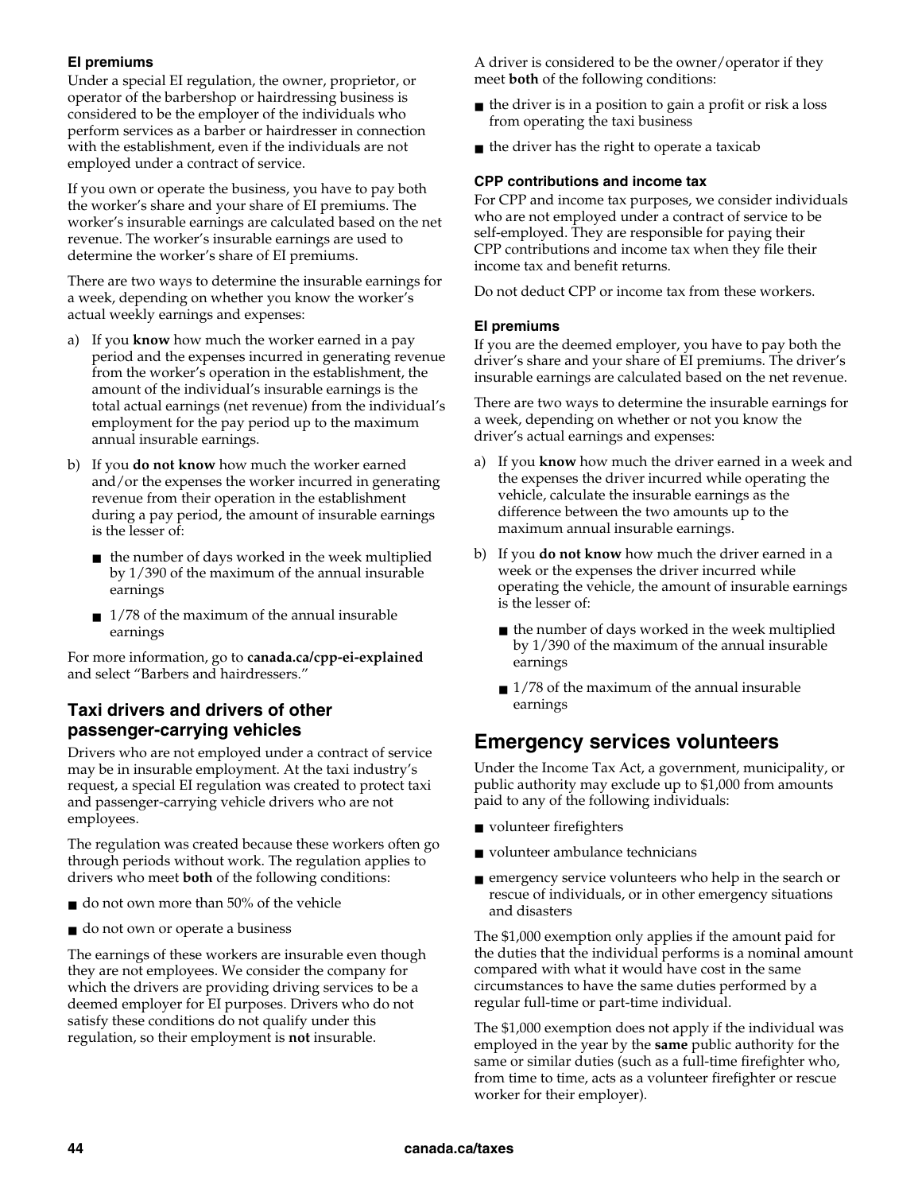#### EI premiums

Under a special EI regulation, the owner, proprietor, or operator of the barbershop or hairdressing business is considered to be the employer of the individuals who perform services as a barber or hairdresser in connection with the establishment, even if the individuals are not employed under a contract of service.

If you own or operate the business, you have to pay both the worker's share and your share of EI premiums. The worker's insurable earnings are calculated based on the net revenue. The worker's insurable earnings are used to determine the worker's share of EI premiums.

There are two ways to determine the insurable earnings for a week, depending on whether you know the worker's actual weekly earnings and expenses:

a) If you **know** how much the worker earned in a pay period and the expenses incurred in generating revenue from the worker's operation in the establishment, the amount of the individual's insurable earnings is the total actual earnings (net revenue) from the individual's employment for the pay period up to the maximum annual insurable earnings.

b) If you **do not know** how much the worker earned and/or the expenses the worker incurred in generating revenue from their operation in the establishment during a pay period, the amount of insurable earnings is the lesser of:

   - the number of days worked in the week multiplied by 1/390 of the maximum of the annual insurable earnings
   - 1/78 of the maximum of the annual insurable earnings

For more information, go to **canada.ca/cpp-ei-explained** and select "Barbers and hairdressers."

### Taxi drivers and drivers of other passenger-carrying vehicles

Drivers who are not employed under a contract of service may be in insurable employment. At the taxi industry's request, a special EI regulation was created to protect taxi and passenger-carrying vehicle drivers who are not employees.

The regulation was created because these workers often go through periods without work. The regulation applies to drivers who meet **both** of the following conditions:

- do not own more than 50% of the vehicle
- do not own or operate a business

The earnings of these workers are insurable even though they are not employees. We consider the company for which the drivers are providing driving services to be a deemed employer for EI purposes. Drivers who do not satisfy these conditions do not qualify under this regulation, so their employment is **not** insurable.

A driver is considered to be the owner/operator if they meet **both** of the following conditions:

- the driver is in a position to gain a profit or risk a loss from operating the taxi business
- the driver has the right to operate a taxicab

#### CPP contributions and income tax

For CPP and income tax purposes, we consider individuals who are not employed under a contract of service to be self-employed. They are responsible for paying their CPP contributions and income tax when they file their income tax and benefit returns.

Do not deduct CPP or income tax from these workers.

#### EI premiums

If you are the deemed employer, you have to pay both the driver's share and your share of EI premiums. The driver's insurable earnings are calculated based on the net revenue.

There are two ways to determine the insurable earnings for a week, depending on whether or not you know the driver's actual earnings and expenses:

a) If you **know** how much the driver earned in a week and the expenses the driver incurred while operating the vehicle, calculate the insurable earnings as the difference between the two amounts up to the maximum annual insurable earnings.

b) If you **do not know** how much the driver earned in a week or the expenses the driver incurred while operating the vehicle, the amount of insurable earnings is the lesser of:

   - the number of days worked in the week multiplied by 1/390 of the maximum of the annual insurable earnings
   - 1/78 of the maximum of the annual insurable earnings

## Emergency services volunteers

Under the Income Tax Act, a government, municipality, or public authority may exclude up to $1,000 from amounts paid to any of the following individuals:

- volunteer firefighters
- volunteer ambulance technicians
- emergency service volunteers who help in the search or rescue of individuals, or in other emergency situations and disasters

The $1,000 exemption only applies if the amount paid for the duties that the individual performs is a nominal amount compared with what it would have cost in the same circumstances to have the same duties performed by a regular full-time or part-time individual.

The $1,000 exemption does not apply if the individual was employed in the year by the **same** public authority for the same or similar duties (such as a full-time firefighter who, from time to time, acts as a volunteer firefighter or rescue worker for their employer).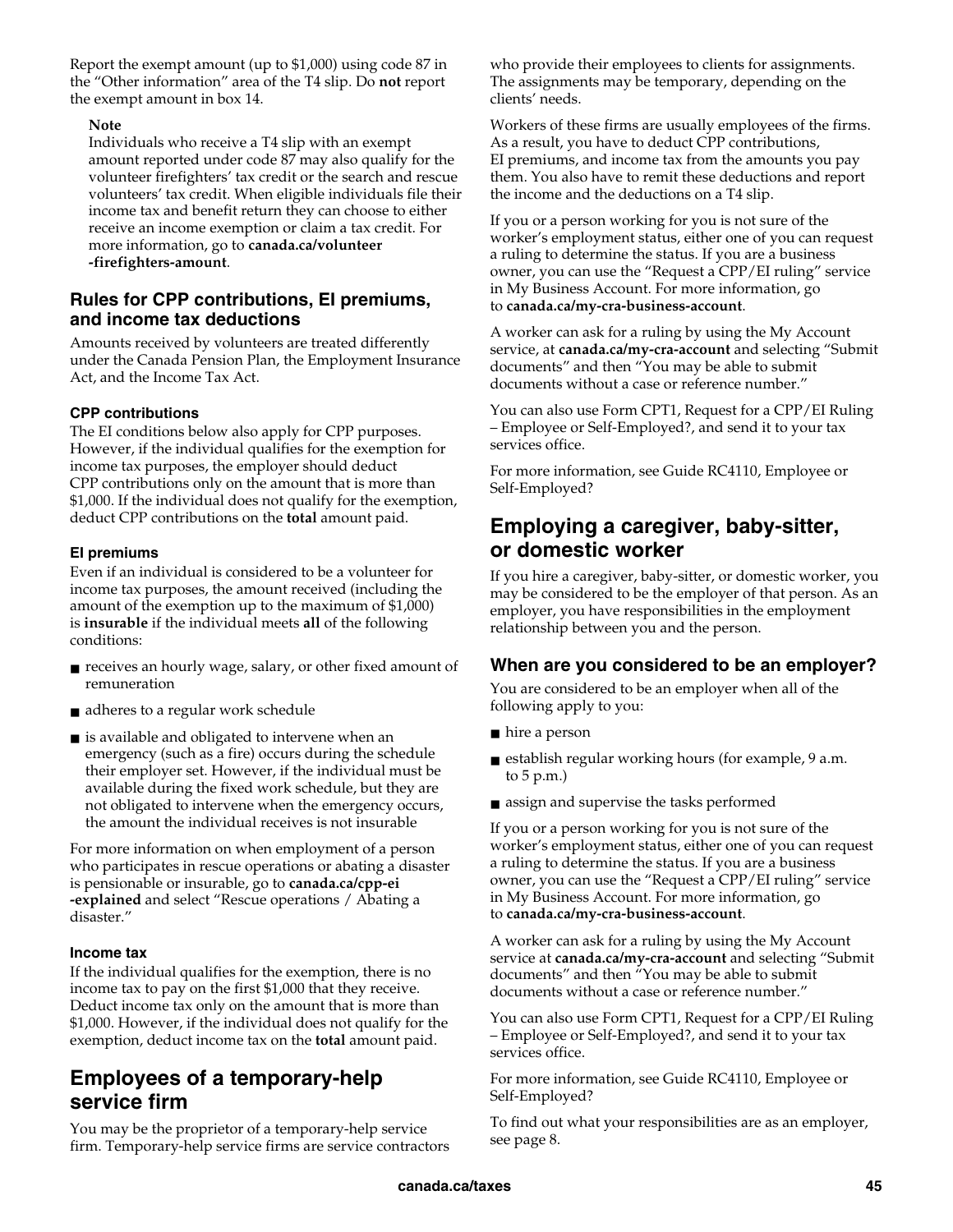Report the exempt amount (up to $1,000) using code 87 in the "Other information" area of the T4 slip. Do **not** report the exempt amount in box 14.

**Note**
Individuals who receive a T4 slip with an exempt amount reported under code 87 may also qualify for the volunteer firefighters' tax credit or the search and rescue volunteers' tax credit. When eligible individuals file their income tax and benefit return they can choose to either receive an income exemption or claim a tax credit. For more information, go to **canada.ca/volunteer-firefighters-amount**.

### Rules for CPP contributions, EI premiums, and income tax deductions

Amounts received by volunteers are treated differently under the Canada Pension Plan, the Employment Insurance Act, and the Income Tax Act.

#### CPP contributions

The EI conditions below also apply for CPP purposes. However, if the individual qualifies for the exemption for income tax purposes, the employer should deduct CPP contributions only on the amount that is more than $1,000. If the individual does not qualify for the exemption, deduct CPP contributions on the **total** amount paid.

#### EI premiums

Even if an individual is considered to be a volunteer for income tax purposes, the amount received (including the amount of the exemption up to the maximum of $1,000) is **insurable** if the individual meets **all** of the following conditions:

- receives an hourly wage, salary, or other fixed amount of remuneration
- adheres to a regular work schedule
- is available and obligated to intervene when an emergency (such as a fire) occurs during the schedule their employer set. However, if the individual must be available during the fixed work schedule, but they are not obligated to intervene when the emergency occurs, the amount the individual receives is not insurable

For more information on when employment of a person who participates in rescue operations or abating a disaster is pensionable or insurable, go to **canada.ca/cpp-ei-explained** and select "Rescue operations / Abating a disaster."

#### Income tax

If the individual qualifies for the exemption, there is no income tax to pay on the first $1,000 that they receive. Deduct income tax only on the amount that is more than $1,000. However, if the individual does not qualify for the exemption, deduct income tax on the **total** amount paid.

## Employees of a temporary-help service firm

You may be the proprietor of a temporary-help service firm. Temporary-help service firms are service contractors who provide their employees to clients for assignments. The assignments may be temporary, depending on the clients' needs.

Workers of these firms are usually employees of the firms. As a result, you have to deduct CPP contributions, EI premiums, and income tax from the amounts you pay them. You also have to remit these deductions and report the income and the deductions on a T4 slip.

If you or a person working for you is not sure of the worker's employment status, either one of you can request a ruling to determine the status. If you are a business owner, you can use the "Request a CPP/EI ruling" service in My Business Account. For more information, go to **canada.ca/my-cra-business-account**.

A worker can ask for a ruling by using the My Account service, at **canada.ca/my-cra-account** and selecting "Submit documents" and then "You may be able to submit documents without a case or reference number."

You can also use Form CPT1, Request for a CPP/EI Ruling – Employee or Self-Employed?, and send it to your tax services office.

For more information, see Guide RC4110, Employee or Self-Employed?

## Employing a caregiver, baby-sitter, or domestic worker

If you hire a caregiver, baby-sitter, or domestic worker, you may be considered to be the employer of that person. As an employer, you have responsibilities in the employment relationship between you and the person.

### When are you considered to be an employer?

You are considered to be an employer when all of the following apply to you:

- hire a person
- establish regular working hours (for example, 9 a.m. to 5 p.m.)
- assign and supervise the tasks performed

If you or a person working for you is not sure of the worker's employment status, either one of you can request a ruling to determine the status. If you are a business owner, you can use the "Request a CPP/EI ruling" service in My Business Account. For more information, go to **canada.ca/my-cra-business-account**.

A worker can ask for a ruling by using the My Account service at **canada.ca/my-cra-account** and selecting "Submit documents" and then "You may be able to submit documents without a case or reference number."

You can also use Form CPT1, Request for a CPP/EI Ruling – Employee or Self-Employed?, and send it to your tax services office.

For more information, see Guide RC4110, Employee or Self-Employed?

To find out what your responsibilities are as an employer, see page 8.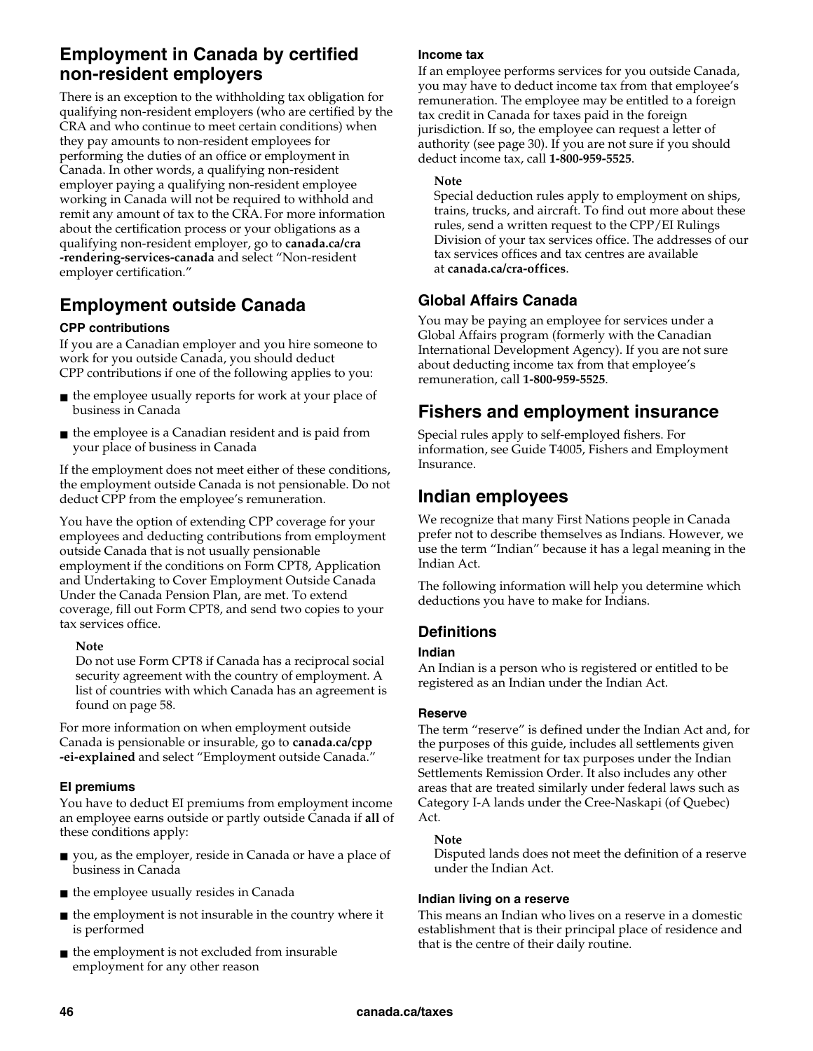## Employment in Canada by certified non-resident employers

There is an exception to the withholding tax obligation for qualifying non-resident employers (who are certified by the CRA and who continue to meet certain conditions) when they pay amounts to non-resident employees for performing the duties of an office or employment in Canada. In other words, a qualifying non-resident employer paying a qualifying non-resident employee working in Canada will not be required to withhold and remit any amount of tax to the CRA. For more information about the certification process or your obligations as a qualifying non-resident employer, go to **canada.ca/cra-rendering-services-canada** and select "Non-resident employer certification."

## Employment outside Canada

#### CPP contributions

If you are a Canadian employer and you hire someone to work for you outside Canada, you should deduct CPP contributions if one of the following applies to you:

- the employee usually reports for work at your place of business in Canada
- the employee is a Canadian resident and is paid from your place of business in Canada

If the employment does not meet either of these conditions, the employment outside Canada is not pensionable. Do not deduct CPP from the employee's remuneration.

You have the option of extending CPP coverage for your employees and deducting contributions from employment outside Canada that is not usually pensionable employment if the conditions on Form CPT8, Application and Undertaking to Cover Employment Outside Canada Under the Canada Pension Plan, are met. To extend coverage, fill out Form CPT8, and send two copies to your tax services office.

> **Note**
> Do not use Form CPT8 if Canada has a reciprocal social security agreement with the country of employment. A list of countries with which Canada has an agreement is found on page 58.

For more information on when employment outside Canada is pensionable or insurable, go to **canada.ca/cpp-ei-explained** and select "Employment outside Canada."

#### EI premiums

You have to deduct EI premiums from employment income an employee earns outside or partly outside Canada if **all** of these conditions apply:

- you, as the employer, reside in Canada or have a place of business in Canada
- the employee usually resides in Canada
- the employment is not insurable in the country where it is performed
- the employment is not excluded from insurable employment for any other reason

#### Income tax

If an employee performs services for you outside Canada, you may have to deduct income tax from that employee's remuneration. The employee may be entitled to a foreign tax credit in Canada for taxes paid in the foreign jurisdiction. If so, the employee can request a letter of authority (see page 30). If you are not sure if you should deduct income tax, call **1-800-959-5525**.

> **Note**
> Special deduction rules apply to employment on ships, trains, trucks, and aircraft. To find out more about these rules, send a written request to the CPP/EI Rulings Division of your tax services office. The addresses of our tax services offices and tax centres are available at **canada.ca/cra-offices**.

### Global Affairs Canada

You may be paying an employee for services under a Global Affairs program (formerly with the Canadian International Development Agency). If you are not sure about deducting income tax from that employee's remuneration, call **1-800-959-5525**.

## Fishers and employment insurance

Special rules apply to self-employed fishers. For information, see Guide T4005, Fishers and Employment Insurance.

## Indian employees

We recognize that many First Nations people in Canada prefer not to describe themselves as Indians. However, we use the term "Indian" because it has a legal meaning in the Indian Act.

The following information will help you determine which deductions you have to make for Indians.

### Definitions

#### Indian

An Indian is a person who is registered or entitled to be registered as an Indian under the Indian Act.

#### Reserve

The term "reserve" is defined under the Indian Act and, for the purposes of this guide, includes all settlements given reserve-like treatment for tax purposes under the Indian Settlements Remission Order. It also includes any other areas that are treated similarly under federal laws such as Category I-A lands under the Cree-Naskapi (of Quebec) Act.

> **Note**
> Disputed lands does not meet the definition of a reserve under the Indian Act.

#### Indian living on a reserve

This means an Indian who lives on a reserve in a domestic establishment that is their principal place of residence and that is the centre of their daily routine.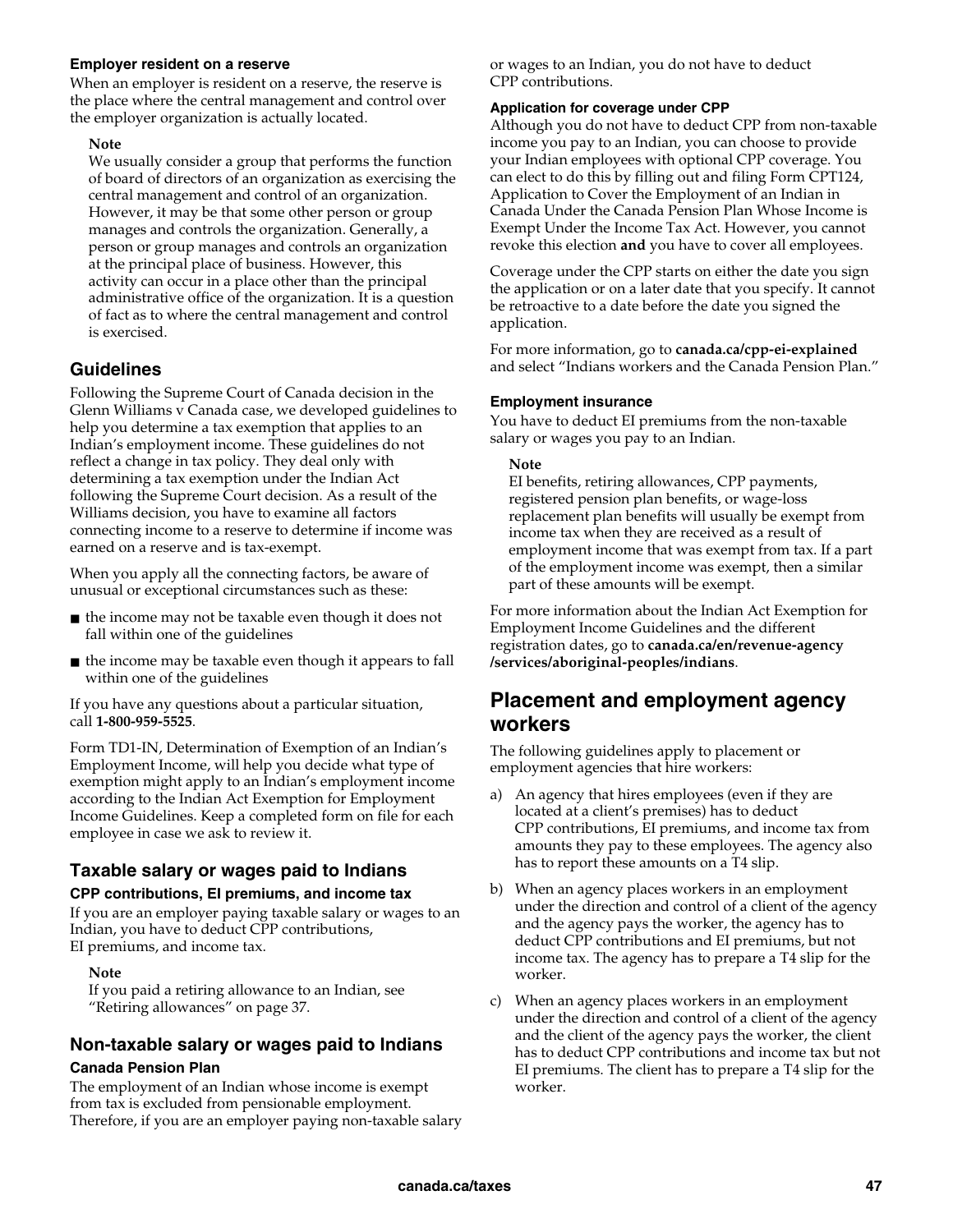#### Employer resident on a reserve

When an employer is resident on a reserve, the reserve is the place where the central management and control over the employer organization is actually located.

> **Note**
> We usually consider a group that performs the function of board of directors of an organization as exercising the central management and control of an organization. However, it may be that some other person or group manages and controls the organization. Generally, a person or group manages and controls an organization at the principal place of business. However, this activity can occur in a place other than the principal administrative office of the organization. It is a question of fact as to where the central management and control is exercised.

### Guidelines

Following the Supreme Court of Canada decision in the Glenn Williams v Canada case, we developed guidelines to help you determine a tax exemption that applies to an Indian's employment income. These guidelines do not reflect a change in tax policy. They deal only with determining a tax exemption under the Indian Act following the Supreme Court decision. As a result of the Williams decision, you have to examine all factors connecting income to a reserve to determine if income was earned on a reserve and is tax-exempt.

When you apply all the connecting factors, be aware of unusual or exceptional circumstances such as these:

- the income may not be taxable even though it does not fall within one of the guidelines
- the income may be taxable even though it appears to fall within one of the guidelines

If you have any questions about a particular situation, call **1-800-959-5525**.

Form TD1-IN, Determination of Exemption of an Indian's Employment Income, will help you decide what type of exemption might apply to an Indian's employment income according to the Indian Act Exemption for Employment Income Guidelines. Keep a completed form on file for each employee in case we ask to review it.

### Taxable salary or wages paid to Indians

#### CPP contributions, EI premiums, and income tax

If you are an employer paying taxable salary or wages to an Indian, you have to deduct CPP contributions, EI premiums, and income tax.

> **Note**
> If you paid a retiring allowance to an Indian, see "Retiring allowances" on page 37.

### Non-taxable salary or wages paid to Indians

#### Canada Pension Plan

The employment of an Indian whose income is exempt from tax is excluded from pensionable employment. Therefore, if you are an employer paying non-taxable salary or wages to an Indian, you do not have to deduct CPP contributions.

#### Application for coverage under CPP

Although you do not have to deduct CPP from non-taxable income you pay to an Indian, you can choose to provide your Indian employees with optional CPP coverage. You can elect to do this by filling out and filing Form CPT124, Application to Cover the Employment of an Indian in Canada Under the Canada Pension Plan Whose Income is Exempt Under the Income Tax Act. However, you cannot revoke this election **and** you have to cover all employees.

Coverage under the CPP starts on either the date you sign the application or on a later date that you specify. It cannot be retroactive to a date before the date you signed the application.

For more information, go to **canada.ca/cpp-ei-explained** and select "Indians workers and the Canada Pension Plan."

#### Employment insurance

You have to deduct EI premiums from the non-taxable salary or wages you pay to an Indian.

> **Note**
> EI benefits, retiring allowances, CPP payments, registered pension plan benefits, or wage-loss replacement plan benefits will usually be exempt from income tax when they are received as a result of employment income that was exempt from tax. If a part of the employment income was exempt, then a similar part of these amounts will be exempt.

For more information about the Indian Act Exemption for Employment Income Guidelines and the different registration dates, go to **canada.ca/en/revenue-agency/services/aboriginal-peoples/indians**.

## Placement and employment agency workers

The following guidelines apply to placement or employment agencies that hire workers:

a) An agency that hires employees (even if they are located at a client's premises) has to deduct CPP contributions, EI premiums, and income tax from amounts they pay to these employees. The agency also has to report these amounts on a T4 slip.

b) When an agency places workers in an employment under the direction and control of a client of the agency and the agency pays the worker, the agency has to deduct CPP contributions and EI premiums, but not income tax. The agency has to prepare a T4 slip for the worker.

c) When an agency places workers in an employment under the direction and control of a client of the agency and the client of the agency pays the worker, the client has to deduct CPP contributions and income tax but not EI premiums. The client has to prepare a T4 slip for the worker.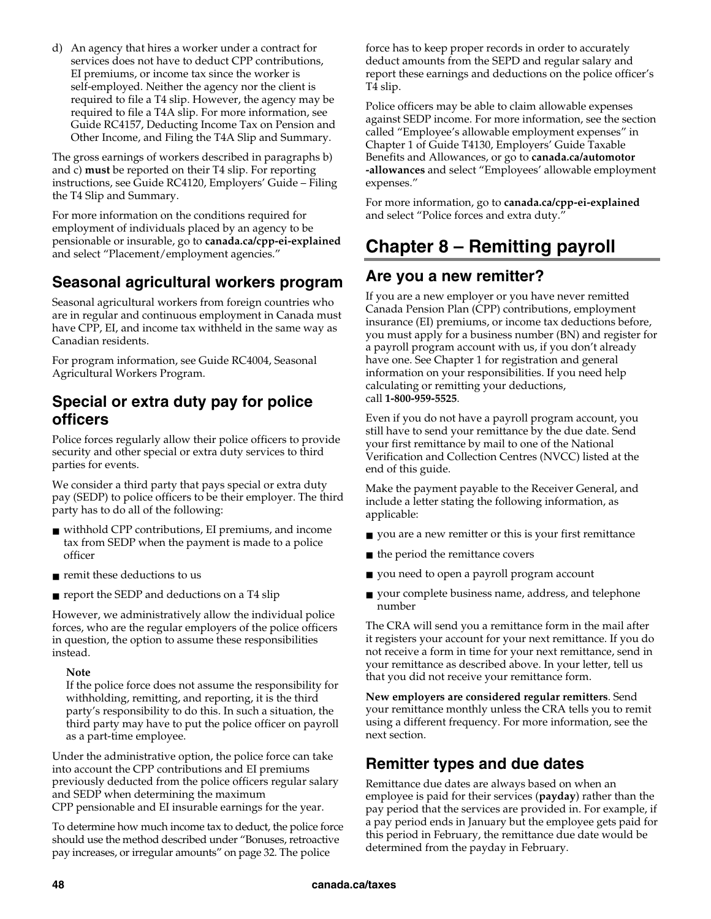d) An agency that hires a worker under a contract for services does not have to deduct CPP contributions, EI premiums, or income tax since the worker is self-employed. Neither the agency nor the client is required to file a T4 slip. However, the agency may be required to file a T4A slip. For more information, see Guide RC4157, Deducting Income Tax on Pension and Other Income, and Filing the T4A Slip and Summary.

The gross earnings of workers described in paragraphs b) and c) **must** be reported on their T4 slip. For reporting instructions, see Guide RC4120, Employers' Guide – Filing the T4 Slip and Summary.

For more information on the conditions required for employment of individuals placed by an agency to be pensionable or insurable, go to **canada.ca/cpp-ei-explained** and select "Placement/employment agencies."

### Seasonal agricultural workers program

Seasonal agricultural workers from foreign countries who are in regular and continuous employment in Canada must have CPP, EI, and income tax withheld in the same way as Canadian residents.

For program information, see Guide RC4004, Seasonal Agricultural Workers Program.

### Special or extra duty pay for police officers

Police forces regularly allow their police officers to provide security and other special or extra duty services to third parties for events.

We consider a third party that pays special or extra duty pay (SEDP) to police officers to be their employer. The third party has to do all of the following:

- withhold CPP contributions, EI premiums, and income tax from SEDP when the payment is made to a police officer
- remit these deductions to us
- report the SEDP and deductions on a T4 slip

However, we administratively allow the individual police forces, who are the regular employers of the police officers in question, the option to assume these responsibilities instead.

**Note**
If the police force does not assume the responsibility for withholding, remitting, and reporting, it is the third party's responsibility to do this. In such a situation, the third party may have to put the police officer on payroll as a part-time employee.

Under the administrative option, the police force can take into account the CPP contributions and EI premiums previously deducted from the police officers regular salary and SEDP when determining the maximum CPP pensionable and EI insurable earnings for the year.

To determine how much income tax to deduct, the police force should use the method described under "Bonuses, retroactive pay increases, or irregular amounts" on page 32. The police force has to keep proper records in order to accurately deduct amounts from the SEPD and regular salary and report these earnings and deductions on the police officer's T4 slip.

Police officers may be able to claim allowable expenses against SEDP income. For more information, see the section called "Employee's allowable employment expenses" in Chapter 1 of Guide T4130, Employers' Guide Taxable Benefits and Allowances, or go to **canada.ca/automotor-allowances** and select "Employees' allowable employment expenses."

For more information, go to **canada.ca/cpp-ei-explained** and select "Police forces and extra duty."

## Chapter 8 – Remitting payroll

### Are you a new remitter?

If you are a new employer or you have never remitted Canada Pension Plan (CPP) contributions, employment insurance (EI) premiums, or income tax deductions before, you must apply for a business number (BN) and register for a payroll program account with us, if you don't already have one. See Chapter 1 for registration and general information on your responsibilities. If you need help calculating or remitting your deductions, call **1-800-959-5525**.

Even if you do not have a payroll program account, you still have to send your remittance by the due date. Send your first remittance by mail to one of the National Verification and Collection Centres (NVCC) listed at the end of this guide.

Make the payment payable to the Receiver General, and include a letter stating the following information, as applicable:

- you are a new remitter or this is your first remittance
- the period the remittance covers
- you need to open a payroll program account
- your complete business name, address, and telephone number

The CRA will send you a remittance form in the mail after it registers your account for your next remittance. If you do not receive a form in time for your next remittance, send in your remittance as described above. In your letter, tell us that you did not receive your remittance form.

**New employers are considered regular remitters**. Send your remittance monthly unless the CRA tells you to remit using a different frequency. For more information, see the next section.

### Remitter types and due dates

Remittance due dates are always based on when an employee is paid for their services (**payday**) rather than the pay period that the services are provided in. For example, if a pay period ends in January but the employee gets paid for this period in February, the remittance due date would be determined from the payday in February.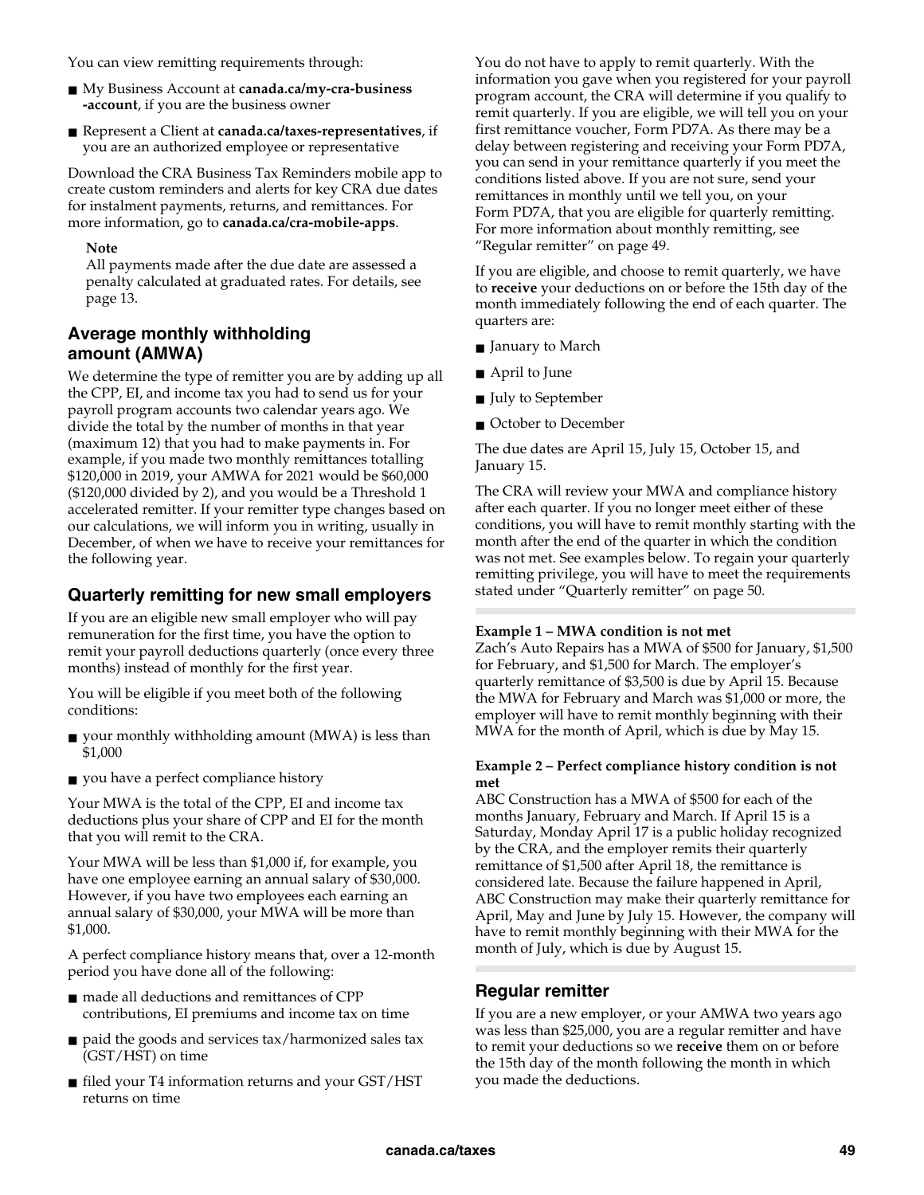You can view remitting requirements through:

- My Business Account at **canada.ca/my-cra-business-account**, if you are the business owner
- Represent a Client at **canada.ca/taxes-representatives**, if you are an authorized employee or representative

Download the CRA Business Tax Reminders mobile app to create custom reminders and alerts for key CRA due dates for instalment payments, returns, and remittances. For more information, go to **canada.ca/cra-mobile-apps**.

> **Note**
> All payments made after the due date are assessed a penalty calculated at graduated rates. For details, see page 13.

## Average monthly withholding amount (AMWA)

We determine the type of remitter you are by adding up all the CPP, EI, and income tax you had to send us for your payroll program accounts two calendar years ago. We divide the total by the number of months in that year (maximum 12) that you had to make payments in. For example, if you made two monthly remittances totalling $120,000 in 2019, your AMWA for 2021 would be $60,000 ($120,000 divided by 2), and you would be a Threshold 1 accelerated remitter. If your remitter type changes based on our calculations, we will inform you in writing, usually in December, of when we have to receive your remittances for the following year.

## Quarterly remitting for new small employers

If you are an eligible new small employer who will pay remuneration for the first time, you have the option to remit your payroll deductions quarterly (once every three months) instead of monthly for the first year.

You will be eligible if you meet both of the following conditions:

- your monthly withholding amount (MWA) is less than $1,000
- you have a perfect compliance history

Your MWA is the total of the CPP, EI and income tax deductions plus your share of CPP and EI for the month that you will remit to the CRA.

Your MWA will be less than $1,000 if, for example, you have one employee earning an annual salary of $30,000. However, if you have two employees each earning an annual salary of $30,000, your MWA will be more than $1,000.

A perfect compliance history means that, over a 12-month period you have done all of the following:

- made all deductions and remittances of CPP contributions, EI premiums and income tax on time
- paid the goods and services tax/harmonized sales tax (GST/HST) on time
- filed your T4 information returns and your GST/HST returns on time

You do not have to apply to remit quarterly. With the information you gave when you registered for your payroll program account, the CRA will determine if you qualify to remit quarterly. If you are eligible, we will tell you on your first remittance voucher, Form PD7A. As there may be a delay between registering and receiving your Form PD7A, you can send in your remittance quarterly if you meet the conditions listed above. If you are not sure, send your remittances in monthly until we tell you, on your Form PD7A, that you are eligible for quarterly remitting. For more information about monthly remitting, see "Regular remitter" on page 49.

If you are eligible, and choose to remit quarterly, we have to **receive** your deductions on or before the 15th day of the month immediately following the end of each quarter. The quarters are:

- January to March
- April to June
- July to September
- October to December

The due dates are April 15, July 15, October 15, and January 15.

The CRA will review your MWA and compliance history after each quarter. If you no longer meet either of these conditions, you will have to remit monthly starting with the month after the end of the quarter in which the condition was not met. See examples below. To regain your quarterly remitting privilege, you will have to meet the requirements stated under "Quarterly remitter" on page 50.

**Example 1 – MWA condition is not met**
Zach's Auto Repairs has a MWA of $500 for January, $1,500 for February, and $1,500 for March. The employer's quarterly remittance of $3,500 is due by April 15. Because the MWA for February and March was $1,000 or more, the employer will have to remit monthly beginning with their MWA for the month of April, which is due by May 15.

**Example 2 – Perfect compliance history condition is not met**
ABC Construction has a MWA of $500 for each of the months January, February and March. If April 15 is a Saturday, Monday April 17 is a public holiday recognized by the CRA, and the employer remits their quarterly remittance of $1,500 after April 18, the remittance is considered late. Because the failure happened in April, ABC Construction may make their quarterly remittance for April, May and June by July 15. However, the company will have to remit monthly beginning with their MWA for the month of July, which is due by August 15.

## Regular remitter

If you are a new employer, or your AMWA two years ago was less than $25,000, you are a regular remitter and have to remit your deductions so we **receive** them on or before the 15th day of the month following the month in which you made the deductions.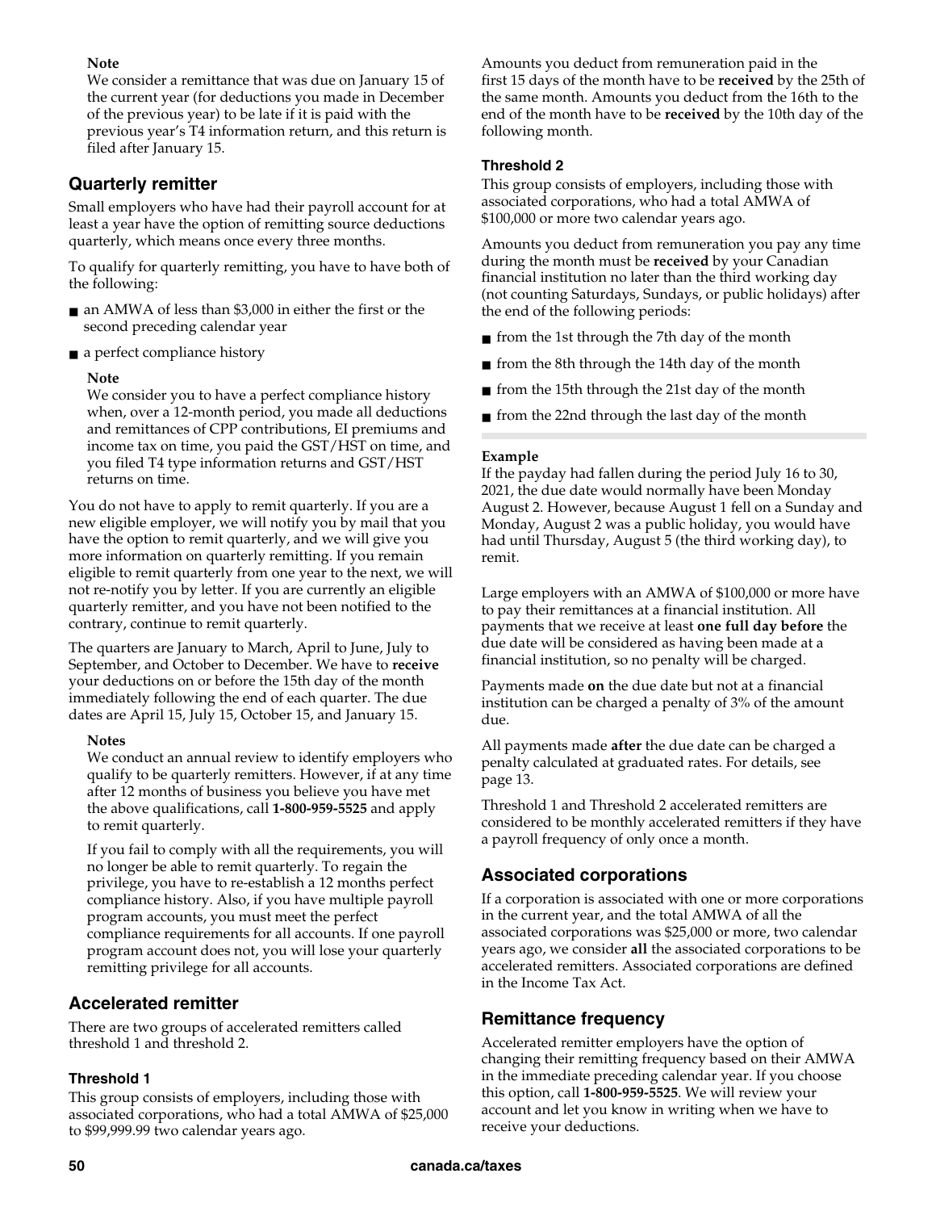**Note**

We consider a remittance that was due on January 15 of the current year (for deductions you made in December of the previous year) to be late if it is paid with the previous year's T4 information return, and this return is filed after January 15.

## Quarterly remitter

Small employers who have had their payroll account for at least a year have the option of remitting source deductions quarterly, which means once every three months.

To qualify for quarterly remitting, you have to have both of the following:

- an AMWA of less than $3,000 in either the first or the second preceding calendar year
- a perfect compliance history

**Note**

We consider you to have a perfect compliance history when, over a 12-month period, you made all deductions and remittances of CPP contributions, EI premiums and income tax on time, you paid the GST/HST on time, and you filed T4 type information returns and GST/HST returns on time.

You do not have to apply to remit quarterly. If you are a new eligible employer, we will notify you by mail that you have the option to remit quarterly, and we will give you more information on quarterly remitting. If you remain eligible to remit quarterly from one year to the next, we will not re-notify you by letter. If you are currently an eligible quarterly remitter, and you have not been notified to the contrary, continue to remit quarterly.

The quarters are January to March, April to June, July to September, and October to December. We have to **receive** your deductions on or before the 15th day of the month immediately following the end of each quarter. The due dates are April 15, July 15, October 15, and January 15.

**Notes**

We conduct an annual review to identify employers who qualify to be quarterly remitters. However, if at any time after 12 months of business you believe you have met the above qualifications, call **1-800-959-5525** and apply to remit quarterly.

If you fail to comply with all the requirements, you will no longer be able to remit quarterly. To regain the privilege, you have to re-establish a 12 months perfect compliance history. Also, if you have multiple payroll program accounts, you must meet the perfect compliance requirements for all accounts. If one payroll program account does not, you will lose your quarterly remitting privilege for all accounts.

## Accelerated remitter

There are two groups of accelerated remitters called threshold 1 and threshold 2.

### Threshold 1

This group consists of employers, including those with associated corporations, who had a total AMWA of $25,000 to $99,999.99 two calendar years ago.

Amounts you deduct from remuneration paid in the first 15 days of the month have to be **received** by the 25th of the same month. Amounts you deduct from the 16th to the end of the month have to be **received** by the 10th day of the following month.

### Threshold 2

This group consists of employers, including those with associated corporations, who had a total AMWA of $100,000 or more two calendar years ago.

Amounts you deduct from remuneration you pay any time during the month must be **received** by your Canadian financial institution no later than the third working day (not counting Saturdays, Sundays, or public holidays) after the end of the following periods:

- from the 1st through the 7th day of the month
- from the 8th through the 14th day of the month
- from the 15th through the 21st day of the month
- from the 22nd through the last day of the month

**Example**

If the payday had fallen during the period July 16 to 30, 2021, the due date would normally have been Monday August 2. However, because August 1 fell on a Sunday and Monday, August 2 was a public holiday, you would have had until Thursday, August 5 (the third working day), to remit.

Large employers with an AMWA of $100,000 or more have to pay their remittances at a financial institution. All payments that we receive at least **one full day before** the due date will be considered as having been made at a financial institution, so no penalty will be charged.

Payments made **on** the due date but not at a financial institution can be charged a penalty of 3% of the amount due.

All payments made **after** the due date can be charged a penalty calculated at graduated rates. For details, see page 13.

Threshold 1 and Threshold 2 accelerated remitters are considered to be monthly accelerated remitters if they have a payroll frequency of only once a month.

## Associated corporations

If a corporation is associated with one or more corporations in the current year, and the total AMWA of all the associated corporations was $25,000 or more, two calendar years ago, we consider **all** the associated corporations to be accelerated remitters. Associated corporations are defined in the Income Tax Act.

## Remittance frequency

Accelerated remitter employers have the option of changing their remitting frequency based on their AMWA in the immediate preceding calendar year. If you choose this option, call **1-800-959-5525**. We will review your account and let you know in writing when we have to receive your deductions.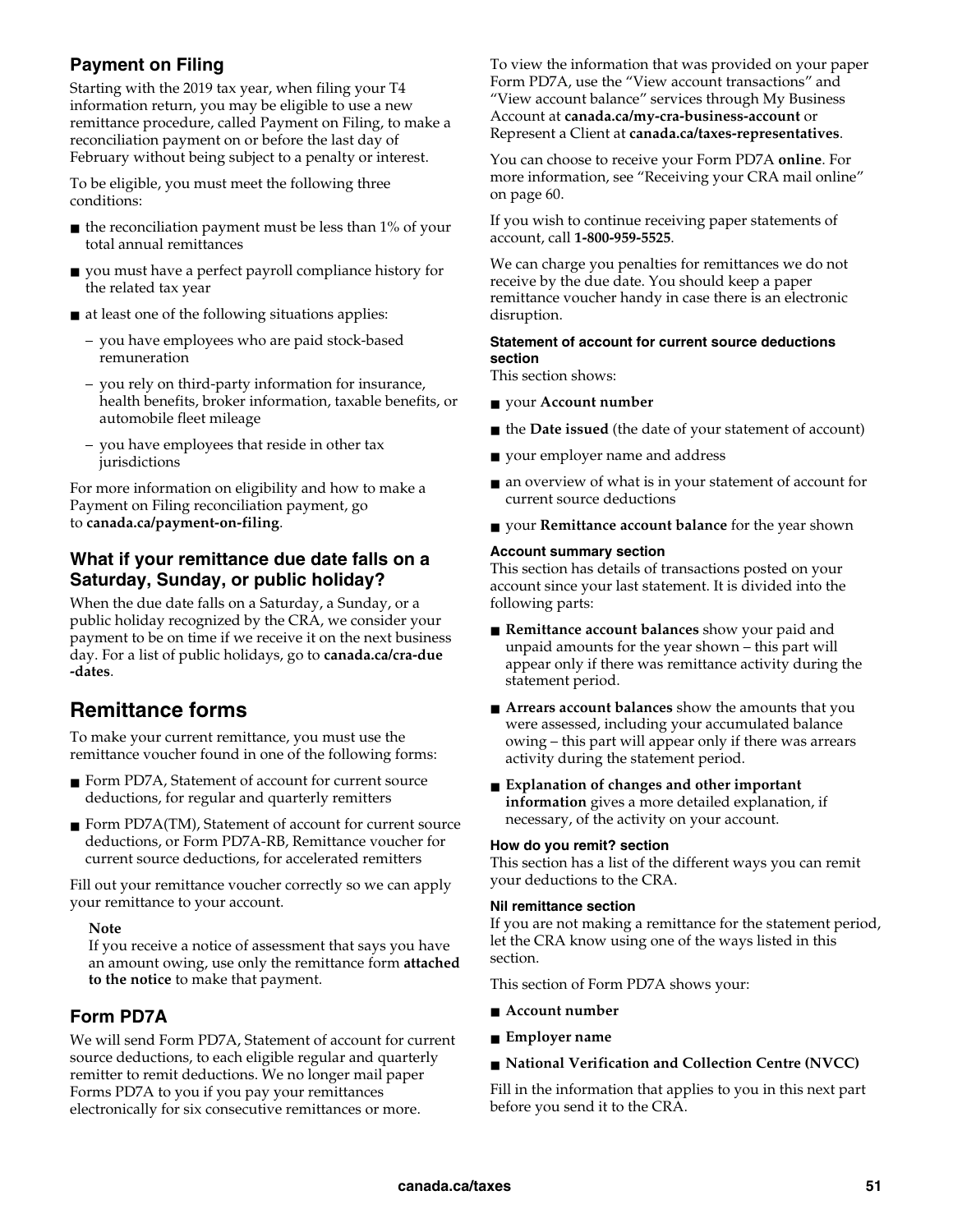### Payment on Filing

Starting with the 2019 tax year, when filing your T4 information return, you may be eligible to use a new remittance procedure, called Payment on Filing, to make a reconciliation payment on or before the last day of February without being subject to a penalty or interest.

To be eligible, you must meet the following three conditions:

- the reconciliation payment must be less than 1% of your total annual remittances
- you must have a perfect payroll compliance history for the related tax year
- at least one of the following situations applies:
  - you have employees who are paid stock-based remuneration
  - you rely on third-party information for insurance, health benefits, broker information, taxable benefits, or automobile fleet mileage
  - you have employees that reside in other tax jurisdictions

For more information on eligibility and how to make a Payment on Filing reconciliation payment, go to **canada.ca/payment-on-filing**.

### What if your remittance due date falls on a Saturday, Sunday, or public holiday?

When the due date falls on a Saturday, a Sunday, or a public holiday recognized by the CRA, we consider your payment to be on time if we receive it on the next business day. For a list of public holidays, go to **canada.ca/cra-due-dates**.

## Remittance forms

To make your current remittance, you must use the remittance voucher found in one of the following forms:

- Form PD7A, Statement of account for current source deductions, for regular and quarterly remitters
- Form PD7A(TM), Statement of account for current source deductions, or Form PD7A-RB, Remittance voucher for current source deductions, for accelerated remitters

Fill out your remittance voucher correctly so we can apply your remittance to your account.

> **Note**
> If you receive a notice of assessment that says you have an amount owing, use only the remittance form **attached to the notice** to make that payment.

### Form PD7A

We will send Form PD7A, Statement of account for current source deductions, to each eligible regular and quarterly remitter to remit deductions. We no longer mail paper Forms PD7A to you if you pay your remittances electronically for six consecutive remittances or more.

To view the information that was provided on your paper Form PD7A, use the "View account transactions" and "View account balance" services through My Business Account at **canada.ca/my-cra-business-account** or Represent a Client at **canada.ca/taxes-representatives**.

You can choose to receive your Form PD7A **online**. For more information, see "Receiving your CRA mail online" on page 60.

If you wish to continue receiving paper statements of account, call **1-800-959-5525**.

We can charge you penalties for remittances we do not receive by the due date. You should keep a paper remittance voucher handy in case there is an electronic disruption.

#### Statement of account for current source deductions section

This section shows:

- your **Account number**
- the **Date issued** (the date of your statement of account)
- your employer name and address
- an overview of what is in your statement of account for current source deductions
- your **Remittance account balance** for the year shown

#### Account summary section

This section has details of transactions posted on your account since your last statement. It is divided into the following parts:

- **Remittance account balances** show your paid and unpaid amounts for the year shown – this part will appear only if there was remittance activity during the statement period.
- **Arrears account balances** show the amounts that you were assessed, including your accumulated balance owing – this part will appear only if there was arrears activity during the statement period.
- **Explanation of changes and other important information** gives a more detailed explanation, if necessary, of the activity on your account.

#### How do you remit? section

This section has a list of the different ways you can remit your deductions to the CRA.

#### Nil remittance section

If you are not making a remittance for the statement period, let the CRA know using one of the ways listed in this section.

This section of Form PD7A shows your:

- **Account number**
- **Employer name**
- **National Verification and Collection Centre (NVCC)**

Fill in the information that applies to you in this next part before you send it to the CRA.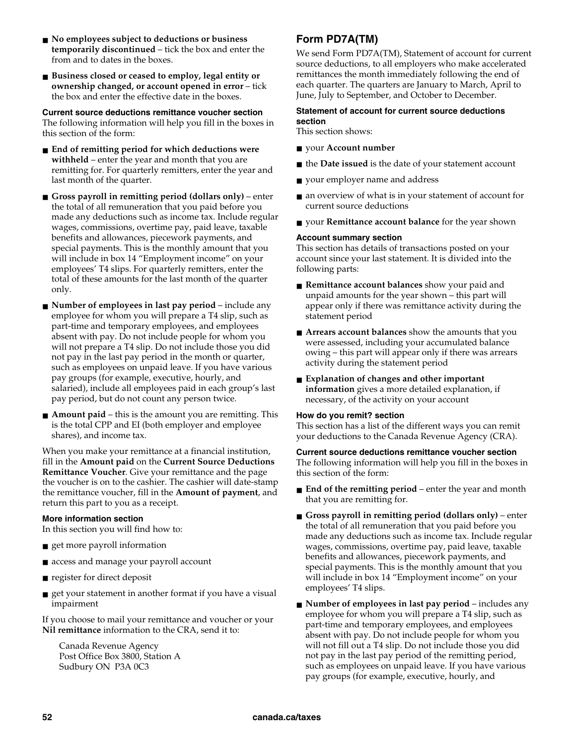- **No employees subject to deductions or business temporarily discontinued** – tick the box and enter the from and to dates in the boxes.
- **Business closed or ceased to employ, legal entity or ownership changed, or account opened in error** – tick the box and enter the effective date in the boxes.

#### Current source deductions remittance voucher section

The following information will help you fill in the boxes in this section of the form:

- **End of remitting period for which deductions were withheld** – enter the year and month that you are remitting for. For quarterly remitters, enter the year and last month of the quarter.
- **Gross payroll in remitting period (dollars only)** – enter the total of all remuneration that you paid before you made any deductions such as income tax. Include regular wages, commissions, overtime pay, paid leave, taxable benefits and allowances, piecework payments, and special payments. This is the monthly amount that you will include in box 14 "Employment income" on your employees' T4 slips. For quarterly remitters, enter the total of these amounts for the last month of the quarter only.
- **Number of employees in last pay period** – include any employee for whom you will prepare a T4 slip, such as part-time and temporary employees, and employees absent with pay. Do not include people for whom you will not prepare a T4 slip. Do not include those you did not pay in the last pay period in the month or quarter, such as employees on unpaid leave. If you have various pay groups (for example, executive, hourly, and salaried), include all employees paid in each group's last pay period, but do not count any person twice.
- **Amount paid** – this is the amount you are remitting. This is the total CPP and EI (both employer and employee shares), and income tax.

When you make your remittance at a financial institution, fill in the **Amount paid** on the **Current Source Deductions Remittance Voucher**. Give your remittance and the page the voucher is on to the cashier. The cashier will date-stamp the remittance voucher, fill in the **Amount of payment**, and return this part to you as a receipt.

#### More information section

In this section you will find how to:

- get more payroll information
- access and manage your payroll account
- register for direct deposit
- get your statement in another format if you have a visual impairment

If you choose to mail your remittance and voucher or your **Nil remittance** information to the CRA, send it to:

Canada Revenue Agency
Post Office Box 3800, Station A
Sudbury ON  P3A 0C3

### Form PD7A(TM)

We send Form PD7A(TM), Statement of account for current source deductions, to all employers who make accelerated remittances the month immediately following the end of each quarter. The quarters are January to March, April to June, July to September, and October to December.

#### Statement of account for current source deductions section

This section shows:

- your **Account number**
- the **Date issued** is the date of your statement account
- your employer name and address
- an overview of what is in your statement of account for current source deductions
- your **Remittance account balance** for the year shown

#### Account summary section

This section has details of transactions posted on your account since your last statement. It is divided into the following parts:

- **Remittance account balances** show your paid and unpaid amounts for the year shown – this part will appear only if there was remittance activity during the statement period
- **Arrears account balances** show the amounts that you were assessed, including your accumulated balance owing – this part will appear only if there was arrears activity during the statement period
- **Explanation of changes and other important information** gives a more detailed explanation, if necessary, of the activity on your account

#### How do you remit? section

This section has a list of the different ways you can remit your deductions to the Canada Revenue Agency (CRA).

#### Current source deductions remittance voucher section

The following information will help you fill in the boxes in this section of the form:

- **End of the remitting period** – enter the year and month that you are remitting for.
- **Gross payroll in remitting period (dollars only)** – enter the total of all remuneration that you paid before you made any deductions such as income tax. Include regular wages, commissions, overtime pay, paid leave, taxable benefits and allowances, piecework payments, and special payments. This is the monthly amount that you will include in box 14 "Employment income" on your employees' T4 slips.
- **Number of employees in last pay period** – includes any employee for whom you will prepare a T4 slip, such as part-time and temporary employees, and employees absent with pay. Do not include people for whom you will not fill out a T4 slip. Do not include those you did not pay in the last pay period of the remitting period, such as employees on unpaid leave. If you have various pay groups (for example, executive, hourly, and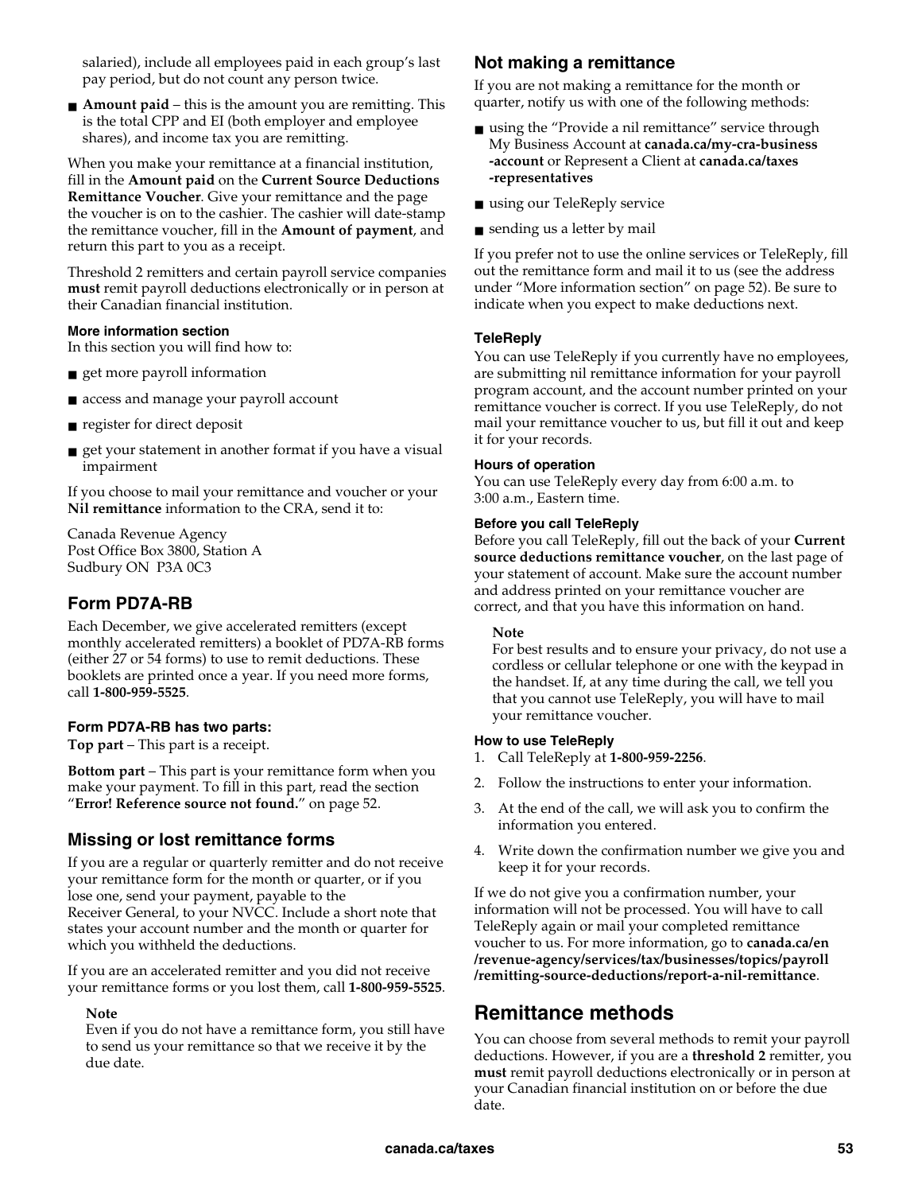salaried), include all employees paid in each group's last pay period, but do not count any person twice.

- **Amount paid** – this is the amount you are remitting. This is the total CPP and EI (both employer and employee shares), and income tax you are remitting.

When you make your remittance at a financial institution, fill in the **Amount paid** on the **Current Source Deductions Remittance Voucher**. Give your remittance and the page the voucher is on to the cashier. The cashier will date-stamp the remittance voucher, fill in the **Amount of payment**, and return this part to you as a receipt.

Threshold 2 remitters and certain payroll service companies **must** remit payroll deductions electronically or in person at their Canadian financial institution.

#### More information section

In this section you will find how to:

- get more payroll information
- access and manage your payroll account
- register for direct deposit
- get your statement in another format if you have a visual impairment

If you choose to mail your remittance and voucher or your **Nil remittance** information to the CRA, send it to:

Canada Revenue Agency
Post Office Box 3800, Station A
Sudbury ON P3A 0C3

### Form PD7A-RB

Each December, we give accelerated remitters (except monthly accelerated remitters) a booklet of PD7A-RB forms (either 27 or 54 forms) to use to remit deductions. These booklets are printed once a year. If you need more forms, call **1-800-959-5525**.

#### Form PD7A-RB has two parts:

**Top part** – This part is a receipt.

**Bottom part** – This part is your remittance form when you make your payment. To fill in this part, read the section "**Error! Reference source not found.**" on page 52.

### Missing or lost remittance forms

If you are a regular or quarterly remitter and do not receive your remittance form for the month or quarter, or if you lose one, send your payment, payable to the Receiver General, to your NVCC. Include a short note that states your account number and the month or quarter for which you withheld the deductions.

If you are an accelerated remitter and you did not receive your remittance forms or you lost them, call **1-800-959-5525**.

> **Note**
> Even if you do not have a remittance form, you still have to send us your remittance so that we receive it by the due date.

### Not making a remittance

If you are not making a remittance for the month or quarter, notify us with one of the following methods:

- using the "Provide a nil remittance" service through My Business Account at **canada.ca/my-cra-business-account** or Represent a Client at **canada.ca/taxes-representatives**
- using our TeleReply service
- sending us a letter by mail

If you prefer not to use the online services or TeleReply, fill out the remittance form and mail it to us (see the address under "More information section" on page 52). Be sure to indicate when you expect to make deductions next.

#### TeleReply

You can use TeleReply if you currently have no employees, are submitting nil remittance information for your payroll program account, and the account number printed on your remittance voucher is correct. If you use TeleReply, do not mail your remittance voucher to us, but fill it out and keep it for your records.

#### Hours of operation

You can use TeleReply every day from 6:00 a.m. to 3:00 a.m., Eastern time.

#### Before you call TeleReply

Before you call TeleReply, fill out the back of your **Current source deductions remittance voucher**, on the last page of your statement of account. Make sure the account number and address printed on your remittance voucher are correct, and that you have this information on hand.

> **Note**
> For best results and to ensure your privacy, do not use a cordless or cellular telephone or one with the keypad in the handset. If, at any time during the call, we tell you that you cannot use TeleReply, you will have to mail your remittance voucher.

#### How to use TeleReply

1. Call TeleReply at **1-800-959-2256**.
2. Follow the instructions to enter your information.
3. At the end of the call, we will ask you to confirm the information you entered.
4. Write down the confirmation number we give you and keep it for your records.

If we do not give you a confirmation number, your information will not be processed. You will have to call TeleReply again or mail your completed remittance voucher to us. For more information, go to **canada.ca/en/revenue-agency/services/tax/businesses/topics/payroll/remitting-source-deductions/report-a-nil-remittance**.

## Remittance methods

You can choose from several methods to remit your payroll deductions. However, if you are a **threshold 2** remitter, you **must** remit payroll deductions electronically or in person at your Canadian financial institution on or before the due date.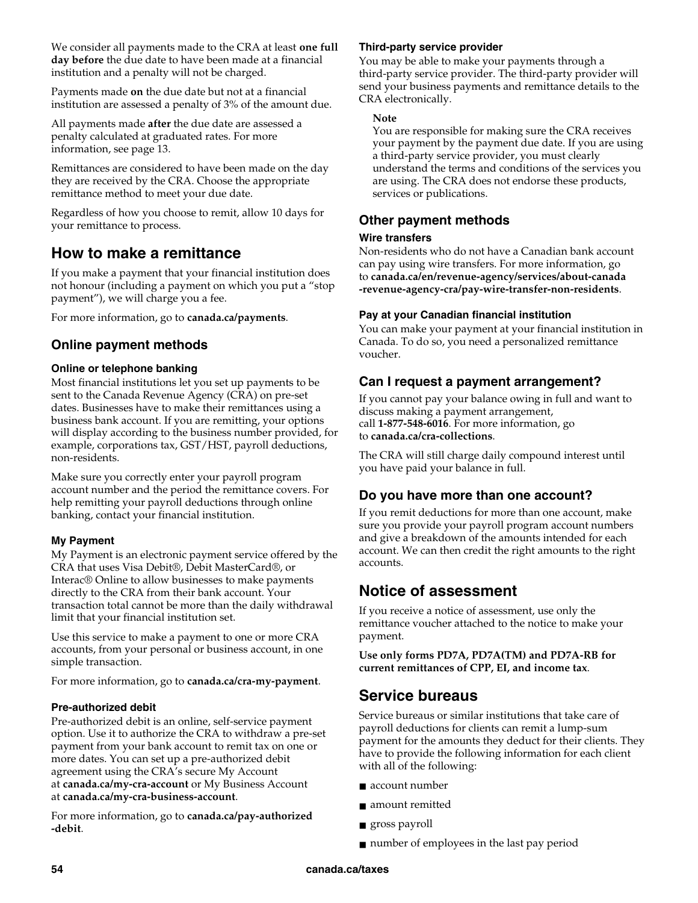We consider all payments made to the CRA at least **one full day before** the due date to have been made at a financial institution and a penalty will not be charged.

Payments made **on** the due date but not at a financial institution are assessed a penalty of 3% of the amount due.

All payments made **after** the due date are assessed a penalty calculated at graduated rates. For more information, see page 13.

Remittances are considered to have been made on the day they are received by the CRA. Choose the appropriate remittance method to meet your due date.

Regardless of how you choose to remit, allow 10 days for your remittance to process.

## How to make a remittance

If you make a payment that your financial institution does not honour (including a payment on which you put a "stop payment"), we will charge you a fee.

For more information, go to **canada.ca/payments**.

### Online payment methods

#### Online or telephone banking

Most financial institutions let you set up payments to be sent to the Canada Revenue Agency (CRA) on pre-set dates. Businesses have to make their remittances using a business bank account. If you are remitting, your options will display according to the business number provided, for example, corporations tax, GST/HST, payroll deductions, non-residents.

Make sure you correctly enter your payroll program account number and the period the remittance covers. For help remitting your payroll deductions through online banking, contact your financial institution.

#### My Payment

My Payment is an electronic payment service offered by the CRA that uses Visa Debit®, Debit MasterCard®, or Interac® Online to allow businesses to make payments directly to the CRA from their bank account. Your transaction total cannot be more than the daily withdrawal limit that your financial institution set.

Use this service to make a payment to one or more CRA accounts, from your personal or business account, in one simple transaction.

For more information, go to **canada.ca/cra-my-payment**.

#### Pre-authorized debit

Pre-authorized debit is an online, self-service payment option. Use it to authorize the CRA to withdraw a pre-set payment from your bank account to remit tax on one or more dates. You can set up a pre-authorized debit agreement using the CRA's secure My Account at **canada.ca/my-cra-account** or My Business Account at **canada.ca/my-cra-business-account**.

For more information, go to **canada.ca/pay-authorized-debit**.

#### Third-party service provider

You may be able to make your payments through a third-party service provider. The third-party provider will send your business payments and remittance details to the CRA electronically.

> **Note**
> You are responsible for making sure the CRA receives your payment by the payment due date. If you are using a third-party service provider, you must clearly understand the terms and conditions of the services you are using. The CRA does not endorse these products, services or publications.

### Other payment methods

#### Wire transfers

Non-residents who do not have a Canadian bank account can pay using wire transfers. For more information, go to **canada.ca/en/revenue-agency/services/about-canada-revenue-agency-cra/pay-wire-transfer-non-residents**.

#### Pay at your Canadian financial institution

You can make your payment at your financial institution in Canada. To do so, you need a personalized remittance voucher.

### Can I request a payment arrangement?

If you cannot pay your balance owing in full and want to discuss making a payment arrangement, call **1-877-548-6016**. For more information, go to **canada.ca/cra-collections**.

The CRA will still charge daily compound interest until you have paid your balance in full.

### Do you have more than one account?

If you remit deductions for more than one account, make sure you provide your payroll program account numbers and give a breakdown of the amounts intended for each account. We can then credit the right amounts to the right accounts.

## Notice of assessment

If you receive a notice of assessment, use only the remittance voucher attached to the notice to make your payment.

**Use only forms PD7A, PD7A(TM) and PD7A-RB for current remittances of CPP, EI, and income tax**.

## Service bureaus

Service bureaus or similar institutions that take care of payroll deductions for clients can remit a lump-sum payment for the amounts they deduct for their clients. They have to provide the following information for each client with all of the following:

- account number
- amount remitted
- gross payroll
- number of employees in the last pay period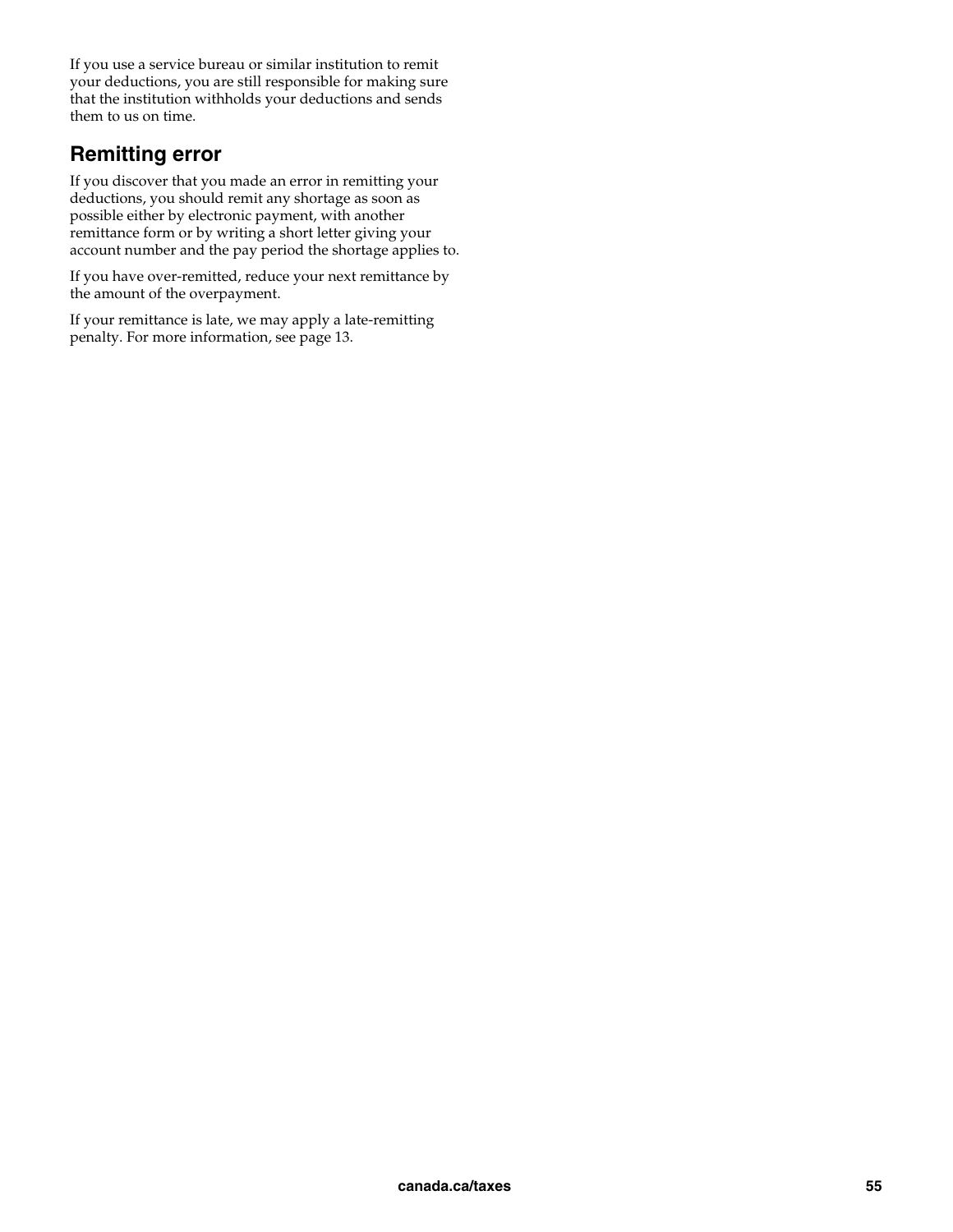If you use a service bureau or similar institution to remit your deductions, you are still responsible for making sure that the institution withholds your deductions and sends them to us on time.

## Remitting error

If you discover that you made an error in remitting your deductions, you should remit any shortage as soon as possible either by electronic payment, with another remittance form or by writing a short letter giving your account number and the pay period the shortage applies to.

If you have over-remitted, reduce your next remittance by the amount of the overpayment.

If your remittance is late, we may apply a late-remitting penalty. For more information, see page 13.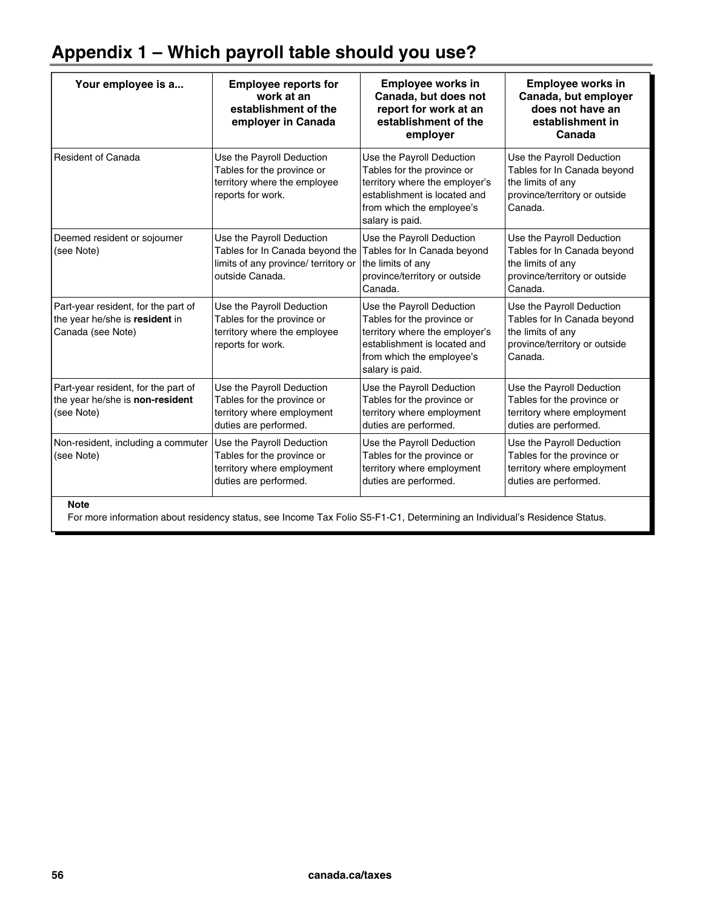# Appendix 1 – Which payroll table should you use?

| Your employee is a... | Employee reports for work at an establishment of the employer in Canada | Employee works in Canada, but does not report for work at an establishment of the employer | Employee works in Canada, but employer does not have an establishment in Canada |
|---|---|---|---|
| Resident of Canada | Use the Payroll Deduction Tables for the province or territory where the employee reports for work. | Use the Payroll Deduction Tables for the province or territory where the employer's establishment is located and from which the employee's salary is paid. | Use the Payroll Deduction Tables for In Canada beyond the limits of any province/territory or outside Canada. |
| Deemed resident or sojourner (see Note) | Use the Payroll Deduction Tables for In Canada beyond the limits of any province/ territory or outside Canada. | Use the Payroll Deduction Tables for In Canada beyond the limits of any province/territory or outside Canada. | Use the Payroll Deduction Tables for In Canada beyond the limits of any province/territory or outside Canada. |
| Part-year resident, for the part of the year he/she is **resident** in Canada (see Note) | Use the Payroll Deduction Tables for the province or territory where the employee reports for work. | Use the Payroll Deduction Tables for the province or territory where the employer's establishment is located and from which the employee's salary is paid. | Use the Payroll Deduction Tables for In Canada beyond the limits of any province/territory or outside Canada. |
| Part-year resident, for the part of the year he/she is **non-resident** (see Note) | Use the Payroll Deduction Tables for the province or territory where employment duties are performed. | Use the Payroll Deduction Tables for the province or territory where employment duties are performed. | Use the Payroll Deduction Tables for the province or territory where employment duties are performed. |
| Non-resident, including a commuter (see Note) | Use the Payroll Deduction Tables for the province or territory where employment duties are performed. | Use the Payroll Deduction Tables for the province or territory where employment duties are performed. | Use the Payroll Deduction Tables for the province or territory where employment duties are performed. |

**Note**

For more information about residency status, see Income Tax Folio S5-F1-C1, Determining an Individual's Residence Status.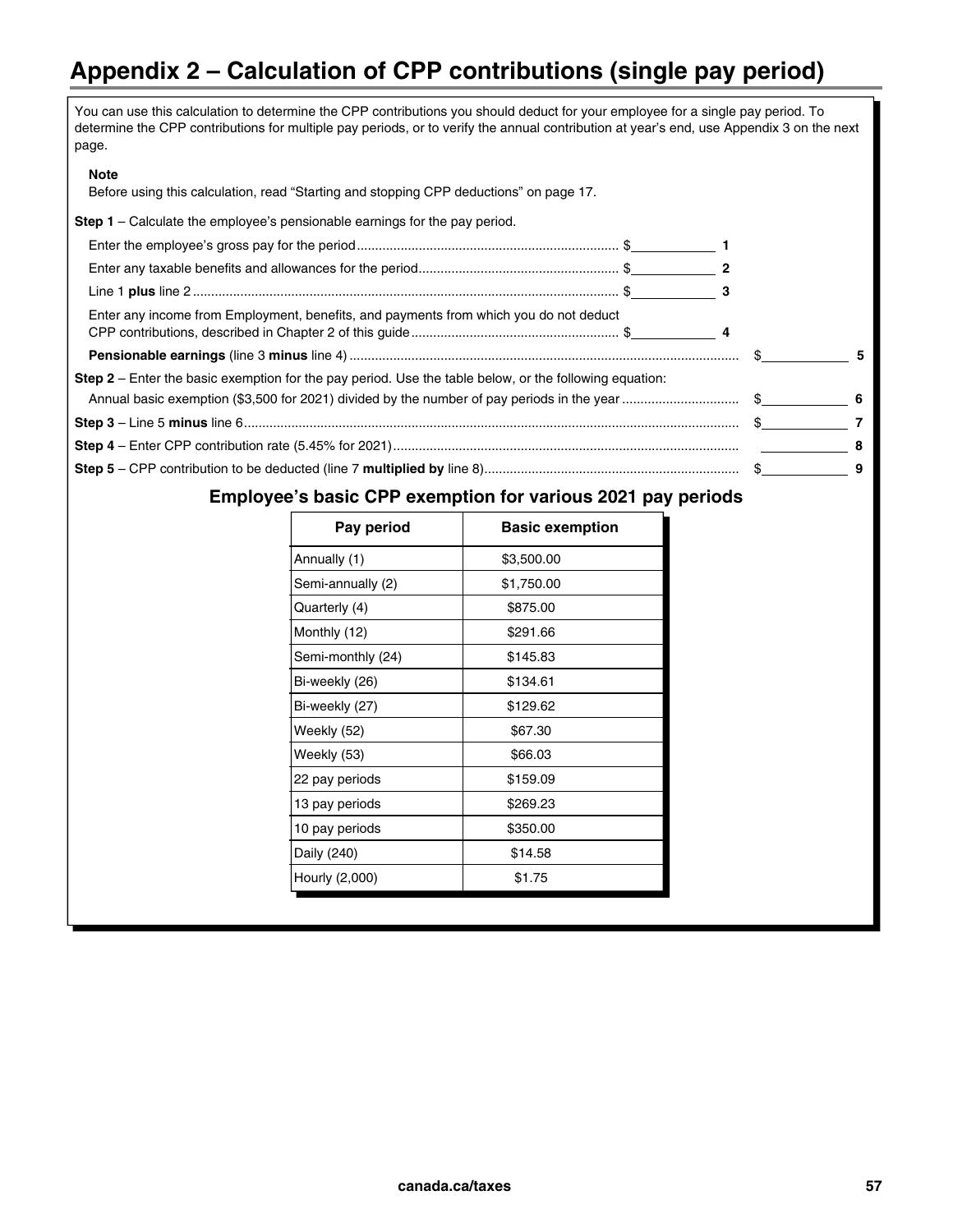# Appendix 2 – Calculation of CPP contributions (single pay period)

You can use this calculation to determine the CPP contributions you should deduct for your employee for a single pay period. To determine the CPP contributions for multiple pay periods, or to verify the annual contribution at year's end, use Appendix 3 on the next page.

**Note**

Before using this calculation, read "Starting and stopping CPP deductions" on page 17.

**Step 1** – Calculate the employee's pensionable earnings for the pay period.

Enter the employee's gross pay for the period ........................................................................ $\_\_\_\_\_\_\_\_\_\_ 1

Enter any taxable benefits and allowances for the period....................................................... $\_\_\_\_\_\_\_\_\_\_ 2

Line 1 **plus** line 2 ..................................................................................................................... $\_\_\_\_\_\_\_\_\_\_ 3

Enter any income from Employment, benefits, and payments from which you do not deduct CPP contributions, described in Chapter 2 of this guide......................................................... $\_\_\_\_\_\_\_\_\_\_ 4

**Pensionable earnings** (line 3 **minus** line 4) ........................................................................................................... $\_\_\_\_\_\_\_\_\_\_ 5

**Step 2** – Enter the basic exemption for the pay period. Use the table below, or the following equation:

Annual basic exemption ($3,500 for 2021) divided by the number of pay periods in the year ................................ $\_\_\_\_\_\_\_\_\_\_ 6

**Step 3** – Line 5 **minus** line 6....................................................................................................................................... $\_\_\_\_\_\_\_\_\_\_ 7

**Step 4** – Enter CPP contribution rate (5.45% for 2021)............................................................................................... \_\_\_\_\_\_\_\_\_\_ 8

**Step 5** – CPP contribution to be deducted (line 7 **multiplied by** line 8)...................................................................... $\_\_\_\_\_\_\_\_\_\_ 9

## Employee's basic CPP exemption for various 2021 pay periods

| Pay period | Basic exemption |
|---|---|
| Annually (1) | $3,500.00 |
| Semi-annually (2) | $1,750.00 |
| Quarterly (4) | $875.00 |
| Monthly (12) | $291.66 |
| Semi-monthly (24) | $145.83 |
| Bi-weekly (26) | $134.61 |
| Bi-weekly (27) | $129.62 |
| Weekly (52) | $67.30 |
| Weekly (53) | $66.03 |
| 22 pay periods | $159.09 |
| 13 pay periods | $269.23 |
| 10 pay periods | $350.00 |
| Daily (240) | $14.58 |
| Hourly (2,000) | $1.75 |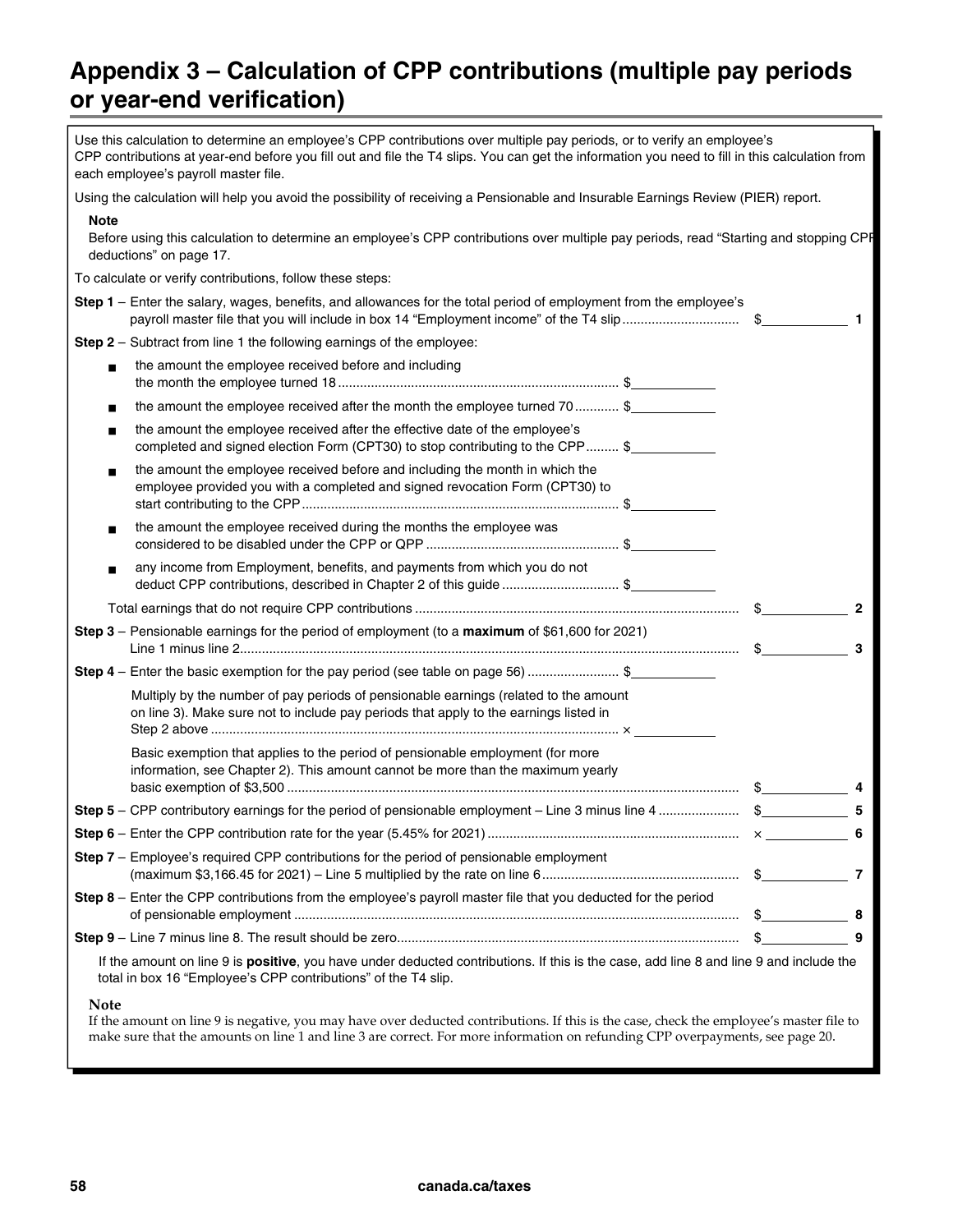# Appendix 3 – Calculation of CPP contributions (multiple pay periods or year-end verification)

Use this calculation to determine an employee's CPP contributions over multiple pay periods, or to verify an employee's CPP contributions at year-end before you fill out and file the T4 slips. You can get the information you need to fill in this calculation from each employee's payroll master file.

Using the calculation will help you avoid the possibility of receiving a Pensionable and Insurable Earnings Review (PIER) report.

**Note**

Before using this calculation to determine an employee's CPP contributions over multiple pay periods, read "Starting and stopping CPP deductions" on page 17.

To calculate or verify contributions, follow these steps:

**Step 1** – Enter the salary, wages, benefits, and allowances for the total period of employment from the employee's payroll master file that you will include in box 14 "Employment income" of the T4 slip ................................ $\_\_\_\_\_\_\_\_\_\_ **1**

**Step 2** – Subtract from line 1 the following earnings of the employee:

- the amount the employee received before and including the month the employee turned 18 ............................................................................ $\_\_\_\_\_\_\_\_\_\_
- the amount the employee received after the month the employee turned 70 ............ $\_\_\_\_\_\_\_\_\_\_
- the amount the employee received after the effective date of the employee's completed and signed election Form (CPT30) to stop contributing to the CPP ......... $\_\_\_\_\_\_\_\_\_\_
- the amount the employee received before and including the month in which the employee provided you with a completed and signed revocation Form (CPT30) to start contributing to the CPP ...................................................................................... $\_\_\_\_\_\_\_\_\_\_
- the amount the employee received during the months the employee was considered to be disabled under the CPP or QPP ..................................................... $\_\_\_\_\_\_\_\_\_\_
- any income from Employment, benefits, and payments from which you do not deduct CPP contributions, described in Chapter 2 of this guide ................................ $\_\_\_\_\_\_\_\_\_\_

Total earnings that do not require CPP contributions ........................................................................................ $\_\_\_\_\_\_\_\_\_\_ **2**

**Step 3** – Pensionable earnings for the period of employment (to a **maximum** of $61,600 for 2021) Line 1 minus line 2........................................................................................................................................ $\_\_\_\_\_\_\_\_\_\_ **3**

**Step 4** – Enter the basic exemption for the pay period (see table on page 56) ......................... $\_\_\_\_\_\_\_\_\_\_

Multiply by the number of pay periods of pensionable earnings (related to the amount on line 3). Make sure not to include pay periods that apply to the earnings listed in Step 2 above ................................................................................................................ × \_\_\_\_\_\_\_\_\_\_

Basic exemption that applies to the period of pensionable employment (for more information, see Chapter 2). This amount cannot be more than the maximum yearly basic exemption of $3,500 ........................................................................................................................... $\_\_\_\_\_\_\_\_\_\_ **4**

**Step 5** – CPP contributory earnings for the period of pensionable employment – Line 3 minus line 4 ...................... $\_\_\_\_\_\_\_\_\_\_ **5**

**Step 6** – Enter the CPP contribution rate for the year (5.45% for 2021) .................................................................... × \_\_\_\_\_\_\_\_\_\_ **6**

**Step 7** – Employee's required CPP contributions for the period of pensionable employment (maximum $3,166.45 for 2021) – Line 5 multiplied by the rate on line 6..................................................... $\_\_\_\_\_\_\_\_\_\_ **7**

**Step 8** – Enter the CPP contributions from the employee's payroll master file that you deducted for the period of pensionable employment ......................................................................................................................... $\_\_\_\_\_\_\_\_\_\_ **8**

**Step 9** – Line 7 minus line 8. The result should be zero............................................................................................ $\_\_\_\_\_\_\_\_\_\_ **9**

If the amount on line 9 is **positive**, you have under deducted contributions. If this is the case, add line 8 and line 9 and include the total in box 16 "Employee's CPP contributions" of the T4 slip.

**Note**

If the amount on line 9 is negative, you may have over deducted contributions. If this is the case, check the employee's master file to make sure that the amounts on line 1 and line 3 are correct. For more information on refunding CPP overpayments, see page 20.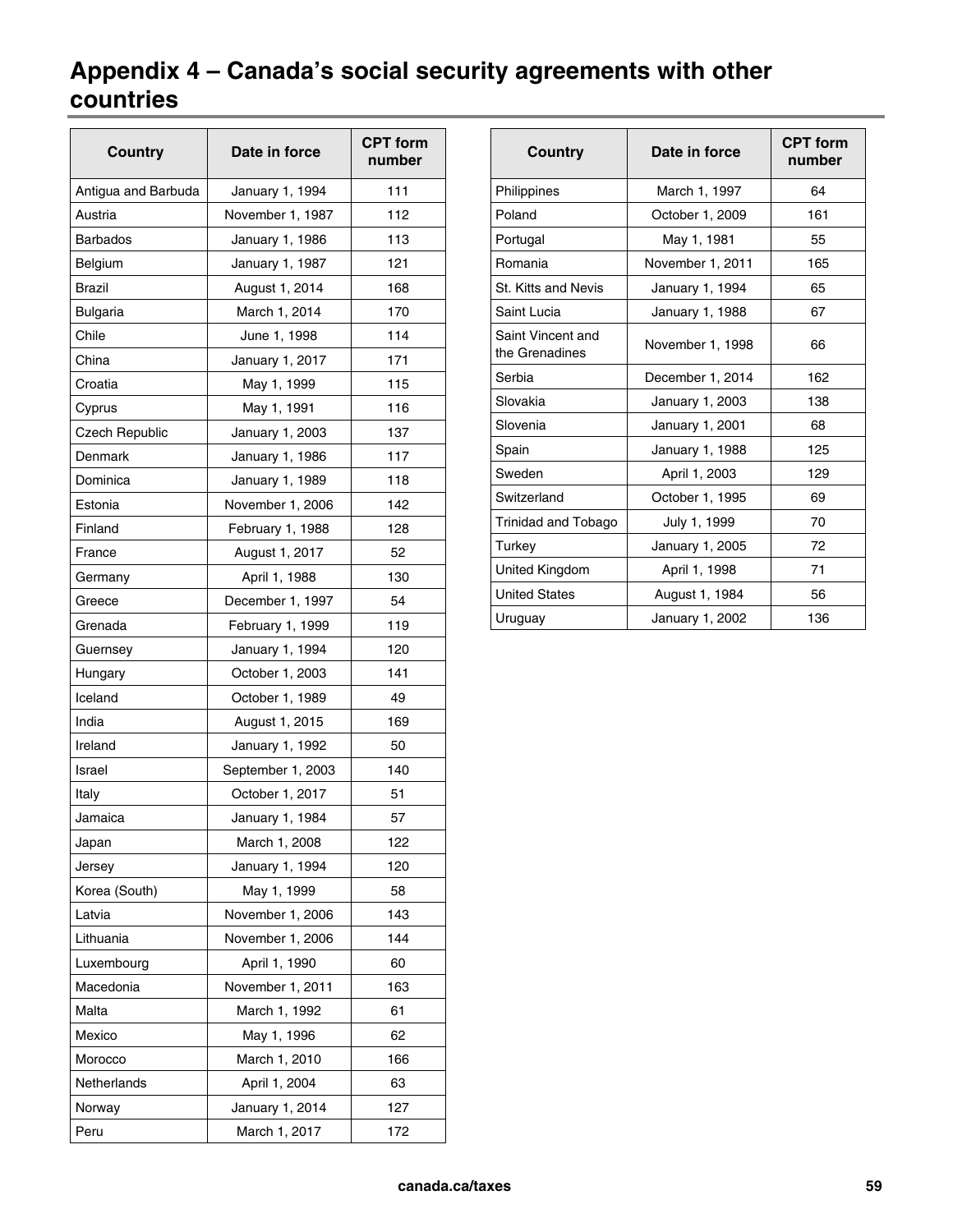# Appendix 4 – Canada's social security agreements with other countries

| Country | Date in force | CPT form number |
|---|---|---|
| Antigua and Barbuda | January 1, 1994 | 111 |
| Austria | November 1, 1987 | 112 |
| Barbados | January 1, 1986 | 113 |
| Belgium | January 1, 1987 | 121 |
| Brazil | August 1, 2014 | 168 |
| Bulgaria | March 1, 2014 | 170 |
| Chile | June 1, 1998 | 114 |
| China | January 1, 2017 | 171 |
| Croatia | May 1, 1999 | 115 |
| Cyprus | May 1, 1991 | 116 |
| Czech Republic | January 1, 2003 | 137 |
| Denmark | January 1, 1986 | 117 |
| Dominica | January 1, 1989 | 118 |
| Estonia | November 1, 2006 | 142 |
| Finland | February 1, 1988 | 128 |
| France | August 1, 2017 | 52 |
| Germany | April 1, 1988 | 130 |
| Greece | December 1, 1997 | 54 |
| Grenada | February 1, 1999 | 119 |
| Guernsey | January 1, 1994 | 120 |
| Hungary | October 1, 2003 | 141 |
| Iceland | October 1, 1989 | 49 |
| India | August 1, 2015 | 169 |
| Ireland | January 1, 1992 | 50 |
| Israel | September 1, 2003 | 140 |
| Italy | October 1, 2017 | 51 |
| Jamaica | January 1, 1984 | 57 |
| Japan | March 1, 2008 | 122 |
| Jersey | January 1, 1994 | 120 |
| Korea (South) | May 1, 1999 | 58 |
| Latvia | November 1, 2006 | 143 |
| Lithuania | November 1, 2006 | 144 |
| Luxembourg | April 1, 1990 | 60 |
| Macedonia | November 1, 2011 | 163 |
| Malta | March 1, 1992 | 61 |
| Mexico | May 1, 1996 | 62 |
| Morocco | March 1, 2010 | 166 |
| Netherlands | April 1, 2004 | 63 |
| Norway | January 1, 2014 | 127 |
| Peru | March 1, 2017 | 172 |
| Philippines | March 1, 1997 | 64 |
| Poland | October 1, 2009 | 161 |
| Portugal | May 1, 1981 | 55 |
| Romania | November 1, 2011 | 165 |
| St. Kitts and Nevis | January 1, 1994 | 65 |
| Saint Lucia | January 1, 1988 | 67 |
| Saint Vincent and the Grenadines | November 1, 1998 | 66 |
| Serbia | December 1, 2014 | 162 |
| Slovakia | January 1, 2003 | 138 |
| Slovenia | January 1, 2001 | 68 |
| Spain | January 1, 1988 | 125 |
| Sweden | April 1, 2003 | 129 |
| Switzerland | October 1, 1995 | 69 |
| Trinidad and Tobago | July 1, 1999 | 70 |
| Turkey | January 1, 2005 | 72 |
| United Kingdom | April 1, 1998 | 71 |
| United States | August 1, 1984 | 56 |
| Uruguay | January 1, 2002 | 136 |

canada.ca/taxes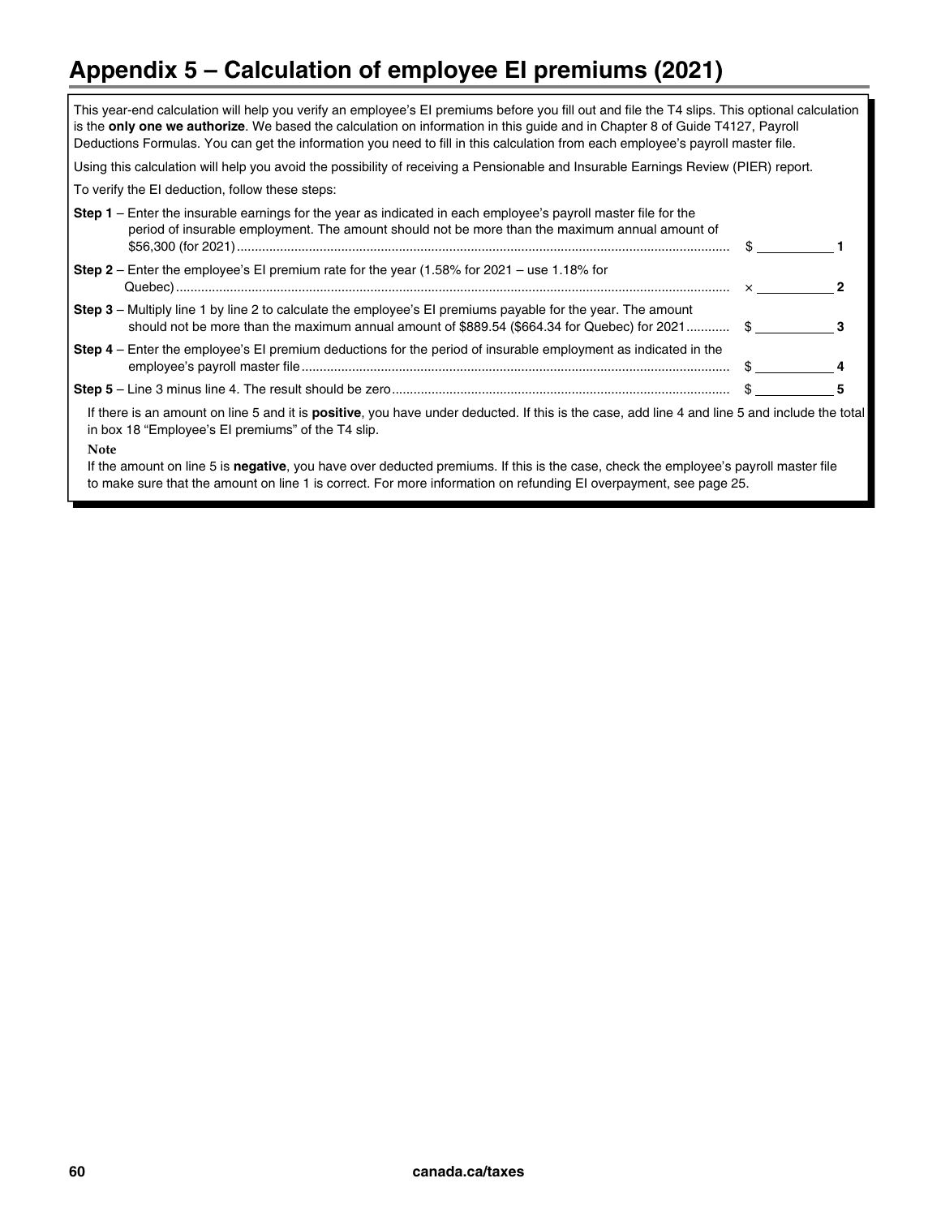# Appendix 5 – Calculation of employee EI premiums (2021)

This year-end calculation will help you verify an employee's EI premiums before you fill out and file the T4 slips. This optional calculation is the **only one we authorize**. We based the calculation on information in this guide and in Chapter 8 of Guide T4127, Payroll Deductions Formulas. You can get the information you need to fill in this calculation from each employee's payroll master file.

Using this calculation will help you avoid the possibility of receiving a Pensionable and Insurable Earnings Review (PIER) report.

To verify the EI deduction, follow these steps:

| Step | | Line |
|---|---|---|
| **Step 1** – Enter the insurable earnings for the year as indicated in each employee's payroll master file for the period of insurable employment. The amount should not be more than the maximum annual amount of $56,300 (for 2021) | $ ________ | 1 |
| **Step 2** – Enter the employee's EI premium rate for the year (1.58% for 2021 – use 1.18% for Quebec) | × ________ | 2 |
| **Step 3** – Multiply line 1 by line 2 to calculate the employee's EI premiums payable for the year. The amount should not be more than the maximum annual amount of $889.54 ($664.34 for Quebec) for 2021 | $ ________ | 3 |
| **Step 4** – Enter the employee's EI premium deductions for the period of insurable employment as indicated in the employee's payroll master file | $ ________ | 4 |
| **Step 5** – Line 3 minus line 4. The result should be zero | $ ________ | 5 |

If there is an amount on line 5 and it is **positive**, you have under deducted. If this is the case, add line 4 and line 5 and include the total in box 18 "Employee's EI premiums" of the T4 slip.

**Note**

If the amount on line 5 is **negative**, you have over deducted premiums. If this is the case, check the employee's payroll master file to make sure that the amount on line 1 is correct. For more information on refunding EI overpayment, see page 25.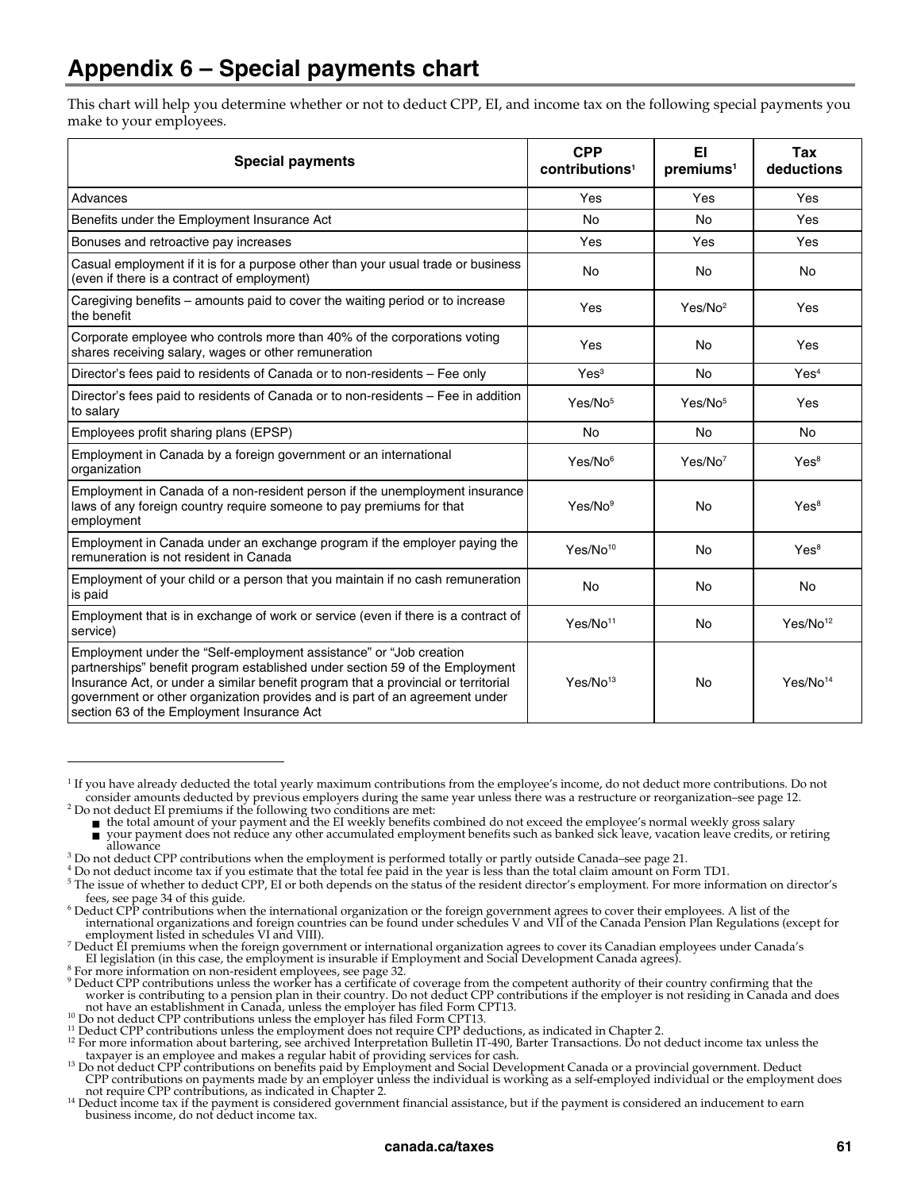# Appendix 6 – Special payments chart

This chart will help you determine whether or not to deduct CPP, EI, and income tax on the following special payments you make to your employees.

| Special payments | CPP contributions[1] | EI premiums[1] | Tax deductions |
|---|---|---|---|
| Advances | Yes | Yes | Yes |
| Benefits under the Employment Insurance Act | No | No | Yes |
| Bonuses and retroactive pay increases | Yes | Yes | Yes |
| Casual employment if it is for a purpose other than your usual trade or business (even if there is a contract of employment) | No | No | No |
| Caregiving benefits – amounts paid to cover the waiting period or to increase the benefit | Yes | Yes/No[2] | Yes |
| Corporate employee who controls more than 40% of the corporations voting shares receiving salary, wages or other remuneration | Yes | No | Yes |
| Director's fees paid to residents of Canada or to non-residents – Fee only | Yes[3] | No | Yes[4] |
| Director's fees paid to residents of Canada or to non-residents – Fee in addition to salary | Yes/No[5] | Yes/No[5] | Yes |
| Employees profit sharing plans (EPSP) | No | No | No |
| Employment in Canada by a foreign government or an international organization | Yes/No[6] | Yes/No[7] | Yes[8] |
| Employment in Canada of a non-resident person if the unemployment insurance laws of any foreign country require someone to pay premiums for that employment | Yes/No[9] | No | Yes[8] |
| Employment in Canada under an exchange program if the employer paying the remuneration is not resident in Canada | Yes/No[10] | No | Yes[8] |
| Employment of your child or a person that you maintain if no cash remuneration is paid | No | No | No |
| Employment that is in exchange of work or service (even if there is a contract of service) | Yes/No[11] | No | Yes/No[12] |
| Employment under the "Self-employment assistance" or "Job creation partnerships" benefit program established under section 59 of the Employment Insurance Act, or under a similar benefit program that a provincial or territorial government or other organization provides and is part of an agreement under section 63 of the Employment Insurance Act | Yes/No[13] | No | Yes/No[14] |

---

[1] If you have already deducted the total yearly maximum contributions from the employee's income, do not deduct more contributions. Do not consider amounts deducted by previous employers during the same year unless there was a restructure or reorganization–see page 12.

[2] Do not deduct EI premiums if the following two conditions are met:

- the total amount of your payment and the EI weekly benefits combined do not exceed the employee's normal weekly gross salary
- your payment does not reduce any other accumulated employment benefits such as banked sick leave, vacation leave credits, or retiring allowance

[3] Do not deduct CPP contributions when the employment is performed totally or partly outside Canada–see page 21.

[4] Do not deduct income tax if you estimate that the total fee paid in the year is less than the total claim amount on Form TD1.

[5] The issue of whether to deduct CPP, EI or both depends on the status of the resident director's employment. For more information on director's fees, see page 34 of this guide.

[6] Deduct CPP contributions when the international organization or the foreign government agrees to cover their employees. A list of the international organizations and foreign countries can be found under schedules V and VII of the Canada Pension Plan Regulations (except for employment listed in schedules VI and VIII).

[7] Deduct EI premiums when the foreign government or international organization agrees to cover its Canadian employees under Canada's EI legislation (in this case, the employment is insurable if Employment and Social Development Canada agrees).

[8] For more information on non-resident employees, see page 32.

[9] Deduct CPP contributions unless the worker has a certificate of coverage from the competent authority of their country confirming that the worker is contributing to a pension plan in their country. Do not deduct CPP contributions if the employer is not residing in Canada and does not have an establishment in Canada, unless the employer has filed Form CPT13.

[10] Do not deduct CPP contributions unless the employer has filed Form CPT13.

[11] Deduct CPP contributions unless the employment does not require CPP deductions, as indicated in Chapter 2.

[12] For more information about bartering, see archived Interpretation Bulletin IT-490, Barter Transactions. Do not deduct income tax unless the taxpayer is an employee and makes a regular habit of providing services for cash.

[13] Do not deduct CPP contributions on benefits paid by Employment and Social Development Canada or a provincial government. Deduct CPP contributions on payments made by an employer unless the individual is working as a self-employed individual or the employment does not require CPP contributions, as indicated in Chapter 2.

[14] Deduct income tax if the payment is considered government financial assistance, but if the payment is considered an inducement to earn business income, do not deduct income tax.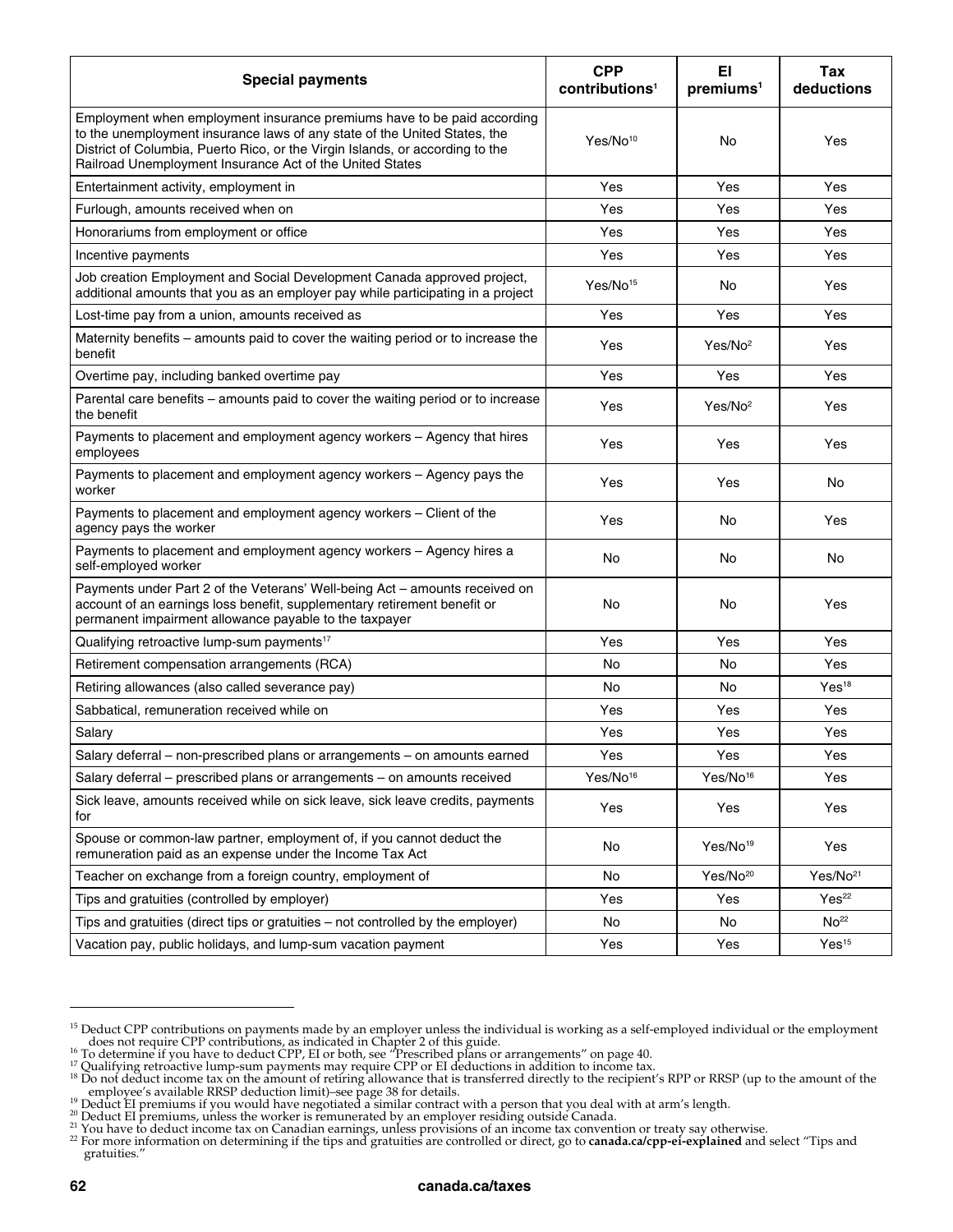| Special payments | CPP contributions[1] | EI premiums[1] | Tax deductions |
|---|---|---|---|
| Employment when employment insurance premiums have to be paid according to the unemployment insurance laws of any state of the United States, the District of Columbia, Puerto Rico, or the Virgin Islands, or according to the Railroad Unemployment Insurance Act of the United States | Yes/No[10] | No | Yes |
| Entertainment activity, employment in | Yes | Yes | Yes |
| Furlough, amounts received when on | Yes | Yes | Yes |
| Honorariums from employment or office | Yes | Yes | Yes |
| Incentive payments | Yes | Yes | Yes |
| Job creation Employment and Social Development Canada approved project, additional amounts that you as an employer pay while participating in a project | Yes/No[15] | No | Yes |
| Lost-time pay from a union, amounts received as | Yes | Yes | Yes |
| Maternity benefits – amounts paid to cover the waiting period or to increase the benefit | Yes | Yes/No[2] | Yes |
| Overtime pay, including banked overtime pay | Yes | Yes | Yes |
| Parental care benefits – amounts paid to cover the waiting period or to increase the benefit | Yes | Yes/No[2] | Yes |
| Payments to placement and employment agency workers – Agency that hires employees | Yes | Yes | Yes |
| Payments to placement and employment agency workers – Agency pays the worker | Yes | Yes | No |
| Payments to placement and employment agency workers – Client of the agency pays the worker | Yes | No | Yes |
| Payments to placement and employment agency workers – Agency hires a self-employed worker | No | No | No |
| Payments under Part 2 of the Veterans' Well-being Act – amounts received on account of an earnings loss benefit, supplementary retirement benefit or permanent impairment allowance payable to the taxpayer | No | No | Yes |
| Qualifying retroactive lump-sum payments[17] | Yes | Yes | Yes |
| Retirement compensation arrangements (RCA) | No | No | Yes |
| Retiring allowances (also called severance pay) | No | No | Yes[18] |
| Sabbatical, remuneration received while on | Yes | Yes | Yes |
| Salary | Yes | Yes | Yes |
| Salary deferral – non-prescribed plans or arrangements – on amounts earned | Yes | Yes | Yes |
| Salary deferral – prescribed plans or arrangements – on amounts received | Yes/No[16] | Yes/No[16] | Yes |
| Sick leave, amounts received while on sick leave, sick leave credits, payments for | Yes | Yes | Yes |
| Spouse or common-law partner, employment of, if you cannot deduct the remuneration paid as an expense under the Income Tax Act | No | Yes/No[19] | Yes |
| Teacher on exchange from a foreign country, employment of | No | Yes/No[20] | Yes/No[21] |
| Tips and gratuities (controlled by employer) | Yes | Yes | Yes[22] |
| Tips and gratuities (direct tips or gratuities – not controlled by the employer) | No | No | No[22] |
| Vacation pay, public holidays, and lump-sum vacation payment | Yes | Yes | Yes[15] |

[15] Deduct CPP contributions on payments made by an employer unless the individual is working as a self-employed individual or the employment does not require CPP contributions, as indicated in Chapter 2 of this guide.
[16] To determine if you have to deduct CPP, EI or both, see "Prescribed plans or arrangements" on page 40.
[17] Qualifying retroactive lump-sum payments may require CPP or EI deductions in addition to income tax.
[18] Do not deduct income tax on the amount of retiring allowance that is transferred directly to the recipient's RPP or RRSP (up to the amount of the employee's available RRSP deduction limit)–see page 38 for details.
[19] Deduct EI premiums if you would have negotiated a similar contract with a person that you deal with at arm's length.
[20] Deduct EI premiums, unless the worker is remunerated by an employer residing outside Canada.
[21] You have to deduct income tax on Canadian earnings, unless provisions of an income tax convention or treaty say otherwise.
[22] For more information on determining if the tips and gratuities are controlled or direct, go to **canada.ca/cpp-ei-explained** and select "Tips and gratuities."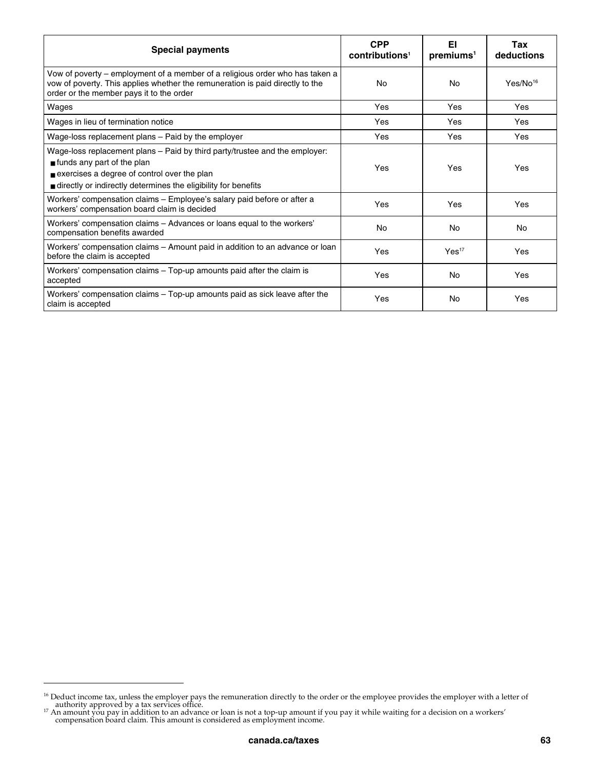| Special payments | CPP contributions[1] | EI premiums[1] | Tax deductions |
|---|---|---|---|
| Vow of poverty – employment of a member of a religious order who has taken a vow of poverty. This applies whether the remuneration is paid directly to the order or the member pays it to the order | No | No | Yes/No[16] |
| Wages | Yes | Yes | Yes |
| Wages in lieu of termination notice | Yes | Yes | Yes |
| Wage-loss replacement plans – Paid by the employer | Yes | Yes | Yes |
| Wage-loss replacement plans – Paid by third party/trustee and the employer: ■ funds any part of the plan ■ exercises a degree of control over the plan ■ directly or indirectly determines the eligibility for benefits | Yes | Yes | Yes |
| Workers' compensation claims – Employee's salary paid before or after a workers' compensation board claim is decided | Yes | Yes | Yes |
| Workers' compensation claims – Advances or loans equal to the workers' compensation benefits awarded | No | No | No |
| Workers' compensation claims – Amount paid in addition to an advance or loan before the claim is accepted | Yes | Yes[17] | Yes |
| Workers' compensation claims – Top-up amounts paid after the claim is accepted | Yes | No | Yes |
| Workers' compensation claims – Top-up amounts paid as sick leave after the claim is accepted | Yes | No | Yes |

[16] Deduct income tax, unless the employer pays the remuneration directly to the order or the employee provides the employer with a letter of authority approved by a tax services office.

[17] An amount you pay in addition to an advance or loan is not a top-up amount if you pay it while waiting for a decision on a workers' compensation board claim. This amount is considered as employment income.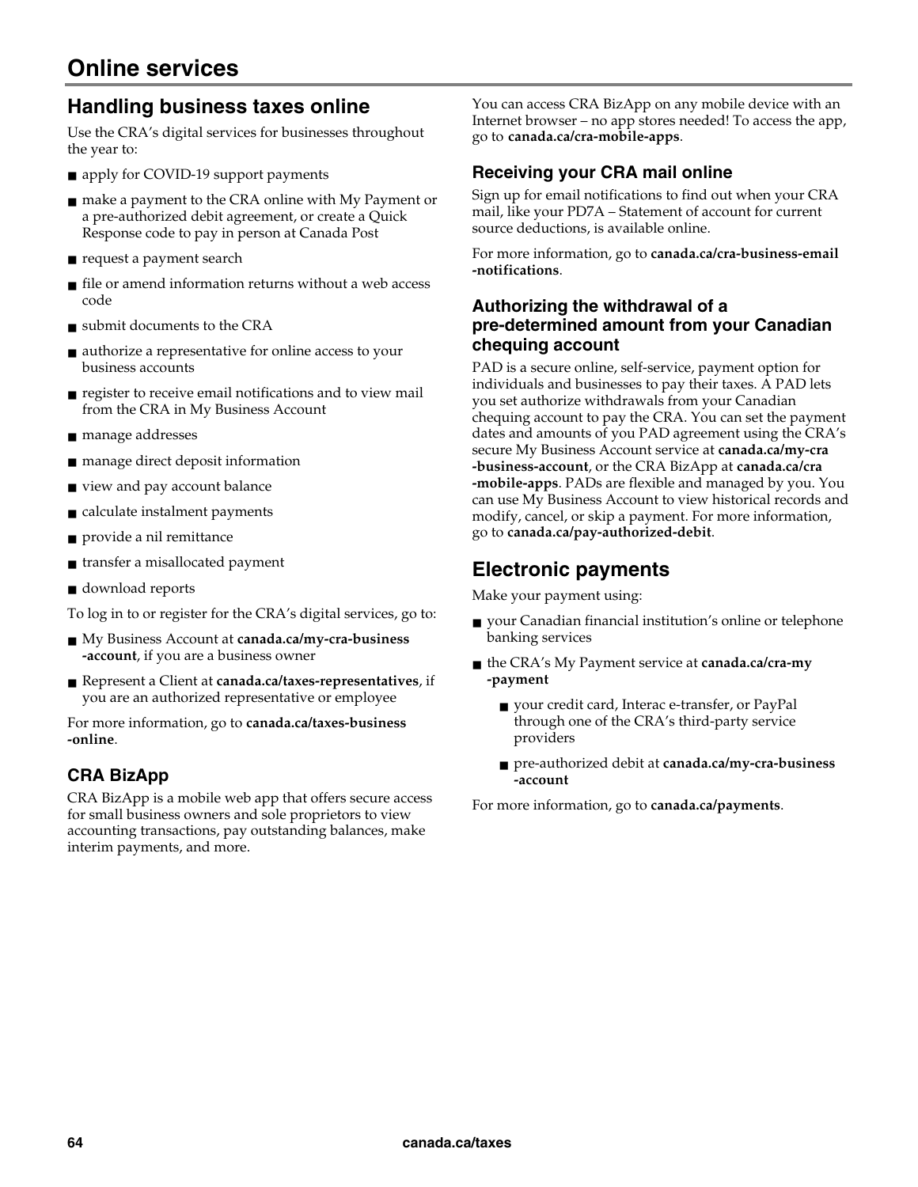# Online services

## Handling business taxes online

Use the CRA's digital services for businesses throughout the year to:

- apply for COVID-19 support payments
- make a payment to the CRA online with My Payment or a pre-authorized debit agreement, or create a Quick Response code to pay in person at Canada Post
- request a payment search
- file or amend information returns without a web access code
- submit documents to the CRA
- authorize a representative for online access to your business accounts
- register to receive email notifications and to view mail from the CRA in My Business Account
- manage addresses
- manage direct deposit information
- view and pay account balance
- calculate instalment payments
- provide a nil remittance
- transfer a misallocated payment
- download reports

To log in to or register for the CRA's digital services, go to:

- My Business Account at **canada.ca/my-cra-business-account**, if you are a business owner
- Represent a Client at **canada.ca/taxes-representatives**, if you are an authorized representative or employee

For more information, go to **canada.ca/taxes-business-online**.

### CRA BizApp

CRA BizApp is a mobile web app that offers secure access for small business owners and sole proprietors to view accounting transactions, pay outstanding balances, make interim payments, and more.

You can access CRA BizApp on any mobile device with an Internet browser – no app stores needed! To access the app, go to **canada.ca/cra-mobile-apps**.

### Receiving your CRA mail online

Sign up for email notifications to find out when your CRA mail, like your PD7A – Statement of account for current source deductions, is available online.

For more information, go to **canada.ca/cra-business-email-notifications**.

### Authorizing the withdrawal of a pre-determined amount from your Canadian chequing account

PAD is a secure online, self-service, payment option for individuals and businesses to pay their taxes. A PAD lets you set authorize withdrawals from your Canadian chequing account to pay the CRA. You can set the payment dates and amounts of you PAD agreement using the CRA's secure My Business Account service at **canada.ca/my-cra-business-account**, or the CRA BizApp at **canada.ca/cra-mobile-apps**. PADs are flexible and managed by you. You can use My Business Account to view historical records and modify, cancel, or skip a payment. For more information, go to **canada.ca/pay-authorized-debit**.

## Electronic payments

Make your payment using:

- your Canadian financial institution's online or telephone banking services
- the CRA's My Payment service at **canada.ca/cra-my-payment**
  - your credit card, Interac e-transfer, or PayPal through one of the CRA's third-party service providers
  - pre-authorized debit at **canada.ca/my-cra-business-account**

For more information, go to **canada.ca/payments**.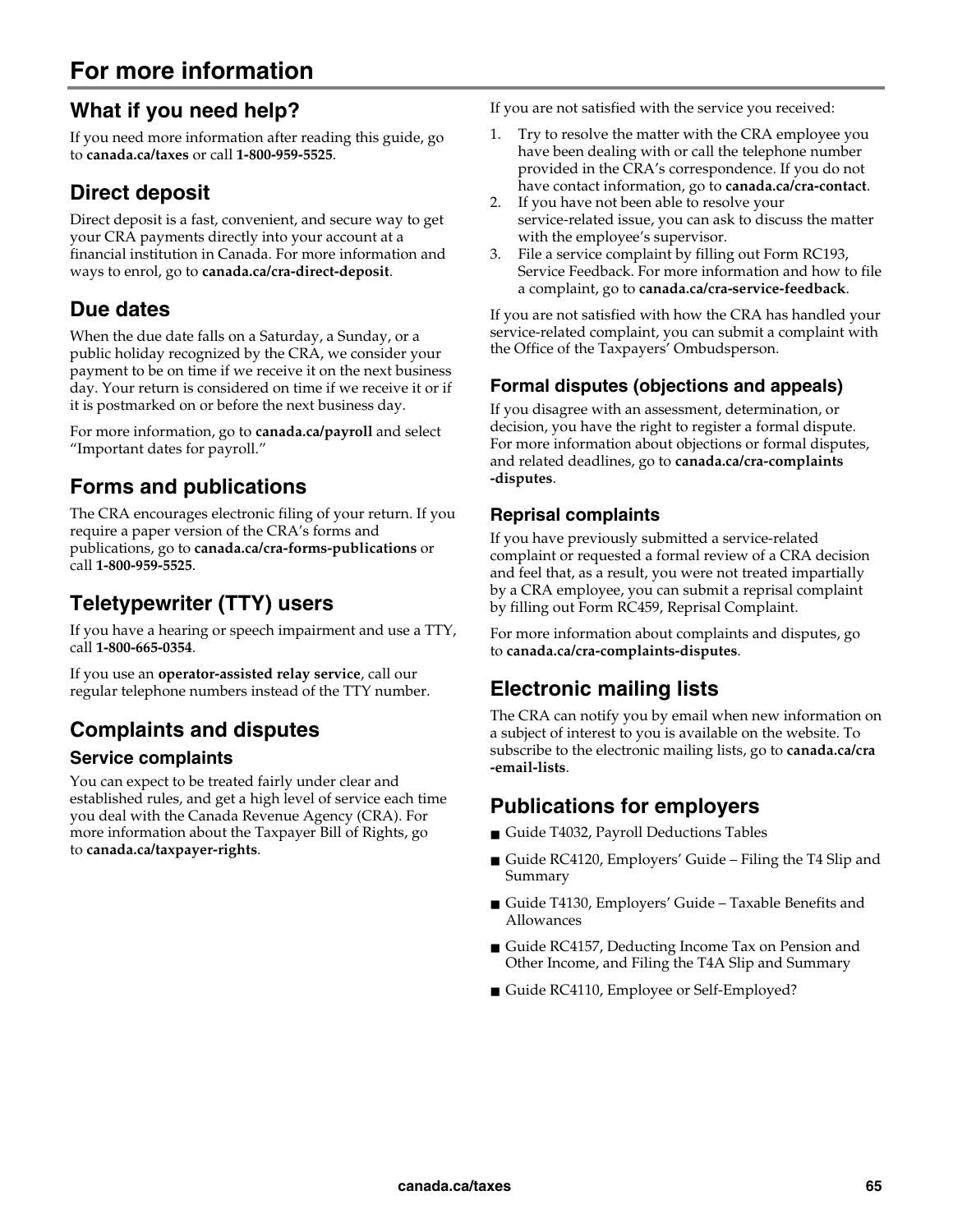# For more information

## What if you need help?

If you need more information after reading this guide, go to **canada.ca/taxes** or call **1-800-959-5525**.

## Direct deposit

Direct deposit is a fast, convenient, and secure way to get your CRA payments directly into your account at a financial institution in Canada. For more information and ways to enrol, go to **canada.ca/cra-direct-deposit**.

## Due dates

When the due date falls on a Saturday, a Sunday, or a public holiday recognized by the CRA, we consider your payment to be on time if we receive it on the next business day. Your return is considered on time if we receive it or if it is postmarked on or before the next business day.

For more information, go to **canada.ca/payroll** and select "Important dates for payroll."

## Forms and publications

The CRA encourages electronic filing of your return. If you require a paper version of the CRA's forms and publications, go to **canada.ca/cra-forms-publications** or call **1-800-959-5525**.

## Teletypewriter (TTY) users

If you have a hearing or speech impairment and use a TTY, call **1-800-665-0354**.

If you use an **operator-assisted relay service**, call our regular telephone numbers instead of the TTY number.

## Complaints and disputes

### Service complaints

You can expect to be treated fairly under clear and established rules, and get a high level of service each time you deal with the Canada Revenue Agency (CRA). For more information about the Taxpayer Bill of Rights, go to **canada.ca/taxpayer-rights**.

If you are not satisfied with the service you received:

1. Try to resolve the matter with the CRA employee you have been dealing with or call the telephone number provided in the CRA's correspondence. If you do not have contact information, go to **canada.ca/cra-contact**.
2. If you have not been able to resolve your service-related issue, you can ask to discuss the matter with the employee's supervisor.
3. File a service complaint by filling out Form RC193, Service Feedback. For more information and how to file a complaint, go to **canada.ca/cra-service-feedback**.

If you are not satisfied with how the CRA has handled your service-related complaint, you can submit a complaint with the Office of the Taxpayers' Ombudsperson.

### Formal disputes (objections and appeals)

If you disagree with an assessment, determination, or decision, you have the right to register a formal dispute. For more information about objections or formal disputes, and related deadlines, go to **canada.ca/cra-complaints-disputes**.

### Reprisal complaints

If you have previously submitted a service-related complaint or requested a formal review of a CRA decision and feel that, as a result, you were not treated impartially by a CRA employee, you can submit a reprisal complaint by filling out Form RC459, Reprisal Complaint.

For more information about complaints and disputes, go to **canada.ca/cra-complaints-disputes**.

## Electronic mailing lists

The CRA can notify you by email when new information on a subject of interest to you is available on the website. To subscribe to the electronic mailing lists, go to **canada.ca/cra-email-lists**.

## Publications for employers

- Guide T4032, Payroll Deductions Tables
- Guide RC4120, Employers' Guide – Filing the T4 Slip and Summary
- Guide T4130, Employers' Guide – Taxable Benefits and Allowances
- Guide RC4157, Deducting Income Tax on Pension and Other Income, and Filing the T4A Slip and Summary
- Guide RC4110, Employee or Self-Employed?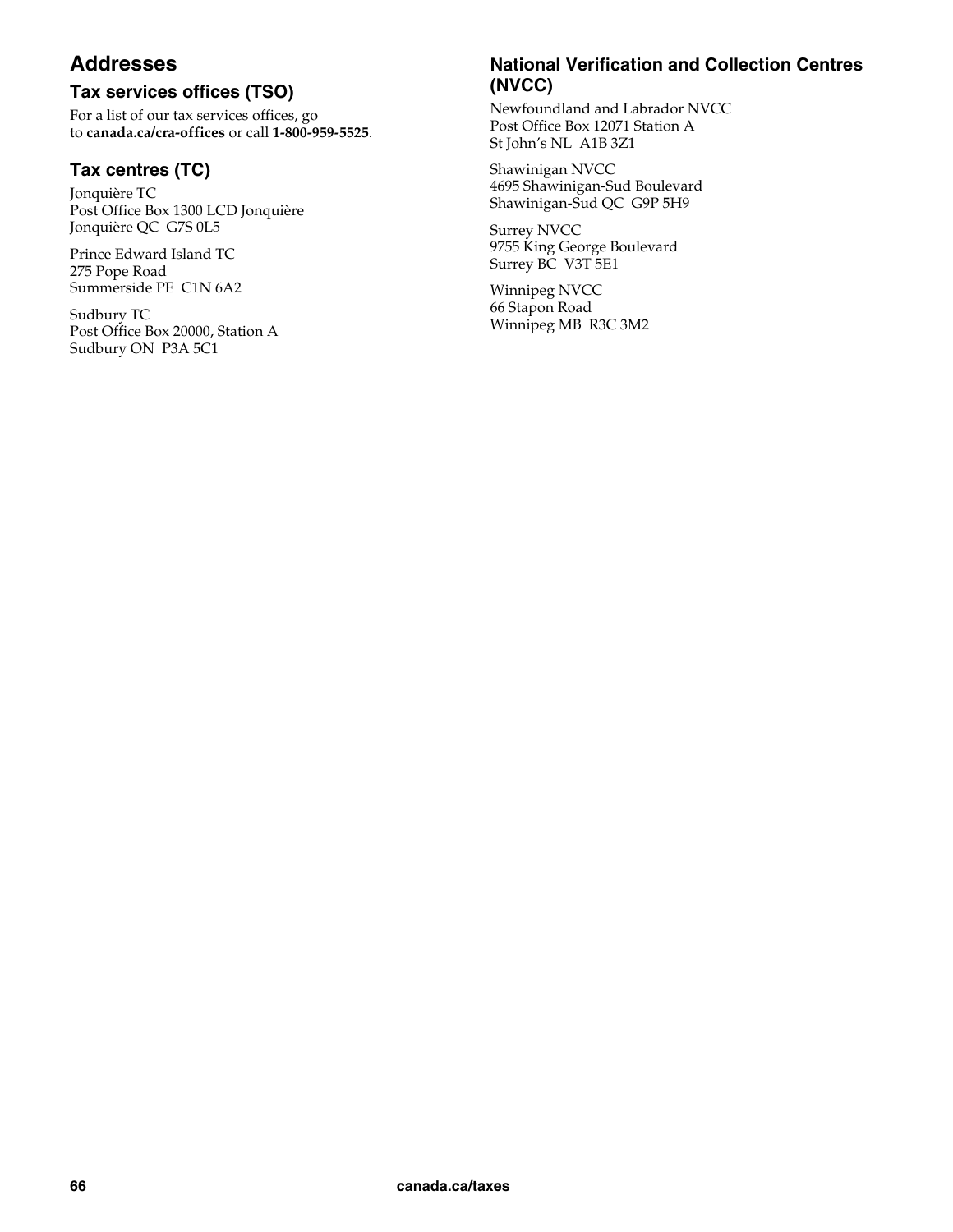# Addresses

## Tax services offices (TSO)

For a list of our tax services offices, go to **canada.ca/cra-offices** or call **1-800-959-5525**.

## Tax centres (TC)

Jonquière TC
Post Office Box 1300 LCD Jonquière
Jonquière QC  G7S 0L5

Prince Edward Island TC
275 Pope Road
Summerside PE  C1N 6A2

Sudbury TC
Post Office Box 20000, Station A
Sudbury ON  P3A 5C1

## National Verification and Collection Centres (NVCC)

Newfoundland and Labrador NVCC
Post Office Box 12071 Station A
St John's NL  A1B 3Z1

Shawinigan NVCC
4695 Shawinigan-Sud Boulevard
Shawinigan-Sud QC  G9P 5H9

Surrey NVCC
9755 King George Boulevard
Surrey BC  V3T 5E1

Winnipeg NVCC
66 Stapon Road
Winnipeg MB  R3C 3M2